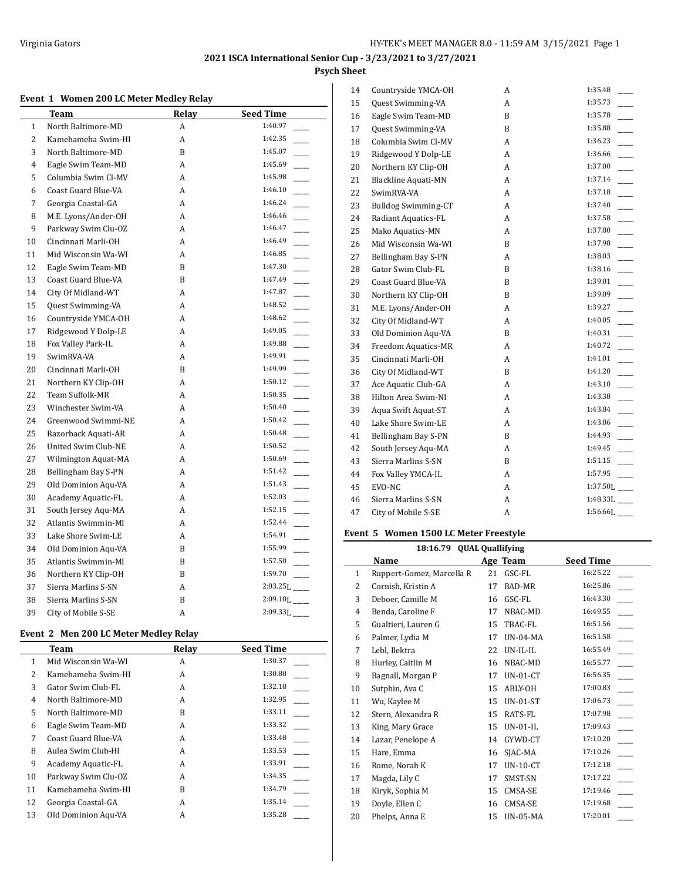## 2021 ISCA International Senior Cup - 3/23/2021 to 3/27/2021

### Psych Sheet

#### Event 1 Women 200 LC Meter Medley Relay

| | Team | Relay | Seed Time |
|---|---|---|---|
| 1 | North Baltimore-MD | A | 1:40.97 |
| 2 | Kamehameha Swim-HI | A | 1:42.35 |
| 3 | North Baltimore-MD | B | 1:45.07 |
| 4 | Eagle Swim Team-MD | A | 1:45.69 |
| 5 | Columbia Swim Cl-MV | A | 1:45.98 |
| 6 | Coast Guard Blue-VA | A | 1:46.10 |
| 7 | Georgia Coastal-GA | A | 1:46.24 |
| 8 | M.E. Lyons/Ander-OH | A | 1:46.46 |
| 9 | Parkway Swim Clu-OZ | A | 1:46.47 |
| 10 | Cincinnati Marli-OH | A | 1:46.49 |
| 11 | Mid Wisconsin Wa-WI | A | 1:46.85 |
| 12 | Eagle Swim Team-MD | B | 1:47.30 |
| 13 | Coast Guard Blue-VA | B | 1:47.49 |
| 14 | City Of Midland-WT | A | 1:47.87 |
| 15 | Quest Swimming-VA | A | 1:48.52 |
| 16 | Countryside YMCA-OH | A | 1:48.62 |
| 17 | Ridgewood Y Dolp-LE | A | 1:49.05 |
| 18 | Fox Valley Park-IL | A | 1:49.88 |
| 19 | SwimRVA-VA | A | 1:49.91 |
| 20 | Cincinnati Marli-OH | B | 1:49.99 |
| 21 | Northern KY Clip-OH | A | 1:50.12 |
| 22 | Team Suffolk-MR | A | 1:50.35 |
| 23 | Winchester Swim-VA | A | 1:50.40 |
| 24 | Greenwood Swimmi-NE | A | 1:50.42 |
| 25 | Razorback Aquati-AR | A | 1:50.48 |
| 26 | United Swim Club-NE | A | 1:50.52 |
| 27 | Wilmington Aquat-MA | A | 1:50.69 |
| 28 | Bellingham Bay S-PN | A | 1:51.42 |
| 29 | Old Dominion Aqu-VA | A | 1:51.43 |
| 30 | Academy Aquatic-FL | A | 1:52.03 |
| 31 | South Jersey Aqu-MA | A | 1:52.15 |
| 32 | Atlantis Swimmin-MI | A | 1:52.44 |
| 33 | Lake Shore Swim-LE | A | 1:54.91 |
| 34 | Old Dominion Aqu-VA | B | 1:55.99 |
| 35 | Atlantis Swimmin-MI | B | 1:57.50 |
| 36 | Northern KY Clip-OH | B | 1:59.70 |
| 37 | Sierra Marlins S-SN | A | 2:03.25L |
| 38 | Sierra Marlins S-SN | B | 2:09.10L |
| 39 | City of Mobile S-SE | A | 2:09.33L |

#### Event 2 Men 200 LC Meter Medley Relay

| | Team | Relay | Seed Time |
|---|---|---|---|
| 1 | Mid Wisconsin Wa-WI | A | 1:30.37 |
| 2 | Kamehameha Swim-HI | A | 1:30.80 |
| 3 | Gator Swim Club-FL | A | 1:32.18 |
| 4 | North Baltimore-MD | A | 1:32.95 |
| 5 | North Baltimore-MD | B | 1:33.11 |
| 6 | Eagle Swim Team-MD | A | 1:33.32 |
| 7 | Coast Guard Blue-VA | A | 1:33.48 |
| 8 | Aulea Swim Club-HI | A | 1:33.53 |
| 9 | Academy Aquatic-FL | A | 1:33.91 |
| 10 | Parkway Swim Clu-OZ | A | 1:34.35 |
| 11 | Kamehameha Swim-HI | B | 1:34.79 |
| 12 | Georgia Coastal-GA | A | 1:35.14 |
| 13 | Old Dominion Aqu-VA | A | 1:35.28 |
| 14 | Countryside YMCA-OH | A | 1:35.48 |
| 15 | Quest Swimming-VA | A | 1:35.73 |
| 16 | Eagle Swim Team-MD | B | 1:35.78 |
| 17 | Quest Swimming-VA | B | 1:35.88 |
| 18 | Columbia Swim Cl-MV | A | 1:36.23 |
| 19 | Ridgewood Y Dolp-LE | A | 1:36.66 |
| 20 | Northern KY Clip-OH | A | 1:37.00 |
| 21 | Blackline Aquati-MN | A | 1:37.14 |
| 22 | SwimRVA-VA | A | 1:37.18 |
| 23 | Bulldog Swimming-CT | A | 1:37.40 |
| 24 | Radiant Aquatics-FL | A | 1:37.58 |
| 25 | Mako Aquatics-MN | A | 1:37.80 |
| 26 | Mid Wisconsin Wa-WI | B | 1:37.98 |
| 27 | Bellingham Bay S-PN | A | 1:38.03 |
| 28 | Gator Swim Club-FL | B | 1:38.16 |
| 29 | Coast Guard Blue-VA | B | 1:39.01 |
| 30 | Northern KY Clip-OH | B | 1:39.09 |
| 31 | M.E. Lyons/Ander-OH | A | 1:39.27 |
| 32 | City Of Midland-WT | A | 1:40.05 |
| 33 | Old Dominion Aqu-VA | B | 1:40.31 |
| 34 | Freedom Aquatics-MR | A | 1:40.72 |
| 35 | Cincinnati Marli-OH | A | 1:41.01 |
| 36 | City Of Midland-WT | B | 1:41.20 |
| 37 | Ace Aquatic Club-GA | A | 1:43.10 |
| 38 | Hilton Area Swim-NI | A | 1:43.38 |
| 39 | Aqua Swift Aquat-ST | A | 1:43.84 |
| 40 | Lake Shore Swim-LE | A | 1:43.86 |
| 41 | Bellingham Bay S-PN | B | 1:44.93 |
| 42 | South Jersey Aqu-MA | A | 1:49.45 |
| 43 | Sierra Marlins S-SN | B | 1:51.15 |
| 44 | Fox Valley YMCA-IL | A | 1:57.95 |
| 45 | EVO-NC | A | 1:37.50L |
| 46 | Sierra Marlins S-SN | A | 1:48.33L |
| 47 | City of Mobile S-SE | A | 1:56.66L |

#### Event 5 Women 1500 LC Meter Freestyle

18:16.79 QUAL Qualifying

| | Name | Age | Team | Seed Time |
|---|---|---|---|---|
| 1 | Ruppert-Gomez, Marcella R | 21 | GSC-FL | 16:25.22 |
| 2 | Cornish, Kristin A | 17 | BAD-MR | 16:25.86 |
| 3 | Deboer, Camille M | 16 | GSC-FL | 16:43.30 |
| 4 | Benda, Caroline F | 17 | NBAC-MD | 16:49.55 |
| 5 | Gualtieri, Lauren G | 15 | TBAC-FL | 16:51.56 |
| 6 | Palmer, Lydia M | 17 | UN-04-MA | 16:51.58 |
| 7 | Lebl, Ilektra | 22 | UN-IL-IL | 16:55.49 |
| 8 | Hurley, Caitlin M | 16 | NBAC-MD | 16:55.77 |
| 9 | Bagnall, Morgan P | 17 | UN-01-CT | 16:56.35 |
| 10 | Sutphin, Ava C | 15 | ABLY-OH | 17:00.83 |
| 11 | Wu, Kaylee M | 15 | UN-01-ST | 17:06.73 |
| 12 | Stern, Alexandra R | 15 | RATS-FL | 17:07.98 |
| 13 | King, Mary Grace | 15 | UN-01-IL | 17:09.43 |
| 14 | Lazar, Penelope A | 14 | GYWD-CT | 17:10.20 |
| 15 | Hare, Emma | 16 | SJAC-MA | 17:10.26 |
| 16 | Rome, Norah K | 17 | UN-10-CT | 17:12.18 |
| 17 | Magda, Lily C | 17 | SMST-SN | 17:17.22 |
| 18 | Kiryk, Sophia M | 15 | CMSA-SE | 17:19.46 |
| 19 | Doyle, Ellen C | 16 | CMSA-SE | 17:19.68 |
| 20 | Phelps, Anna E | 15 | UN-05-MA | 17:20.01 |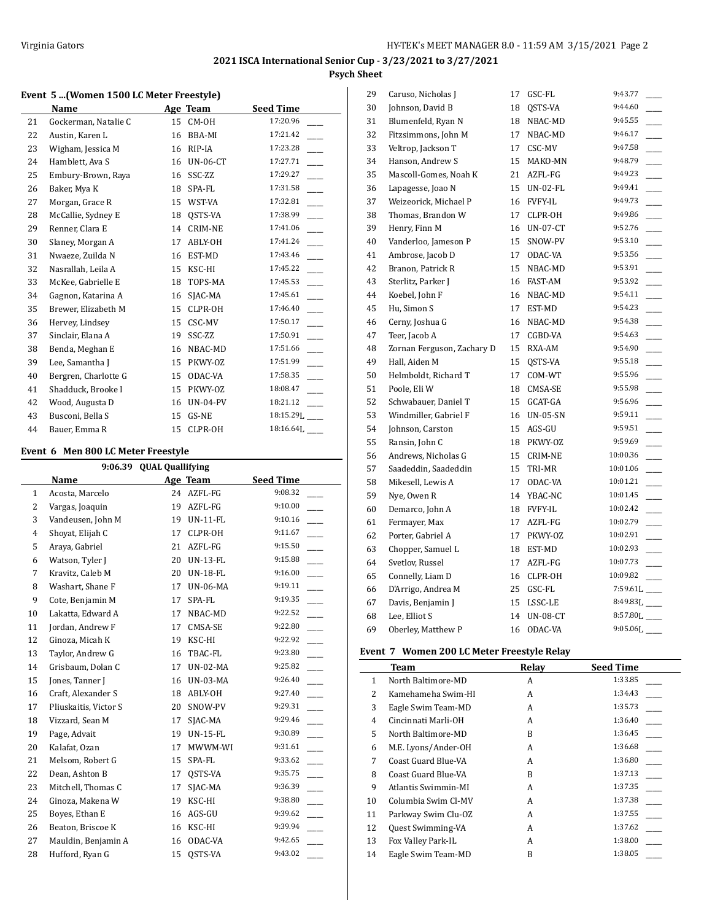## 2021 ISCA International Senior Cup - 3/23/2021 to 3/27/2021

**Psych Sheet**

### Event 5 ...(Women 1500 LC Meter Freestyle)

| | Name | Age | Team | Seed Time |
|---|---|---|---|---|
| 21 | Gockerman, Natalie C | 15 | CM-OH | 17:20.96 ____ |
| 22 | Austin, Karen L | 16 | BBA-MI | 17:21.42 ____ |
| 23 | Wigham, Jessica M | 16 | RIP-IA | 17:23.28 ____ |
| 24 | Hamblett, Ava S | 16 | UN-06-CT | 17:27.71 ____ |
| 25 | Embury-Brown, Raya | 16 | SSC-ZZ | 17:29.27 ____ |
| 26 | Baker, Mya K | 18 | SPA-FL | 17:31.58 ____ |
| 27 | Morgan, Grace R | 15 | WST-VA | 17:32.81 ____ |
| 28 | McCallie, Sydney E | 18 | QSTS-VA | 17:38.99 ____ |
| 29 | Renner, Clara E | 14 | CRIM-NE | 17:41.06 ____ |
| 30 | Slaney, Morgan A | 17 | ABLY-OH | 17:41.24 ____ |
| 31 | Nwaeze, Zuilda N | 16 | EST-MD | 17:43.46 ____ |
| 32 | Nasrallah, Leila A | 15 | KSC-HI | 17:45.22 ____ |
| 33 | McKee, Gabrielle E | 18 | TOPS-MA | 17:45.53 ____ |
| 34 | Gagnon, Katarina A | 16 | SJAC-MA | 17:45.61 ____ |
| 35 | Brewer, Elizabeth M | 15 | CLPR-OH | 17:46.40 ____ |
| 36 | Hervey, Lindsey | 15 | CSC-MV | 17:50.17 ____ |
| 37 | Sinclair, Elana A | 19 | SSC-ZZ | 17:50.91 ____ |
| 38 | Benda, Meghan E | 16 | NBAC-MD | 17:51.66 ____ |
| 39 | Lee, Samantha J | 15 | PKWY-OZ | 17:51.99 ____ |
| 40 | Bergren, Charlotte G | 15 | ODAC-VA | 17:58.35 ____ |
| 41 | Shadduck, Brooke I | 15 | PKWY-OZ | 18:08.47 ____ |
| 42 | Wood, Augusta D | 16 | UN-04-PV | 18:21.12 ____ |
| 43 | Busconi, Bella S | 15 | GS-NE | 18:15.29L ____ |
| 44 | Bauer, Emma R | 15 | CLPR-OH | 18:16.64L ____ |

### Event 6 Men 800 LC Meter Freestyle

9:06.39 QUAL Quallifying

| | Name | Age | Team | Seed Time |
|---|---|---|---|---|
| 1 | Acosta, Marcelo | 24 | AZFL-FG | 9:08.32 ____ |
| 2 | Vargas, Joaquin | 19 | AZFL-FG | 9:10.00 ____ |
| 3 | Vandeusen, John M | 19 | UN-11-FL | 9:10.16 ____ |
| 4 | Shoyat, Elijah C | 17 | CLPR-OH | 9:11.67 ____ |
| 5 | Araya, Gabriel | 21 | AZFL-FG | 9:15.50 ____ |
| 6 | Watson, Tyler J | 20 | UN-13-FL | 9:15.88 ____ |
| 7 | Kravitz, Caleb M | 20 | UN-18-FL | 9:16.00 ____ |
| 8 | Washart, Shane F | 17 | UN-06-MA | 9:19.11 ____ |
| 9 | Cote, Benjamin M | 17 | SPA-FL | 9:19.35 ____ |
| 10 | Lakatta, Edward A | 17 | NBAC-MD | 9:22.52 ____ |
| 11 | Jordan, Andrew F | 17 | CMSA-SE | 9:22.80 ____ |
| 12 | Ginoza, Micah K | 19 | KSC-HI | 9:22.92 ____ |
| 13 | Taylor, Andrew G | 16 | TBAC-FL | 9:23.80 ____ |
| 14 | Grisbaum, Dolan C | 17 | UN-02-MA | 9:25.82 ____ |
| 15 | Jones, Tanner J | 16 | UN-03-MA | 9:26.40 ____ |
| 16 | Craft, Alexander S | 18 | ABLY-OH | 9:27.40 ____ |
| 17 | Pliuskaitis, Victor S | 20 | SNOW-PV | 9:29.31 ____ |
| 18 | Vizzard, Sean M | 17 | SJAC-MA | 9:29.46 ____ |
| 19 | Page, Advait | 19 | UN-15-FL | 9:30.89 ____ |
| 20 | Kalafat, Ozan | 17 | MWWM-WI | 9:31.61 ____ |
| 21 | Melsom, Robert G | 15 | SPA-FL | 9:33.62 ____ |
| 22 | Dean, Ashton B | 17 | QSTS-VA | 9:35.75 ____ |
| 23 | Mitchell, Thomas C | 17 | SJAC-MA | 9:36.39 ____ |
| 24 | Ginoza, Makena W | 19 | KSC-HI | 9:38.80 ____ |
| 25 | Boyes, Ethan E | 16 | AGS-GU | 9:39.62 ____ |
| 26 | Beaton, Briscoe K | 16 | KSC-HI | 9:39.94 ____ |
| 27 | Mauldin, Benjamin A | 16 | ODAC-VA | 9:42.65 ____ |
| 28 | Hufford, Ryan G | 15 | QSTS-VA | 9:43.02 ____ |
| 29 | Caruso, Nicholas J | 17 | GSC-FL | 9:43.77 ____ |
| 30 | Johnson, David B | 18 | QSTS-VA | 9:44.60 ____ |
| 31 | Blumenfeld, Ryan N | 18 | NBAC-MD | 9:45.55 ____ |
| 32 | Fitzsimmons, John M | 17 | NBAC-MD | 9:46.17 ____ |
| 33 | Veltrop, Jackson T | 17 | CSC-MV | 9:47.58 ____ |
| 34 | Hanson, Andrew S | 15 | MAKO-MN | 9:48.79 ____ |
| 35 | Mascoll-Gomes, Noah K | 21 | AZFL-FG | 9:49.23 ____ |
| 36 | Lapagesse, Joao N | 15 | UN-02-FL | 9:49.41 ____ |
| 37 | Weizeorick, Michael P | 16 | FVFY-IL | 9:49.73 ____ |
| 38 | Thomas, Brandon W | 17 | CLPR-OH | 9:49.86 ____ |
| 39 | Henry, Finn M | 16 | UN-07-CT | 9:52.76 ____ |
| 40 | Vanderloo, Jameson P | 15 | SNOW-PV | 9:53.10 ____ |
| 41 | Ambrose, Jacob D | 17 | ODAC-VA | 9:53.56 ____ |
| 42 | Branon, Patrick R | 15 | NBAC-MD | 9:53.91 ____ |
| 43 | Sterlitz, Parker J | 16 | FAST-AM | 9:53.92 ____ |
| 44 | Koebel, John F | 16 | NBAC-MD | 9:54.11 ____ |
| 45 | Hu, Simon S | 17 | EST-MD | 9:54.23 ____ |
| 46 | Cerny, Joshua G | 16 | NBAC-MD | 9:54.38 ____ |
| 47 | Teer, Jacob A | 17 | CGBD-VA | 9:54.63 ____ |
| 48 | Zornan Ferguson, Zachary D | 15 | RXA-AM | 9:54.90 ____ |
| 49 | Hall, Aiden M | 15 | QSTS-VA | 9:55.18 ____ |
| 50 | Helmboldt, Richard T | 17 | COM-WT | 9:55.96 ____ |
| 51 | Poole, Eli W | 18 | CMSA-SE | 9:55.98 ____ |
| 52 | Schwabauer, Daniel T | 15 | GCAT-GA | 9:56.96 ____ |
| 53 | Windmiller, Gabriel F | 16 | UN-05-SN | 9:59.11 ____ |
| 54 | Johnson, Carston | 15 | AGS-GU | 9:59.51 ____ |
| 55 | Ransin, John C | 18 | PKWY-OZ | 9:59.69 ____ |
| 56 | Andrews, Nicholas G | 15 | CRIM-NE | 10:00.36 ____ |
| 57 | Saadeddin, Saadeddin | 15 | TRI-MR | 10:01.06 ____ |
| 58 | Mikesell, Lewis A | 17 | ODAC-VA | 10:01.21 ____ |
| 59 | Nye, Owen R | 14 | YBAC-NC | 10:01.45 ____ |
| 60 | Demarco, John A | 18 | FVFY-IL | 10:02.42 ____ |
| 61 | Fermayer, Max | 17 | AZFL-FG | 10:02.79 ____ |
| 62 | Porter, Gabriel A | 17 | PKWY-OZ | 10:02.91 ____ |
| 63 | Chopper, Samuel L | 18 | EST-MD | 10:02.93 ____ |
| 64 | Svetlov, Russel | 17 | AZFL-FG | 10:07.73 ____ |
| 65 | Connelly, Liam D | 16 | CLPR-OH | 10:09.82 ____ |
| 66 | D'Arrigo, Andrea M | 25 | GSC-FL | 7:59.61L ____ |
| 67 | Davis, Benjamin J | 15 | LSSC-LE | 8:49.83L ____ |
| 68 | Lee, Elliot S | 14 | UN-08-CT | 8:57.80L ____ |
| 69 | Oberley, Matthew P | 16 | ODAC-VA | 9:05.06L ____ |

### Event 7 Women 200 LC Meter Freestyle Relay

| | Team | Relay | Seed Time |
|---|---|---|---|
| 1 | North Baltimore-MD | A | 1:33.85 ____ |
| 2 | Kamehameha Swim-HI | A | 1:34.43 ____ |
| 3 | Eagle Swim Team-MD | A | 1:35.73 ____ |
| 4 | Cincinnati Marli-OH | A | 1:36.40 ____ |
| 5 | North Baltimore-MD | B | 1:36.45 ____ |
| 6 | M.E. Lyons/Ander-OH | A | 1:36.68 ____ |
| 7 | Coast Guard Blue-VA | A | 1:36.80 ____ |
| 8 | Coast Guard Blue-VA | B | 1:37.13 ____ |
| 9 | Atlantis Swimmin-MI | A | 1:37.35 ____ |
| 10 | Columbia Swim Cl-MV | A | 1:37.38 ____ |
| 11 | Parkway Swim Clu-OZ | A | 1:37.55 ____ |
| 12 | Quest Swimming-VA | A | 1:37.62 ____ |
| 13 | Fox Valley Park-IL | A | 1:38.00 ____ |
| 14 | Eagle Swim Team-MD | B | 1:38.05 ____ |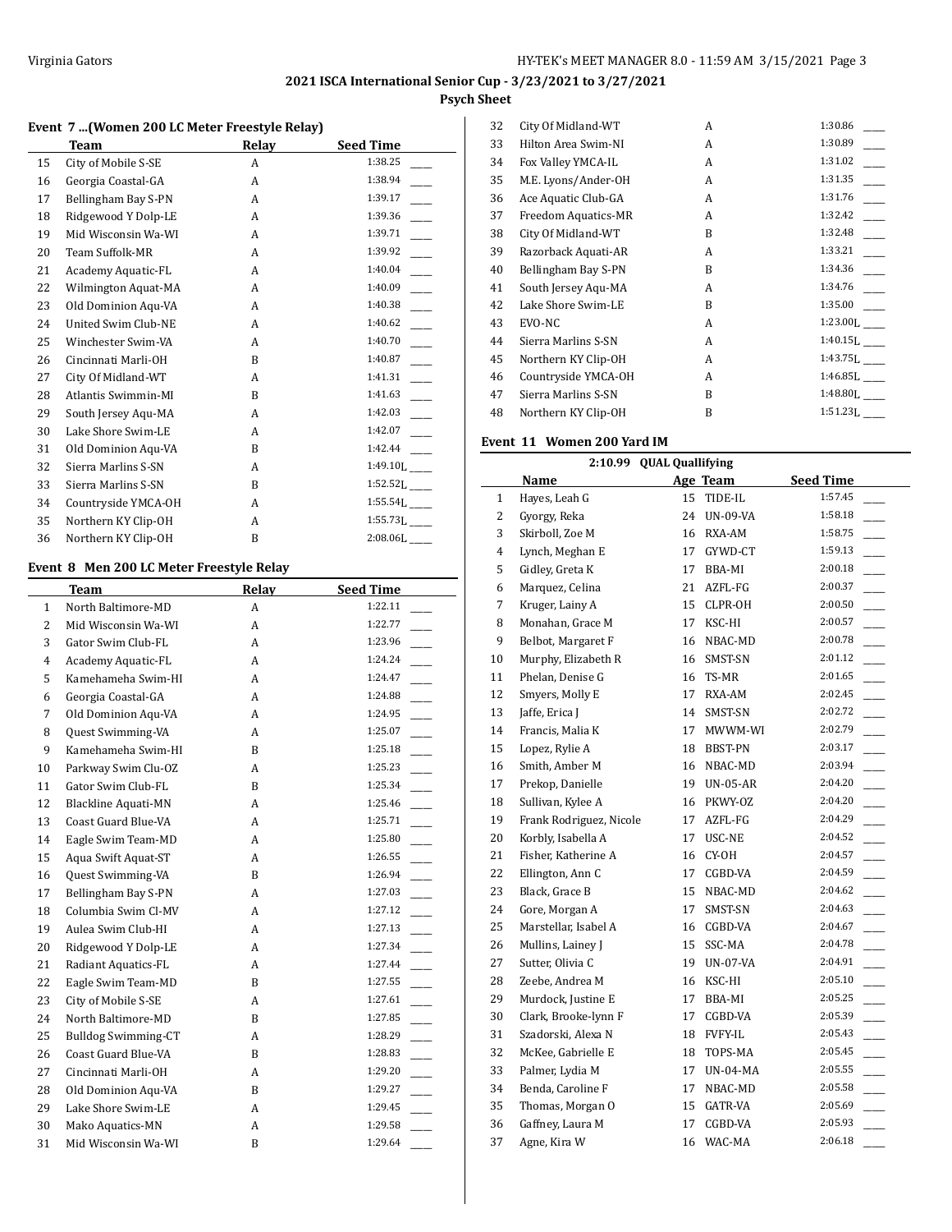## 2021 ISCA International Senior Cup - 3/23/2021 to 3/27/2021

**Psych Sheet**

### Event 7 ...(Women 200 LC Meter Freestyle Relay)

| | Team | Relay | Seed Time |
|---|---|---|---|
| 15 | City of Mobile S-SE | A | 1:38.25 |
| 16 | Georgia Coastal-GA | A | 1:38.94 |
| 17 | Bellingham Bay S-PN | A | 1:39.17 |
| 18 | Ridgewood Y Dolp-LE | A | 1:39.36 |
| 19 | Mid Wisconsin Wa-WI | A | 1:39.71 |
| 20 | Team Suffolk-MR | A | 1:39.92 |
| 21 | Academy Aquatic-FL | A | 1:40.04 |
| 22 | Wilmington Aquat-MA | A | 1:40.09 |
| 23 | Old Dominion Aqu-VA | A | 1:40.38 |
| 24 | United Swim Club-NE | A | 1:40.62 |
| 25 | Winchester Swim-VA | A | 1:40.70 |
| 26 | Cincinnati Marli-OH | B | 1:40.87 |
| 27 | City Of Midland-WT | A | 1:41.31 |
| 28 | Atlantis Swimmin-MI | B | 1:41.63 |
| 29 | South Jersey Aqu-MA | A | 1:42.03 |
| 30 | Lake Shore Swim-LE | A | 1:42.07 |
| 31 | Old Dominion Aqu-VA | B | 1:42.44 |
| 32 | Sierra Marlins S-SN | A | 1:49.10L |
| 33 | Sierra Marlins S-SN | B | 1:52.52L |
| 34 | Countryside YMCA-OH | A | 1:55.54L |
| 35 | Northern KY Clip-OH | A | 1:55.73L |
| 36 | Northern KY Clip-OH | B | 2:08.06L |

### Event 8 Men 200 LC Meter Freestyle Relay

| | Team | Relay | Seed Time |
|---|---|---|---|
| 1 | North Baltimore-MD | A | 1:22.11 |
| 2 | Mid Wisconsin Wa-WI | A | 1:22.77 |
| 3 | Gator Swim Club-FL | A | 1:23.96 |
| 4 | Academy Aquatic-FL | A | 1:24.24 |
| 5 | Kamehameha Swim-HI | A | 1:24.47 |
| 6 | Georgia Coastal-GA | A | 1:24.88 |
| 7 | Old Dominion Aqu-VA | A | 1:24.95 |
| 8 | Quest Swimming-VA | A | 1:25.07 |
| 9 | Kamehameha Swim-HI | B | 1:25.18 |
| 10 | Parkway Swim Clu-OZ | A | 1:25.23 |
| 11 | Gator Swim Club-FL | B | 1:25.34 |
| 12 | Blackline Aquati-MN | A | 1:25.46 |
| 13 | Coast Guard Blue-VA | A | 1:25.71 |
| 14 | Eagle Swim Team-MD | A | 1:25.80 |
| 15 | Aqua Swift Aquat-ST | A | 1:26.55 |
| 16 | Quest Swimming-VA | B | 1:26.94 |
| 17 | Bellingham Bay S-PN | A | 1:27.03 |
| 18 | Columbia Swim Cl-MV | A | 1:27.12 |
| 19 | Aulea Swim Club-HI | A | 1:27.13 |
| 20 | Ridgewood Y Dolp-LE | A | 1:27.34 |
| 21 | Radiant Aquatics-FL | A | 1:27.44 |
| 22 | Eagle Swim Team-MD | B | 1:27.55 |
| 23 | City of Mobile S-SE | A | 1:27.61 |
| 24 | North Baltimore-MD | B | 1:27.85 |
| 25 | Bulldog Swimming-CT | A | 1:28.29 |
| 26 | Coast Guard Blue-VA | B | 1:28.83 |
| 27 | Cincinnati Marli-OH | A | 1:29.20 |
| 28 | Old Dominion Aqu-VA | B | 1:29.27 |
| 29 | Lake Shore Swim-LE | A | 1:29.45 |
| 30 | Mako Aquatics-MN | A | 1:29.58 |
| 31 | Mid Wisconsin Wa-WI | B | 1:29.64 |
| 32 | City Of Midland-WT | A | 1:30.86 |
| 33 | Hilton Area Swim-NI | A | 1:30.89 |
| 34 | Fox Valley YMCA-IL | A | 1:31.02 |
| 35 | M.E. Lyons/Ander-OH | A | 1:31.35 |
| 36 | Ace Aquatic Club-GA | A | 1:31.76 |
| 37 | Freedom Aquatics-MR | A | 1:32.42 |
| 38 | City Of Midland-WT | B | 1:32.48 |
| 39 | Razorback Aquati-AR | A | 1:33.21 |
| 40 | Bellingham Bay S-PN | B | 1:34.36 |
| 41 | South Jersey Aqu-MA | A | 1:34.76 |
| 42 | Lake Shore Swim-LE | B | 1:35.00 |
| 43 | EVO-NC | A | 1:23.00L |
| 44 | Sierra Marlins S-SN | A | 1:40.15L |
| 45 | Northern KY Clip-OH | A | 1:43.75L |
| 46 | Countryside YMCA-OH | A | 1:46.85L |
| 47 | Sierra Marlins S-SN | B | 1:48.80L |
| 48 | Northern KY Clip-OH | B | 1:51.23L |

### Event 11 Women 200 Yard IM

2:10.99 QUAL Quallifying

| | Name | Age | Team | Seed Time |
|---|---|---|---|---|
| 1 | Hayes, Leah G | 15 | TIDE-IL | 1:57.45 |
| 2 | Gyorgy, Reka | 24 | UN-09-VA | 1:58.18 |
| 3 | Skirboll, Zoe M | 16 | RXA-AM | 1:58.75 |
| 4 | Lynch, Meghan E | 17 | GYWD-CT | 1:59.13 |
| 5 | Gidley, Greta K | 17 | BBA-MI | 2:00.18 |
| 6 | Marquez, Celina | 21 | AZFL-FG | 2:00.37 |
| 7 | Kruger, Lainy A | 15 | CLPR-OH | 2:00.50 |
| 8 | Monahan, Grace M | 17 | KSC-HI | 2:00.57 |
| 9 | Belbot, Margaret F | 16 | NBAC-MD | 2:00.78 |
| 10 | Murphy, Elizabeth R | 16 | SMST-SN | 2:01.12 |
| 11 | Phelan, Denise G | 16 | TS-MR | 2:01.65 |
| 12 | Smyers, Molly E | 17 | RXA-AM | 2:02.45 |
| 13 | Jaffe, Erica J | 14 | SMST-SN | 2:02.72 |
| 14 | Francis, Malia K | 17 | MWWM-WI | 2:02.79 |
| 15 | Lopez, Rylie A | 18 | BBST-PN | 2:03.17 |
| 16 | Smith, Amber M | 16 | NBAC-MD | 2:03.94 |
| 17 | Prekop, Danielle | 19 | UN-05-AR | 2:04.20 |
| 18 | Sullivan, Kylee A | 16 | PKWY-OZ | 2:04.20 |
| 19 | Frank Rodriguez, Nicole | 17 | AZFL-FG | 2:04.29 |
| 20 | Korbly, Isabella A | 17 | USC-NE | 2:04.52 |
| 21 | Fisher, Katherine A | 16 | CY-OH | 2:04.57 |
| 22 | Ellington, Ann C | 17 | CGBD-VA | 2:04.59 |
| 23 | Black, Grace B | 15 | NBAC-MD | 2:04.62 |
| 24 | Gore, Morgan A | 17 | SMST-SN | 2:04.63 |
| 25 | Marstellar, Isabel A | 16 | CGBD-VA | 2:04.67 |
| 26 | Mullins, Lainey J | 15 | SSC-MA | 2:04.78 |
| 27 | Sutter, Olivia C | 19 | UN-07-VA | 2:04.91 |
| 28 | Zeebe, Andrea M | 16 | KSC-HI | 2:05.10 |
| 29 | Murdock, Justine E | 17 | BBA-MI | 2:05.25 |
| 30 | Clark, Brooke-lynn F | 17 | CGBD-VA | 2:05.39 |
| 31 | Szadorski, Alexa N | 18 | FVFY-IL | 2:05.43 |
| 32 | McKee, Gabrielle E | 18 | TOPS-MA | 2:05.45 |
| 33 | Palmer, Lydia M | 17 | UN-04-MA | 2:05.55 |
| 34 | Benda, Caroline F | 17 | NBAC-MD | 2:05.58 |
| 35 | Thomas, Morgan O | 15 | GATR-VA | 2:05.69 |
| 36 | Gaffney, Laura M | 17 | CGBD-VA | 2:05.93 |
| 37 | Agne, Kira W | 16 | WAC-MA | 2:06.18 |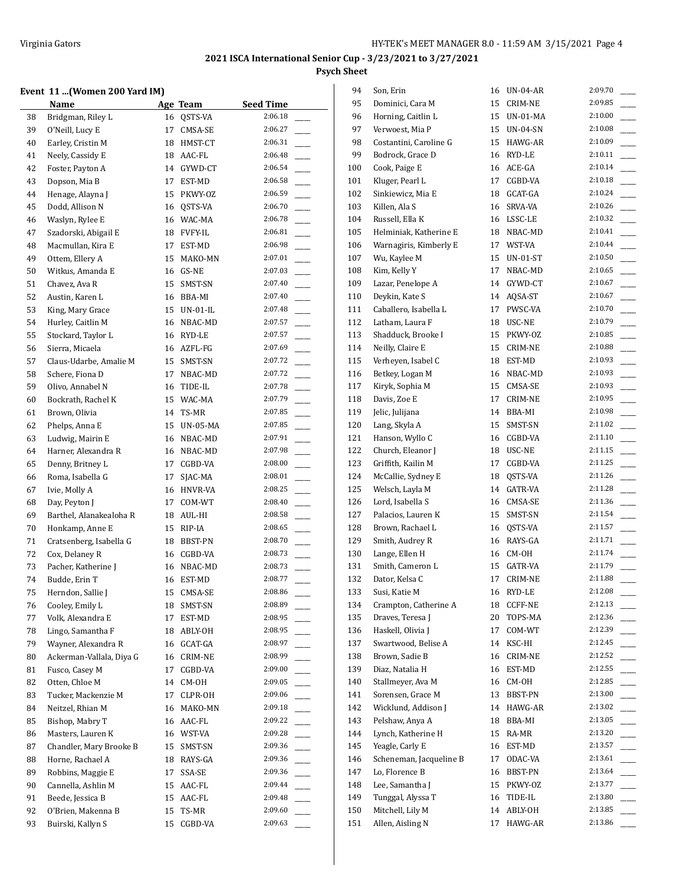## 2021 ISCA International Senior Cup - 3/23/2021 to 3/27/2021

### Psych Sheet

#### Event 11 ...(Women 200 Yard IM)

| | Name | Age | Team | Seed Time | |
|---|---|---|---|---|---|
| 38 | Bridgman, Riley L | 16 | QSTS-VA | 2:06.18 | ____ |
| 39 | O'Neill, Lucy E | 17 | CMSA-SE | 2:06.27 | ____ |
| 40 | Earley, Cristin M | 18 | HMST-CT | 2:06.31 | ____ |
| 41 | Neely, Cassidy E | 18 | AAC-FL | 2:06.48 | ____ |
| 42 | Foster, Payton A | 14 | GYWD-CT | 2:06.54 | ____ |
| 43 | Dopson, Mia B | 17 | EST-MD | 2:06.58 | ____ |
| 44 | Henage, Alayna J | 15 | PKWY-OZ | 2:06.59 | ____ |
| 45 | Dodd, Allison N | 16 | QSTS-VA | 2:06.70 | ____ |
| 46 | Waslyn, Rylee E | 16 | WAC-MA | 2:06.78 | ____ |
| 47 | Szadorski, Abigail E | 18 | FVFY-IL | 2:06.81 | ____ |
| 48 | Macmullan, Kira E | 17 | EST-MD | 2:06.98 | ____ |
| 49 | Ottem, Ellery A | 15 | MAKO-MN | 2:07.01 | ____ |
| 50 | Witkus, Amanda E | 16 | GS-NE | 2:07.03 | ____ |
| 51 | Chavez, Ava R | 15 | SMST-SN | 2:07.40 | ____ |
| 52 | Austin, Karen L | 16 | BBA-MI | 2:07.40 | ____ |
| 53 | King, Mary Grace | 15 | UN-01-IL | 2:07.48 | ____ |
| 54 | Hurley, Caitlin M | 16 | NBAC-MD | 2:07.57 | ____ |
| 55 | Stockard, Taylor L | 16 | RYD-LE | 2:07.57 | ____ |
| 56 | Sierra, Micaela | 16 | AZFL-FG | 2:07.69 | ____ |
| 57 | Claus-Udarbe, Amalie M | 15 | SMST-SN | 2:07.72 | ____ |
| 58 | Schere, Fiona D | 17 | NBAC-MD | 2:07.72 | ____ |
| 59 | Olivo, Annabel N | 16 | TIDE-IL | 2:07.78 | ____ |
| 60 | Bockrath, Rachel K | 15 | WAC-MA | 2:07.79 | ____ |
| 61 | Brown, Olivia | 14 | TS-MR | 2:07.85 | ____ |
| 62 | Phelps, Anna E | 15 | UN-05-MA | 2:07.85 | ____ |
| 63 | Ludwig, Mairin E | 16 | NBAC-MD | 2:07.91 | ____ |
| 64 | Harner, Alexandra R | 16 | NBAC-MD | 2:07.98 | ____ |
| 65 | Denny, Britney L | 17 | CGBD-VA | 2:08.00 | ____ |
| 66 | Roma, Isabella G | 17 | SJAC-MA | 2:08.01 | ____ |
| 67 | Ivie, Molly A | 16 | HNVR-VA | 2:08.25 | ____ |
| 68 | Day, Peyton J | 17 | COM-WT | 2:08.40 | ____ |
| 69 | Barthel, Alanakealoha R | 18 | AUL-HI | 2:08.58 | ____ |
| 70 | Honkamp, Anne E | 15 | RIP-IA | 2:08.65 | ____ |
| 71 | Cratsenberg, Isabella G | 18 | BBST-PN | 2:08.70 | ____ |
| 72 | Cox, Delaney R | 16 | CGBD-VA | 2:08.73 | ____ |
| 73 | Pacher, Katherine J | 16 | NBAC-MD | 2:08.73 | ____ |
| 74 | Budde, Erin T | 16 | EST-MD | 2:08.77 | ____ |
| 75 | Herndon, Sallie J | 15 | CMSA-SE | 2:08.86 | ____ |
| 76 | Cooley, Emily L | 18 | SMST-SN | 2:08.89 | ____ |
| 77 | Volk, Alexandra E | 17 | EST-MD | 2:08.95 | ____ |
| 78 | Lingo, Samantha F | 18 | ABLY-OH | 2:08.95 | ____ |
| 79 | Wayner, Alexandra R | 16 | GCAT-GA | 2:08.97 | ____ |
| 80 | Ackerman-Vallala, Diya G | 16 | CRIM-NE | 2:08.99 | ____ |
| 81 | Fusco, Casey M | 17 | CGBD-VA | 2:09.00 | ____ |
| 82 | Otten, Chloe M | 14 | CM-OH | 2:09.05 | ____ |
| 83 | Tucker, Mackenzie M | 17 | CLPR-OH | 2:09.06 | ____ |
| 84 | Neitzel, Rhian M | 16 | MAKO-MN | 2:09.18 | ____ |
| 85 | Bishop, Mabry T | 16 | AAC-FL | 2:09.22 | ____ |
| 86 | Masters, Lauren K | 16 | WST-VA | 2:09.28 | ____ |
| 87 | Chandler, Mary Brooke B | 15 | SMST-SN | 2:09.36 | ____ |
| 88 | Horne, Rachael A | 18 | RAYS-GA | 2:09.36 | ____ |
| 89 | Robbins, Maggie E | 17 | SSA-SE | 2:09.36 | ____ |
| 90 | Cannella, Ashlin M | 15 | AAC-FL | 2:09.44 | ____ |
| 91 | Beede, Jessica B | 15 | AAC-FL | 2:09.48 | ____ |
| 92 | O'Brien, Makenna B | 15 | TS-MR | 2:09.60 | ____ |
| 93 | Buirski, Kallyn S | 15 | CGBD-VA | 2:09.63 | ____ |
| 94 | Son, Erin | 16 | UN-04-AR | 2:09.70 | ____ |
| 95 | Dominici, Cara M | 15 | CRIM-NE | 2:09.85 | ____ |
| 96 | Horning, Caitlin L | 15 | UN-01-MA | 2:10.00 | ____ |
| 97 | Verwoest, Mia P | 15 | UN-04-SN | 2:10.08 | ____ |
| 98 | Costantini, Caroline G | 15 | HAWG-AR | 2:10.09 | ____ |
| 99 | Bodrock, Grace D | 16 | RYD-LE | 2:10.11 | ____ |
| 100 | Cook, Paige E | 16 | ACE-GA | 2:10.14 | ____ |
| 101 | Kluger, Pearl L | 17 | CGBD-VA | 2:10.18 | ____ |
| 102 | Sinkiewicz, Mia E | 18 | GCAT-GA | 2:10.24 | ____ |
| 103 | Killen, Ala S | 16 | SRVA-VA | 2:10.26 | ____ |
| 104 | Russell, Ella K | 16 | LSSC-LE | 2:10.32 | ____ |
| 105 | Helminiak, Katherine E | 18 | NBAC-MD | 2:10.41 | ____ |
| 106 | Warnagiris, Kimberly E | 17 | WST-VA | 2:10.44 | ____ |
| 107 | Wu, Kaylee M | 15 | UN-01-ST | 2:10.50 | ____ |
| 108 | Kim, Kelly Y | 17 | NBAC-MD | 2:10.65 | ____ |
| 109 | Lazar, Penelope A | 14 | GYWD-CT | 2:10.67 | ____ |
| 110 | Deykin, Kate S | 14 | AQSA-ST | 2:10.67 | ____ |
| 111 | Caballero, Isabella L | 17 | PWSC-VA | 2:10.70 | ____ |
| 112 | Latham, Laura F | 18 | USC-NE | 2:10.79 | ____ |
| 113 | Shadduck, Brooke I | 15 | PKWY-OZ | 2:10.85 | ____ |
| 114 | Neilly, Claire E | 15 | CRIM-NE | 2:10.88 | ____ |
| 115 | Verheyen, Isabel C | 18 | EST-MD | 2:10.93 | ____ |
| 116 | Betkey, Logan M | 16 | NBAC-MD | 2:10.93 | ____ |
| 117 | Kiryk, Sophia M | 15 | CMSA-SE | 2:10.93 | ____ |
| 118 | Davis, Zoe E | 17 | CRIM-NE | 2:10.95 | ____ |
| 119 | Jelic, Julijana | 14 | BBA-MI | 2:10.98 | ____ |
| 120 | Lang, Skyla A | 15 | SMST-SN | 2:11.02 | ____ |
| 121 | Hanson, Wyllo C | 16 | CGBD-VA | 2:11.10 | ____ |
| 122 | Church, Eleanor J | 18 | USC-NE | 2:11.15 | ____ |
| 123 | Griffith, Kailin M | 17 | CGBD-VA | 2:11.25 | ____ |
| 124 | McCallie, Sydney E | 18 | QSTS-VA | 2:11.26 | ____ |
| 125 | Welsch, Layla M | 14 | GATR-VA | 2:11.28 | ____ |
| 126 | Lord, Isabella S | 16 | CMSA-SE | 2:11.36 | ____ |
| 127 | Palacios, Lauren K | 15 | SMST-SN | 2:11.54 | ____ |
| 128 | Brown, Rachael L | 16 | QSTS-VA | 2:11.57 | ____ |
| 129 | Smith, Audrey R | 16 | RAYS-GA | 2:11.71 | ____ |
| 130 | Lange, Ellen H | 16 | CM-OH | 2:11.74 | ____ |
| 131 | Smith, Cameron L | 15 | GATR-VA | 2:11.79 | ____ |
| 132 | Dator, Kelsa C | 17 | CRIM-NE | 2:11.88 | ____ |
| 133 | Susi, Katie M | 16 | RYD-LE | 2:12.08 | ____ |
| 134 | Crampton, Catherine A | 18 | CCFF-NE | 2:12.13 | ____ |
| 135 | Draves, Teresa J | 20 | TOPS-MA | 2:12.36 | ____ |
| 136 | Haskell, Olivia J | 17 | COM-WT | 2:12.39 | ____ |
| 137 | Swartwood, Belise A | 14 | KSC-HI | 2:12.45 | ____ |
| 138 | Brown, Sadie B | 16 | CRIM-NE | 2:12.52 | ____ |
| 139 | Diaz, Natalia H | 16 | EST-MD | 2:12.55 | ____ |
| 140 | Stallmeyer, Ava M | 16 | CM-OH | 2:12.85 | ____ |
| 141 | Sorensen, Grace M | 13 | BBST-PN | 2:13.00 | ____ |
| 142 | Wicklund, Addison J | 14 | HAWG-AR | 2:13.02 | ____ |
| 143 | Pelshaw, Anya A | 18 | BBA-MI | 2:13.05 | ____ |
| 144 | Lynch, Katherine H | 15 | RA-MR | 2:13.20 | ____ |
| 145 | Yeagle, Carly E | 16 | EST-MD | 2:13.57 | ____ |
| 146 | Scheneman, Jacqueline B | 17 | ODAC-VA | 2:13.61 | ____ |
| 147 | Lo, Florence B | 16 | BBST-PN | 2:13.64 | ____ |
| 148 | Lee, Samantha J | 15 | PKWY-OZ | 2:13.77 | ____ |
| 149 | Tunggal, Alyssa T | 16 | TIDE-IL | 2:13.80 | ____ |
| 150 | Mitchell, Lily M | 14 | ABLY-OH | 2:13.85 | ____ |
| 151 | Allen, Aisling N | 17 | HAWG-AR | 2:13.86 | ____ |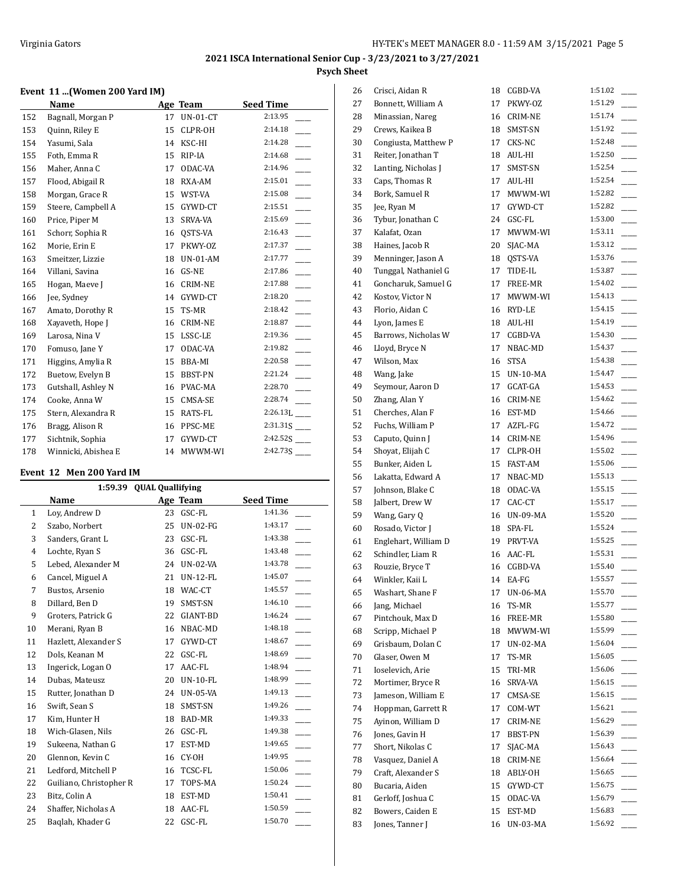**2021 ISCA International Senior Cup - 3/23/2021 to 3/27/2021**

**Psych Sheet**

### Event 11 ...(Women 200 Yard IM)

| | Name | Age | Team | Seed Time | |
|---|---|---|---|---|---|
| 152 | Bagnall, Morgan P | 17 | UN-01-CT | 2:13.95 | ____ |
| 153 | Quinn, Riley E | 15 | CLPR-OH | 2:14.18 | ____ |
| 154 | Yasumi, Sala | 14 | KSC-HI | 2:14.28 | ____ |
| 155 | Foth, Emma R | 15 | RIP-IA | 2:14.68 | ____ |
| 156 | Maher, Anna C | 17 | ODAC-VA | 2:14.96 | ____ |
| 157 | Flood, Abigail R | 18 | RXA-AM | 2:15.01 | ____ |
| 158 | Morgan, Grace R | 15 | WST-VA | 2:15.08 | ____ |
| 159 | Steere, Campbell A | 15 | GYWD-CT | 2:15.51 | ____ |
| 160 | Price, Piper M | 13 | SRVA-VA | 2:15.69 | ____ |
| 161 | Schorr, Sophia R | 16 | QSTS-VA | 2:16.43 | ____ |
| 162 | Morie, Erin E | 17 | PKWY-OZ | 2:17.37 | ____ |
| 163 | Smeitzer, Lizzie | 18 | UN-01-AM | 2:17.77 | ____ |
| 164 | Villani, Savina | 16 | GS-NE | 2:17.86 | ____ |
| 165 | Hogan, Maeve J | 16 | CRIM-NE | 2:17.88 | ____ |
| 166 | Jee, Sydney | 14 | GYWD-CT | 2:18.20 | ____ |
| 167 | Amato, Dorothy R | 15 | TS-MR | 2:18.42 | ____ |
| 168 | Xayaveth, Hope J | 16 | CRIM-NE | 2:18.87 | ____ |
| 169 | Larosa, Nina V | 15 | LSSC-LE | 2:19.36 | ____ |
| 170 | Fomuso, Jane Y | 17 | ODAC-VA | 2:19.82 | ____ |
| 171 | Higgins, Amylia R | 15 | BBA-MI | 2:20.58 | ____ |
| 172 | Buetow, Evelyn B | 15 | BBST-PN | 2:21.24 | ____ |
| 173 | Gutshall, Ashley N | 16 | PVAC-MA | 2:28.70 | ____ |
| 174 | Cooke, Anna W | 15 | CMSA-SE | 2:28.74 | ____ |
| 175 | Stern, Alexandra R | 15 | RATS-FL | 2:26.13L | ____ |
| 176 | Bragg, Alison R | 16 | PPSC-ME | 2:31.31S | ____ |
| 177 | Sichtnik, Sophia | 17 | GYWD-CT | 2:42.52S | ____ |
| 178 | Winnicki, Abishea E | 14 | MWWM-WI | 2:42.73S | ____ |

### Event 12 Men 200 Yard IM

1:59.39 QUAL Quallifying

| | Name | Age | Team | Seed Time | |
|---|---|---|---|---|---|
| 1 | Loy, Andrew D | 23 | GSC-FL | 1:41.36 | ____ |
| 2 | Szabo, Norbert | 25 | UN-02-FG | 1:43.17 | ____ |
| 3 | Sanders, Grant L | 23 | GSC-FL | 1:43.38 | ____ |
| 4 | Lochte, Ryan S | 36 | GSC-FL | 1:43.48 | ____ |
| 5 | Lebed, Alexander M | 24 | UN-02-VA | 1:43.78 | ____ |
| 6 | Cancel, Miguel A | 21 | UN-12-FL | 1:45.07 | ____ |
| 7 | Bustos, Arsenio | 18 | WAC-CT | 1:45.57 | ____ |
| 8 | Dillard, Ben D | 19 | SMST-SN | 1:46.10 | ____ |
| 9 | Groters, Patrick G | 22 | GIANT-BD | 1:46.24 | ____ |
| 10 | Merani, Ryan B | 16 | NBAC-MD | 1:48.18 | ____ |
| 11 | Hazlett, Alexander S | 17 | GYWD-CT | 1:48.67 | ____ |
| 12 | Dols, Keanan M | 22 | GSC-FL | 1:48.69 | ____ |
| 13 | Ingerick, Logan O | 17 | AAC-FL | 1:48.94 | ____ |
| 14 | Dubas, Mateusz | 20 | UN-10-FL | 1:48.99 | ____ |
| 15 | Rutter, Jonathan D | 24 | UN-05-VA | 1:49.13 | ____ |
| 16 | Swift, Sean S | 18 | SMST-SN | 1:49.26 | ____ |
| 17 | Kim, Hunter H | 18 | BAD-MR | 1:49.33 | ____ |
| 18 | Wich-Glasen, Nils | 26 | GSC-FL | 1:49.38 | ____ |
| 19 | Sukeena, Nathan G | 17 | EST-MD | 1:49.65 | ____ |
| 20 | Glennon, Kevin C | 16 | CY-OH | 1:49.95 | ____ |
| 21 | Ledford, Mitchell P | 16 | TCSC-FL | 1:50.06 | ____ |
| 22 | Guiliano, Christopher R | 17 | TOPS-MA | 1:50.24 | ____ |
| 23 | Bitz, Colin A | 18 | EST-MD | 1:50.41 | ____ |
| 24 | Shaffer, Nicholas A | 18 | AAC-FL | 1:50.59 | ____ |
| 25 | Baqlah, Khader G | 22 | GSC-FL | 1:50.70 | ____ |
| 26 | Crisci, Aidan R | 18 | CGBD-VA | 1:51.02 | ____ |
| 27 | Bonnett, William A | 17 | PKWY-OZ | 1:51.29 | ____ |
| 28 | Minassian, Nareg | 16 | CRIM-NE | 1:51.74 | ____ |
| 29 | Crews, Kaikea B | 18 | SMST-SN | 1:51.92 | ____ |
| 30 | Congiusta, Matthew P | 17 | CKS-NC | 1:52.48 | ____ |
| 31 | Reiter, Jonathan T | 18 | AUL-HI | 1:52.50 | ____ |
| 32 | Lanting, Nicholas J | 17 | SMST-SN | 1:52.54 | ____ |
| 33 | Caps, Thomas R | 17 | AUL-HI | 1:52.54 | ____ |
| 34 | Bork, Samuel R | 17 | MWWM-WI | 1:52.82 | ____ |
| 35 | Jee, Ryan M | 17 | GYWD-CT | 1:52.82 | ____ |
| 36 | Tybur, Jonathan C | 24 | GSC-FL | 1:53.00 | ____ |
| 37 | Kalafat, Ozan | 17 | MWWM-WI | 1:53.11 | ____ |
| 38 | Haines, Jacob R | 20 | SJAC-MA | 1:53.12 | ____ |
| 39 | Menninger, Jason A | 18 | QSTS-VA | 1:53.76 | ____ |
| 40 | Tunggal, Nathaniel G | 17 | TIDE-IL | 1:53.87 | ____ |
| 41 | Goncharuk, Samuel G | 17 | FREE-MR | 1:54.02 | ____ |
| 42 | Kostov, Victor N | 17 | MWWM-WI | 1:54.13 | ____ |
| 43 | Florio, Aidan C | 16 | RYD-LE | 1:54.15 | ____ |
| 44 | Lyon, James E | 18 | AUL-HI | 1:54.19 | ____ |
| 45 | Barrows, Nicholas W | 17 | CGBD-VA | 1:54.30 | ____ |
| 46 | Lloyd, Bryce N | 17 | NBAC-MD | 1:54.37 | ____ |
| 47 | Wilson, Max | 16 | STSA | 1:54.38 | ____ |
| 48 | Wang, Jake | 15 | UN-10-MA | 1:54.47 | ____ |
| 49 | Seymour, Aaron D | 17 | GCAT-GA | 1:54.53 | ____ |
| 50 | Zhang, Alan Y | 16 | CRIM-NE | 1:54.62 | ____ |
| 51 | Cherches, Alan F | 16 | EST-MD | 1:54.66 | ____ |
| 52 | Fuchs, William P | 17 | AZFL-FG | 1:54.72 | ____ |
| 53 | Caputo, Quinn J | 14 | CRIM-NE | 1:54.96 | ____ |
| 54 | Shoyat, Elijah C | 17 | CLPR-OH | 1:55.02 | ____ |
| 55 | Bunker, Aiden L | 15 | FAST-AM | 1:55.06 | ____ |
| 56 | Lakatta, Edward A | 17 | NBAC-MD | 1:55.13 | ____ |
| 57 | Johnson, Blake C | 18 | ODAC-VA | 1:55.15 | ____ |
| 58 | Jalbert, Drew W | 17 | CAC-CT | 1:55.17 | ____ |
| 59 | Wang, Gary Q | 16 | UN-09-MA | 1:55.20 | ____ |
| 60 | Rosado, Victor J | 18 | SPA-FL | 1:55.24 | ____ |
| 61 | Englehart, William D | 19 | PRVT-VA | 1:55.25 | ____ |
| 62 | Schindler, Liam R | 16 | AAC-FL | 1:55.31 | ____ |
| 63 | Rouzie, Bryce T | 16 | CGBD-VA | 1:55.40 | ____ |
| 64 | Winkler, Kaii L | 14 | EA-FG | 1:55.57 | ____ |
| 65 | Washart, Shane F | 17 | UN-06-MA | 1:55.70 | ____ |
| 66 | Jang, Michael | 16 | TS-MR | 1:55.77 | ____ |
| 67 | Pintchouk, Max D | 16 | FREE-MR | 1:55.80 | ____ |
| 68 | Scripp, Michael P | 18 | MWWM-WI | 1:55.99 | ____ |
| 69 | Grisbaum, Dolan C | 17 | UN-02-MA | 1:56.04 | ____ |
| 70 | Glaser, Owen M | 17 | TS-MR | 1:56.05 | ____ |
| 71 | Ioselevich, Arie | 15 | TRI-MR | 1:56.06 | ____ |
| 72 | Mortimer, Bryce R | 16 | SRVA-VA | 1:56.15 | ____ |
| 73 | Jameson, William E | 17 | CMSA-SE | 1:56.15 | ____ |
| 74 | Hoppman, Garrett R | 17 | COM-WT | 1:56.21 | ____ |
| 75 | Ayinon, William D | 17 | CRIM-NE | 1:56.29 | ____ |
| 76 | Jones, Gavin H | 17 | BBST-PN | 1:56.39 | ____ |
| 77 | Short, Nikolas C | 17 | SJAC-MA | 1:56.43 | ____ |
| 78 | Vasquez, Daniel A | 18 | CRIM-NE | 1:56.64 | ____ |
| 79 | Craft, Alexander S | 18 | ABLY-OH | 1:56.65 | ____ |
| 80 | Bucaria, Aiden | 15 | GYWD-CT | 1:56.75 | ____ |
| 81 | Gerloff, Joshua C | 15 | ODAC-VA | 1:56.79 | ____ |
| 82 | Bowers, Caiden E | 15 | EST-MD | 1:56.83 | ____ |
| 83 | Jones, Tanner J | 16 | UN-03-MA | 1:56.92 | ____ |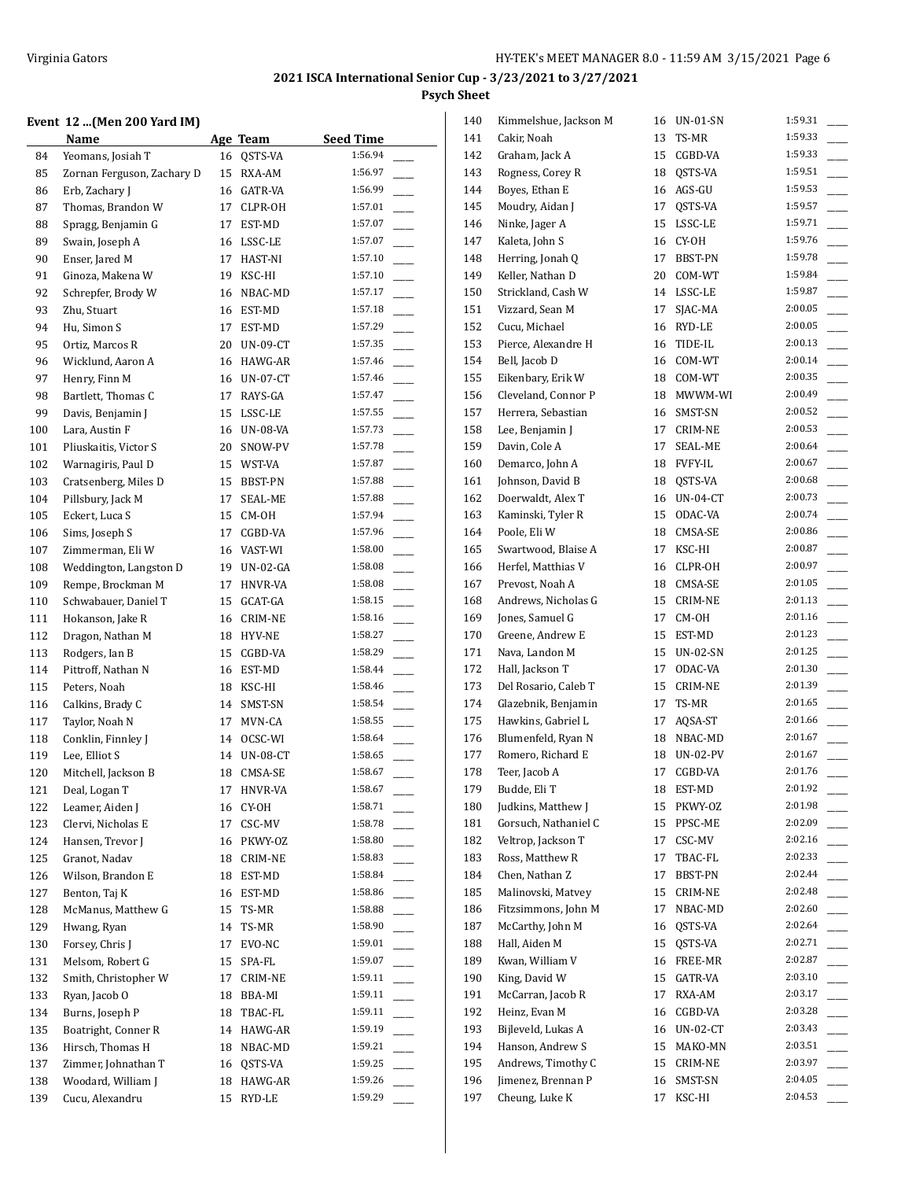## 2021 ISCA International Senior Cup - 3/23/2021 to 3/27/2021

### Psych Sheet

#### Event 12 ...(Men 200 Yard IM)

| | Name | Age | Team | Seed Time | |
|---|---|---|---|---|---|
| 84 | Yeomans, Josiah T | 16 | QSTS-VA | 1:56.94 | ___ |
| 85 | Zornan Ferguson, Zachary D | 15 | RXA-AM | 1:56.97 | ___ |
| 86 | Erb, Zachary J | 16 | GATR-VA | 1:56.99 | ___ |
| 87 | Thomas, Brandon W | 17 | CLPR-OH | 1:57.01 | ___ |
| 88 | Spragg, Benjamin G | 17 | EST-MD | 1:57.07 | ___ |
| 89 | Swain, Joseph A | 16 | LSSC-LE | 1:57.07 | ___ |
| 90 | Enser, Jared M | 17 | HAST-NI | 1:57.10 | ___ |
| 91 | Ginoza, Makena W | 19 | KSC-HI | 1:57.10 | ___ |
| 92 | Schrepfer, Brody W | 16 | NBAC-MD | 1:57.17 | ___ |
| 93 | Zhu, Stuart | 16 | EST-MD | 1:57.18 | ___ |
| 94 | Hu, Simon S | 17 | EST-MD | 1:57.29 | ___ |
| 95 | Ortiz, Marcos R | 20 | UN-09-CT | 1:57.35 | ___ |
| 96 | Wicklund, Aaron A | 16 | HAWG-AR | 1:57.46 | ___ |
| 97 | Henry, Finn M | 16 | UN-07-CT | 1:57.46 | ___ |
| 98 | Bartlett, Thomas C | 17 | RAYS-GA | 1:57.47 | ___ |
| 99 | Davis, Benjamin J | 15 | LSSC-LE | 1:57.55 | ___ |
| 100 | Lara, Austin F | 16 | UN-08-VA | 1:57.73 | ___ |
| 101 | Pliuskaitis, Victor S | 20 | SNOW-PV | 1:57.78 | ___ |
| 102 | Warnagiris, Paul D | 15 | WST-VA | 1:57.87 | ___ |
| 103 | Cratsenberg, Miles D | 15 | BBST-PN | 1:57.88 | ___ |
| 104 | Pillsbury, Jack M | 17 | SEAL-ME | 1:57.88 | ___ |
| 105 | Eckert, Luca S | 15 | CM-OH | 1:57.94 | ___ |
| 106 | Sims, Joseph S | 17 | CGBD-VA | 1:57.96 | ___ |
| 107 | Zimmerman, Eli W | 16 | VAST-WI | 1:58.00 | ___ |
| 108 | Weddington, Langston D | 19 | UN-02-GA | 1:58.08 | ___ |
| 109 | Rempe, Brockman M | 17 | HNVR-VA | 1:58.08 | ___ |
| 110 | Schwabauer, Daniel T | 15 | GCAT-GA | 1:58.15 | ___ |
| 111 | Hokanson, Jake R | 16 | CRIM-NE | 1:58.16 | ___ |
| 112 | Dragon, Nathan M | 18 | HYV-NE | 1:58.27 | ___ |
| 113 | Rodgers, Ian B | 15 | CGBD-VA | 1:58.29 | ___ |
| 114 | Pittroff, Nathan N | 16 | EST-MD | 1:58.44 | ___ |
| 115 | Peters, Noah | 18 | KSC-HI | 1:58.46 | ___ |
| 116 | Calkins, Brady C | 14 | SMST-SN | 1:58.54 | ___ |
| 117 | Taylor, Noah N | 17 | MVN-CA | 1:58.55 | ___ |
| 118 | Conklin, Finnley J | 14 | OCSC-WI | 1:58.64 | ___ |
| 119 | Lee, Elliot S | 14 | UN-08-CT | 1:58.65 | ___ |
| 120 | Mitchell, Jackson B | 18 | CMSA-SE | 1:58.67 | ___ |
| 121 | Deal, Logan T | 17 | HNVR-VA | 1:58.67 | ___ |
| 122 | Leamer, Aiden J | 16 | CY-OH | 1:58.71 | ___ |
| 123 | Clervi, Nicholas E | 17 | CSC-MV | 1:58.78 | ___ |
| 124 | Hansen, Trevor J | 16 | PKWY-OZ | 1:58.80 | ___ |
| 125 | Granot, Nadav | 18 | CRIM-NE | 1:58.83 | ___ |
| 126 | Wilson, Brandon E | 18 | EST-MD | 1:58.84 | ___ |
| 127 | Benton, Taj K | 16 | EST-MD | 1:58.86 | ___ |
| 128 | McManus, Matthew G | 15 | TS-MR | 1:58.88 | ___ |
| 129 | Hwang, Ryan | 14 | TS-MR | 1:58.90 | ___ |
| 130 | Forsey, Chris J | 17 | EVO-NC | 1:59.01 | ___ |
| 131 | Melsom, Robert G | 15 | SPA-FL | 1:59.07 | ___ |
| 132 | Smith, Christopher W | 17 | CRIM-NE | 1:59.11 | ___ |
| 133 | Ryan, Jacob O | 18 | BBA-MI | 1:59.11 | ___ |
| 134 | Burns, Joseph P | 18 | TBAC-FL | 1:59.11 | ___ |
| 135 | Boatright, Conner R | 14 | HAWG-AR | 1:59.19 | ___ |
| 136 | Hirsch, Thomas H | 18 | NBAC-MD | 1:59.21 | ___ |
| 137 | Zimmer, Johnathan T | 16 | QSTS-VA | 1:59.25 | ___ |
| 138 | Woodard, William J | 18 | HAWG-AR | 1:59.26 | ___ |
| 139 | Cucu, Alexandru | 15 | RYD-LE | 1:59.29 | ___ |
| 140 | Kimmelshue, Jackson M | 16 | UN-01-SN | 1:59.31 | ___ |
| 141 | Cakir, Noah | 13 | TS-MR | 1:59.33 | ___ |
| 142 | Graham, Jack A | 15 | CGBD-VA | 1:59.33 | ___ |
| 143 | Rogness, Corey R | 18 | QSTS-VA | 1:59.51 | ___ |
| 144 | Boyes, Ethan E | 16 | AGS-GU | 1:59.53 | ___ |
| 145 | Moudry, Aidan J | 17 | QSTS-VA | 1:59.57 | ___ |
| 146 | Ninke, Jager A | 15 | LSSC-LE | 1:59.71 | ___ |
| 147 | Kaleta, John S | 16 | CY-OH | 1:59.76 | ___ |
| 148 | Herring, Jonah Q | 17 | BBST-PN | 1:59.78 | ___ |
| 149 | Keller, Nathan D | 20 | COM-WT | 1:59.84 | ___ |
| 150 | Strickland, Cash W | 14 | LSSC-LE | 1:59.87 | ___ |
| 151 | Vizzard, Sean M | 17 | SJAC-MA | 2:00.05 | ___ |
| 152 | Cucu, Michael | 16 | RYD-LE | 2:00.05 | ___ |
| 153 | Pierce, Alexandre H | 16 | TIDE-IL | 2:00.13 | ___ |
| 154 | Bell, Jacob D | 16 | COM-WT | 2:00.14 | ___ |
| 155 | Eikenbary, Erik W | 18 | COM-WT | 2:00.35 | ___ |
| 156 | Cleveland, Connor P | 18 | MWWM-WI | 2:00.49 | ___ |
| 157 | Herrera, Sebastian | 16 | SMST-SN | 2:00.52 | ___ |
| 158 | Lee, Benjamin J | 17 | CRIM-NE | 2:00.53 | ___ |
| 159 | Davin, Cole A | 17 | SEAL-ME | 2:00.64 | ___ |
| 160 | Demarco, John A | 18 | FVFY-IL | 2:00.67 | ___ |
| 161 | Johnson, David B | 18 | QSTS-VA | 2:00.68 | ___ |
| 162 | Doerwaldt, Alex T | 16 | UN-04-CT | 2:00.73 | ___ |
| 163 | Kaminski, Tyler R | 15 | ODAC-VA | 2:00.74 | ___ |
| 164 | Poole, Eli W | 18 | CMSA-SE | 2:00.86 | ___ |
| 165 | Swartwood, Blaise A | 17 | KSC-HI | 2:00.87 | ___ |
| 166 | Herfel, Matthias V | 16 | CLPR-OH | 2:00.97 | ___ |
| 167 | Prevost, Noah A | 18 | CMSA-SE | 2:01.05 | ___ |
| 168 | Andrews, Nicholas G | 15 | CRIM-NE | 2:01.13 | ___ |
| 169 | Jones, Samuel G | 17 | CM-OH | 2:01.16 | ___ |
| 170 | Greene, Andrew E | 15 | EST-MD | 2:01.23 | ___ |
| 171 | Nava, Landon M | 15 | UN-02-SN | 2:01.25 | ___ |
| 172 | Hall, Jackson T | 17 | ODAC-VA | 2:01.30 | ___ |
| 173 | Del Rosario, Caleb T | 15 | CRIM-NE | 2:01.39 | ___ |
| 174 | Glazebnik, Benjamin | 17 | TS-MR | 2:01.65 | ___ |
| 175 | Hawkins, Gabriel L | 17 | AQSA-ST | 2:01.66 | ___ |
| 176 | Blumenfeld, Ryan N | 18 | NBAC-MD | 2:01.67 | ___ |
| 177 | Romero, Richard E | 18 | UN-02-PV | 2:01.67 | ___ |
| 178 | Teer, Jacob A | 17 | CGBD-VA | 2:01.76 | ___ |
| 179 | Budde, Eli T | 18 | EST-MD | 2:01.92 | ___ |
| 180 | Judkins, Matthew J | 15 | PKWY-OZ | 2:01.98 | ___ |
| 181 | Gorsuch, Nathaniel C | 15 | PPSC-ME | 2:02.09 | ___ |
| 182 | Veltrop, Jackson T | 17 | CSC-MV | 2:02.16 | ___ |
| 183 | Ross, Matthew R | 17 | TBAC-FL | 2:02.33 | ___ |
| 184 | Chen, Nathan Z | 17 | BBST-PN | 2:02.44 | ___ |
| 185 | Malinovski, Matvey | 15 | CRIM-NE | 2:02.48 | ___ |
| 186 | Fitzsimmons, John M | 17 | NBAC-MD | 2:02.60 | ___ |
| 187 | McCarthy, John M | 16 | QSTS-VA | 2:02.64 | ___ |
| 188 | Hall, Aiden M | 15 | QSTS-VA | 2:02.71 | ___ |
| 189 | Kwan, William V | 16 | FREE-MR | 2:02.87 | ___ |
| 190 | King, David W | 15 | GATR-VA | 2:03.10 | ___ |
| 191 | McCarran, Jacob R | 17 | RXA-AM | 2:03.17 | ___ |
| 192 | Heinz, Evan M | 16 | CGBD-VA | 2:03.28 | ___ |
| 193 | Bijleveld, Lukas A | 16 | UN-02-CT | 2:03.43 | ___ |
| 194 | Hanson, Andrew S | 15 | MAKO-MN | 2:03.51 | ___ |
| 195 | Andrews, Timothy C | 15 | CRIM-NE | 2:03.97 | ___ |
| 196 | Jimenez, Brennan P | 16 | SMST-SN | 2:04.05 | ___ |
| 197 | Cheung, Luke K | 17 | KSC-HI | 2:04.53 | ___ |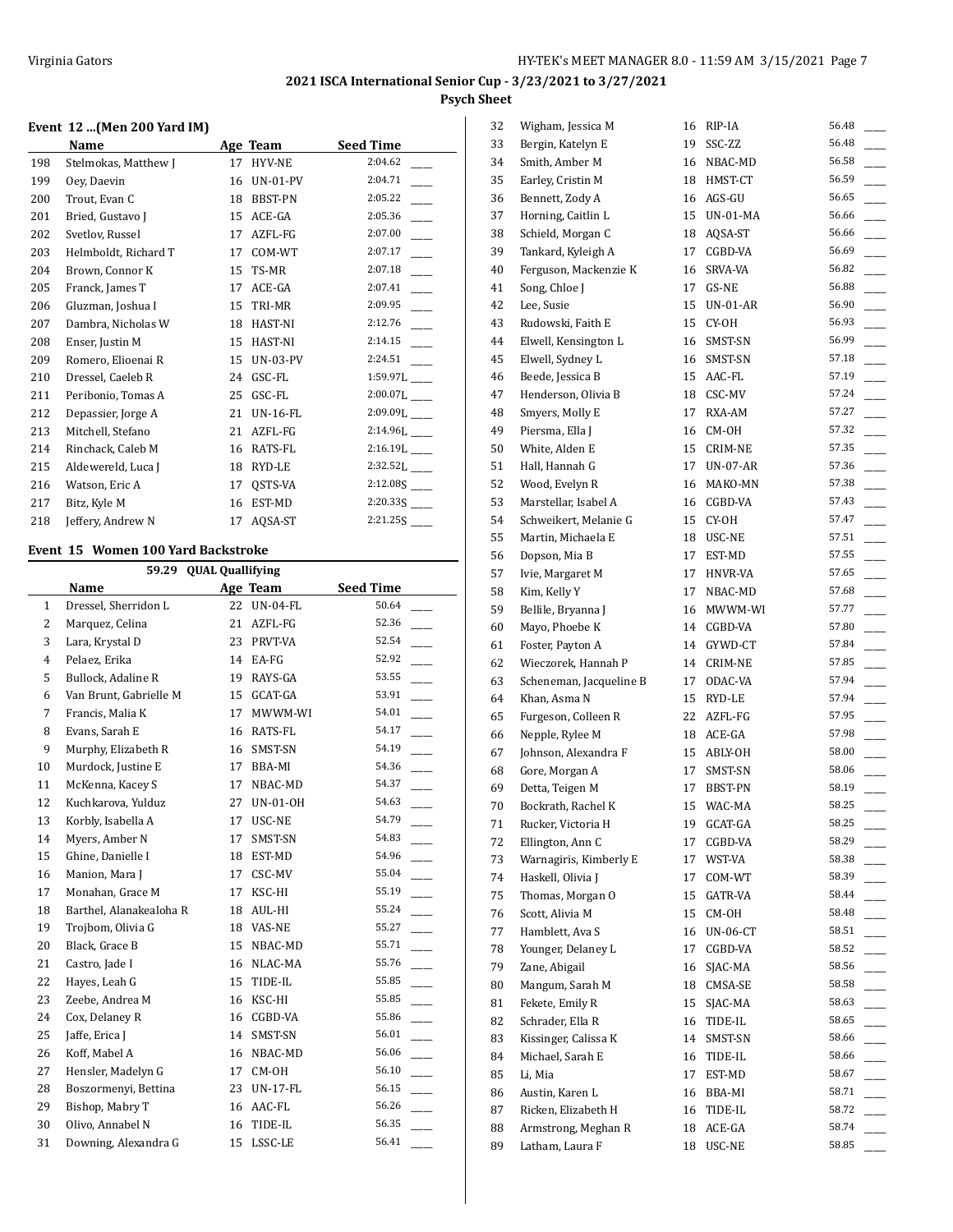## 2021 ISCA International Senior Cup - 3/23/2021 to 3/27/2021

### Psych Sheet

### Event 12 ...(Men 200 Yard IM)

|  | Name | Age | Team | Seed Time |
|---|---|---|---|---|
| 198 | Stelmokas, Matthew J | 17 | HYV-NE | 2:04.62 ____ |
| 199 | Oey, Daevin | 16 | UN-01-PV | 2:04.71 ____ |
| 200 | Trout, Evan C | 18 | BBST-PN | 2:05.22 ____ |
| 201 | Bried, Gustavo J | 15 | ACE-GA | 2:05.36 ____ |
| 202 | Svetlov, Russel | 17 | AZFL-FG | 2:07.00 ____ |
| 203 | Helmboldt, Richard T | 17 | COM-WT | 2:07.17 ____ |
| 204 | Brown, Connor K | 15 | TS-MR | 2:07.18 ____ |
| 205 | Franck, James T | 17 | ACE-GA | 2:07.41 ____ |
| 206 | Gluzman, Joshua I | 15 | TRI-MR | 2:09.95 ____ |
| 207 | Dambra, Nicholas W | 18 | HAST-NI | 2:12.76 ____ |
| 208 | Enser, Justin M | 15 | HAST-NI | 2:14.15 ____ |
| 209 | Romero, Elioenai R | 15 | UN-03-PV | 2:24.51 ____ |
| 210 | Dressel, Caeleb R | 24 | GSC-FL | 1:59.97L ____ |
| 211 | Peribonio, Tomas A | 25 | GSC-FL | 2:00.07L ____ |
| 212 | Depassier, Jorge A | 21 | UN-16-FL | 2:09.09L ____ |
| 213 | Mitchell, Stefano | 21 | AZFL-FG | 2:14.96L ____ |
| 214 | Rinchack, Caleb M | 16 | RATS-FL | 2:16.19L ____ |
| 215 | Aldewereld, Luca J | 18 | RYD-LE | 2:32.52L ____ |
| 216 | Watson, Eric A | 17 | QSTS-VA | 2:12.08S ____ |
| 217 | Bitz, Kyle M | 16 | EST-MD | 2:20.33S ____ |
| 218 | Jeffery, Andrew N | 17 | AQSA-ST | 2:21.25S ____ |

### Event 15 Women 100 Yard Backstroke

59.29 QUAL Quallifying

|  | Name | Age | Team | Seed Time |
|---|---|---|---|---|
| 1 | Dressel, Sherridon L | 22 | UN-04-FL | 50.64 ____ |
| 2 | Marquez, Celina | 21 | AZFL-FG | 52.36 ____ |
| 3 | Lara, Krystal D | 23 | PRVT-VA | 52.54 ____ |
| 4 | Pelaez, Erika | 14 | EA-FG | 52.92 ____ |
| 5 | Bullock, Adaline R | 19 | RAYS-GA | 53.55 ____ |
| 6 | Van Brunt, Gabrielle M | 15 | GCAT-GA | 53.91 ____ |
| 7 | Francis, Malia K | 17 | MWWM-WI | 54.01 ____ |
| 8 | Evans, Sarah E | 16 | RATS-FL | 54.17 ____ |
| 9 | Murphy, Elizabeth R | 16 | SMST-SN | 54.19 ____ |
| 10 | Murdock, Justine E | 17 | BBA-MI | 54.36 ____ |
| 11 | McKenna, Kacey S | 17 | NBAC-MD | 54.37 ____ |
| 12 | Kuchkarova, Yulduz | 27 | UN-01-OH | 54.63 ____ |
| 13 | Korbly, Isabella A | 17 | USC-NE | 54.79 ____ |
| 14 | Myers, Amber N | 17 | SMST-SN | 54.83 ____ |
| 15 | Ghine, Danielle I | 18 | EST-MD | 54.96 ____ |
| 16 | Manion, Mara J | 17 | CSC-MV | 55.04 ____ |
| 17 | Monahan, Grace M | 17 | KSC-HI | 55.19 ____ |
| 18 | Barthel, Alanakealoha R | 18 | AUL-HI | 55.24 ____ |
| 19 | Trojbom, Olivia G | 18 | VAS-NE | 55.27 ____ |
| 20 | Black, Grace B | 15 | NBAC-MD | 55.71 ____ |
| 21 | Castro, Jade I | 16 | NLAC-MA | 55.76 ____ |
| 22 | Hayes, Leah G | 15 | TIDE-IL | 55.85 ____ |
| 23 | Zeebe, Andrea M | 16 | KSC-HI | 55.85 ____ |
| 24 | Cox, Delaney R | 16 | CGBD-VA | 55.86 ____ |
| 25 | Jaffe, Erica J | 14 | SMST-SN | 56.01 ____ |
| 26 | Koff, Mabel A | 16 | NBAC-MD | 56.06 ____ |
| 27 | Hensler, Madelyn G | 17 | CM-OH | 56.10 ____ |
| 28 | Boszormenyi, Bettina | 23 | UN-17-FL | 56.15 ____ |
| 29 | Bishop, Mabry T | 16 | AAC-FL | 56.26 ____ |
| 30 | Olivo, Annabel N | 16 | TIDE-IL | 56.35 ____ |
| 31 | Downing, Alexandra G | 15 | LSSC-LE | 56.41 ____ |
| 32 | Wigham, Jessica M | 16 | RIP-IA | 56.48 ____ |
| 33 | Bergin, Katelyn E | 19 | SSC-ZZ | 56.48 ____ |
| 34 | Smith, Amber M | 16 | NBAC-MD | 56.58 ____ |
| 35 | Earley, Cristin M | 18 | HMST-CT | 56.59 ____ |
| 36 | Bennett, Zody A | 16 | AGS-GU | 56.65 ____ |
| 37 | Horning, Caitlin L | 15 | UN-01-MA | 56.66 ____ |
| 38 | Schield, Morgan C | 18 | AQSA-ST | 56.66 ____ |
| 39 | Tankard, Kyleigh A | 17 | CGBD-VA | 56.69 ____ |
| 40 | Ferguson, Mackenzie K | 16 | SRVA-VA | 56.82 ____ |
| 41 | Song, Chloe J | 17 | GS-NE | 56.88 ____ |
| 42 | Lee, Susie | 15 | UN-01-AR | 56.90 ____ |
| 43 | Rudowski, Faith E | 15 | CY-OH | 56.93 ____ |
| 44 | Elwell, Kensington L | 16 | SMST-SN | 56.99 ____ |
| 45 | Elwell, Sydney L | 16 | SMST-SN | 57.18 ____ |
| 46 | Beede, Jessica B | 15 | AAC-FL | 57.19 ____ |
| 47 | Henderson, Olivia B | 18 | CSC-MV | 57.24 ____ |
| 48 | Smyers, Molly E | 17 | RXA-AM | 57.27 ____ |
| 49 | Piersma, Ella J | 16 | CM-OH | 57.32 ____ |
| 50 | White, Alden E | 15 | CRIM-NE | 57.35 ____ |
| 51 | Hall, Hannah G | 17 | UN-07-AR | 57.36 ____ |
| 52 | Wood, Evelyn R | 16 | MAKO-MN | 57.38 ____ |
| 53 | Marstellar, Isabel A | 16 | CGBD-VA | 57.43 ____ |
| 54 | Schweikert, Melanie G | 15 | CY-OH | 57.47 ____ |
| 55 | Martin, Michaela E | 18 | USC-NE | 57.51 ____ |
| 56 | Dopson, Mia B | 17 | EST-MD | 57.55 ____ |
| 57 | Ivie, Margaret M | 17 | HNVR-VA | 57.65 ____ |
| 58 | Kim, Kelly Y | 17 | NBAC-MD | 57.68 ____ |
| 59 | Bellile, Bryanna J | 16 | MWWM-WI | 57.77 ____ |
| 60 | Mayo, Phoebe K | 14 | CGBD-VA | 57.80 ____ |
| 61 | Foster, Payton A | 14 | GYWD-CT | 57.84 ____ |
| 62 | Wieczorek, Hannah P | 14 | CRIM-NE | 57.85 ____ |
| 63 | Scheneman, Jacqueline B | 17 | ODAC-VA | 57.94 ____ |
| 64 | Khan, Asma N | 15 | RYD-LE | 57.94 ____ |
| 65 | Furgeson, Colleen R | 22 | AZFL-FG | 57.95 ____ |
| 66 | Nepple, Rylee M | 18 | ACE-GA | 57.98 ____ |
| 67 | Johnson, Alexandra F | 15 | ABLY-OH | 58.00 ____ |
| 68 | Gore, Morgan A | 17 | SMST-SN | 58.06 ____ |
| 69 | Detta, Teigen M | 17 | BBST-PN | 58.19 ____ |
| 70 | Bockrath, Rachel K | 15 | WAC-MA | 58.25 ____ |
| 71 | Rucker, Victoria H | 19 | GCAT-GA | 58.25 ____ |
| 72 | Ellington, Ann C | 17 | CGBD-VA | 58.29 ____ |
| 73 | Warnagiris, Kimberly E | 17 | WST-VA | 58.38 ____ |
| 74 | Haskell, Olivia J | 17 | COM-WT | 58.39 ____ |
| 75 | Thomas, Morgan O | 15 | GATR-VA | 58.44 ____ |
| 76 | Scott, Alivia M | 15 | CM-OH | 58.48 ____ |
| 77 | Hamblett, Ava S | 16 | UN-06-CT | 58.51 ____ |
| 78 | Younger, Delaney L | 17 | CGBD-VA | 58.52 ____ |
| 79 | Zane, Abigail | 16 | SJAC-MA | 58.56 ____ |
| 80 | Mangum, Sarah M | 18 | CMSA-SE | 58.58 ____ |
| 81 | Fekete, Emily R | 15 | SJAC-MA | 58.63 ____ |
| 82 | Schrader, Ella R | 16 | TIDE-IL | 58.65 ____ |
| 83 | Kissinger, Calissa K | 14 | SMST-SN | 58.66 ____ |
| 84 | Michael, Sarah E | 16 | TIDE-IL | 58.66 ____ |
| 85 | Li, Mia | 17 | EST-MD | 58.67 ____ |
| 86 | Austin, Karen L | 16 | BBA-MI | 58.71 ____ |
| 87 | Ricken, Elizabeth H | 16 | TIDE-IL | 58.72 ____ |
| 88 | Armstrong, Meghan R | 18 | ACE-GA | 58.74 ____ |
| 89 | Latham, Laura F | 18 | USC-NE | 58.85 ____ |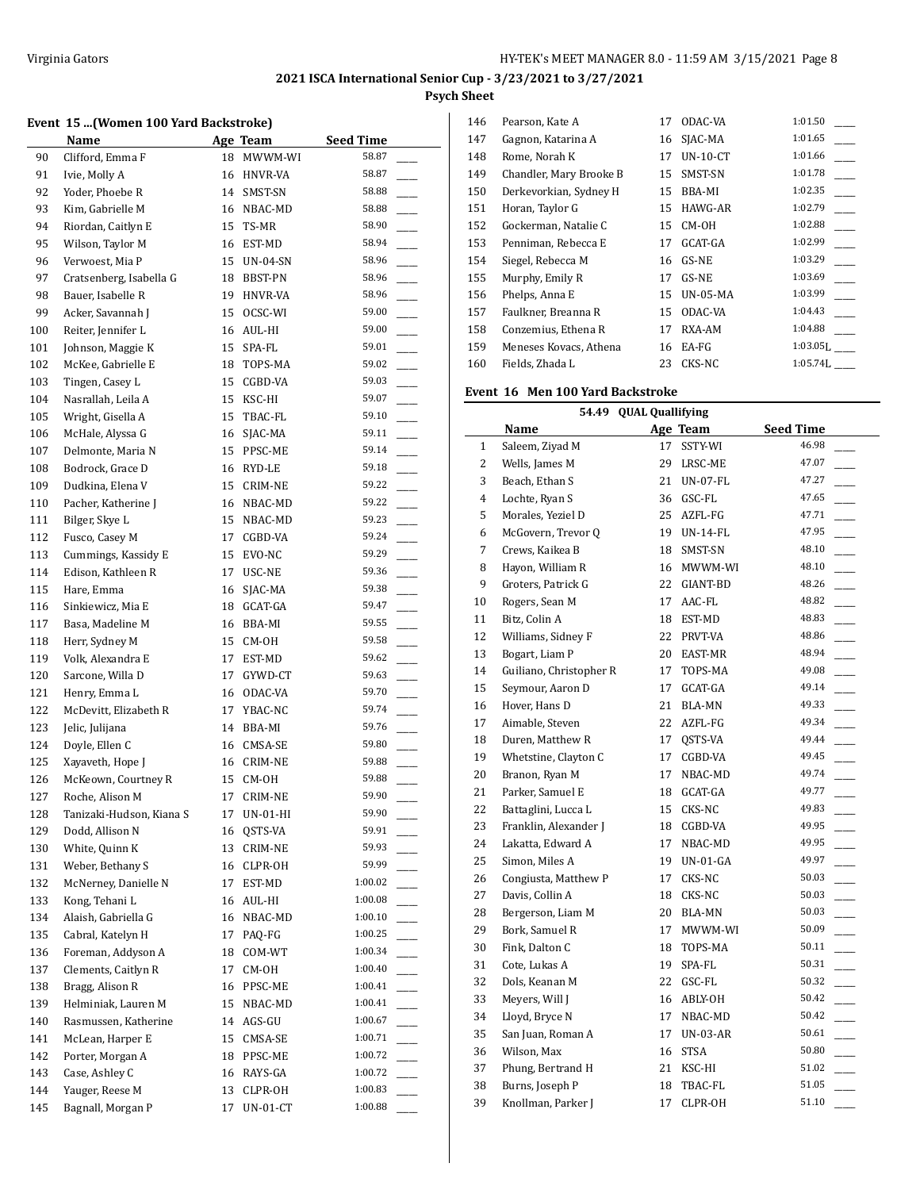## 2021 ISCA International Senior Cup - 3/23/2021 to 3/27/2021

### Psych Sheet

#### Event 15 ...(Women 100 Yard Backstroke)

| | Name | Age | Team | Seed Time | |
|---|---|---|---|---|---|
| 90 | Clifford, Emma F | 18 | MWWM-WI | 58.87 | ____ |
| 91 | Ivie, Molly A | 16 | HNVR-VA | 58.87 | ____ |
| 92 | Yoder, Phoebe R | 14 | SMST-SN | 58.88 | ____ |
| 93 | Kim, Gabrielle M | 16 | NBAC-MD | 58.88 | ____ |
| 94 | Riordan, Caitlyn E | 15 | TS-MR | 58.90 | ____ |
| 95 | Wilson, Taylor M | 16 | EST-MD | 58.94 | ____ |
| 96 | Verwoest, Mia P | 15 | UN-04-SN | 58.96 | ____ |
| 97 | Cratsenberg, Isabella G | 18 | BBST-PN | 58.96 | ____ |
| 98 | Bauer, Isabelle R | 19 | HNVR-VA | 58.96 | ____ |
| 99 | Acker, Savannah J | 15 | OCSC-WI | 59.00 | ____ |
| 100 | Reiter, Jennifer L | 16 | AUL-HI | 59.00 | ____ |
| 101 | Johnson, Maggie K | 15 | SPA-FL | 59.01 | ____ |
| 102 | McKee, Gabrielle E | 18 | TOPS-MA | 59.02 | ____ |
| 103 | Tingen, Casey L | 15 | CGBD-VA | 59.03 | ____ |
| 104 | Nasrallah, Leila A | 15 | KSC-HI | 59.07 | ____ |
| 105 | Wright, Gisella A | 15 | TBAC-FL | 59.10 | ____ |
| 106 | McHale, Alyssa G | 16 | SJAC-MA | 59.11 | ____ |
| 107 | Delmonte, Maria N | 15 | PPSC-ME | 59.14 | ____ |
| 108 | Bodrock, Grace D | 16 | RYD-LE | 59.18 | ____ |
| 109 | Dudkina, Elena V | 15 | CRIM-NE | 59.22 | ____ |
| 110 | Pacher, Katherine J | 16 | NBAC-MD | 59.22 | ____ |
| 111 | Bilger, Skye L | 15 | NBAC-MD | 59.23 | ____ |
| 112 | Fusco, Casey M | 17 | CGBD-VA | 59.24 | ____ |
| 113 | Cummings, Kassidy E | 15 | EVO-NC | 59.29 | ____ |
| 114 | Edison, Kathleen R | 17 | USC-NE | 59.36 | ____ |
| 115 | Hare, Emma | 16 | SJAC-MA | 59.38 | ____ |
| 116 | Sinkiewicz, Mia E | 18 | GCAT-GA | 59.47 | ____ |
| 117 | Basa, Madeline M | 16 | BBA-MI | 59.55 | ____ |
| 118 | Herr, Sydney M | 15 | CM-OH | 59.58 | ____ |
| 119 | Volk, Alexandra E | 17 | EST-MD | 59.62 | ____ |
| 120 | Sarcone, Willa D | 17 | GYWD-CT | 59.63 | ____ |
| 121 | Henry, Emma L | 16 | ODAC-VA | 59.70 | ____ |
| 122 | McDevitt, Elizabeth R | 17 | YBAC-NC | 59.74 | ____ |
| 123 | Jelic, Julijana | 14 | BBA-MI | 59.76 | ____ |
| 124 | Doyle, Ellen C | 16 | CMSA-SE | 59.80 | ____ |
| 125 | Xayaveth, Hope J | 16 | CRIM-NE | 59.88 | ____ |
| 126 | McKeown, Courtney R | 15 | CM-OH | 59.88 | ____ |
| 127 | Roche, Alison M | 17 | CRIM-NE | 59.90 | ____ |
| 128 | Tanizaki-Hudson, Kiana S | 17 | UN-01-HI | 59.90 | ____ |
| 129 | Dodd, Allison N | 16 | QSTS-VA | 59.91 | ____ |
| 130 | White, Quinn K | 13 | CRIM-NE | 59.93 | ____ |
| 131 | Weber, Bethany S | 16 | CLPR-OH | 59.99 | ____ |
| 132 | McNerney, Danielle N | 17 | EST-MD | 1:00.02 | ____ |
| 133 | Kong, Tehani L | 16 | AUL-HI | 1:00.08 | ____ |
| 134 | Alaish, Gabriella G | 16 | NBAC-MD | 1:00.10 | ____ |
| 135 | Cabral, Katelyn H | 17 | PAQ-FG | 1:00.25 | ____ |
| 136 | Foreman, Addyson A | 18 | COM-WT | 1:00.34 | ____ |
| 137 | Clements, Caitlyn R | 17 | CM-OH | 1:00.40 | ____ |
| 138 | Bragg, Alison R | 16 | PPSC-ME | 1:00.41 | ____ |
| 139 | Helminiak, Lauren M | 15 | NBAC-MD | 1:00.41 | ____ |
| 140 | Rasmussen, Katherine | 14 | AGS-GU | 1:00.67 | ____ |
| 141 | McLean, Harper E | 15 | CMSA-SE | 1:00.71 | ____ |
| 142 | Porter, Morgan A | 18 | PPSC-ME | 1:00.72 | ____ |
| 143 | Case, Ashley C | 16 | RAYS-GA | 1:00.72 | ____ |
| 144 | Yauger, Reese M | 13 | CLPR-OH | 1:00.83 | ____ |
| 145 | Bagnall, Morgan P | 17 | UN-01-CT | 1:00.88 | ____ |
| 146 | Pearson, Kate A | 17 | ODAC-VA | 1:01.50 | ____ |
| 147 | Gagnon, Katarina A | 16 | SJAC-MA | 1:01.65 | ____ |
| 148 | Rome, Norah K | 17 | UN-10-CT | 1:01.66 | ____ |
| 149 | Chandler, Mary Brooke B | 15 | SMST-SN | 1:01.78 | ____ |
| 150 | Derkevorkian, Sydney H | 15 | BBA-MI | 1:02.35 | ____ |
| 151 | Horan, Taylor G | 15 | HAWG-AR | 1:02.79 | ____ |
| 152 | Gockerman, Natalie C | 15 | CM-OH | 1:02.88 | ____ |
| 153 | Penniman, Rebecca E | 17 | GCAT-GA | 1:02.99 | ____ |
| 154 | Siegel, Rebecca M | 16 | GS-NE | 1:03.29 | ____ |
| 155 | Murphy, Emily R | 17 | GS-NE | 1:03.69 | ____ |
| 156 | Phelps, Anna E | 15 | UN-05-MA | 1:03.99 | ____ |
| 157 | Faulkner, Breanna R | 15 | ODAC-VA | 1:04.43 | ____ |
| 158 | Conzemius, Ethena R | 17 | RXA-AM | 1:04.88 | ____ |
| 159 | Meneses Kovacs, Athena | 16 | EA-FG | 1:03.05L | ____ |
| 160 | Fields, Zhada L | 23 | CKS-NC | 1:05.74L | ____ |

#### Event 16 Men 100 Yard Backstroke

54.49 QUAL Quallifying

| | Name | Age | Team | Seed Time | |
|---|---|---|---|---|---|
| 1 | Saleem, Ziyad M | 17 | SSTY-WI | 46.98 | ____ |
| 2 | Wells, James M | 29 | LRSC-ME | 47.07 | ____ |
| 3 | Beach, Ethan S | 21 | UN-07-FL | 47.27 | ____ |
| 4 | Lochte, Ryan S | 36 | GSC-FL | 47.65 | ____ |
| 5 | Morales, Yeziel D | 25 | AZFL-FG | 47.71 | ____ |
| 6 | McGovern, Trevor Q | 19 | UN-14-FL | 47.95 | ____ |
| 7 | Crews, Kaikea B | 18 | SMST-SN | 48.10 | ____ |
| 8 | Hayon, William R | 16 | MWWM-WI | 48.10 | ____ |
| 9 | Groters, Patrick G | 22 | GIANT-BD | 48.26 | ____ |
| 10 | Rogers, Sean M | 17 | AAC-FL | 48.82 | ____ |
| 11 | Bitz, Colin A | 18 | EST-MD | 48.83 | ____ |
| 12 | Williams, Sidney F | 22 | PRVT-VA | 48.86 | ____ |
| 13 | Bogart, Liam P | 20 | EAST-MR | 48.94 | ____ |
| 14 | Guiliano, Christopher R | 17 | TOPS-MA | 49.08 | ____ |
| 15 | Seymour, Aaron D | 17 | GCAT-GA | 49.14 | ____ |
| 16 | Hover, Hans D | 21 | BLA-MN | 49.33 | ____ |
| 17 | Aimable, Steven | 22 | AZFL-FG | 49.34 | ____ |
| 18 | Duren, Matthew R | 17 | QSTS-VA | 49.44 | ____ |
| 19 | Whetstine, Clayton C | 17 | CGBD-VA | 49.45 | ____ |
| 20 | Branon, Ryan M | 17 | NBAC-MD | 49.74 | ____ |
| 21 | Parker, Samuel E | 18 | GCAT-GA | 49.77 | ____ |
| 22 | Battaglini, Lucca L | 15 | CKS-NC | 49.83 | ____ |
| 23 | Franklin, Alexander J | 18 | CGBD-VA | 49.95 | ____ |
| 24 | Lakatta, Edward A | 17 | NBAC-MD | 49.95 | ____ |
| 25 | Simon, Miles A | 19 | UN-01-GA | 49.97 | ____ |
| 26 | Congiusta, Matthew P | 17 | CKS-NC | 50.03 | ____ |
| 27 | Davis, Collin A | 18 | CKS-NC | 50.03 | ____ |
| 28 | Bergerson, Liam M | 20 | BLA-MN | 50.03 | ____ |
| 29 | Bork, Samuel R | 17 | MWWM-WI | 50.09 | ____ |
| 30 | Fink, Dalton C | 18 | TOPS-MA | 50.11 | ____ |
| 31 | Cote, Lukas A | 19 | SPA-FL | 50.31 | ____ |
| 32 | Dols, Keanan M | 22 | GSC-FL | 50.32 | ____ |
| 33 | Meyers, Will J | 16 | ABLY-OH | 50.42 | ____ |
| 34 | Lloyd, Bryce N | 17 | NBAC-MD | 50.42 | ____ |
| 35 | San Juan, Roman A | 17 | UN-03-AR | 50.61 | ____ |
| 36 | Wilson, Max | 16 | STSA | 50.80 | ____ |
| 37 | Phung, Bertrand H | 21 | KSC-HI | 51.02 | ____ |
| 38 | Burns, Joseph P | 18 | TBAC-FL | 51.05 | ____ |
| 39 | Knollman, Parker J | 17 | CLPR-OH | 51.10 | ____ |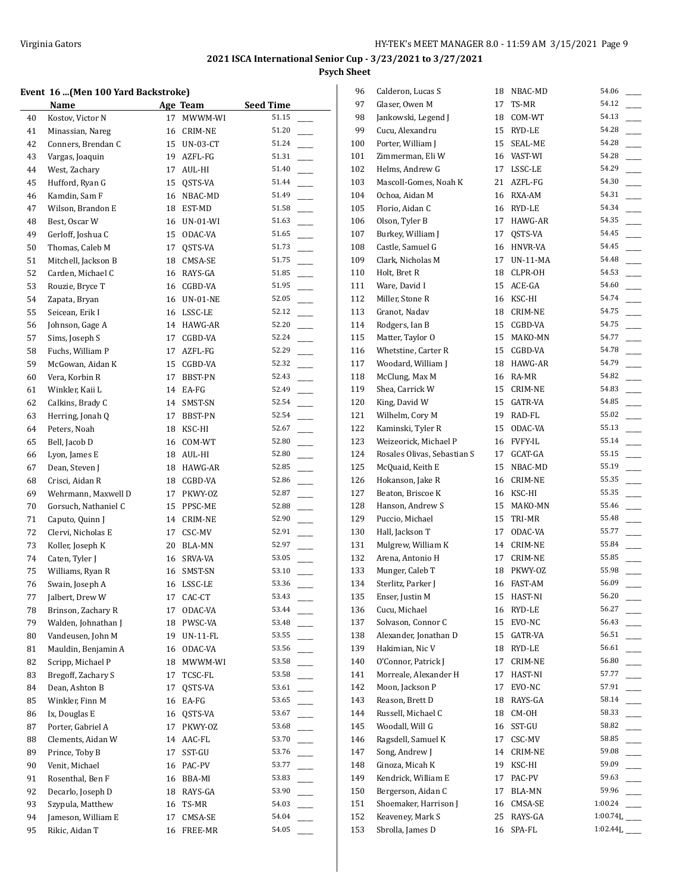## 2021 ISCA International Senior Cup - 3/23/2021 to 3/27/2021

### Psych Sheet

#### Event 16 ...(Men 100 Yard Backstroke)

| | Name | Age | Team | Seed Time | |
|---|---|---|---|---|---|
| 40 | Kostov, Victor N | 17 | MWWM-WI | 51.15 | ___ |
| 41 | Minassian, Nareg | 16 | CRIM-NE | 51.20 | ___ |
| 42 | Conners, Brendan C | 15 | UN-03-CT | 51.24 | ___ |
| 43 | Vargas, Joaquin | 19 | AZFL-FG | 51.31 | ___ |
| 44 | West, Zachary | 17 | AUL-HI | 51.40 | ___ |
| 45 | Hufford, Ryan G | 15 | QSTS-VA | 51.44 | ___ |
| 46 | Kamdin, Sam F | 16 | NBAC-MD | 51.49 | ___ |
| 47 | Wilson, Brandon E | 18 | EST-MD | 51.58 | ___ |
| 48 | Best, Oscar W | 16 | UN-01-WI | 51.63 | ___ |
| 49 | Gerloff, Joshua C | 15 | ODAC-VA | 51.65 | ___ |
| 50 | Thomas, Caleb M | 17 | QSTS-VA | 51.73 | ___ |
| 51 | Mitchell, Jackson B | 18 | CMSA-SE | 51.75 | ___ |
| 52 | Carden, Michael C | 16 | RAYS-GA | 51.85 | ___ |
| 53 | Rouzie, Bryce T | 16 | CGBD-VA | 51.95 | ___ |
| 54 | Zapata, Bryan | 16 | UN-01-NE | 52.05 | ___ |
| 55 | Seicean, Erik I | 16 | LSSC-LE | 52.12 | ___ |
| 56 | Johnson, Gage A | 14 | HAWG-AR | 52.20 | ___ |
| 57 | Sims, Joseph S | 17 | CGBD-VA | 52.24 | ___ |
| 58 | Fuchs, William P | 17 | AZFL-FG | 52.29 | ___ |
| 59 | McGowan, Aidan K | 15 | CGBD-VA | 52.32 | ___ |
| 60 | Vera, Korbin R | 17 | BBST-PN | 52.43 | ___ |
| 61 | Winkler, Kaii L | 14 | EA-FG | 52.49 | ___ |
| 62 | Calkins, Brady C | 14 | SMST-SN | 52.54 | ___ |
| 63 | Herring, Jonah Q | 17 | BBST-PN | 52.54 | ___ |
| 64 | Peters, Noah | 18 | KSC-HI | 52.67 | ___ |
| 65 | Bell, Jacob D | 16 | COM-WT | 52.80 | ___ |
| 66 | Lyon, James E | 18 | AUL-HI | 52.80 | ___ |
| 67 | Dean, Steven J | 18 | HAWG-AR | 52.85 | ___ |
| 68 | Crisci, Aidan R | 18 | CGBD-VA | 52.86 | ___ |
| 69 | Wehrmann, Maxwell D | 17 | PKWY-OZ | 52.87 | ___ |
| 70 | Gorsuch, Nathaniel C | 15 | PPSC-ME | 52.88 | ___ |
| 71 | Caputo, Quinn J | 14 | CRIM-NE | 52.90 | ___ |
| 72 | Clervi, Nicholas E | 17 | CSC-MV | 52.91 | ___ |
| 73 | Koller, Joseph K | 20 | BLA-MN | 52.97 | ___ |
| 74 | Caten, Tyler J | 16 | SRVA-VA | 53.05 | ___ |
| 75 | Williams, Ryan R | 16 | SMST-SN | 53.10 | ___ |
| 76 | Swain, Joseph A | 16 | LSSC-LE | 53.36 | ___ |
| 77 | Jalbert, Drew W | 17 | CAC-CT | 53.43 | ___ |
| 78 | Brinson, Zachary R | 17 | ODAC-VA | 53.44 | ___ |
| 79 | Walden, Johnathan J | 18 | PWSC-VA | 53.48 | ___ |
| 80 | Vandeusen, John M | 19 | UN-11-FL | 53.55 | ___ |
| 81 | Mauldin, Benjamin A | 16 | ODAC-VA | 53.56 | ___ |
| 82 | Scripp, Michael P | 18 | MWWM-WI | 53.58 | ___ |
| 83 | Bregoff, Zachary S | 17 | TCSC-FL | 53.58 | ___ |
| 84 | Dean, Ashton B | 17 | QSTS-VA | 53.61 | ___ |
| 85 | Winkler, Finn M | 16 | EA-FG | 53.65 | ___ |
| 86 | Ix, Douglas E | 16 | QSTS-VA | 53.67 | ___ |
| 87 | Porter, Gabriel A | 17 | PKWY-OZ | 53.68 | ___ |
| 88 | Clements, Aidan W | 14 | AAC-FL | 53.70 | ___ |
| 89 | Prince, Toby B | 17 | SST-GU | 53.76 | ___ |
| 90 | Venit, Michael | 16 | PAC-PV | 53.77 | ___ |
| 91 | Rosenthal, Ben F | 16 | BBA-MI | 53.83 | ___ |
| 92 | Decarlo, Joseph D | 18 | RAYS-GA | 53.90 | ___ |
| 93 | Szypula, Matthew | 16 | TS-MR | 54.03 | ___ |
| 94 | Jameson, William E | 17 | CMSA-SE | 54.04 | ___ |
| 95 | Rikic, Aidan T | 16 | FREE-MR | 54.05 | ___ |
| 96 | Calderon, Lucas S | 18 | NBAC-MD | 54.06 | ___ |
| 97 | Glaser, Owen M | 17 | TS-MR | 54.12 | ___ |
| 98 | Jankowski, Legend J | 18 | COM-WT | 54.13 | ___ |
| 99 | Cucu, Alexandru | 15 | RYD-LE | 54.28 | ___ |
| 100 | Porter, William J | 15 | SEAL-ME | 54.28 | ___ |
| 101 | Zimmerman, Eli W | 16 | VAST-WI | 54.28 | ___ |
| 102 | Helms, Andrew G | 17 | LSSC-LE | 54.29 | ___ |
| 103 | Mascoll-Gomes, Noah K | 21 | AZFL-FG | 54.30 | ___ |
| 104 | Ochoa, Aidan M | 16 | RXA-AM | 54.31 | ___ |
| 105 | Florio, Aidan C | 16 | RYD-LE | 54.34 | ___ |
| 106 | Olson, Tyler B | 17 | HAWG-AR | 54.35 | ___ |
| 107 | Burkey, William J | 17 | QSTS-VA | 54.45 | ___ |
| 108 | Castle, Samuel G | 16 | HNVR-VA | 54.45 | ___ |
| 109 | Clark, Nicholas M | 17 | UN-11-MA | 54.48 | ___ |
| 110 | Holt, Bret R | 18 | CLPR-OH | 54.53 | ___ |
| 111 | Ware, David I | 15 | ACE-GA | 54.60 | ___ |
| 112 | Miller, Stone R | 16 | KSC-HI | 54.74 | ___ |
| 113 | Granot, Nadav | 18 | CRIM-NE | 54.75 | ___ |
| 114 | Rodgers, Ian B | 15 | CGBD-VA | 54.75 | ___ |
| 115 | Matter, Taylor O | 15 | MAKO-MN | 54.77 | ___ |
| 116 | Whetstine, Carter R | 15 | CGBD-VA | 54.78 | ___ |
| 117 | Woodard, William J | 18 | HAWG-AR | 54.79 | ___ |
| 118 | McClung, Max M | 16 | RA-MR | 54.82 | ___ |
| 119 | Shea, Carrick W | 15 | CRIM-NE | 54.83 | ___ |
| 120 | King, David W | 15 | GATR-VA | 54.85 | ___ |
| 121 | Wilhelm, Cory M | 19 | RAD-FL | 55.02 | ___ |
| 122 | Kaminski, Tyler R | 15 | ODAC-VA | 55.13 | ___ |
| 123 | Weizeorick, Michael P | 16 | FVFY-IL | 55.14 | ___ |
| 124 | Rosales Olivas, Sebastian S | 17 | GCAT-GA | 55.15 | ___ |
| 125 | McQuaid, Keith E | 15 | NBAC-MD | 55.19 | ___ |
| 126 | Hokanson, Jake R | 16 | CRIM-NE | 55.35 | ___ |
| 127 | Beaton, Briscoe K | 16 | KSC-HI | 55.35 | ___ |
| 128 | Hanson, Andrew S | 15 | MAKO-MN | 55.46 | ___ |
| 129 | Puccio, Michael | 15 | TRI-MR | 55.48 | ___ |
| 130 | Hall, Jackson T | 17 | ODAC-VA | 55.77 | ___ |
| 131 | Mulgrew, William K | 14 | CRIM-NE | 55.84 | ___ |
| 132 | Arena, Antonio H | 17 | CRIM-NE | 55.85 | ___ |
| 133 | Munger, Caleb T | 18 | PKWY-OZ | 55.98 | ___ |
| 134 | Sterlitz, Parker J | 16 | FAST-AM | 56.09 | ___ |
| 135 | Enser, Justin M | 15 | HAST-NI | 56.20 | ___ |
| 136 | Cucu, Michael | 16 | RYD-LE | 56.27 | ___ |
| 137 | Solvason, Connor C | 15 | EVO-NC | 56.43 | ___ |
| 138 | Alexander, Jonathan D | 15 | GATR-VA | 56.51 | ___ |
| 139 | Hakimian, Nic V | 18 | RYD-LE | 56.61 | ___ |
| 140 | O'Connor, Patrick J | 17 | CRIM-NE | 56.80 | ___ |
| 141 | Morreale, Alexander H | 17 | HAST-NI | 57.77 | ___ |
| 142 | Moon, Jackson P | 17 | EVO-NC | 57.91 | ___ |
| 143 | Reason, Brett D | 18 | RAYS-GA | 58.14 | ___ |
| 144 | Russell, Michael C | 18 | CM-OH | 58.33 | ___ |
| 145 | Woodall, Will G | 16 | SST-GU | 58.82 | ___ |
| 146 | Ragsdell, Samuel K | 17 | CSC-MV | 58.85 | ___ |
| 147 | Song, Andrew J | 14 | CRIM-NE | 59.08 | ___ |
| 148 | Ginoza, Micah K | 19 | KSC-HI | 59.09 | ___ |
| 149 | Kendrick, William E | 17 | PAC-PV | 59.63 | ___ |
| 150 | Bergerson, Aidan C | 17 | BLA-MN | 59.96 | ___ |
| 151 | Shoemaker, Harrison J | 16 | CMSA-SE | 1:00.24 | ___ |
| 152 | Keaveney, Mark S | 25 | RAYS-GA | 1:00.74L | ___ |
| 153 | Sbrolla, James D | 16 | SPA-FL | 1:02.44L | ___ |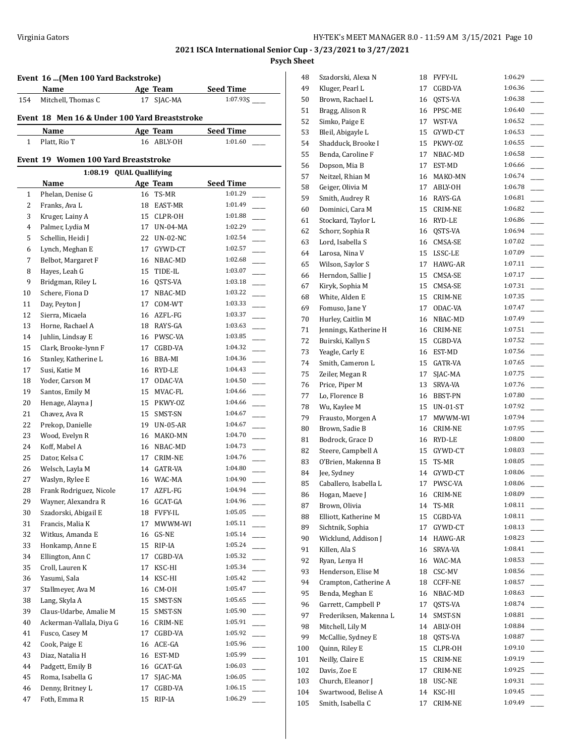# 2021 ISCA International Senior Cup - 3/23/2021 to 3/27/2021

**Psych Sheet**

### Event 16 ...(Men 100 Yard Backstroke)

| | Name | Age | Team | Seed Time |
|---|---|---|---|---|
| 154 | Mitchell, Thomas C | 17 | SJAC-MA | 1:07.93S |

### Event 18 Men 16 & Under 100 Yard Breaststroke

| | Name | Age | Team | Seed Time |
|---|---|---|---|---|
| 1 | Platt, Rio T | 16 | ABLY-OH | 1:01.60 |

### Event 19 Women 100 Yard Breaststroke

1:08.19 QUAL Quallifying

| | Name | Age | Team | Seed Time |
|---|---|---|---|---|
| 1 | Phelan, Denise G | 16 | TS-MR | 1:01.29 |
| 2 | Franks, Ava L | 18 | EAST-MR | 1:01.49 |
| 3 | Kruger, Lainy A | 15 | CLPR-OH | 1:01.88 |
| 4 | Palmer, Lydia M | 17 | UN-04-MA | 1:02.29 |
| 5 | Schellin, Heidi J | 22 | UN-02-NC | 1:02.54 |
| 6 | Lynch, Meghan E | 17 | GYWD-CT | 1:02.57 |
| 7 | Belbot, Margaret F | 16 | NBAC-MD | 1:02.68 |
| 8 | Hayes, Leah G | 15 | TIDE-IL | 1:03.07 |
| 9 | Bridgman, Riley L | 16 | QSTS-VA | 1:03.18 |
| 10 | Schere, Fiona D | 17 | NBAC-MD | 1:03.22 |
| 11 | Day, Peyton J | 17 | COM-WT | 1:03.33 |
| 12 | Sierra, Micaela | 16 | AZFL-FG | 1:03.37 |
| 13 | Horne, Rachael A | 18 | RAYS-GA | 1:03.63 |
| 14 | Juhlin, Lindsay E | 16 | PWSC-VA | 1:03.85 |
| 15 | Clark, Brooke-lynn F | 17 | CGBD-VA | 1:04.32 |
| 16 | Stanley, Katherine L | 16 | BBA-MI | 1:04.36 |
| 17 | Susi, Katie M | 16 | RYD-LE | 1:04.43 |
| 18 | Yoder, Carson M | 17 | ODAC-VA | 1:04.50 |
| 19 | Santos, Emily M | 15 | MVAC-FL | 1:04.66 |
| 20 | Henage, Alayna J | 15 | PKWY-OZ | 1:04.66 |
| 21 | Chavez, Ava R | 15 | SMST-SN | 1:04.67 |
| 22 | Prekop, Danielle | 19 | UN-05-AR | 1:04.67 |
| 23 | Wood, Evelyn R | 16 | MAKO-MN | 1:04.70 |
| 24 | Koff, Mabel A | 16 | NBAC-MD | 1:04.73 |
| 25 | Dator, Kelsa C | 17 | CRIM-NE | 1:04.76 |
| 26 | Welsch, Layla M | 14 | GATR-VA | 1:04.80 |
| 27 | Waslyn, Rylee E | 16 | WAC-MA | 1:04.90 |
| 28 | Frank Rodriguez, Nicole | 17 | AZFL-FG | 1:04.94 |
| 29 | Wayner, Alexandra R | 16 | GCAT-GA | 1:04.96 |
| 30 | Szadorski, Abigail E | 18 | FVFY-IL | 1:05.05 |
| 31 | Francis, Malia K | 17 | MWWM-WI | 1:05.11 |
| 32 | Witkus, Amanda E | 16 | GS-NE | 1:05.14 |
| 33 | Honkamp, Anne E | 15 | RIP-IA | 1:05.24 |
| 34 | Ellington, Ann C | 17 | CGBD-VA | 1:05.32 |
| 35 | Croll, Lauren K | 17 | KSC-HI | 1:05.34 |
| 36 | Yasumi, Sala | 14 | KSC-HI | 1:05.42 |
| 37 | Stallmeyer, Ava M | 16 | CM-OH | 1:05.47 |
| 38 | Lang, Skyla A | 15 | SMST-SN | 1:05.65 |
| 39 | Claus-Udarbe, Amalie M | 15 | SMST-SN | 1:05.90 |
| 40 | Ackerman-Vallala, Diya G | 16 | CRIM-NE | 1:05.91 |
| 41 | Fusco, Casey M | 17 | CGBD-VA | 1:05.92 |
| 42 | Cook, Paige E | 16 | ACE-GA | 1:05.96 |
| 43 | Diaz, Natalia H | 16 | EST-MD | 1:05.99 |
| 44 | Padgett, Emily B | 16 | GCAT-GA | 1:06.03 |
| 45 | Roma, Isabella G | 17 | SJAC-MA | 1:06.05 |
| 46 | Denny, Britney L | 17 | CGBD-VA | 1:06.15 |
| 47 | Foth, Emma R | 15 | RIP-IA | 1:06.29 |
| 48 | Szadorski, Alexa N | 18 | FVFY-IL | 1:06.29 |
| 49 | Kluger, Pearl L | 17 | CGBD-VA | 1:06.36 |
| 50 | Brown, Rachael L | 16 | QSTS-VA | 1:06.38 |
| 51 | Bragg, Alison R | 16 | PPSC-ME | 1:06.40 |
| 52 | Simko, Paige E | 17 | WST-VA | 1:06.52 |
| 53 | Bleil, Abigayle L | 15 | GYWD-CT | 1:06.53 |
| 54 | Shadduck, Brooke I | 15 | PKWY-OZ | 1:06.55 |
| 55 | Benda, Caroline F | 17 | NBAC-MD | 1:06.58 |
| 56 | Dopson, Mia B | 17 | EST-MD | 1:06.66 |
| 57 | Neitzel, Rhian M | 16 | MAKO-MN | 1:06.74 |
| 58 | Geiger, Olivia M | 17 | ABLY-OH | 1:06.78 |
| 59 | Smith, Audrey R | 16 | RAYS-GA | 1:06.81 |
| 60 | Dominici, Cara M | 15 | CRIM-NE | 1:06.82 |
| 61 | Stockard, Taylor L | 16 | RYD-LE | 1:06.86 |
| 62 | Schorr, Sophia R | 16 | QSTS-VA | 1:06.94 |
| 63 | Lord, Isabella S | 16 | CMSA-SE | 1:07.02 |
| 64 | Larosa, Nina V | 15 | LSSC-LE | 1:07.09 |
| 65 | Wilson, Saylor S | 17 | HAWG-AR | 1:07.11 |
| 66 | Herndon, Sallie J | 15 | CMSA-SE | 1:07.17 |
| 67 | Kiryk, Sophia M | 15 | CMSA-SE | 1:07.31 |
| 68 | White, Alden E | 15 | CRIM-NE | 1:07.35 |
| 69 | Fomuso, Jane Y | 17 | ODAC-VA | 1:07.47 |
| 70 | Hurley, Caitlin M | 16 | NBAC-MD | 1:07.49 |
| 71 | Jennings, Katherine H | 16 | CRIM-NE | 1:07.51 |
| 72 | Buirski, Kallyn S | 15 | CGBD-VA | 1:07.52 |
| 73 | Yeagle, Carly E | 16 | EST-MD | 1:07.56 |
| 74 | Smith, Cameron L | 15 | GATR-VA | 1:07.65 |
| 75 | Zeiler, Megan R | 17 | SJAC-MA | 1:07.75 |
| 76 | Price, Piper M | 13 | SRVA-VA | 1:07.76 |
| 77 | Lo, Florence B | 16 | BBST-PN | 1:07.80 |
| 78 | Wu, Kaylee M | 15 | UN-01-ST | 1:07.92 |
| 79 | Frausto, Morgen A | 17 | MWWM-WI | 1:07.94 |
| 80 | Brown, Sadie B | 16 | CRIM-NE | 1:07.95 |
| 81 | Bodrock, Grace D | 16 | RYD-LE | 1:08.00 |
| 82 | Steere, Campbell A | 15 | GYWD-CT | 1:08.03 |
| 83 | O'Brien, Makenna B | 15 | TS-MR | 1:08.05 |
| 84 | Jee, Sydney | 14 | GYWD-CT | 1:08.06 |
| 85 | Caballero, Isabella L | 17 | PWSC-VA | 1:08.06 |
| 86 | Hogan, Maeve J | 16 | CRIM-NE | 1:08.09 |
| 87 | Brown, Olivia | 14 | TS-MR | 1:08.11 |
| 88 | Elliott, Katherine M | 15 | CGBD-VA | 1:08.11 |
| 89 | Sichtnik, Sophia | 17 | GYWD-CT | 1:08.13 |
| 90 | Wicklund, Addison J | 14 | HAWG-AR | 1:08.23 |
| 91 | Killen, Ala S | 16 | SRVA-VA | 1:08.41 |
| 92 | Ryan, Lenya H | 16 | WAC-MA | 1:08.53 |
| 93 | Henderson, Elise M | 18 | CSC-MV | 1:08.56 |
| 94 | Crampton, Catherine A | 18 | CCFF-NE | 1:08.57 |
| 95 | Benda, Meghan E | 16 | NBAC-MD | 1:08.63 |
| 96 | Garrett, Campbell P | 17 | QSTS-VA | 1:08.74 |
| 97 | Frederiksen, Makenna L | 14 | SMST-SN | 1:08.81 |
| 98 | Mitchell, Lily M | 14 | ABLY-OH | 1:08.84 |
| 99 | McCallie, Sydney E | 18 | QSTS-VA | 1:08.87 |
| 100 | Quinn, Riley E | 15 | CLPR-OH | 1:09.10 |
| 101 | Neilly, Claire E | 15 | CRIM-NE | 1:09.19 |
| 102 | Davis, Zoe E | 17 | CRIM-NE | 1:09.25 |
| 103 | Church, Eleanor J | 18 | USC-NE | 1:09.31 |
| 104 | Swartwood, Belise A | 14 | KSC-HI | 1:09.45 |
| 105 | Smith, Isabella C | 17 | CRIM-NE | 1:09.49 |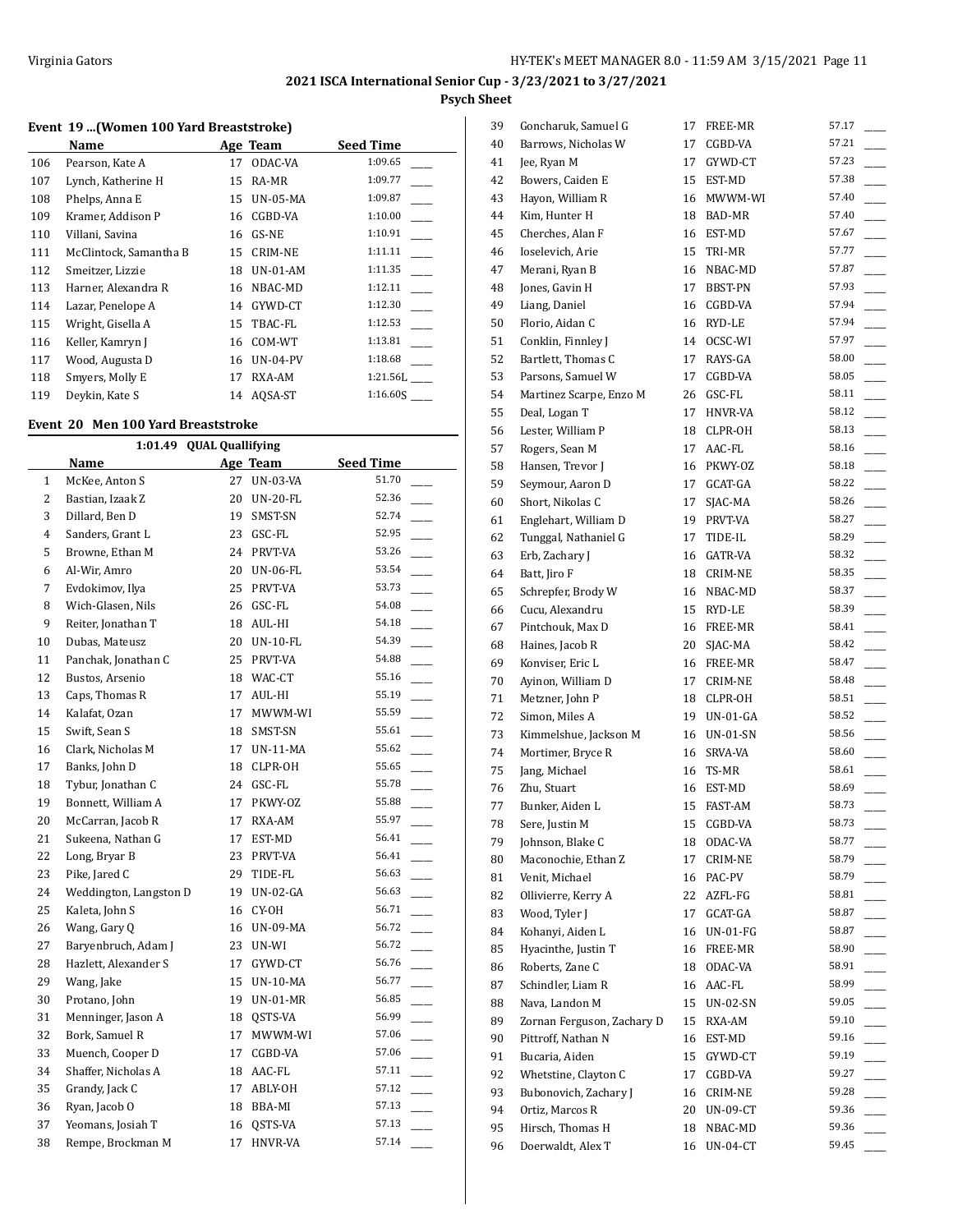# 2021 ISCA International Senior Cup - 3/23/2021 to 3/27/2021

**Psych Sheet**

### Event 19 ...(Women 100 Yard Breaststroke)

| | Name | Age | Team | Seed Time |
|---|---|---|---|---|
| 106 | Pearson, Kate A | 17 | ODAC-VA | 1:09.65 |
| 107 | Lynch, Katherine H | 15 | RA-MR | 1:09.77 |
| 108 | Phelps, Anna E | 15 | UN-05-MA | 1:09.87 |
| 109 | Kramer, Addison P | 16 | CGBD-VA | 1:10.00 |
| 110 | Villani, Savina | 16 | GS-NE | 1:10.91 |
| 111 | McClintock, Samantha B | 15 | CRIM-NE | 1:11.11 |
| 112 | Smeitzer, Lizzie | 18 | UN-01-AM | 1:11.35 |
| 113 | Harner, Alexandra R | 16 | NBAC-MD | 1:12.11 |
| 114 | Lazar, Penelope A | 14 | GYWD-CT | 1:12.30 |
| 115 | Wright, Gisella A | 15 | TBAC-FL | 1:12.53 |
| 116 | Keller, Kamryn J | 16 | COM-WT | 1:13.81 |
| 117 | Wood, Augusta D | 16 | UN-04-PV | 1:18.68 |
| 118 | Smyers, Molly E | 17 | RXA-AM | 1:21.56L |
| 119 | Deykin, Kate S | 14 | AQSA-ST | 1:16.60S |

### Event 20 Men 100 Yard Breaststroke

1:01.49 QUAL Quallifying

| | Name | Age | Team | Seed Time |
|---|---|---|---|---|
| 1 | McKee, Anton S | 27 | UN-03-VA | 51.70 |
| 2 | Bastian, Izaak Z | 20 | UN-20-FL | 52.36 |
| 3 | Dillard, Ben D | 19 | SMST-SN | 52.74 |
| 4 | Sanders, Grant L | 23 | GSC-FL | 52.95 |
| 5 | Browne, Ethan M | 24 | PRVT-VA | 53.26 |
| 6 | Al-Wir, Amro | 20 | UN-06-FL | 53.54 |
| 7 | Evdokimov, Ilya | 25 | PRVT-VA | 53.73 |
| 8 | Wich-Glasen, Nils | 26 | GSC-FL | 54.08 |
| 9 | Reiter, Jonathan T | 18 | AUL-HI | 54.18 |
| 10 | Dubas, Mateusz | 20 | UN-10-FL | 54.39 |
| 11 | Panchak, Jonathan C | 25 | PRVT-VA | 54.88 |
| 12 | Bustos, Arsenio | 18 | WAC-CT | 55.16 |
| 13 | Caps, Thomas R | 17 | AUL-HI | 55.19 |
| 14 | Kalafat, Ozan | 17 | MWWM-WI | 55.59 |
| 15 | Swift, Sean S | 18 | SMST-SN | 55.61 |
| 16 | Clark, Nicholas M | 17 | UN-11-MA | 55.62 |
| 17 | Banks, John D | 18 | CLPR-OH | 55.65 |
| 18 | Tybur, Jonathan C | 24 | GSC-FL | 55.78 |
| 19 | Bonnett, William A | 17 | PKWY-OZ | 55.88 |
| 20 | McCarran, Jacob R | 17 | RXA-AM | 55.97 |
| 21 | Sukeena, Nathan G | 17 | EST-MD | 56.41 |
| 22 | Long, Bryar B | 23 | PRVT-VA | 56.41 |
| 23 | Pike, Jared C | 29 | TIDE-FL | 56.63 |
| 24 | Weddington, Langston D | 19 | UN-02-GA | 56.63 |
| 25 | Kaleta, John S | 16 | CY-OH | 56.71 |
| 26 | Wang, Gary Q | 16 | UN-09-MA | 56.72 |
| 27 | Baryenbruch, Adam J | 23 | UN-WI | 56.72 |
| 28 | Hazlett, Alexander S | 17 | GYWD-CT | 56.76 |
| 29 | Wang, Jake | 15 | UN-10-MA | 56.77 |
| 30 | Protano, John | 19 | UN-01-MR | 56.85 |
| 31 | Menninger, Jason A | 18 | QSTS-VA | 56.99 |
| 32 | Bork, Samuel R | 17 | MWWM-WI | 57.06 |
| 33 | Muench, Cooper D | 17 | CGBD-VA | 57.06 |
| 34 | Shaffer, Nicholas A | 18 | AAC-FL | 57.11 |
| 35 | Grandy, Jack C | 17 | ABLY-OH | 57.12 |
| 36 | Ryan, Jacob O | 18 | BBA-MI | 57.13 |
| 37 | Yeomans, Josiah T | 16 | QSTS-VA | 57.13 |
| 38 | Rempe, Brockman M | 17 | HNVR-VA | 57.14 |
| 39 | Goncharuk, Samuel G | 17 | FREE-MR | 57.17 |
| 40 | Barrows, Nicholas W | 17 | CGBD-VA | 57.21 |
| 41 | Jee, Ryan M | 17 | GYWD-CT | 57.23 |
| 42 | Bowers, Caiden E | 15 | EST-MD | 57.38 |
| 43 | Hayon, William R | 16 | MWWM-WI | 57.40 |
| 44 | Kim, Hunter H | 18 | BAD-MR | 57.40 |
| 45 | Cherches, Alan F | 16 | EST-MD | 57.67 |
| 46 | Ioselevich, Arie | 15 | TRI-MR | 57.77 |
| 47 | Merani, Ryan B | 16 | NBAC-MD | 57.87 |
| 48 | Jones, Gavin H | 17 | BBST-PN | 57.93 |
| 49 | Liang, Daniel | 16 | CGBD-VA | 57.94 |
| 50 | Florio, Aidan C | 16 | RYD-LE | 57.94 |
| 51 | Conklin, Finnley J | 14 | OCSC-WI | 57.97 |
| 52 | Bartlett, Thomas C | 17 | RAYS-GA | 58.00 |
| 53 | Parsons, Samuel W | 17 | CGBD-VA | 58.05 |
| 54 | Martinez Scarpe, Enzo M | 26 | GSC-FL | 58.11 |
| 55 | Deal, Logan T | 17 | HNVR-VA | 58.12 |
| 56 | Lester, William P | 18 | CLPR-OH | 58.13 |
| 57 | Rogers, Sean M | 17 | AAC-FL | 58.16 |
| 58 | Hansen, Trevor J | 16 | PKWY-OZ | 58.18 |
| 59 | Seymour, Aaron D | 17 | GCAT-GA | 58.22 |
| 60 | Short, Nikolas C | 17 | SJAC-MA | 58.26 |
| 61 | Englehart, William D | 19 | PRVT-VA | 58.27 |
| 62 | Tunggal, Nathaniel G | 17 | TIDE-IL | 58.29 |
| 63 | Erb, Zachary J | 16 | GATR-VA | 58.32 |
| 64 | Batt, Jiro F | 18 | CRIM-NE | 58.35 |
| 65 | Schrepfer, Brody W | 16 | NBAC-MD | 58.37 |
| 66 | Cucu, Alexandru | 15 | RYD-LE | 58.39 |
| 67 | Pintchouk, Max D | 16 | FREE-MR | 58.41 |
| 68 | Haines, Jacob R | 20 | SJAC-MA | 58.42 |
| 69 | Konviser, Eric L | 16 | FREE-MR | 58.47 |
| 70 | Ayinon, William D | 17 | CRIM-NE | 58.48 |
| 71 | Metzner, John P | 18 | CLPR-OH | 58.51 |
| 72 | Simon, Miles A | 19 | UN-01-GA | 58.52 |
| 73 | Kimmelshue, Jackson M | 16 | UN-01-SN | 58.56 |
| 74 | Mortimer, Bryce R | 16 | SRVA-VA | 58.60 |
| 75 | Jang, Michael | 16 | TS-MR | 58.61 |
| 76 | Zhu, Stuart | 16 | EST-MD | 58.69 |
| 77 | Bunker, Aiden L | 15 | FAST-AM | 58.73 |
| 78 | Sere, Justin M | 15 | CGBD-VA | 58.73 |
| 79 | Johnson, Blake C | 18 | ODAC-VA | 58.77 |
| 80 | Maconochie, Ethan Z | 17 | CRIM-NE | 58.79 |
| 81 | Venit, Michael | 16 | PAC-PV | 58.79 |
| 82 | Ollivierre, Kerry A | 22 | AZFL-FG | 58.81 |
| 83 | Wood, Tyler J | 17 | GCAT-GA | 58.87 |
| 84 | Kohanyi, Aiden L | 16 | UN-01-FG | 58.87 |
| 85 | Hyacinthe, Justin T | 16 | FREE-MR | 58.90 |
| 86 | Roberts, Zane C | 18 | ODAC-VA | 58.91 |
| 87 | Schindler, Liam R | 16 | AAC-FL | 58.99 |
| 88 | Nava, Landon M | 15 | UN-02-SN | 59.05 |
| 89 | Zornan Ferguson, Zachary D | 15 | RXA-AM | 59.10 |
| 90 | Pittroff, Nathan N | 16 | EST-MD | 59.16 |
| 91 | Bucaria, Aiden | 15 | GYWD-CT | 59.19 |
| 92 | Whetstine, Clayton C | 17 | CGBD-VA | 59.27 |
| 93 | Bubonovich, Zachary J | 16 | CRIM-NE | 59.28 |
| 94 | Ortiz, Marcos R | 20 | UN-09-CT | 59.36 |
| 95 | Hirsch, Thomas H | 18 | NBAC-MD | 59.36 |
| 96 | Doerwaldt, Alex T | 16 | UN-04-CT | 59.45 |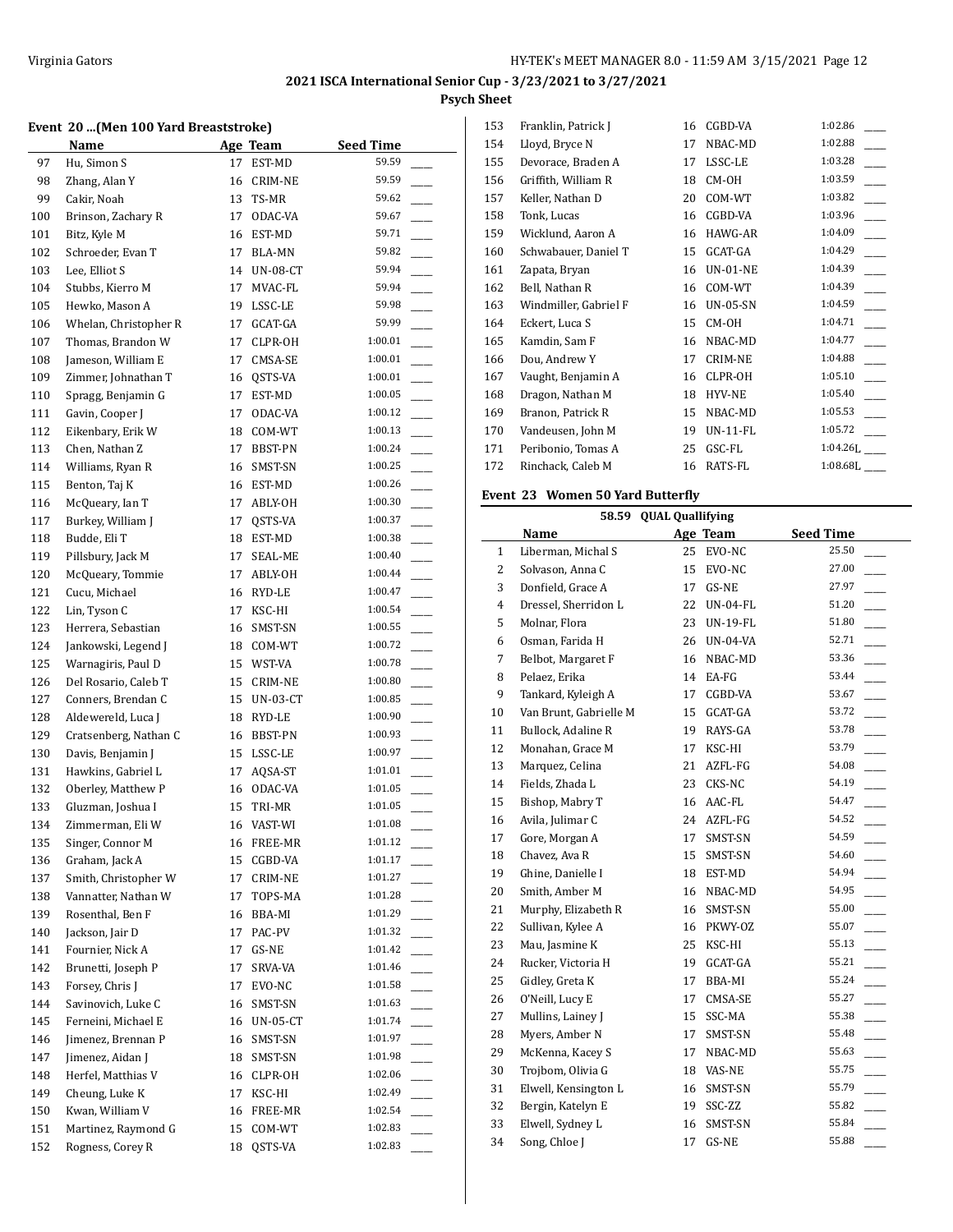**2021 ISCA International Senior Cup - 3/23/2021 to 3/27/2021**

**Psych Sheet**

### Event 20 ...(Men 100 Yard Breaststroke)

| | Name | Age | Team | Seed Time | |
|---|---|---|---|---|---|
| 97 | Hu, Simon S | 17 | EST-MD | 59.59 | ____ |
| 98 | Zhang, Alan Y | 16 | CRIM-NE | 59.59 | ____ |
| 99 | Cakir, Noah | 13 | TS-MR | 59.62 | ____ |
| 100 | Brinson, Zachary R | 17 | ODAC-VA | 59.67 | ____ |
| 101 | Bitz, Kyle M | 16 | EST-MD | 59.71 | ____ |
| 102 | Schroeder, Evan T | 17 | BLA-MN | 59.82 | ____ |
| 103 | Lee, Elliot S | 14 | UN-08-CT | 59.94 | ____ |
| 104 | Stubbs, Kierro M | 17 | MVAC-FL | 59.94 | ____ |
| 105 | Hewko, Mason A | 19 | LSSC-LE | 59.98 | ____ |
| 106 | Whelan, Christopher R | 17 | GCAT-GA | 59.99 | ____ |
| 107 | Thomas, Brandon W | 17 | CLPR-OH | 1:00.01 | ____ |
| 108 | Jameson, William E | 17 | CMSA-SE | 1:00.01 | ____ |
| 109 | Zimmer, Johnathan T | 16 | QSTS-VA | 1:00.01 | ____ |
| 110 | Spragg, Benjamin G | 17 | EST-MD | 1:00.05 | ____ |
| 111 | Gavin, Cooper J | 17 | ODAC-VA | 1:00.12 | ____ |
| 112 | Eikenbary, Erik W | 18 | COM-WT | 1:00.13 | ____ |
| 113 | Chen, Nathan Z | 17 | BBST-PN | 1:00.24 | ____ |
| 114 | Williams, Ryan R | 16 | SMST-SN | 1:00.25 | ____ |
| 115 | Benton, Taj K | 16 | EST-MD | 1:00.26 | ____ |
| 116 | McQueary, Ian T | 17 | ABLY-OH | 1:00.30 | ____ |
| 117 | Burkey, William J | 17 | QSTS-VA | 1:00.37 | ____ |
| 118 | Budde, Eli T | 18 | EST-MD | 1:00.38 | ____ |
| 119 | Pillsbury, Jack M | 17 | SEAL-ME | 1:00.40 | ____ |
| 120 | McQueary, Tommie | 17 | ABLY-OH | 1:00.44 | ____ |
| 121 | Cucu, Michael | 16 | RYD-LE | 1:00.47 | ____ |
| 122 | Lin, Tyson C | 17 | KSC-HI | 1:00.54 | ____ |
| 123 | Herrera, Sebastian | 16 | SMST-SN | 1:00.55 | ____ |
| 124 | Jankowski, Legend J | 18 | COM-WT | 1:00.72 | ____ |
| 125 | Warnagiris, Paul D | 15 | WST-VA | 1:00.78 | ____ |
| 126 | Del Rosario, Caleb T | 15 | CRIM-NE | 1:00.80 | ____ |
| 127 | Conners, Brendan C | 15 | UN-03-CT | 1:00.85 | ____ |
| 128 | Aldewereld, Luca J | 18 | RYD-LE | 1:00.90 | ____ |
| 129 | Cratsenberg, Nathan C | 16 | BBST-PN | 1:00.93 | ____ |
| 130 | Davis, Benjamin J | 15 | LSSC-LE | 1:00.97 | ____ |
| 131 | Hawkins, Gabriel L | 17 | AQSA-ST | 1:01.01 | ____ |
| 132 | Oberley, Matthew P | 16 | ODAC-VA | 1:01.05 | ____ |
| 133 | Gluzman, Joshua I | 15 | TRI-MR | 1:01.05 | ____ |
| 134 | Zimmerman, Eli W | 16 | VAST-WI | 1:01.08 | ____ |
| 135 | Singer, Connor M | 16 | FREE-MR | 1:01.12 | ____ |
| 136 | Graham, Jack A | 15 | CGBD-VA | 1:01.17 | ____ |
| 137 | Smith, Christopher W | 17 | CRIM-NE | 1:01.27 | ____ |
| 138 | Vannatter, Nathan W | 17 | TOPS-MA | 1:01.28 | ____ |
| 139 | Rosenthal, Ben F | 16 | BBA-MI | 1:01.29 | ____ |
| 140 | Jackson, Jair D | 17 | PAC-PV | 1:01.32 | ____ |
| 141 | Fournier, Nick A | 17 | GS-NE | 1:01.42 | ____ |
| 142 | Brunetti, Joseph P | 17 | SRVA-VA | 1:01.46 | ____ |
| 143 | Forsey, Chris J | 17 | EVO-NC | 1:01.58 | ____ |
| 144 | Savinovich, Luke C | 16 | SMST-SN | 1:01.63 | ____ |
| 145 | Ferneini, Michael E | 16 | UN-05-CT | 1:01.74 | ____ |
| 146 | Jimenez, Brennan P | 16 | SMST-SN | 1:01.97 | ____ |
| 147 | Jimenez, Aidan J | 18 | SMST-SN | 1:01.98 | ____ |
| 148 | Herfel, Matthias V | 16 | CLPR-OH | 1:02.06 | ____ |
| 149 | Cheung, Luke K | 17 | KSC-HI | 1:02.49 | ____ |
| 150 | Kwan, William V | 16 | FREE-MR | 1:02.54 | ____ |
| 151 | Martinez, Raymond G | 15 | COM-WT | 1:02.83 | ____ |
| 152 | Rogness, Corey R | 18 | QSTS-VA | 1:02.83 | ____ |
| 153 | Franklin, Patrick J | 16 | CGBD-VA | 1:02.86 | ____ |
| 154 | Lloyd, Bryce N | 17 | NBAC-MD | 1:02.88 | ____ |
| 155 | Devorace, Braden A | 17 | LSSC-LE | 1:03.28 | ____ |
| 156 | Griffith, William R | 18 | CM-OH | 1:03.59 | ____ |
| 157 | Keller, Nathan D | 20 | COM-WT | 1:03.82 | ____ |
| 158 | Tonk, Lucas | 16 | CGBD-VA | 1:03.96 | ____ |
| 159 | Wicklund, Aaron A | 16 | HAWG-AR | 1:04.09 | ____ |
| 160 | Schwabauer, Daniel T | 15 | GCAT-GA | 1:04.29 | ____ |
| 161 | Zapata, Bryan | 16 | UN-01-NE | 1:04.39 | ____ |
| 162 | Bell, Nathan R | 16 | COM-WT | 1:04.39 | ____ |
| 163 | Windmiller, Gabriel F | 16 | UN-05-SN | 1:04.59 | ____ |
| 164 | Eckert, Luca S | 15 | CM-OH | 1:04.71 | ____ |
| 165 | Kamdin, Sam F | 16 | NBAC-MD | 1:04.77 | ____ |
| 166 | Dou, Andrew Y | 17 | CRIM-NE | 1:04.88 | ____ |
| 167 | Vaught, Benjamin A | 16 | CLPR-OH | 1:05.10 | ____ |
| 168 | Dragon, Nathan M | 18 | HYV-NE | 1:05.40 | ____ |
| 169 | Branon, Patrick R | 15 | NBAC-MD | 1:05.53 | ____ |
| 170 | Vandeusen, John M | 19 | UN-11-FL | 1:05.72 | ____ |
| 171 | Peribonio, Tomas A | 25 | GSC-FL | 1:04.26L | ____ |
| 172 | Rinchack, Caleb M | 16 | RATS-FL | 1:08.68L | ____ |

### Event 23 Women 50 Yard Butterfly

58.59 QUAL Quallifying

| | Name | Age | Team | Seed Time | |
|---|---|---|---|---|---|
| 1 | Liberman, Michal S | 25 | EVO-NC | 25.50 | ____ |
| 2 | Solvason, Anna C | 15 | EVO-NC | 27.00 | ____ |
| 3 | Donfield, Grace A | 17 | GS-NE | 27.97 | ____ |
| 4 | Dressel, Sherridon L | 22 | UN-04-FL | 51.20 | ____ |
| 5 | Molnar, Flora | 23 | UN-19-FL | 51.80 | ____ |
| 6 | Osman, Farida H | 26 | UN-04-VA | 52.71 | ____ |
| 7 | Belbot, Margaret F | 16 | NBAC-MD | 53.36 | ____ |
| 8 | Pelaez, Erika | 14 | EA-FG | 53.44 | ____ |
| 9 | Tankard, Kyleigh A | 17 | CGBD-VA | 53.67 | ____ |
| 10 | Van Brunt, Gabrielle M | 15 | GCAT-GA | 53.72 | ____ |
| 11 | Bullock, Adaline R | 19 | RAYS-GA | 53.78 | ____ |
| 12 | Monahan, Grace M | 17 | KSC-HI | 53.79 | ____ |
| 13 | Marquez, Celina | 21 | AZFL-FG | 54.08 | ____ |
| 14 | Fields, Zhada L | 23 | CKS-NC | 54.19 | ____ |
| 15 | Bishop, Mabry T | 16 | AAC-FL | 54.47 | ____ |
| 16 | Avila, Julimar C | 24 | AZFL-FG | 54.52 | ____ |
| 17 | Gore, Morgan A | 17 | SMST-SN | 54.59 | ____ |
| 18 | Chavez, Ava R | 15 | SMST-SN | 54.60 | ____ |
| 19 | Ghine, Danielle I | 18 | EST-MD | 54.94 | ____ |
| 20 | Smith, Amber M | 16 | NBAC-MD | 54.95 | ____ |
| 21 | Murphy, Elizabeth R | 16 | SMST-SN | 55.00 | ____ |
| 22 | Sullivan, Kylee A | 16 | PKWY-OZ | 55.07 | ____ |
| 23 | Mau, Jasmine K | 25 | KSC-HI | 55.13 | ____ |
| 24 | Rucker, Victoria H | 19 | GCAT-GA | 55.21 | ____ |
| 25 | Gidley, Greta K | 17 | BBA-MI | 55.24 | ____ |
| 26 | O'Neill, Lucy E | 17 | CMSA-SE | 55.27 | ____ |
| 27 | Mullins, Lainey J | 15 | SSC-MA | 55.38 | ____ |
| 28 | Myers, Amber N | 17 | SMST-SN | 55.48 | ____ |
| 29 | McKenna, Kacey S | 17 | NBAC-MD | 55.63 | ____ |
| 30 | Trojbom, Olivia G | 18 | VAS-NE | 55.75 | ____ |
| 31 | Elwell, Kensington L | 16 | SMST-SN | 55.79 | ____ |
| 32 | Bergin, Katelyn E | 19 | SSC-ZZ | 55.82 | ____ |
| 33 | Elwell, Sydney L | 16 | SMST-SN | 55.84 | ____ |
| 34 | Song, Chloe J | 17 | GS-NE | 55.88 | ____ |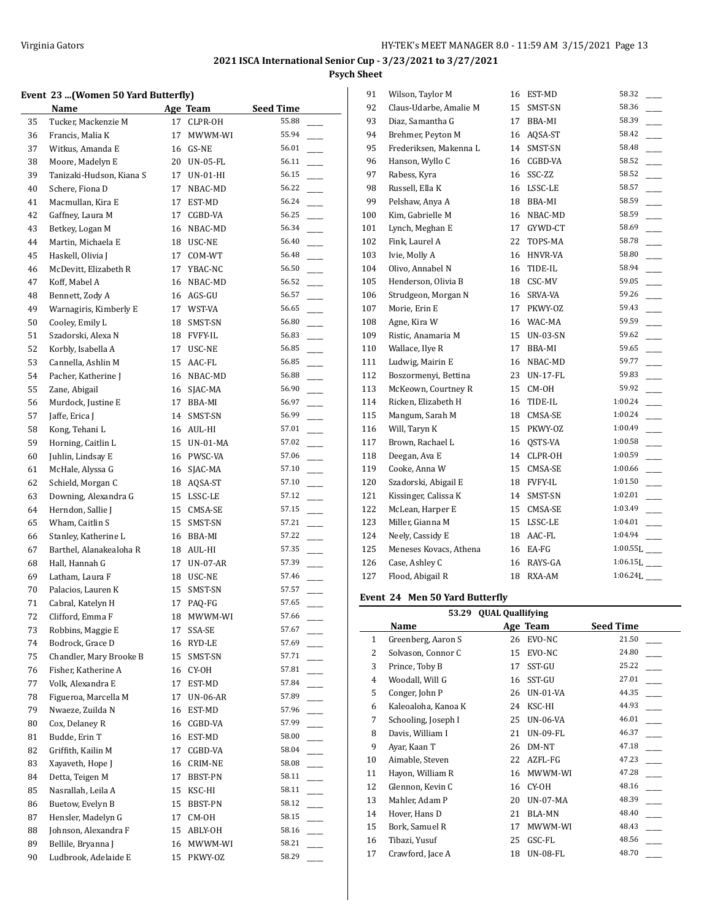**2021 ISCA International Senior Cup - 3/23/2021 to 3/27/2021**

**Psych Sheet**

### Event 23 ...(Women 50 Yard Butterfly)

| | Name | Age | Team | Seed Time | |
|---|---|---|---|---|---|
| 35 | Tucker, Mackenzie M | 17 | CLPR-OH | 55.88 | ____ |
| 36 | Francis, Malia K | 17 | MWWM-WI | 55.94 | ____ |
| 37 | Witkus, Amanda E | 16 | GS-NE | 56.01 | ____ |
| 38 | Moore, Madelyn E | 20 | UN-05-FL | 56.11 | ____ |
| 39 | Tanizaki-Hudson, Kiana S | 17 | UN-01-HI | 56.15 | ____ |
| 40 | Schere, Fiona D | 17 | NBAC-MD | 56.22 | ____ |
| 41 | Macmullan, Kira E | 17 | EST-MD | 56.24 | ____ |
| 42 | Gaffney, Laura M | 17 | CGBD-VA | 56.25 | ____ |
| 43 | Betkey, Logan M | 16 | NBAC-MD | 56.34 | ____ |
| 44 | Martin, Michaela E | 18 | USC-NE | 56.40 | ____ |
| 45 | Haskell, Olivia J | 17 | COM-WT | 56.48 | ____ |
| 46 | McDevitt, Elizabeth R | 17 | YBAC-NC | 56.50 | ____ |
| 47 | Koff, Mabel A | 16 | NBAC-MD | 56.52 | ____ |
| 48 | Bennett, Zody A | 16 | AGS-GU | 56.57 | ____ |
| 49 | Warnagiris, Kimberly E | 17 | WST-VA | 56.65 | ____ |
| 50 | Cooley, Emily L | 18 | SMST-SN | 56.80 | ____ |
| 51 | Szadorski, Alexa N | 18 | FVFY-IL | 56.83 | ____ |
| 52 | Korbly, Isabella A | 17 | USC-NE | 56.85 | ____ |
| 53 | Cannella, Ashlin M | 15 | AAC-FL | 56.85 | ____ |
| 54 | Pacher, Katherine J | 16 | NBAC-MD | 56.88 | ____ |
| 55 | Zane, Abigail | 16 | SJAC-MA | 56.90 | ____ |
| 56 | Murdock, Justine E | 17 | BBA-MI | 56.97 | ____ |
| 57 | Jaffe, Erica J | 14 | SMST-SN | 56.99 | ____ |
| 58 | Kong, Tehani L | 16 | AUL-HI | 57.01 | ____ |
| 59 | Horning, Caitlin L | 15 | UN-01-MA | 57.02 | ____ |
| 60 | Juhlin, Lindsay E | 16 | PWSC-VA | 57.06 | ____ |
| 61 | McHale, Alyssa G | 16 | SJAC-MA | 57.10 | ____ |
| 62 | Schield, Morgan C | 18 | AQSA-ST | 57.10 | ____ |
| 63 | Downing, Alexandra G | 15 | LSSC-LE | 57.12 | ____ |
| 64 | Herndon, Sallie J | 15 | CMSA-SE | 57.15 | ____ |
| 65 | Wham, Caitlin S | 15 | SMST-SN | 57.21 | ____ |
| 66 | Stanley, Katherine L | 16 | BBA-MI | 57.22 | ____ |
| 67 | Barthel, Alanakealoha R | 18 | AUL-HI | 57.35 | ____ |
| 68 | Hall, Hannah G | 17 | UN-07-AR | 57.39 | ____ |
| 69 | Latham, Laura F | 18 | USC-NE | 57.46 | ____ |
| 70 | Palacios, Lauren K | 15 | SMST-SN | 57.57 | ____ |
| 71 | Cabral, Katelyn H | 17 | PAQ-FG | 57.65 | ____ |
| 72 | Clifford, Emma F | 18 | MWWM-WI | 57.66 | ____ |
| 73 | Robbins, Maggie E | 17 | SSA-SE | 57.67 | ____ |
| 74 | Bodrock, Grace D | 16 | RYD-LE | 57.69 | ____ |
| 75 | Chandler, Mary Brooke B | 15 | SMST-SN | 57.71 | ____ |
| 76 | Fisher, Katherine A | 16 | CY-OH | 57.81 | ____ |
| 77 | Volk, Alexandra E | 17 | EST-MD | 57.84 | ____ |
| 78 | Figueroa, Marcella M | 17 | UN-06-AR | 57.89 | ____ |
| 79 | Nwaeze, Zuilda N | 16 | EST-MD | 57.96 | ____ |
| 80 | Cox, Delaney R | 16 | CGBD-VA | 57.99 | ____ |
| 81 | Budde, Erin T | 16 | EST-MD | 58.00 | ____ |
| 82 | Griffith, Kailin M | 17 | CGBD-VA | 58.04 | ____ |
| 83 | Xayaveth, Hope J | 16 | CRIM-NE | 58.08 | ____ |
| 84 | Detta, Teigen M | 17 | BBST-PN | 58.11 | ____ |
| 85 | Nasrallah, Leila A | 15 | KSC-HI | 58.11 | ____ |
| 86 | Buetow, Evelyn B | 15 | BBST-PN | 58.12 | ____ |
| 87 | Hensler, Madelyn G | 17 | CM-OH | 58.15 | ____ |
| 88 | Johnson, Alexandra F | 15 | ABLY-OH | 58.16 | ____ |
| 89 | Bellile, Bryanna J | 16 | MWWM-WI | 58.21 | ____ |
| 90 | Ludbrook, Adelaide E | 15 | PKWY-OZ | 58.29 | ____ |
| 91 | Wilson, Taylor M | 16 | EST-MD | 58.32 | ____ |
| 92 | Claus-Udarbe, Amalie M | 15 | SMST-SN | 58.36 | ____ |
| 93 | Diaz, Samantha G | 17 | BBA-MI | 58.39 | ____ |
| 94 | Brehmer, Peyton M | 16 | AQSA-ST | 58.42 | ____ |
| 95 | Frederiksen, Makenna L | 14 | SMST-SN | 58.48 | ____ |
| 96 | Hanson, Wyllo C | 16 | CGBD-VA | 58.52 | ____ |
| 97 | Rabess, Kyra | 16 | SSC-ZZ | 58.52 | ____ |
| 98 | Russell, Ella K | 16 | LSSC-LE | 58.57 | ____ |
| 99 | Pelshaw, Anya A | 18 | BBA-MI | 58.59 | ____ |
| 100 | Kim, Gabrielle M | 16 | NBAC-MD | 58.59 | ____ |
| 101 | Lynch, Meghan E | 17 | GYWD-CT | 58.69 | ____ |
| 102 | Fink, Laurel A | 22 | TOPS-MA | 58.78 | ____ |
| 103 | Ivie, Molly A | 16 | HNVR-VA | 58.80 | ____ |
| 104 | Olivo, Annabel N | 16 | TIDE-IL | 58.94 | ____ |
| 105 | Henderson, Olivia B | 18 | CSC-MV | 59.05 | ____ |
| 106 | Strudgeon, Morgan N | 16 | SRVA-VA | 59.26 | ____ |
| 107 | Morie, Erin E | 17 | PKWY-OZ | 59.43 | ____ |
| 108 | Agne, Kira W | 16 | WAC-MA | 59.59 | ____ |
| 109 | Ristic, Anamaria M | 15 | UN-03-SN | 59.62 | ____ |
| 110 | Wallace, Ilye R | 17 | BBA-MI | 59.65 | ____ |
| 111 | Ludwig, Mairin E | 16 | NBAC-MD | 59.77 | ____ |
| 112 | Boszormenyi, Bettina | 23 | UN-17-FL | 59.83 | ____ |
| 113 | McKeown, Courtney R | 15 | CM-OH | 59.92 | ____ |
| 114 | Ricken, Elizabeth H | 16 | TIDE-IL | 1:00.24 | ____ |
| 115 | Mangum, Sarah M | 18 | CMSA-SE | 1:00.24 | ____ |
| 116 | Will, Taryn K | 15 | PKWY-OZ | 1:00.49 | ____ |
| 117 | Brown, Rachael L | 16 | QSTS-VA | 1:00.58 | ____ |
| 118 | Deegan, Ava E | 14 | CLPR-OH | 1:00.59 | ____ |
| 119 | Cooke, Anna W | 15 | CMSA-SE | 1:00.66 | ____ |
| 120 | Szadorski, Abigail E | 18 | FVFY-IL | 1:01.50 | ____ |
| 121 | Kissinger, Calissa K | 14 | SMST-SN | 1:02.01 | ____ |
| 122 | McLean, Harper E | 15 | CMSA-SE | 1:03.49 | ____ |
| 123 | Miller, Gianna M | 15 | LSSC-LE | 1:04.01 | ____ |
| 124 | Neely, Cassidy E | 18 | AAC-FL | 1:04.94 | ____ |
| 125 | Meneses Kovacs, Athena | 16 | EA-FG | 1:00.55L | ____ |
| 126 | Case, Ashley C | 16 | RAYS-GA | 1:06.15L | ____ |
| 127 | Flood, Abigail R | 18 | RXA-AM | 1:06.24L | ____ |

### Event 24 Men 50 Yard Butterfly

53.29 QUAL Quallifying

| | Name | Age | Team | Seed Time | |
|---|---|---|---|---|---|
| 1 | Greenberg, Aaron S | 26 | EVO-NC | 21.50 | ____ |
| 2 | Solvason, Connor C | 15 | EVO-NC | 24.80 | ____ |
| 3 | Prince, Toby B | 17 | SST-GU | 25.22 | ____ |
| 4 | Woodall, Will G | 16 | SST-GU | 27.01 | ____ |
| 5 | Conger, John P | 26 | UN-01-VA | 44.35 | ____ |
| 6 | Kaleoaloha, Kanoa K | 24 | KSC-HI | 44.93 | ____ |
| 7 | Schooling, Joseph I | 25 | UN-06-VA | 46.01 | ____ |
| 8 | Davis, William I | 21 | UN-09-FL | 46.37 | ____ |
| 9 | Ayar, Kaan T | 26 | DM-NT | 47.18 | ____ |
| 10 | Aimable, Steven | 22 | AZFL-FG | 47.23 | ____ |
| 11 | Hayon, William R | 16 | MWWM-WI | 47.28 | ____ |
| 12 | Glennon, Kevin C | 16 | CY-OH | 48.16 | ____ |
| 13 | Mahler, Adam P | 20 | UN-07-MA | 48.39 | ____ |
| 14 | Hover, Hans D | 21 | BLA-MN | 48.40 | ____ |
| 15 | Bork, Samuel R | 17 | MWWM-WI | 48.43 | ____ |
| 16 | Tibazi, Yusuf | 25 | GSC-FL | 48.56 | ____ |
| 17 | Crawford, Jace A | 18 | UN-08-FL | 48.70 | ____ |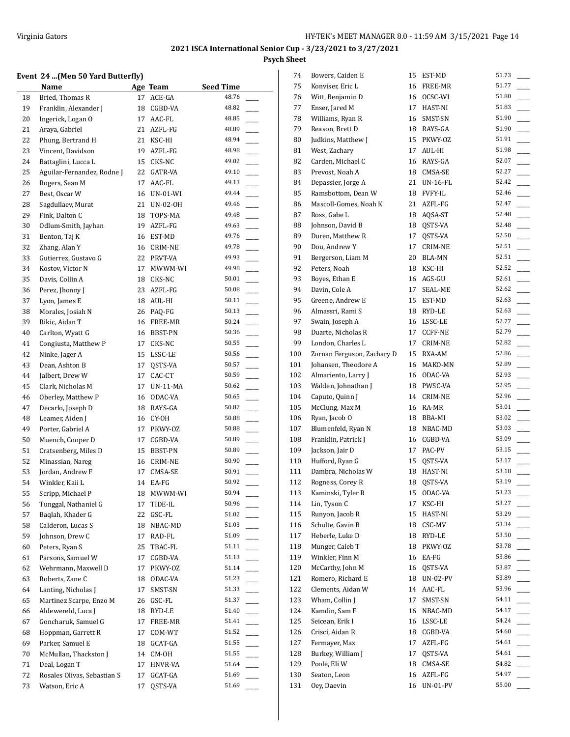## 2021 ISCA International Senior Cup - 3/23/2021 to 3/27/2021

### Psych Sheet

#### Event 24 ...(Men 50 Yard Butterfly)

| | Name | Age | Team | Seed Time | |
|---|---|---|---|---|---|
| 18 | Bried, Thomas R | 17 | ACE-GA | 48.76 | ____ |
| 19 | Franklin, Alexander J | 18 | CGBD-VA | 48.82 | ____ |
| 20 | Ingerick, Logan O | 17 | AAC-FL | 48.85 | ____ |
| 21 | Araya, Gabriel | 21 | AZFL-FG | 48.89 | ____ |
| 22 | Phung, Bertrand H | 21 | KSC-HI | 48.94 | ____ |
| 23 | Vincent, Davidson | 19 | AZFL-FG | 48.98 | ____ |
| 24 | Battaglini, Lucca L | 15 | CKS-NC | 49.02 | ____ |
| 25 | Aguilar-Fernandez, Rodne J | 22 | GATR-VA | 49.10 | ____ |
| 26 | Rogers, Sean M | 17 | AAC-FL | 49.13 | ____ |
| 27 | Best, Oscar W | 16 | UN-01-WI | 49.44 | ____ |
| 28 | Sagdullaev, Murat | 21 | UN-02-OH | 49.46 | ____ |
| 29 | Fink, Dalton C | 18 | TOPS-MA | 49.48 | ____ |
| 30 | Odlum-Smith, Jayhan | 19 | AZFL-FG | 49.63 | ____ |
| 31 | Benton, Taj K | 16 | EST-MD | 49.76 | ____ |
| 32 | Zhang, Alan Y | 16 | CRIM-NE | 49.78 | ____ |
| 33 | Gutierrez, Gustavo G | 22 | PRVT-VA | 49.93 | ____ |
| 34 | Kostov, Victor N | 17 | MWWM-WI | 49.98 | ____ |
| 35 | Davis, Collin A | 18 | CKS-NC | 50.01 | ____ |
| 36 | Perez, Jhonny J | 23 | AZFL-FG | 50.08 | ____ |
| 37 | Lyon, James E | 18 | AUL-HI | 50.11 | ____ |
| 38 | Morales, Josiah N | 26 | PAQ-FG | 50.13 | ____ |
| 39 | Rikic, Aidan T | 16 | FREE-MR | 50.24 | ____ |
| 40 | Carlton, Wyatt G | 16 | BBST-PN | 50.36 | ____ |
| 41 | Congiusta, Matthew P | 17 | CKS-NC | 50.55 | ____ |
| 42 | Ninke, Jager A | 15 | LSSC-LE | 50.56 | ____ |
| 43 | Dean, Ashton B | 17 | QSTS-VA | 50.57 | ____ |
| 44 | Jalbert, Drew W | 17 | CAC-CT | 50.59 | ____ |
| 45 | Clark, Nicholas M | 17 | UN-11-MA | 50.62 | ____ |
| 46 | Oberley, Matthew P | 16 | ODAC-VA | 50.65 | ____ |
| 47 | Decarlo, Joseph D | 18 | RAYS-GA | 50.82 | ____ |
| 48 | Leamer, Aiden J | 16 | CY-OH | 50.88 | ____ |
| 49 | Porter, Gabriel A | 17 | PKWY-OZ | 50.88 | ____ |
| 50 | Muench, Cooper D | 17 | CGBD-VA | 50.89 | ____ |
| 51 | Cratsenberg, Miles D | 15 | BBST-PN | 50.89 | ____ |
| 52 | Minassian, Nareg | 16 | CRIM-NE | 50.90 | ____ |
| 53 | Jordan, Andrew F | 17 | CMSA-SE | 50.91 | ____ |
| 54 | Winkler, Kaii L | 14 | EA-FG | 50.92 | ____ |
| 55 | Scripp, Michael P | 18 | MWWM-WI | 50.94 | ____ |
| 56 | Tunggal, Nathaniel G | 17 | TIDE-IL | 50.96 | ____ |
| 57 | Baqlah, Khader G | 22 | GSC-FL | 51.02 | ____ |
| 58 | Calderon, Lucas S | 18 | NBAC-MD | 51.03 | ____ |
| 59 | Johnson, Drew C | 17 | RAD-FL | 51.09 | ____ |
| 60 | Peters, Ryan S | 25 | TBAC-FL | 51.11 | ____ |
| 61 | Parsons, Samuel W | 17 | CGBD-VA | 51.13 | ____ |
| 62 | Wehrmann, Maxwell D | 17 | PKWY-OZ | 51.14 | ____ |
| 63 | Roberts, Zane C | 18 | ODAC-VA | 51.23 | ____ |
| 64 | Lanting, Nicholas J | 17 | SMST-SN | 51.33 | ____ |
| 65 | Martinez Scarpe, Enzo M | 26 | GSC-FL | 51.37 | ____ |
| 66 | Aldewereld, Luca J | 18 | RYD-LE | 51.40 | ____ |
| 67 | Goncharuk, Samuel G | 17 | FREE-MR | 51.41 | ____ |
| 68 | Hoppman, Garrett R | 17 | COM-WT | 51.52 | ____ |
| 69 | Parker, Samuel E | 18 | GCAT-GA | 51.55 | ____ |
| 70 | McMullan, Thackston J | 14 | CM-OH | 51.55 | ____ |
| 71 | Deal, Logan T | 17 | HNVR-VA | 51.64 | ____ |
| 72 | Rosales Olivas, Sebastian S | 17 | GCAT-GA | 51.69 | ____ |
| 73 | Watson, Eric A | 17 | QSTS-VA | 51.69 | ____ |
| 74 | Bowers, Caiden E | 15 | EST-MD | 51.73 | ____ |
| 75 | Konviser, Eric L | 16 | FREE-MR | 51.77 | ____ |
| 76 | Witt, Benjamin D | 16 | OCSC-WI | 51.80 | ____ |
| 77 | Enser, Jared M | 17 | HAST-NI | 51.83 | ____ |
| 78 | Williams, Ryan R | 16 | SMST-SN | 51.90 | ____ |
| 79 | Reason, Brett D | 18 | RAYS-GA | 51.90 | ____ |
| 80 | Judkins, Matthew J | 15 | PKWY-OZ | 51.91 | ____ |
| 81 | West, Zachary | 17 | AUL-HI | 51.98 | ____ |
| 82 | Carden, Michael C | 16 | RAYS-GA | 52.07 | ____ |
| 83 | Prevost, Noah A | 18 | CMSA-SE | 52.27 | ____ |
| 84 | Depassier, Jorge A | 21 | UN-16-FL | 52.42 | ____ |
| 85 | Ramsbottom, Dean W | 18 | FVFY-IL | 52.46 | ____ |
| 86 | Mascoll-Gomes, Noah K | 21 | AZFL-FG | 52.47 | ____ |
| 87 | Ross, Gabe L | 18 | AQSA-ST | 52.48 | ____ |
| 88 | Johnson, David B | 18 | QSTS-VA | 52.48 | ____ |
| 89 | Duren, Matthew R | 17 | QSTS-VA | 52.50 | ____ |
| 90 | Dou, Andrew Y | 17 | CRIM-NE | 52.51 | ____ |
| 91 | Bergerson, Liam M | 20 | BLA-MN | 52.51 | ____ |
| 92 | Peters, Noah | 18 | KSC-HI | 52.52 | ____ |
| 93 | Boyes, Ethan E | 16 | AGS-GU | 52.61 | ____ |
| 94 | Davin, Cole A | 17 | SEAL-ME | 52.62 | ____ |
| 95 | Greene, Andrew E | 15 | EST-MD | 52.63 | ____ |
| 96 | Almassri, Rami S | 18 | RYD-LE | 52.63 | ____ |
| 97 | Swain, Joseph A | 16 | LSSC-LE | 52.77 | ____ |
| 98 | Duarte, Nicholas R | 17 | CCFF-NE | 52.79 | ____ |
| 99 | London, Charles L | 17 | CRIM-NE | 52.82 | ____ |
| 100 | Zornan Ferguson, Zachary D | 15 | RXA-AM | 52.86 | ____ |
| 101 | Johansen, Theodore A | 16 | MAKO-MN | 52.89 | ____ |
| 102 | Almariento, Larry J | 16 | ODAC-VA | 52.93 | ____ |
| 103 | Walden, Johnathan J | 18 | PWSC-VA | 52.95 | ____ |
| 104 | Caputo, Quinn J | 14 | CRIM-NE | 52.96 | ____ |
| 105 | McClung, Max M | 16 | RA-MR | 53.01 | ____ |
| 106 | Ryan, Jacob O | 18 | BBA-MI | 53.02 | ____ |
| 107 | Blumenfeld, Ryan N | 18 | NBAC-MD | 53.03 | ____ |
| 108 | Franklin, Patrick J | 16 | CGBD-VA | 53.09 | ____ |
| 109 | Jackson, Jair D | 17 | PAC-PV | 53.15 | ____ |
| 110 | Hufford, Ryan G | 15 | QSTS-VA | 53.17 | ____ |
| 111 | Dambra, Nicholas W | 18 | HAST-NI | 53.18 | ____ |
| 112 | Rogness, Corey R | 18 | QSTS-VA | 53.19 | ____ |
| 113 | Kaminski, Tyler R | 15 | ODAC-VA | 53.23 | ____ |
| 114 | Lin, Tyson C | 17 | KSC-HI | 53.27 | ____ |
| 115 | Runyon, Jacob R | 15 | HAST-NI | 53.29 | ____ |
| 116 | Schulte, Gavin B | 18 | CSC-MV | 53.34 | ____ |
| 117 | Heberle, Luke D | 18 | RYD-LE | 53.50 | ____ |
| 118 | Munger, Caleb T | 18 | PKWY-OZ | 53.78 | ____ |
| 119 | Winkler, Finn M | 16 | EA-FG | 53.86 | ____ |
| 120 | McCarthy, John M | 16 | QSTS-VA | 53.87 | ____ |
| 121 | Romero, Richard E | 18 | UN-02-PV | 53.89 | ____ |
| 122 | Clements, Aidan W | 14 | AAC-FL | 53.96 | ____ |
| 123 | Wham, Collin J | 17 | SMST-SN | 54.11 | ____ |
| 124 | Kamdin, Sam F | 16 | NBAC-MD | 54.17 | ____ |
| 125 | Seicean, Erik I | 16 | LSSC-LE | 54.24 | ____ |
| 126 | Crisci, Aidan R | 18 | CGBD-VA | 54.60 | ____ |
| 127 | Fermayer, Max | 17 | AZFL-FG | 54.61 | ____ |
| 128 | Burkey, William J | 17 | QSTS-VA | 54.61 | ____ |
| 129 | Poole, Eli W | 18 | CMSA-SE | 54.82 | ____ |
| 130 | Seaton, Leon | 16 | AZFL-FG | 54.97 | ____ |
| 131 | Oey, Daevin | 16 | UN-01-PV | 55.00 | ____ |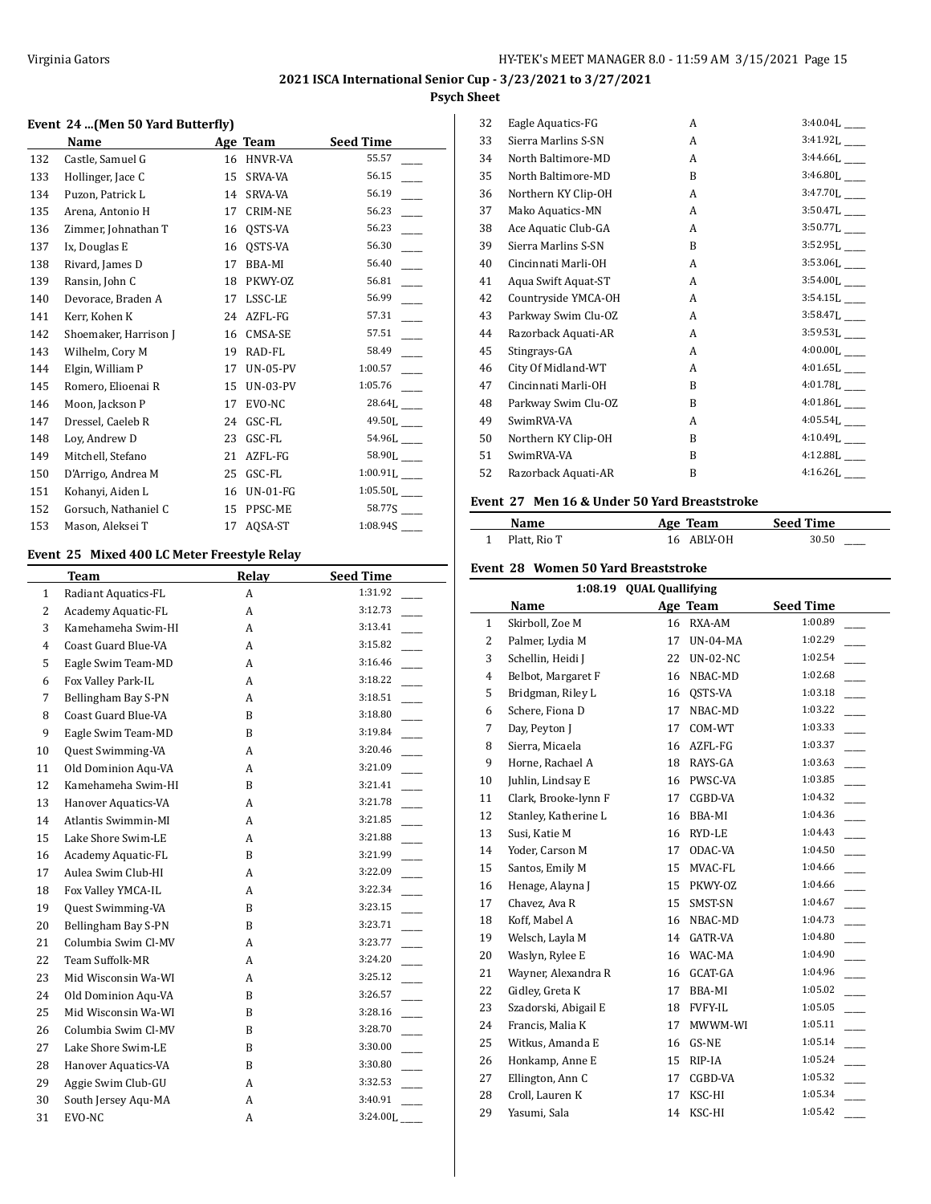## 2021 ISCA International Senior Cup - 3/23/2021 to 3/27/2021

### Psych Sheet

#### Event 24 ...(Men 50 Yard Butterfly)

| | Name | Age | Team | Seed Time |
|---|---|---|---|---|
| 132 | Castle, Samuel G | 16 | HNVR-VA | 55.57 ____ |
| 133 | Hollinger, Jace C | 15 | SRVA-VA | 56.15 ____ |
| 134 | Puzon, Patrick L | 14 | SRVA-VA | 56.19 ____ |
| 135 | Arena, Antonio H | 17 | CRIM-NE | 56.23 ____ |
| 136 | Zimmer, Johnathan T | 16 | QSTS-VA | 56.23 ____ |
| 137 | Ix, Douglas E | 16 | QSTS-VA | 56.30 ____ |
| 138 | Rivard, James D | 17 | BBA-MI | 56.40 ____ |
| 139 | Ransin, John C | 18 | PKWY-OZ | 56.81 ____ |
| 140 | Devorace, Braden A | 17 | LSSC-LE | 56.99 ____ |
| 141 | Kerr, Kohen K | 24 | AZFL-FG | 57.31 ____ |
| 142 | Shoemaker, Harrison J | 16 | CMSA-SE | 57.51 ____ |
| 143 | Wilhelm, Cory M | 19 | RAD-FL | 58.49 ____ |
| 144 | Elgin, William P | 17 | UN-05-PV | 1:00.57 ____ |
| 145 | Romero, Elioenai R | 15 | UN-03-PV | 1:05.76 ____ |
| 146 | Moon, Jackson P | 17 | EVO-NC | 28.64L ____ |
| 147 | Dressel, Caeleb R | 24 | GSC-FL | 49.50L ____ |
| 148 | Loy, Andrew D | 23 | GSC-FL | 54.96L ____ |
| 149 | Mitchell, Stefano | 21 | AZFL-FG | 58.90L ____ |
| 150 | D'Arrigo, Andrea M | 25 | GSC-FL | 1:00.91L ____ |
| 151 | Kohanyi, Aiden L | 16 | UN-01-FG | 1:05.50L ____ |
| 152 | Gorsuch, Nathaniel C | 15 | PPSC-ME | 58.77S ____ |
| 153 | Mason, Aleksei T | 17 | AQSA-ST | 1:08.94S ____ |

#### Event 25 Mixed 400 LC Meter Freestyle Relay

| | Team | Relay | Seed Time |
|---|---|---|---|
| 1 | Radiant Aquatics-FL | A | 1:31.92 ____ |
| 2 | Academy Aquatic-FL | A | 3:12.73 ____ |
| 3 | Kamehameha Swim-HI | A | 3:13.41 ____ |
| 4 | Coast Guard Blue-VA | A | 3:15.82 ____ |
| 5 | Eagle Swim Team-MD | A | 3:16.46 ____ |
| 6 | Fox Valley Park-IL | A | 3:18.22 ____ |
| 7 | Bellingham Bay S-PN | A | 3:18.51 ____ |
| 8 | Coast Guard Blue-VA | B | 3:18.80 ____ |
| 9 | Eagle Swim Team-MD | B | 3:19.84 ____ |
| 10 | Quest Swimming-VA | A | 3:20.46 ____ |
| 11 | Old Dominion Aqu-VA | A | 3:21.09 ____ |
| 12 | Kamehameha Swim-HI | B | 3:21.41 ____ |
| 13 | Hanover Aquatics-VA | A | 3:21.78 ____ |
| 14 | Atlantis Swimmin-MI | A | 3:21.85 ____ |
| 15 | Lake Shore Swim-LE | A | 3:21.88 ____ |
| 16 | Academy Aquatic-FL | B | 3:21.99 ____ |
| 17 | Aulea Swim Club-HI | A | 3:22.09 ____ |
| 18 | Fox Valley YMCA-IL | A | 3:22.34 ____ |
| 19 | Quest Swimming-VA | B | 3:23.15 ____ |
| 20 | Bellingham Bay S-PN | B | 3:23.71 ____ |
| 21 | Columbia Swim Cl-MV | A | 3:23.77 ____ |
| 22 | Team Suffolk-MR | A | 3:24.20 ____ |
| 23 | Mid Wisconsin Wa-WI | A | 3:25.12 ____ |
| 24 | Old Dominion Aqu-VA | B | 3:26.57 ____ |
| 25 | Mid Wisconsin Wa-WI | B | 3:28.16 ____ |
| 26 | Columbia Swim Cl-MV | B | 3:28.70 ____ |
| 27 | Lake Shore Swim-LE | B | 3:30.00 ____ |
| 28 | Hanover Aquatics-VA | B | 3:30.80 ____ |
| 29 | Aggie Swim Club-GU | A | 3:32.53 ____ |
| 30 | South Jersey Aqu-MA | A | 3:40.91 ____ |
| 31 | EVO-NC | A | 3:24.00L ____ |
| 32 | Eagle Aquatics-FG | A | 3:40.04L ____ |
| 33 | Sierra Marlins S-SN | A | 3:41.92L ____ |
| 34 | North Baltimore-MD | A | 3:44.66L ____ |
| 35 | North Baltimore-MD | B | 3:46.80L ____ |
| 36 | Northern KY Clip-OH | A | 3:47.70L ____ |
| 37 | Mako Aquatics-MN | A | 3:50.47L ____ |
| 38 | Ace Aquatic Club-GA | A | 3:50.77L ____ |
| 39 | Sierra Marlins S-SN | B | 3:52.95L ____ |
| 40 | Cincinnati Marli-OH | A | 3:53.06L ____ |
| 41 | Aqua Swift Aquat-ST | A | 3:54.00L ____ |
| 42 | Countryside YMCA-OH | A | 3:54.15L ____ |
| 43 | Parkway Swim Clu-OZ | A | 3:58.47L ____ |
| 44 | Razorback Aquati-AR | A | 3:59.53L ____ |
| 45 | Stingrays-GA | A | 4:00.00L ____ |
| 46 | City Of Midland-WT | A | 4:01.65L ____ |
| 47 | Cincinnati Marli-OH | B | 4:01.78L ____ |
| 48 | Parkway Swim Clu-OZ | B | 4:01.86L ____ |
| 49 | SwimRVA-VA | A | 4:05.54L ____ |
| 50 | Northern KY Clip-OH | B | 4:10.49L ____ |
| 51 | SwimRVA-VA | B | 4:12.88L ____ |
| 52 | Razorback Aquati-AR | B | 4:16.26L ____ |

#### Event 27 Men 16 & Under 50 Yard Breaststroke

| | Name | Age | Team | Seed Time |
|---|---|---|---|---|
| 1 | Platt, Rio T | 16 | ABLY-OH | 30.50 ____ |

#### Event 28 Women 50 Yard Breaststroke

1:08.19 QUAL Quallifying

| | Name | Age | Team | Seed Time |
|---|---|---|---|---|
| 1 | Skirboll, Zoe M | 16 | RXA-AM | 1:00.89 ____ |
| 2 | Palmer, Lydia M | 17 | UN-04-MA | 1:02.29 ____ |
| 3 | Schellin, Heidi J | 22 | UN-02-NC | 1:02.54 ____ |
| 4 | Belbot, Margaret F | 16 | NBAC-MD | 1:02.68 ____ |
| 5 | Bridgman, Riley L | 16 | QSTS-VA | 1:03.18 ____ |
| 6 | Schere, Fiona D | 17 | NBAC-MD | 1:03.22 ____ |
| 7 | Day, Peyton J | 17 | COM-WT | 1:03.33 ____ |
| 8 | Sierra, Micaela | 16 | AZFL-FG | 1:03.37 ____ |
| 9 | Horne, Rachael A | 18 | RAYS-GA | 1:03.63 ____ |
| 10 | Juhlin, Lindsay E | 16 | PWSC-VA | 1:03.85 ____ |
| 11 | Clark, Brooke-lynn F | 17 | CGBD-VA | 1:04.32 ____ |
| 12 | Stanley, Katherine L | 16 | BBA-MI | 1:04.36 ____ |
| 13 | Susi, Katie M | 16 | RYD-LE | 1:04.43 ____ |
| 14 | Yoder, Carson M | 17 | ODAC-VA | 1:04.50 ____ |
| 15 | Santos, Emily M | 15 | MVAC-FL | 1:04.66 ____ |
| 16 | Henage, Alayna J | 15 | PKWY-OZ | 1:04.66 ____ |
| 17 | Chavez, Ava R | 15 | SMST-SN | 1:04.67 ____ |
| 18 | Koff, Mabel A | 16 | NBAC-MD | 1:04.73 ____ |
| 19 | Welsch, Layla M | 14 | GATR-VA | 1:04.80 ____ |
| 20 | Waslyn, Rylee E | 16 | WAC-MA | 1:04.90 ____ |
| 21 | Wayner, Alexandra R | 16 | GCAT-GA | 1:04.96 ____ |
| 22 | Gidley, Greta K | 17 | BBA-MI | 1:05.02 ____ |
| 23 | Szadorski, Abigail E | 18 | FVFY-IL | 1:05.05 ____ |
| 24 | Francis, Malia K | 17 | MWWM-WI | 1:05.11 ____ |
| 25 | Witkus, Amanda E | 16 | GS-NE | 1:05.14 ____ |
| 26 | Honkamp, Anne E | 15 | RIP-IA | 1:05.24 ____ |
| 27 | Ellington, Ann C | 17 | CGBD-VA | 1:05.32 ____ |
| 28 | Croll, Lauren K | 17 | KSC-HI | 1:05.34 ____ |
| 29 | Yasumi, Sala | 14 | KSC-HI | 1:05.42 ____ |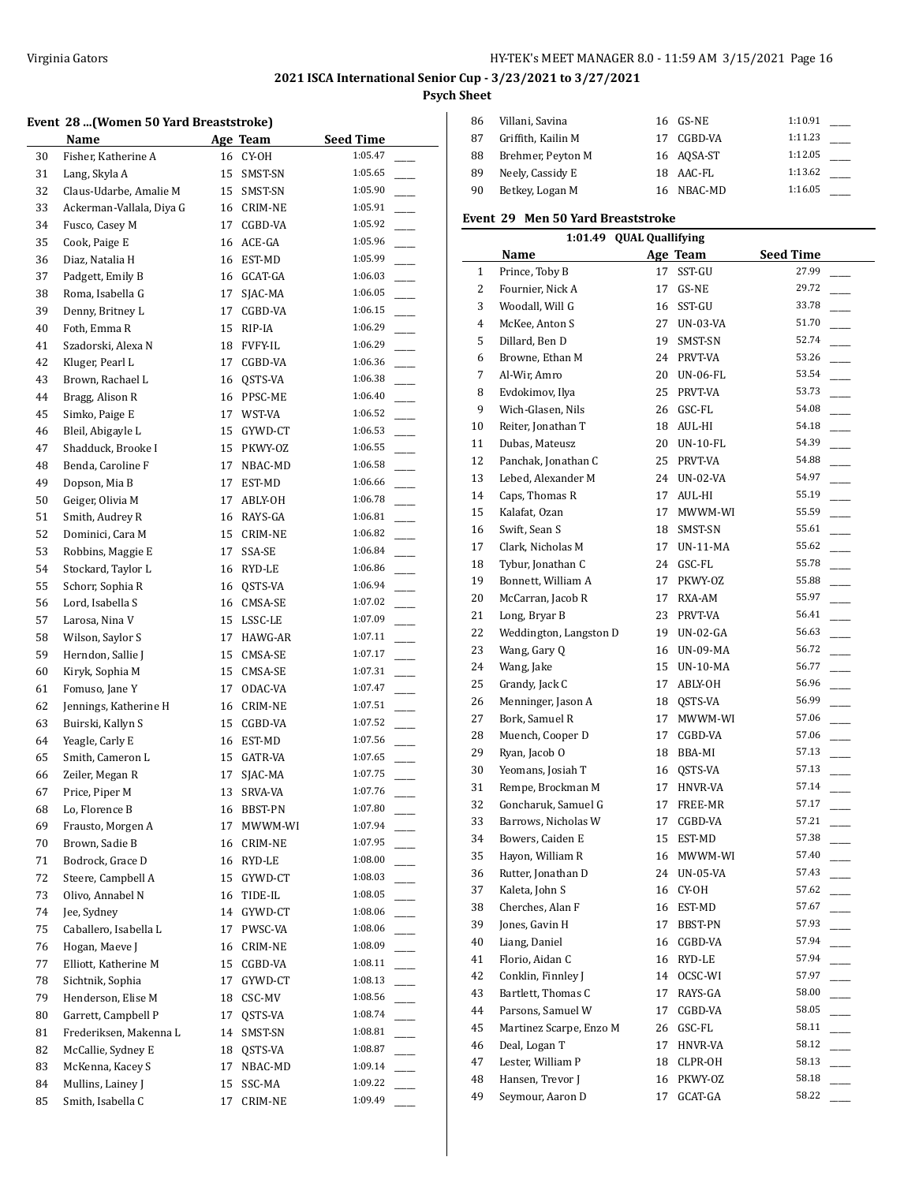2021 ISCA International Senior Cup - 3/23/2021 to 3/27/2021

Psych Sheet

### Event 28 ...(Women 50 Yard Breaststroke)

| | Name | Age | Team | Seed Time | |
|---|---|---|---|---|---|
| 30 | Fisher, Katherine A | 16 | CY-OH | 1:05.47 | ___ |
| 31 | Lang, Skyla A | 15 | SMST-SN | 1:05.65 | ___ |
| 32 | Claus-Udarbe, Amalie M | 15 | SMST-SN | 1:05.90 | ___ |
| 33 | Ackerman-Vallala, Diya G | 16 | CRIM-NE | 1:05.91 | ___ |
| 34 | Fusco, Casey M | 17 | CGBD-VA | 1:05.92 | ___ |
| 35 | Cook, Paige E | 16 | ACE-GA | 1:05.96 | ___ |
| 36 | Diaz, Natalia H | 16 | EST-MD | 1:05.99 | ___ |
| 37 | Padgett, Emily B | 16 | GCAT-GA | 1:06.03 | ___ |
| 38 | Roma, Isabella G | 17 | SJAC-MA | 1:06.05 | ___ |
| 39 | Denny, Britney L | 17 | CGBD-VA | 1:06.15 | ___ |
| 40 | Foth, Emma R | 15 | RIP-IA | 1:06.29 | ___ |
| 41 | Szadorski, Alexa N | 18 | FVFY-IL | 1:06.29 | ___ |
| 42 | Kluger, Pearl L | 17 | CGBD-VA | 1:06.36 | ___ |
| 43 | Brown, Rachael L | 16 | QSTS-VA | 1:06.38 | ___ |
| 44 | Bragg, Alison R | 16 | PPSC-ME | 1:06.40 | ___ |
| 45 | Simko, Paige E | 17 | WST-VA | 1:06.52 | ___ |
| 46 | Bleil, Abigayle L | 15 | GYWD-CT | 1:06.53 | ___ |
| 47 | Shadduck, Brooke I | 15 | PKWY-OZ | 1:06.55 | ___ |
| 48 | Benda, Caroline F | 17 | NBAC-MD | 1:06.58 | ___ |
| 49 | Dopson, Mia B | 17 | EST-MD | 1:06.66 | ___ |
| 50 | Geiger, Olivia M | 17 | ABLY-OH | 1:06.78 | ___ |
| 51 | Smith, Audrey R | 16 | RAYS-GA | 1:06.81 | ___ |
| 52 | Dominici, Cara M | 15 | CRIM-NE | 1:06.82 | ___ |
| 53 | Robbins, Maggie E | 17 | SSA-SE | 1:06.84 | ___ |
| 54 | Stockard, Taylor L | 16 | RYD-LE | 1:06.86 | ___ |
| 55 | Schorr, Sophia R | 16 | QSTS-VA | 1:06.94 | ___ |
| 56 | Lord, Isabella S | 16 | CMSA-SE | 1:07.02 | ___ |
| 57 | Larosa, Nina V | 15 | LSSC-LE | 1:07.09 | ___ |
| 58 | Wilson, Saylor S | 17 | HAWG-AR | 1:07.11 | ___ |
| 59 | Herndon, Sallie J | 15 | CMSA-SE | 1:07.17 | ___ |
| 60 | Kiryk, Sophia M | 15 | CMSA-SE | 1:07.31 | ___ |
| 61 | Fomuso, Jane Y | 17 | ODAC-VA | 1:07.47 | ___ |
| 62 | Jennings, Katherine H | 16 | CRIM-NE | 1:07.51 | ___ |
| 63 | Buirski, Kallyn S | 15 | CGBD-VA | 1:07.52 | ___ |
| 64 | Yeagle, Carly E | 16 | EST-MD | 1:07.56 | ___ |
| 65 | Smith, Cameron L | 15 | GATR-VA | 1:07.65 | ___ |
| 66 | Zeiler, Megan R | 17 | SJAC-MA | 1:07.75 | ___ |
| 67 | Price, Piper M | 13 | SRVA-VA | 1:07.76 | ___ |
| 68 | Lo, Florence B | 16 | BBST-PN | 1:07.80 | ___ |
| 69 | Frausto, Morgen A | 17 | MWWM-WI | 1:07.94 | ___ |
| 70 | Brown, Sadie B | 16 | CRIM-NE | 1:07.95 | ___ |
| 71 | Bodrock, Grace D | 16 | RYD-LE | 1:08.00 | ___ |
| 72 | Steere, Campbell A | 15 | GYWD-CT | 1:08.03 | ___ |
| 73 | Olivo, Annabel N | 16 | TIDE-IL | 1:08.05 | ___ |
| 74 | Jee, Sydney | 14 | GYWD-CT | 1:08.06 | ___ |
| 75 | Caballero, Isabella L | 17 | PWSC-VA | 1:08.06 | ___ |
| 76 | Hogan, Maeve J | 16 | CRIM-NE | 1:08.09 | ___ |
| 77 | Elliott, Katherine M | 15 | CGBD-VA | 1:08.11 | ___ |
| 78 | Sichtnik, Sophia | 17 | GYWD-CT | 1:08.13 | ___ |
| 79 | Henderson, Elise M | 18 | CSC-MV | 1:08.56 | ___ |
| 80 | Garrett, Campbell P | 17 | QSTS-VA | 1:08.74 | ___ |
| 81 | Frederiksen, Makenna L | 14 | SMST-SN | 1:08.81 | ___ |
| 82 | McCallie, Sydney E | 18 | QSTS-VA | 1:08.87 | ___ |
| 83 | McKenna, Kacey S | 17 | NBAC-MD | 1:09.14 | ___ |
| 84 | Mullins, Lainey J | 15 | SSC-MA | 1:09.22 | ___ |
| 85 | Smith, Isabella C | 17 | CRIM-NE | 1:09.49 | ___ |
| 86 | Villani, Savina | 16 | GS-NE | 1:10.91 | ___ |
| 87 | Griffith, Kailin M | 17 | CGBD-VA | 1:11.23 | ___ |
| 88 | Brehmer, Peyton M | 16 | AQSA-ST | 1:12.05 | ___ |
| 89 | Neely, Cassidy E | 18 | AAC-FL | 1:13.62 | ___ |
| 90 | Betkey, Logan M | 16 | NBAC-MD | 1:16.05 | ___ |

### Event 29 Men 50 Yard Breaststroke

1:01.49 QUAL Quallifying

| | Name | Age | Team | Seed Time | |
|---|---|---|---|---|---|
| 1 | Prince, Toby B | 17 | SST-GU | 27.99 | ___ |
| 2 | Fournier, Nick A | 17 | GS-NE | 29.72 | ___ |
| 3 | Woodall, Will G | 16 | SST-GU | 33.78 | ___ |
| 4 | McKee, Anton S | 27 | UN-03-VA | 51.70 | ___ |
| 5 | Dillard, Ben D | 19 | SMST-SN | 52.74 | ___ |
| 6 | Browne, Ethan M | 24 | PRVT-VA | 53.26 | ___ |
| 7 | Al-Wir, Amro | 20 | UN-06-FL | 53.54 | ___ |
| 8 | Evdokimov, Ilya | 25 | PRVT-VA | 53.73 | ___ |
| 9 | Wich-Glasen, Nils | 26 | GSC-FL | 54.08 | ___ |
| 10 | Reiter, Jonathan T | 18 | AUL-HI | 54.18 | ___ |
| 11 | Dubas, Mateusz | 20 | UN-10-FL | 54.39 | ___ |
| 12 | Panchak, Jonathan C | 25 | PRVT-VA | 54.88 | ___ |
| 13 | Lebed, Alexander M | 24 | UN-02-VA | 54.97 | ___ |
| 14 | Caps, Thomas R | 17 | AUL-HI | 55.19 | ___ |
| 15 | Kalafat, Ozan | 17 | MWWM-WI | 55.59 | ___ |
| 16 | Swift, Sean S | 18 | SMST-SN | 55.61 | ___ |
| 17 | Clark, Nicholas M | 17 | UN-11-MA | 55.62 | ___ |
| 18 | Tybur, Jonathan C | 24 | GSC-FL | 55.78 | ___ |
| 19 | Bonnett, William A | 17 | PKWY-OZ | 55.88 | ___ |
| 20 | McCarran, Jacob R | 17 | RXA-AM | 55.97 | ___ |
| 21 | Long, Bryar B | 23 | PRVT-VA | 56.41 | ___ |
| 22 | Weddington, Langston D | 19 | UN-02-GA | 56.63 | ___ |
| 23 | Wang, Gary Q | 16 | UN-09-MA | 56.72 | ___ |
| 24 | Wang, Jake | 15 | UN-10-MA | 56.77 | ___ |
| 25 | Grandy, Jack C | 17 | ABLY-OH | 56.96 | ___ |
| 26 | Menninger, Jason A | 18 | QSTS-VA | 56.99 | ___ |
| 27 | Bork, Samuel R | 17 | MWWM-WI | 57.06 | ___ |
| 28 | Muench, Cooper D | 17 | CGBD-VA | 57.06 | ___ |
| 29 | Ryan, Jacob O | 18 | BBA-MI | 57.13 | ___ |
| 30 | Yeomans, Josiah T | 16 | QSTS-VA | 57.13 | ___ |
| 31 | Rempe, Brockman M | 17 | HNVR-VA | 57.14 | ___ |
| 32 | Goncharuk, Samuel G | 17 | FREE-MR | 57.17 | ___ |
| 33 | Barrows, Nicholas W | 17 | CGBD-VA | 57.21 | ___ |
| 34 | Bowers, Caiden E | 15 | EST-MD | 57.38 | ___ |
| 35 | Hayon, William R | 16 | MWWM-WI | 57.40 | ___ |
| 36 | Rutter, Jonathan D | 24 | UN-05-VA | 57.43 | ___ |
| 37 | Kaleta, John S | 16 | CY-OH | 57.62 | ___ |
| 38 | Cherches, Alan F | 16 | EST-MD | 57.67 | ___ |
| 39 | Jones, Gavin H | 17 | BBST-PN | 57.93 | ___ |
| 40 | Liang, Daniel | 16 | CGBD-VA | 57.94 | ___ |
| 41 | Florio, Aidan C | 16 | RYD-LE | 57.94 | ___ |
| 42 | Conklin, Finnley J | 14 | OCSC-WI | 57.97 | ___ |
| 43 | Bartlett, Thomas C | 17 | RAYS-GA | 58.00 | ___ |
| 44 | Parsons, Samuel W | 17 | CGBD-VA | 58.05 | ___ |
| 45 | Martinez Scarpe, Enzo M | 26 | GSC-FL | 58.11 | ___ |
| 46 | Deal, Logan T | 17 | HNVR-VA | 58.12 | ___ |
| 47 | Lester, William P | 18 | CLPR-OH | 58.13 | ___ |
| 48 | Hansen, Trevor J | 16 | PKWY-OZ | 58.18 | ___ |
| 49 | Seymour, Aaron D | 17 | GCAT-GA | 58.22 | ___ |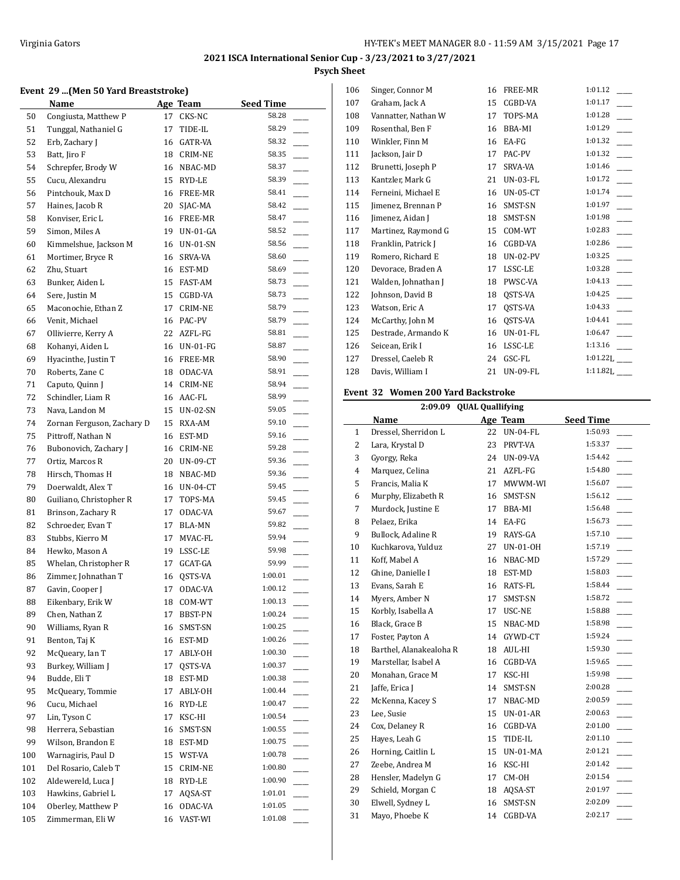## 2021 ISCA International Senior Cup - 3/23/2021 to 3/27/2021

### Psych Sheet

#### Event 29 ...(Men 50 Yard Breaststroke)

| | Name | Age | Team | Seed Time | |
|---|---|---|---|---|---|
| 50 | Congiusta, Matthew P | 17 | CKS-NC | 58.28 | ____ |
| 51 | Tunggal, Nathaniel G | 17 | TIDE-IL | 58.29 | ____ |
| 52 | Erb, Zachary J | 16 | GATR-VA | 58.32 | ____ |
| 53 | Batt, Jiro F | 18 | CRIM-NE | 58.35 | ____ |
| 54 | Schrepfer, Brody W | 16 | NBAC-MD | 58.37 | ____ |
| 55 | Cucu, Alexandru | 15 | RYD-LE | 58.39 | ____ |
| 56 | Pintchouk, Max D | 16 | FREE-MR | 58.41 | ____ |
| 57 | Haines, Jacob R | 20 | SJAC-MA | 58.42 | ____ |
| 58 | Konviser, Eric L | 16 | FREE-MR | 58.47 | ____ |
| 59 | Simon, Miles A | 19 | UN-01-GA | 58.52 | ____ |
| 60 | Kimmelshue, Jackson M | 16 | UN-01-SN | 58.56 | ____ |
| 61 | Mortimer, Bryce R | 16 | SRVA-VA | 58.60 | ____ |
| 62 | Zhu, Stuart | 16 | EST-MD | 58.69 | ____ |
| 63 | Bunker, Aiden L | 15 | FAST-AM | 58.73 | ____ |
| 64 | Sere, Justin M | 15 | CGBD-VA | 58.73 | ____ |
| 65 | Maconochie, Ethan Z | 17 | CRIM-NE | 58.79 | ____ |
| 66 | Venit, Michael | 16 | PAC-PV | 58.79 | ____ |
| 67 | Ollivierre, Kerry A | 22 | AZFL-FG | 58.81 | ____ |
| 68 | Kohanyi, Aiden L | 16 | UN-01-FG | 58.87 | ____ |
| 69 | Hyacinthe, Justin T | 16 | FREE-MR | 58.90 | ____ |
| 70 | Roberts, Zane C | 18 | ODAC-VA | 58.91 | ____ |
| 71 | Caputo, Quinn J | 14 | CRIM-NE | 58.94 | ____ |
| 72 | Schindler, Liam R | 16 | AAC-FL | 58.99 | ____ |
| 73 | Nava, Landon M | 15 | UN-02-SN | 59.05 | ____ |
| 74 | Zornan Ferguson, Zachary D | 15 | RXA-AM | 59.10 | ____ |
| 75 | Pittroff, Nathan N | 16 | EST-MD | 59.16 | ____ |
| 76 | Bubonovich, Zachary J | 16 | CRIM-NE | 59.28 | ____ |
| 77 | Ortiz, Marcos R | 20 | UN-09-CT | 59.36 | ____ |
| 78 | Hirsch, Thomas H | 18 | NBAC-MD | 59.36 | ____ |
| 79 | Doerwaldt, Alex T | 16 | UN-04-CT | 59.45 | ____ |
| 80 | Guiliano, Christopher R | 17 | TOPS-MA | 59.45 | ____ |
| 81 | Brinson, Zachary R | 17 | ODAC-VA | 59.67 | ____ |
| 82 | Schroeder, Evan T | 17 | BLA-MN | 59.82 | ____ |
| 83 | Stubbs, Kierro M | 17 | MVAC-FL | 59.94 | ____ |
| 84 | Hewko, Mason A | 19 | LSSC-LE | 59.98 | ____ |
| 85 | Whelan, Christopher R | 17 | GCAT-GA | 59.99 | ____ |
| 86 | Zimmer, Johnathan T | 16 | QSTS-VA | 1:00.01 | ____ |
| 87 | Gavin, Cooper J | 17 | ODAC-VA | 1:00.12 | ____ |
| 88 | Eikenbary, Erik W | 18 | COM-WT | 1:00.13 | ____ |
| 89 | Chen, Nathan Z | 17 | BBST-PN | 1:00.24 | ____ |
| 90 | Williams, Ryan R | 16 | SMST-SN | 1:00.25 | ____ |
| 91 | Benton, Taj K | 16 | EST-MD | 1:00.26 | ____ |
| 92 | McQueary, Ian T | 17 | ABLY-OH | 1:00.30 | ____ |
| 93 | Burkey, William J | 17 | QSTS-VA | 1:00.37 | ____ |
| 94 | Budde, Eli T | 18 | EST-MD | 1:00.38 | ____ |
| 95 | McQueary, Tommie | 17 | ABLY-OH | 1:00.44 | ____ |
| 96 | Cucu, Michael | 16 | RYD-LE | 1:00.47 | ____ |
| 97 | Lin, Tyson C | 17 | KSC-HI | 1:00.54 | ____ |
| 98 | Herrera, Sebastian | 16 | SMST-SN | 1:00.55 | ____ |
| 99 | Wilson, Brandon E | 18 | EST-MD | 1:00.75 | ____ |
| 100 | Warnagiris, Paul D | 15 | WST-VA | 1:00.78 | ____ |
| 101 | Del Rosario, Caleb T | 15 | CRIM-NE | 1:00.80 | ____ |
| 102 | Aldewereld, Luca J | 18 | RYD-LE | 1:00.90 | ____ |
| 103 | Hawkins, Gabriel L | 17 | AQSA-ST | 1:01.01 | ____ |
| 104 | Oberley, Matthew P | 16 | ODAC-VA | 1:01.05 | ____ |
| 105 | Zimmerman, Eli W | 16 | VAST-WI | 1:01.08 | ____ |
| 106 | Singer, Connor M | 16 | FREE-MR | 1:01.12 | ____ |
| 107 | Graham, Jack A | 15 | CGBD-VA | 1:01.17 | ____ |
| 108 | Vannatter, Nathan W | 17 | TOPS-MA | 1:01.28 | ____ |
| 109 | Rosenthal, Ben F | 16 | BBA-MI | 1:01.29 | ____ |
| 110 | Winkler, Finn M | 16 | EA-FG | 1:01.32 | ____ |
| 111 | Jackson, Jair D | 17 | PAC-PV | 1:01.32 | ____ |
| 112 | Brunetti, Joseph P | 17 | SRVA-VA | 1:01.46 | ____ |
| 113 | Kantzler, Mark G | 21 | UN-03-FL | 1:01.72 | ____ |
| 114 | Ferneini, Michael E | 16 | UN-05-CT | 1:01.74 | ____ |
| 115 | Jimenez, Brennan P | 16 | SMST-SN | 1:01.97 | ____ |
| 116 | Jimenez, Aidan J | 18 | SMST-SN | 1:01.98 | ____ |
| 117 | Martinez, Raymond G | 15 | COM-WT | 1:02.83 | ____ |
| 118 | Franklin, Patrick J | 16 | CGBD-VA | 1:02.86 | ____ |
| 119 | Romero, Richard E | 18 | UN-02-PV | 1:03.25 | ____ |
| 120 | Devorace, Braden A | 17 | LSSC-LE | 1:03.28 | ____ |
| 121 | Walden, Johnathan J | 18 | PWSC-VA | 1:04.13 | ____ |
| 122 | Johnson, David B | 18 | QSTS-VA | 1:04.25 | ____ |
| 123 | Watson, Eric A | 17 | QSTS-VA | 1:04.33 | ____ |
| 124 | McCarthy, John M | 16 | QSTS-VA | 1:04.41 | ____ |
| 125 | Destrade, Armando K | 16 | UN-01-FL | 1:06.47 | ____ |
| 126 | Seicean, Erik I | 16 | LSSC-LE | 1:13.16 | ____ |
| 127 | Dressel, Caeleb R | 24 | GSC-FL | 1:01.22L | ____ |
| 128 | Davis, William I | 21 | UN-09-FL | 1:11.82L | ____ |

#### Event 32 Women 200 Yard Backstroke

2:09.09 QUAL Quallifying

| | Name | Age | Team | Seed Time | |
|---|---|---|---|---|---|
| 1 | Dressel, Sherridon L | 22 | UN-04-FL | 1:50.93 | ____ |
| 2 | Lara, Krystal D | 23 | PRVT-VA | 1:53.37 | ____ |
| 3 | Gyorgy, Reka | 24 | UN-09-VA | 1:54.42 | ____ |
| 4 | Marquez, Celina | 21 | AZFL-FG | 1:54.80 | ____ |
| 5 | Francis, Malia K | 17 | MWWM-WI | 1:56.07 | ____ |
| 6 | Murphy, Elizabeth R | 16 | SMST-SN | 1:56.12 | ____ |
| 7 | Murdock, Justine E | 17 | BBA-MI | 1:56.48 | ____ |
| 8 | Pelaez, Erika | 14 | EA-FG | 1:56.73 | ____ |
| 9 | Bullock, Adaline R | 19 | RAYS-GA | 1:57.10 | ____ |
| 10 | Kuchkarova, Yulduz | 27 | UN-01-OH | 1:57.19 | ____ |
| 11 | Koff, Mabel A | 16 | NBAC-MD | 1:57.29 | ____ |
| 12 | Ghine, Danielle I | 18 | EST-MD | 1:58.03 | ____ |
| 13 | Evans, Sarah E | 16 | RATS-FL | 1:58.44 | ____ |
| 14 | Myers, Amber N | 17 | SMST-SN | 1:58.72 | ____ |
| 15 | Korbly, Isabella A | 17 | USC-NE | 1:58.88 | ____ |
| 16 | Black, Grace B | 15 | NBAC-MD | 1:58.98 | ____ |
| 17 | Foster, Payton A | 14 | GYWD-CT | 1:59.24 | ____ |
| 18 | Barthel, Alanakealoha R | 18 | AUL-HI | 1:59.30 | ____ |
| 19 | Marstellar, Isabel A | 16 | CGBD-VA | 1:59.65 | ____ |
| 20 | Monahan, Grace M | 17 | KSC-HI | 1:59.98 | ____ |
| 21 | Jaffe, Erica J | 14 | SMST-SN | 2:00.28 | ____ |
| 22 | McKenna, Kacey S | 17 | NBAC-MD | 2:00.59 | ____ |
| 23 | Lee, Susie | 15 | UN-01-AR | 2:00.63 | ____ |
| 24 | Cox, Delaney R | 16 | CGBD-VA | 2:01.00 | ____ |
| 25 | Hayes, Leah G | 15 | TIDE-IL | 2:01.10 | ____ |
| 26 | Horning, Caitlin L | 15 | UN-01-MA | 2:01.21 | ____ |
| 27 | Zeebe, Andrea M | 16 | KSC-HI | 2:01.42 | ____ |
| 28 | Hensler, Madelyn G | 17 | CM-OH | 2:01.54 | ____ |
| 29 | Schield, Morgan C | 18 | AQSA-ST | 2:01.97 | ____ |
| 30 | Elwell, Sydney L | 16 | SMST-SN | 2:02.09 | ____ |
| 31 | Mayo, Phoebe K | 14 | CGBD-VA | 2:02.17 | ____ |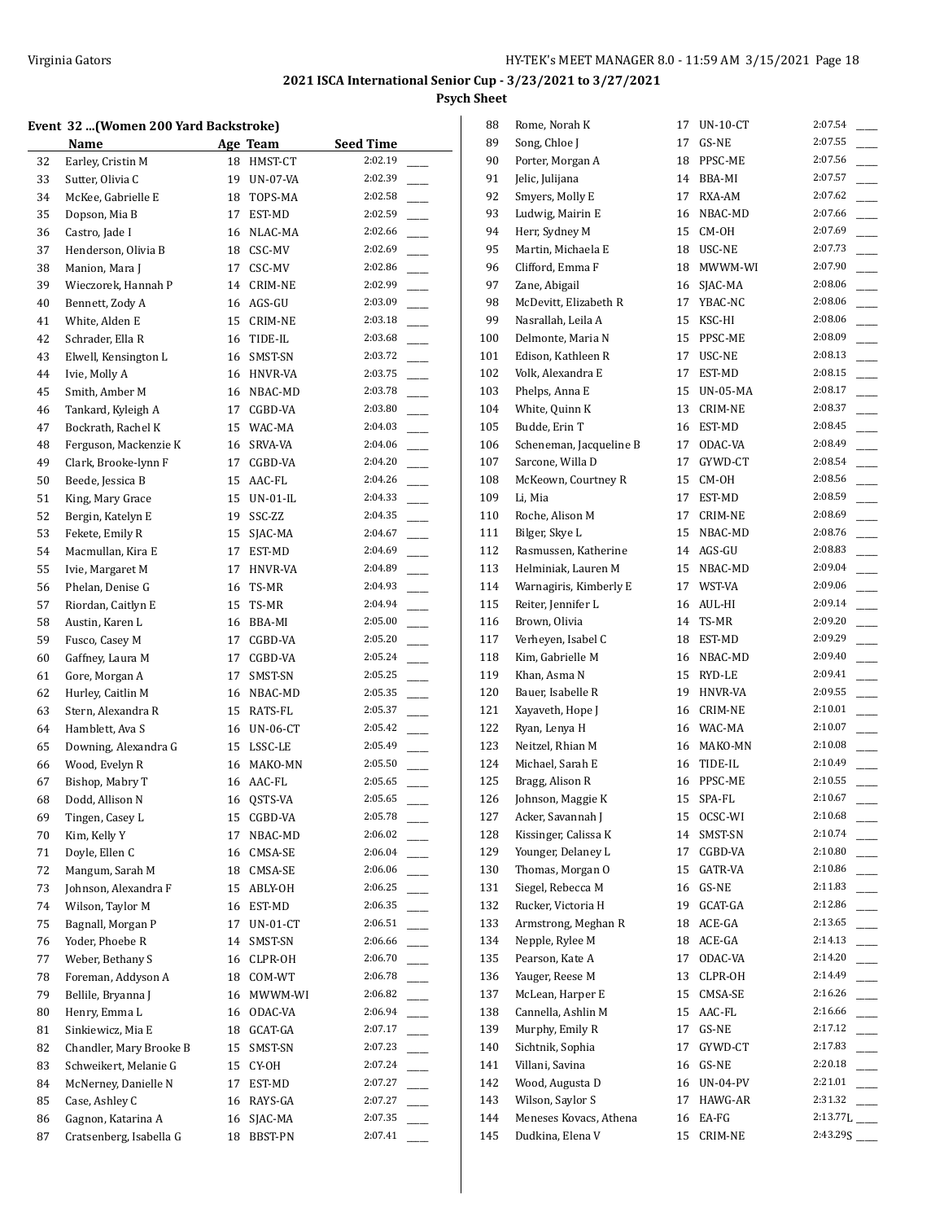## 2021 ISCA International Senior Cup - 3/23/2021 to 3/27/2021

### Psych Sheet

#### Event 32 ...(Women 200 Yard Backstroke)

| | Name | Age | Team | Seed Time | |
|---|---|---|---|---|---|
| 32 | Earley, Cristin M | 18 | HMST-CT | 2:02.19 | ____ |
| 33 | Sutter, Olivia C | 19 | UN-07-VA | 2:02.39 | ____ |
| 34 | McKee, Gabrielle E | 18 | TOPS-MA | 2:02.58 | ____ |
| 35 | Dopson, Mia B | 17 | EST-MD | 2:02.59 | ____ |
| 36 | Castro, Jade I | 16 | NLAC-MA | 2:02.66 | ____ |
| 37 | Henderson, Olivia B | 18 | CSC-MV | 2:02.69 | ____ |
| 38 | Manion, Mara J | 17 | CSC-MV | 2:02.86 | ____ |
| 39 | Wieczorek, Hannah P | 14 | CRIM-NE | 2:02.99 | ____ |
| 40 | Bennett, Zody A | 16 | AGS-GU | 2:03.09 | ____ |
| 41 | White, Alden E | 15 | CRIM-NE | 2:03.18 | ____ |
| 42 | Schrader, Ella R | 16 | TIDE-IL | 2:03.68 | ____ |
| 43 | Elwell, Kensington L | 16 | SMST-SN | 2:03.72 | ____ |
| 44 | Ivie, Molly A | 16 | HNVR-VA | 2:03.75 | ____ |
| 45 | Smith, Amber M | 16 | NBAC-MD | 2:03.78 | ____ |
| 46 | Tankard, Kyleigh A | 17 | CGBD-VA | 2:03.80 | ____ |
| 47 | Bockrath, Rachel K | 15 | WAC-MA | 2:04.03 | ____ |
| 48 | Ferguson, Mackenzie K | 16 | SRVA-VA | 2:04.06 | ____ |
| 49 | Clark, Brooke-lynn F | 17 | CGBD-VA | 2:04.20 | ____ |
| 50 | Beede, Jessica B | 15 | AAC-FL | 2:04.26 | ____ |
| 51 | King, Mary Grace | 15 | UN-01-IL | 2:04.33 | ____ |
| 52 | Bergin, Katelyn E | 19 | SSC-ZZ | 2:04.35 | ____ |
| 53 | Fekete, Emily R | 15 | SJAC-MA | 2:04.67 | ____ |
| 54 | Macmullan, Kira E | 17 | EST-MD | 2:04.69 | ____ |
| 55 | Ivie, Margaret M | 17 | HNVR-VA | 2:04.89 | ____ |
| 56 | Phelan, Denise G | 16 | TS-MR | 2:04.93 | ____ |
| 57 | Riordan, Caitlyn E | 15 | TS-MR | 2:04.94 | ____ |
| 58 | Austin, Karen L | 16 | BBA-MI | 2:05.00 | ____ |
| 59 | Fusco, Casey M | 17 | CGBD-VA | 2:05.20 | ____ |
| 60 | Gaffney, Laura M | 17 | CGBD-VA | 2:05.24 | ____ |
| 61 | Gore, Morgan A | 17 | SMST-SN | 2:05.25 | ____ |
| 62 | Hurley, Caitlin M | 16 | NBAC-MD | 2:05.35 | ____ |
| 63 | Stern, Alexandra R | 15 | RATS-FL | 2:05.37 | ____ |
| 64 | Hamblett, Ava S | 16 | UN-06-CT | 2:05.42 | ____ |
| 65 | Downing, Alexandra G | 15 | LSSC-LE | 2:05.49 | ____ |
| 66 | Wood, Evelyn R | 16 | MAKO-MN | 2:05.50 | ____ |
| 67 | Bishop, Mabry T | 16 | AAC-FL | 2:05.65 | ____ |
| 68 | Dodd, Allison N | 16 | QSTS-VA | 2:05.65 | ____ |
| 69 | Tingen, Casey L | 15 | CGBD-VA | 2:05.78 | ____ |
| 70 | Kim, Kelly Y | 17 | NBAC-MD | 2:06.02 | ____ |
| 71 | Doyle, Ellen C | 16 | CMSA-SE | 2:06.04 | ____ |
| 72 | Mangum, Sarah M | 18 | CMSA-SE | 2:06.06 | ____ |
| 73 | Johnson, Alexandra F | 15 | ABLY-OH | 2:06.25 | ____ |
| 74 | Wilson, Taylor M | 16 | EST-MD | 2:06.35 | ____ |
| 75 | Bagnall, Morgan P | 17 | UN-01-CT | 2:06.51 | ____ |
| 76 | Yoder, Phoebe R | 14 | SMST-SN | 2:06.66 | ____ |
| 77 | Weber, Bethany S | 16 | CLPR-OH | 2:06.70 | ____ |
| 78 | Foreman, Addyson A | 18 | COM-WT | 2:06.78 | ____ |
| 79 | Bellile, Bryanna J | 16 | MWWM-WI | 2:06.82 | ____ |
| 80 | Henry, Emma L | 16 | ODAC-VA | 2:06.94 | ____ |
| 81 | Sinkiewicz, Mia E | 18 | GCAT-GA | 2:07.17 | ____ |
| 82 | Chandler, Mary Brooke B | 15 | SMST-SN | 2:07.23 | ____ |
| 83 | Schweikert, Melanie G | 15 | CY-OH | 2:07.24 | ____ |
| 84 | McNerney, Danielle N | 17 | EST-MD | 2:07.27 | ____ |
| 85 | Case, Ashley C | 16 | RAYS-GA | 2:07.27 | ____ |
| 86 | Gagnon, Katarina A | 16 | SJAC-MA | 2:07.35 | ____ |
| 87 | Cratsenberg, Isabella G | 18 | BBST-PN | 2:07.41 | ____ |
| 88 | Rome, Norah K | 17 | UN-10-CT | 2:07.54 | ____ |
| 89 | Song, Chloe J | 17 | GS-NE | 2:07.55 | ____ |
| 90 | Porter, Morgan A | 18 | PPSC-ME | 2:07.56 | ____ |
| 91 | Jelic, Julijana | 14 | BBA-MI | 2:07.57 | ____ |
| 92 | Smyers, Molly E | 17 | RXA-AM | 2:07.62 | ____ |
| 93 | Ludwig, Mairin E | 16 | NBAC-MD | 2:07.66 | ____ |
| 94 | Herr, Sydney M | 15 | CM-OH | 2:07.69 | ____ |
| 95 | Martin, Michaela E | 18 | USC-NE | 2:07.73 | ____ |
| 96 | Clifford, Emma F | 18 | MWWM-WI | 2:07.90 | ____ |
| 97 | Zane, Abigail | 16 | SJAC-MA | 2:08.06 | ____ |
| 98 | McDevitt, Elizabeth R | 17 | YBAC-NC | 2:08.06 | ____ |
| 99 | Nasrallah, Leila A | 15 | KSC-HI | 2:08.06 | ____ |
| 100 | Delmonte, Maria N | 15 | PPSC-ME | 2:08.09 | ____ |
| 101 | Edison, Kathleen R | 17 | USC-NE | 2:08.13 | ____ |
| 102 | Volk, Alexandra E | 17 | EST-MD | 2:08.15 | ____ |
| 103 | Phelps, Anna E | 15 | UN-05-MA | 2:08.17 | ____ |
| 104 | White, Quinn K | 13 | CRIM-NE | 2:08.37 | ____ |
| 105 | Budde, Erin T | 16 | EST-MD | 2:08.45 | ____ |
| 106 | Scheneman, Jacqueline B | 17 | ODAC-VA | 2:08.49 | ____ |
| 107 | Sarcone, Willa D | 17 | GYWD-CT | 2:08.54 | ____ |
| 108 | McKeown, Courtney R | 15 | CM-OH | 2:08.56 | ____ |
| 109 | Li, Mia | 17 | EST-MD | 2:08.59 | ____ |
| 110 | Roche, Alison M | 17 | CRIM-NE | 2:08.69 | ____ |
| 111 | Bilger, Skye L | 15 | NBAC-MD | 2:08.76 | ____ |
| 112 | Rasmussen, Katherine | 14 | AGS-GU | 2:08.83 | ____ |
| 113 | Helminiak, Lauren M | 15 | NBAC-MD | 2:09.04 | ____ |
| 114 | Warnagiris, Kimberly E | 17 | WST-VA | 2:09.06 | ____ |
| 115 | Reiter, Jennifer L | 16 | AUL-HI | 2:09.14 | ____ |
| 116 | Brown, Olivia | 14 | TS-MR | 2:09.20 | ____ |
| 117 | Verheyen, Isabel C | 18 | EST-MD | 2:09.29 | ____ |
| 118 | Kim, Gabrielle M | 16 | NBAC-MD | 2:09.40 | ____ |
| 119 | Khan, Asma N | 15 | RYD-LE | 2:09.41 | ____ |
| 120 | Bauer, Isabelle R | 19 | HNVR-VA | 2:09.55 | ____ |
| 121 | Xayaveth, Hope J | 16 | CRIM-NE | 2:10.01 | ____ |
| 122 | Ryan, Lenya H | 16 | WAC-MA | 2:10.07 | ____ |
| 123 | Neitzel, Rhian M | 16 | MAKO-MN | 2:10.08 | ____ |
| 124 | Michael, Sarah E | 16 | TIDE-IL | 2:10.49 | ____ |
| 125 | Bragg, Alison R | 16 | PPSC-ME | 2:10.55 | ____ |
| 126 | Johnson, Maggie K | 15 | SPA-FL | 2:10.67 | ____ |
| 127 | Acker, Savannah J | 15 | OCSC-WI | 2:10.68 | ____ |
| 128 | Kissinger, Calissa K | 14 | SMST-SN | 2:10.74 | ____ |
| 129 | Younger, Delaney L | 17 | CGBD-VA | 2:10.80 | ____ |
| 130 | Thomas, Morgan O | 15 | GATR-VA | 2:10.86 | ____ |
| 131 | Siegel, Rebecca M | 16 | GS-NE | 2:11.83 | ____ |
| 132 | Rucker, Victoria H | 19 | GCAT-GA | 2:12.86 | ____ |
| 133 | Armstrong, Meghan R | 18 | ACE-GA | 2:13.65 | ____ |
| 134 | Nepple, Rylee M | 18 | ACE-GA | 2:14.13 | ____ |
| 135 | Pearson, Kate A | 17 | ODAC-VA | 2:14.20 | ____ |
| 136 | Yauger, Reese M | 13 | CLPR-OH | 2:14.49 | ____ |
| 137 | McLean, Harper E | 15 | CMSA-SE | 2:16.26 | ____ |
| 138 | Cannella, Ashlin M | 15 | AAC-FL | 2:16.66 | ____ |
| 139 | Murphy, Emily R | 17 | GS-NE | 2:17.12 | ____ |
| 140 | Sichtnik, Sophia | 17 | GYWD-CT | 2:17.83 | ____ |
| 141 | Villani, Savina | 16 | GS-NE | 2:20.18 | ____ |
| 142 | Wood, Augusta D | 16 | UN-04-PV | 2:21.01 | ____ |
| 143 | Wilson, Saylor S | 17 | HAWG-AR | 2:31.32 | ____ |
| 144 | Meneses Kovacs, Athena | 16 | EA-FG | 2:13.77L | ____ |
| 145 | Dudkina, Elena V | 15 | CRIM-NE | 2:43.29S | ____ |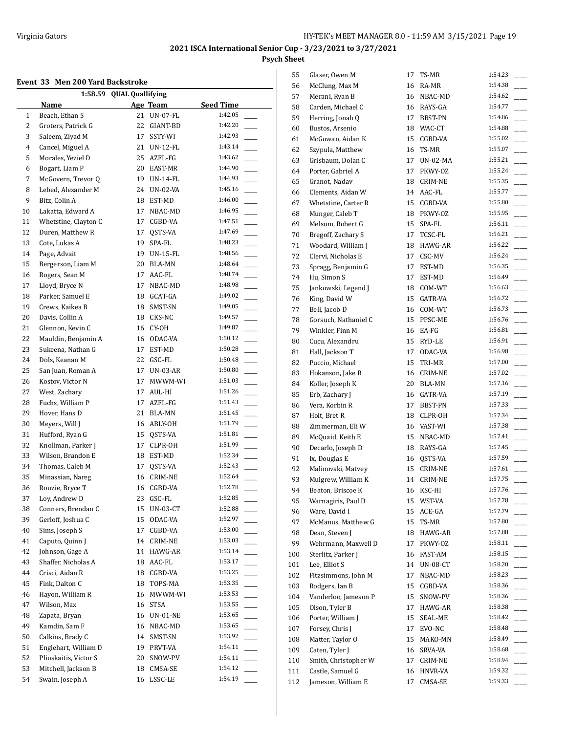**2021 ISCA International Senior Cup - 3/23/2021 to 3/27/2021**

**Psych Sheet**

### Event 33 Men 200 Yard Backstroke

1:58.59 QUAL Quallifying

| | Name | Age | Team | Seed Time | |
|---|---|---|---|---|---|
| 1 | Beach, Ethan S | 21 | UN-07-FL | 1:42.05 | ____ |
| 2 | Groters, Patrick G | 22 | GIANT-BD | 1:42.20 | ____ |
| 3 | Saleem, Ziyad M | 17 | SSTY-WI | 1:42.93 | ____ |
| 4 | Cancel, Miguel A | 21 | UN-12-FL | 1:43.14 | ____ |
| 5 | Morales, Yeziel D | 25 | AZFL-FG | 1:43.62 | ____ |
| 6 | Bogart, Liam P | 20 | EAST-MR | 1:44.90 | ____ |
| 7 | McGovern, Trevor Q | 19 | UN-14-FL | 1:44.93 | ____ |
| 8 | Lebed, Alexander M | 24 | UN-02-VA | 1:45.16 | ____ |
| 9 | Bitz, Colin A | 18 | EST-MD | 1:46.00 | ____ |
| 10 | Lakatta, Edward A | 17 | NBAC-MD | 1:46.95 | ____ |
| 11 | Whetstine, Clayton C | 17 | CGBD-VA | 1:47.51 | ____ |
| 12 | Duren, Matthew R | 17 | QSTS-VA | 1:47.69 | ____ |
| 13 | Cote, Lukas A | 19 | SPA-FL | 1:48.23 | ____ |
| 14 | Page, Advait | 19 | UN-15-FL | 1:48.56 | ____ |
| 15 | Bergerson, Liam M | 20 | BLA-MN | 1:48.64 | ____ |
| 16 | Rogers, Sean M | 17 | AAC-FL | 1:48.74 | ____ |
| 17 | Lloyd, Bryce N | 17 | NBAC-MD | 1:48.98 | ____ |
| 18 | Parker, Samuel E | 18 | GCAT-GA | 1:49.02 | ____ |
| 19 | Crews, Kaikea B | 18 | SMST-SN | 1:49.05 | ____ |
| 20 | Davis, Collin A | 18 | CKS-NC | 1:49.57 | ____ |
| 21 | Glennon, Kevin C | 16 | CY-OH | 1:49.87 | ____ |
| 22 | Mauldin, Benjamin A | 16 | ODAC-VA | 1:50.12 | ____ |
| 23 | Sukeena, Nathan G | 17 | EST-MD | 1:50.28 | ____ |
| 24 | Dols, Keanan M | 22 | GSC-FL | 1:50.48 | ____ |
| 25 | San Juan, Roman A | 17 | UN-03-AR | 1:50.80 | ____ |
| 26 | Kostov, Victor N | 17 | MWWM-WI | 1:51.03 | ____ |
| 27 | West, Zachary | 17 | AUL-HI | 1:51.26 | ____ |
| 28 | Fuchs, William P | 17 | AZFL-FG | 1:51.43 | ____ |
| 29 | Hover, Hans D | 21 | BLA-MN | 1:51.45 | ____ |
| 30 | Meyers, Will J | 16 | ABLY-OH | 1:51.79 | ____ |
| 31 | Hufford, Ryan G | 15 | QSTS-VA | 1:51.81 | ____ |
| 32 | Knollman, Parker J | 17 | CLPR-OH | 1:51.99 | ____ |
| 33 | Wilson, Brandon E | 18 | EST-MD | 1:52.34 | ____ |
| 34 | Thomas, Caleb M | 17 | QSTS-VA | 1:52.43 | ____ |
| 35 | Minassian, Nareg | 16 | CRIM-NE | 1:52.64 | ____ |
| 36 | Rouzie, Bryce T | 16 | CGBD-VA | 1:52.78 | ____ |
| 37 | Loy, Andrew D | 23 | GSC-FL | 1:52.85 | ____ |
| 38 | Conners, Brendan C | 15 | UN-03-CT | 1:52.88 | ____ |
| 39 | Gerloff, Joshua C | 15 | ODAC-VA | 1:52.97 | ____ |
| 40 | Sims, Joseph S | 17 | CGBD-VA | 1:53.00 | ____ |
| 41 | Caputo, Quinn J | 14 | CRIM-NE | 1:53.03 | ____ |
| 42 | Johnson, Gage A | 14 | HAWG-AR | 1:53.14 | ____ |
| 43 | Shaffer, Nicholas A | 18 | AAC-FL | 1:53.17 | ____ |
| 44 | Crisci, Aidan R | 18 | CGBD-VA | 1:53.25 | ____ |
| 45 | Fink, Dalton C | 18 | TOPS-MA | 1:53.35 | ____ |
| 46 | Hayon, William R | 16 | MWWM-WI | 1:53.53 | ____ |
| 47 | Wilson, Max | 16 | STSA | 1:53.55 | ____ |
| 48 | Zapata, Bryan | 16 | UN-01-NE | 1:53.65 | ____ |
| 49 | Kamdin, Sam F | 16 | NBAC-MD | 1:53.65 | ____ |
| 50 | Calkins, Brady C | 14 | SMST-SN | 1:53.92 | ____ |
| 51 | Englehart, William D | 19 | PRVT-VA | 1:54.11 | ____ |
| 52 | Pliuskaitis, Victor S | 20 | SNOW-PV | 1:54.11 | ____ |
| 53 | Mitchell, Jackson B | 18 | CMSA-SE | 1:54.12 | ____ |
| 54 | Swain, Joseph A | 16 | LSSC-LE | 1:54.19 | ____ |
| 55 | Glaser, Owen M | 17 | TS-MR | 1:54.23 | ____ |
| 56 | McClung, Max M | 16 | RA-MR | 1:54.38 | ____ |
| 57 | Merani, Ryan B | 16 | NBAC-MD | 1:54.62 | ____ |
| 58 | Carden, Michael C | 16 | RAYS-GA | 1:54.77 | ____ |
| 59 | Herring, Jonah Q | 17 | BBST-PN | 1:54.86 | ____ |
| 60 | Bustos, Arsenio | 18 | WAC-CT | 1:54.88 | ____ |
| 61 | McGowan, Aidan K | 15 | CGBD-VA | 1:55.02 | ____ |
| 62 | Szypula, Matthew | 16 | TS-MR | 1:55.07 | ____ |
| 63 | Grisbaum, Dolan C | 17 | UN-02-MA | 1:55.21 | ____ |
| 64 | Porter, Gabriel A | 17 | PKWY-OZ | 1:55.24 | ____ |
| 65 | Granot, Nadav | 18 | CRIM-NE | 1:55.35 | ____ |
| 66 | Clements, Aidan W | 14 | AAC-FL | 1:55.77 | ____ |
| 67 | Whetstine, Carter R | 15 | CGBD-VA | 1:55.80 | ____ |
| 68 | Munger, Caleb T | 18 | PKWY-OZ | 1:55.95 | ____ |
| 69 | Melsom, Robert G | 15 | SPA-FL | 1:56.11 | ____ |
| 70 | Bregoff, Zachary S | 17 | TCSC-FL | 1:56.21 | ____ |
| 71 | Woodard, William J | 18 | HAWG-AR | 1:56.22 | ____ |
| 72 | Clervi, Nicholas E | 17 | CSC-MV | 1:56.24 | ____ |
| 73 | Spragg, Benjamin G | 17 | EST-MD | 1:56.35 | ____ |
| 74 | Hu, Simon S | 17 | EST-MD | 1:56.49 | ____ |
| 75 | Jankowski, Legend J | 18 | COM-WT | 1:56.63 | ____ |
| 76 | King, David W | 15 | GATR-VA | 1:56.72 | ____ |
| 77 | Bell, Jacob D | 16 | COM-WT | 1:56.73 | ____ |
| 78 | Gorsuch, Nathaniel C | 15 | PPSC-ME | 1:56.76 | ____ |
| 79 | Winkler, Finn M | 16 | EA-FG | 1:56.81 | ____ |
| 80 | Cucu, Alexandru | 15 | RYD-LE | 1:56.91 | ____ |
| 81 | Hall, Jackson T | 17 | ODAC-VA | 1:56.98 | ____ |
| 82 | Puccio, Michael | 15 | TRI-MR | 1:57.00 | ____ |
| 83 | Hokanson, Jake R | 16 | CRIM-NE | 1:57.02 | ____ |
| 84 | Koller, Joseph K | 20 | BLA-MN | 1:57.16 | ____ |
| 85 | Erb, Zachary J | 16 | GATR-VA | 1:57.19 | ____ |
| 86 | Vera, Korbin R | 17 | BBST-PN | 1:57.33 | ____ |
| 87 | Holt, Bret R | 18 | CLPR-OH | 1:57.34 | ____ |
| 88 | Zimmerman, Eli W | 16 | VAST-WI | 1:57.38 | ____ |
| 89 | McQuaid, Keith E | 15 | NBAC-MD | 1:57.41 | ____ |
| 90 | Decarlo, Joseph D | 18 | RAYS-GA | 1:57.45 | ____ |
| 91 | Ix, Douglas E | 16 | QSTS-VA | 1:57.59 | ____ |
| 92 | Malinovski, Matvey | 15 | CRIM-NE | 1:57.61 | ____ |
| 93 | Mulgrew, William K | 14 | CRIM-NE | 1:57.75 | ____ |
| 94 | Beaton, Briscoe K | 16 | KSC-HI | 1:57.76 | ____ |
| 95 | Warnagiris, Paul D | 15 | WST-VA | 1:57.78 | ____ |
| 96 | Ware, David I | 15 | ACE-GA | 1:57.79 | ____ |
| 97 | McManus, Matthew G | 15 | TS-MR | 1:57.80 | ____ |
| 98 | Dean, Steven J | 18 | HAWG-AR | 1:57.88 | ____ |
| 99 | Wehrmann, Maxwell D | 17 | PKWY-OZ | 1:58.11 | ____ |
| 100 | Sterlitz, Parker J | 16 | FAST-AM | 1:58.15 | ____ |
| 101 | Lee, Elliot S | 14 | UN-08-CT | 1:58.20 | ____ |
| 102 | Fitzsimmons, John M | 17 | NBAC-MD | 1:58.23 | ____ |
| 103 | Rodgers, Ian B | 15 | CGBD-VA | 1:58.36 | ____ |
| 104 | Vanderloo, Jameson P | 15 | SNOW-PV | 1:58.36 | ____ |
| 105 | Olson, Tyler B | 17 | HAWG-AR | 1:58.38 | ____ |
| 106 | Porter, William J | 15 | SEAL-ME | 1:58.42 | ____ |
| 107 | Forsey, Chris J | 17 | EVO-NC | 1:58.48 | ____ |
| 108 | Matter, Taylor O | 15 | MAKO-MN | 1:58.49 | ____ |
| 109 | Caten, Tyler J | 16 | SRVA-VA | 1:58.68 | ____ |
| 110 | Smith, Christopher W | 17 | CRIM-NE | 1:58.94 | ____ |
| 111 | Castle, Samuel G | 16 | HNVR-VA | 1:59.32 | ____ |
| 112 | Jameson, William E | 17 | CMSA-SE | 1:59.33 | ____ |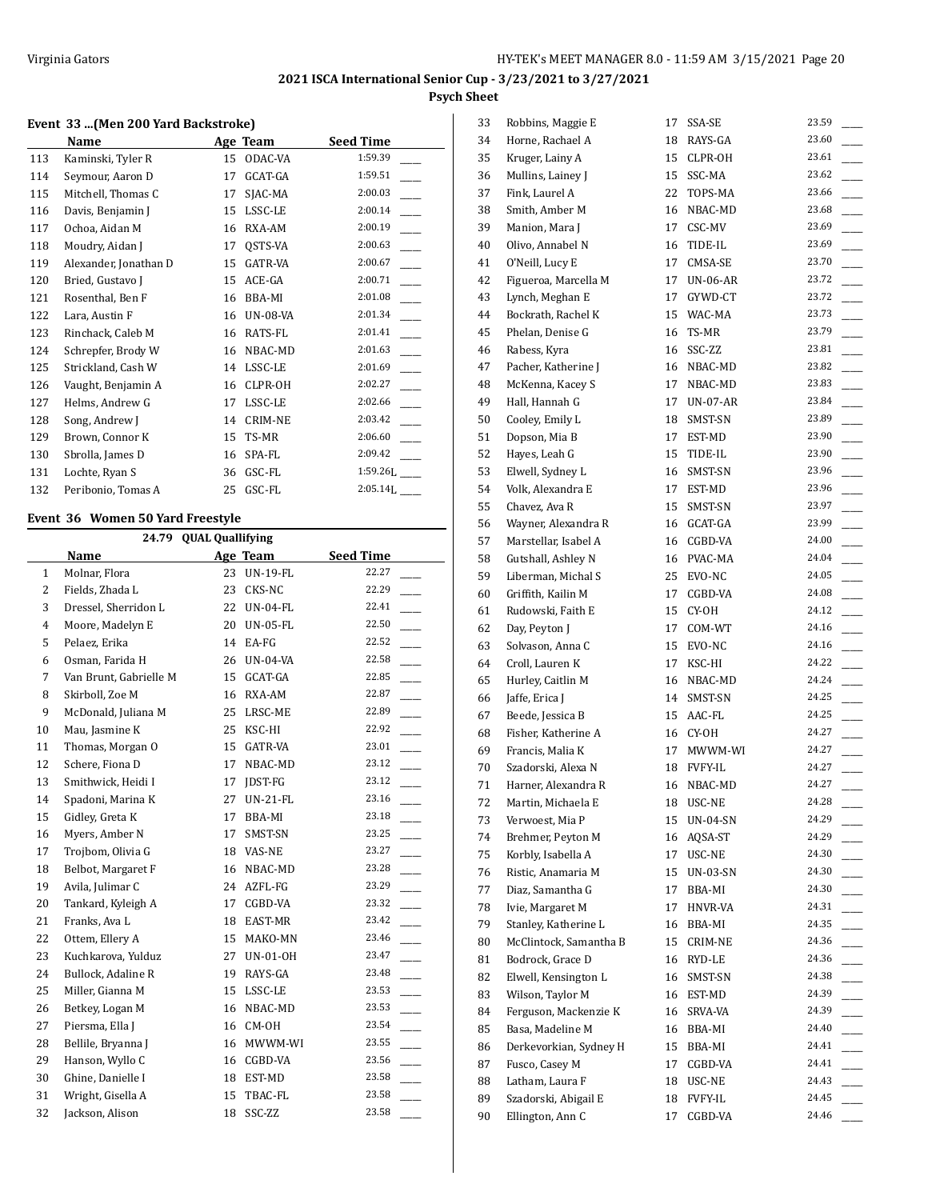**2021 ISCA International Senior Cup - 3/23/2021 to 3/27/2021**

**Psych Sheet**

### Event 33 ...(Men 200 Yard Backstroke)

| | Name | Age | Team | Seed Time |
|---|---|---|---|---|
| 113 | Kaminski, Tyler R | 15 | ODAC-VA | 1:59.39 |
| 114 | Seymour, Aaron D | 17 | GCAT-GA | 1:59.51 |
| 115 | Mitchell, Thomas C | 17 | SJAC-MA | 2:00.03 |
| 116 | Davis, Benjamin J | 15 | LSSC-LE | 2:00.14 |
| 117 | Ochoa, Aidan M | 16 | RXA-AM | 2:00.19 |
| 118 | Moudry, Aidan J | 17 | QSTS-VA | 2:00.63 |
| 119 | Alexander, Jonathan D | 15 | GATR-VA | 2:00.67 |
| 120 | Bried, Gustavo J | 15 | ACE-GA | 2:00.71 |
| 121 | Rosenthal, Ben F | 16 | BBA-MI | 2:01.08 |
| 122 | Lara, Austin F | 16 | UN-08-VA | 2:01.34 |
| 123 | Rinchack, Caleb M | 16 | RATS-FL | 2:01.41 |
| 124 | Schrepfer, Brody W | 16 | NBAC-MD | 2:01.63 |
| 125 | Strickland, Cash W | 14 | LSSC-LE | 2:01.69 |
| 126 | Vaught, Benjamin A | 16 | CLPR-OH | 2:02.27 |
| 127 | Helms, Andrew G | 17 | LSSC-LE | 2:02.66 |
| 128 | Song, Andrew J | 14 | CRIM-NE | 2:03.42 |
| 129 | Brown, Connor K | 15 | TS-MR | 2:06.60 |
| 130 | Sbrolla, James D | 16 | SPA-FL | 2:09.42 |
| 131 | Lochte, Ryan S | 36 | GSC-FL | 1:59.26L |
| 132 | Peribonio, Tomas A | 25 | GSC-FL | 2:05.14L |

### Event 36 Women 50 Yard Freestyle

24.79 QUAL Quallifying

| | Name | Age | Team | Seed Time |
|---|---|---|---|---|
| 1 | Molnar, Flora | 23 | UN-19-FL | 22.27 |
| 2 | Fields, Zhada L | 23 | CKS-NC | 22.29 |
| 3 | Dressel, Sherridon L | 22 | UN-04-FL | 22.41 |
| 4 | Moore, Madelyn E | 20 | UN-05-FL | 22.50 |
| 5 | Pelaez, Erika | 14 | EA-FG | 22.52 |
| 6 | Osman, Farida H | 26 | UN-04-VA | 22.58 |
| 7 | Van Brunt, Gabrielle M | 15 | GCAT-GA | 22.85 |
| 8 | Skirboll, Zoe M | 16 | RXA-AM | 22.87 |
| 9 | McDonald, Juliana M | 25 | LRSC-ME | 22.89 |
| 10 | Mau, Jasmine K | 25 | KSC-HI | 22.92 |
| 11 | Thomas, Morgan O | 15 | GATR-VA | 23.01 |
| 12 | Schere, Fiona D | 17 | NBAC-MD | 23.12 |
| 13 | Smithwick, Heidi I | 17 | JDST-FG | 23.12 |
| 14 | Spadoni, Marina K | 27 | UN-21-FL | 23.16 |
| 15 | Gidley, Greta K | 17 | BBA-MI | 23.18 |
| 16 | Myers, Amber N | 17 | SMST-SN | 23.25 |
| 17 | Trojbom, Olivia G | 18 | VAS-NE | 23.27 |
| 18 | Belbot, Margaret F | 16 | NBAC-MD | 23.28 |
| 19 | Avila, Julimar C | 24 | AZFL-FG | 23.29 |
| 20 | Tankard, Kyleigh A | 17 | CGBD-VA | 23.32 |
| 21 | Franks, Ava L | 18 | EAST-MR | 23.42 |
| 22 | Ottem, Ellery A | 15 | MAKO-MN | 23.46 |
| 23 | Kuchkarova, Yulduz | 27 | UN-01-OH | 23.47 |
| 24 | Bullock, Adaline R | 19 | RAYS-GA | 23.48 |
| 25 | Miller, Gianna M | 15 | LSSC-LE | 23.53 |
| 26 | Betkey, Logan M | 16 | NBAC-MD | 23.53 |
| 27 | Piersma, Ella J | 16 | CM-OH | 23.54 |
| 28 | Bellile, Bryanna J | 16 | MWWM-WI | 23.55 |
| 29 | Hanson, Wyllo C | 16 | CGBD-VA | 23.56 |
| 30 | Ghine, Danielle I | 18 | EST-MD | 23.58 |
| 31 | Wright, Gisella A | 15 | TBAC-FL | 23.58 |
| 32 | Jackson, Alison | 18 | SSC-ZZ | 23.58 |
| 33 | Robbins, Maggie E | 17 | SSA-SE | 23.59 |
| 34 | Horne, Rachael A | 18 | RAYS-GA | 23.60 |
| 35 | Kruger, Lainy A | 15 | CLPR-OH | 23.61 |
| 36 | Mullins, Lainey J | 15 | SSC-MA | 23.62 |
| 37 | Fink, Laurel A | 22 | TOPS-MA | 23.66 |
| 38 | Smith, Amber M | 16 | NBAC-MD | 23.68 |
| 39 | Manion, Mara J | 17 | CSC-MV | 23.69 |
| 40 | Olivo, Annabel N | 16 | TIDE-IL | 23.69 |
| 41 | O'Neill, Lucy E | 17 | CMSA-SE | 23.70 |
| 42 | Figueroa, Marcella M | 17 | UN-06-AR | 23.72 |
| 43 | Lynch, Meghan E | 17 | GYWD-CT | 23.72 |
| 44 | Bockrath, Rachel K | 15 | WAC-MA | 23.73 |
| 45 | Phelan, Denise G | 16 | TS-MR | 23.79 |
| 46 | Rabess, Kyra | 16 | SSC-ZZ | 23.81 |
| 47 | Pacher, Katherine J | 16 | NBAC-MD | 23.82 |
| 48 | McKenna, Kacey S | 17 | NBAC-MD | 23.83 |
| 49 | Hall, Hannah G | 17 | UN-07-AR | 23.84 |
| 50 | Cooley, Emily L | 18 | SMST-SN | 23.89 |
| 51 | Dopson, Mia B | 17 | EST-MD | 23.90 |
| 52 | Hayes, Leah G | 15 | TIDE-IL | 23.90 |
| 53 | Elwell, Sydney L | 16 | SMST-SN | 23.96 |
| 54 | Volk, Alexandra E | 17 | EST-MD | 23.96 |
| 55 | Chavez, Ava R | 15 | SMST-SN | 23.97 |
| 56 | Wayner, Alexandra R | 16 | GCAT-GA | 23.99 |
| 57 | Marstellar, Isabel A | 16 | CGBD-VA | 24.00 |
| 58 | Gutshall, Ashley N | 16 | PVAC-MA | 24.04 |
| 59 | Liberman, Michal S | 25 | EVO-NC | 24.05 |
| 60 | Griffith, Kailin M | 17 | CGBD-VA | 24.08 |
| 61 | Rudowski, Faith E | 15 | CY-OH | 24.12 |
| 62 | Day, Peyton J | 17 | COM-WT | 24.16 |
| 63 | Solvason, Anna C | 15 | EVO-NC | 24.16 |
| 64 | Croll, Lauren K | 17 | KSC-HI | 24.22 |
| 65 | Hurley, Caitlin M | 16 | NBAC-MD | 24.24 |
| 66 | Jaffe, Erica J | 14 | SMST-SN | 24.25 |
| 67 | Beede, Jessica B | 15 | AAC-FL | 24.25 |
| 68 | Fisher, Katherine A | 16 | CY-OH | 24.27 |
| 69 | Francis, Malia K | 17 | MWWM-WI | 24.27 |
| 70 | Szadorski, Alexa N | 18 | FVFY-IL | 24.27 |
| 71 | Harner, Alexandra R | 16 | NBAC-MD | 24.27 |
| 72 | Martin, Michaela E | 18 | USC-NE | 24.28 |
| 73 | Verwoest, Mia P | 15 | UN-04-SN | 24.29 |
| 74 | Brehmer, Peyton M | 16 | AQSA-ST | 24.29 |
| 75 | Korbly, Isabella A | 17 | USC-NE | 24.30 |
| 76 | Ristic, Anamaria M | 15 | UN-03-SN | 24.30 |
| 77 | Diaz, Samantha G | 17 | BBA-MI | 24.30 |
| 78 | Ivie, Margaret M | 17 | HNVR-VA | 24.31 |
| 79 | Stanley, Katherine L | 16 | BBA-MI | 24.35 |
| 80 | McClintock, Samantha B | 15 | CRIM-NE | 24.36 |
| 81 | Bodrock, Grace D | 16 | RYD-LE | 24.36 |
| 82 | Elwell, Kensington L | 16 | SMST-SN | 24.38 |
| 83 | Wilson, Taylor M | 16 | EST-MD | 24.39 |
| 84 | Ferguson, Mackenzie K | 16 | SRVA-VA | 24.39 |
| 85 | Basa, Madeline M | 16 | BBA-MI | 24.40 |
| 86 | Derkevorkian, Sydney H | 15 | BBA-MI | 24.41 |
| 87 | Fusco, Casey M | 17 | CGBD-VA | 24.41 |
| 88 | Latham, Laura F | 18 | USC-NE | 24.43 |
| 89 | Szadorski, Abigail E | 18 | FVFY-IL | 24.45 |
| 90 | Ellington, Ann C | 17 | CGBD-VA | 24.46 |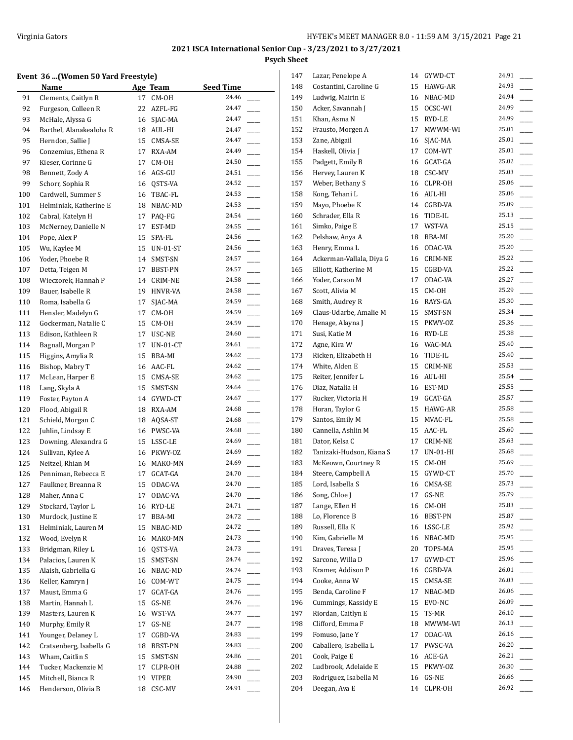## 2021 ISCA International Senior Cup - 3/23/2021 to 3/27/2021

### Psych Sheet

#### Event 36 ...(Women 50 Yard Freestyle)

| | Name | Age | Team | Seed Time | |
|---|---|---|---|---|---|
| 91 | Clements, Caitlyn R | 17 | CM-OH | 24.46 | ____ |
| 92 | Furgeson, Colleen R | 22 | AZFL-FG | 24.47 | ____ |
| 93 | McHale, Alyssa G | 16 | SJAC-MA | 24.47 | ____ |
| 94 | Barthel, Alanakealoha R | 18 | AUL-HI | 24.47 | ____ |
| 95 | Herndon, Sallie J | 15 | CMSA-SE | 24.47 | ____ |
| 96 | Conzemius, Ethena R | 17 | RXA-AM | 24.49 | ____ |
| 97 | Kieser, Corinne G | 17 | CM-OH | 24.50 | ____ |
| 98 | Bennett, Zody A | 16 | AGS-GU | 24.51 | ____ |
| 99 | Schorr, Sophia R | 16 | QSTS-VA | 24.52 | ____ |
| 100 | Cardwell, Summer S | 16 | TBAC-FL | 24.53 | ____ |
| 101 | Helminiak, Katherine E | 18 | NBAC-MD | 24.53 | ____ |
| 102 | Cabral, Katelyn H | 17 | PAQ-FG | 24.54 | ____ |
| 103 | McNerney, Danielle N | 17 | EST-MD | 24.55 | ____ |
| 104 | Pope, Alex P | 15 | SPA-FL | 24.56 | ____ |
| 105 | Wu, Kaylee M | 15 | UN-01-ST | 24.56 | ____ |
| 106 | Yoder, Phoebe R | 14 | SMST-SN | 24.57 | ____ |
| 107 | Detta, Teigen M | 17 | BBST-PN | 24.57 | ____ |
| 108 | Wieczorek, Hannah P | 14 | CRIM-NE | 24.58 | ____ |
| 109 | Bauer, Isabelle R | 19 | HNVR-VA | 24.58 | ____ |
| 110 | Roma, Isabella G | 17 | SJAC-MA | 24.59 | ____ |
| 111 | Hensler, Madelyn G | 17 | CM-OH | 24.59 | ____ |
| 112 | Gockerman, Natalie C | 15 | CM-OH | 24.59 | ____ |
| 113 | Edison, Kathleen R | 17 | USC-NE | 24.60 | ____ |
| 114 | Bagnall, Morgan P | 17 | UN-01-CT | 24.61 | ____ |
| 115 | Higgins, Amylia R | 15 | BBA-MI | 24.62 | ____ |
| 116 | Bishop, Mabry T | 16 | AAC-FL | 24.62 | ____ |
| 117 | McLean, Harper E | 15 | CMSA-SE | 24.62 | ____ |
| 118 | Lang, Skyla A | 15 | SMST-SN | 24.64 | ____ |
| 119 | Foster, Payton A | 14 | GYWD-CT | 24.67 | ____ |
| 120 | Flood, Abigail R | 18 | RXA-AM | 24.68 | ____ |
| 121 | Schield, Morgan C | 18 | AQSA-ST | 24.68 | ____ |
| 122 | Juhlin, Lindsay E | 16 | PWSC-VA | 24.68 | ____ |
| 123 | Downing, Alexandra G | 15 | LSSC-LE | 24.69 | ____ |
| 124 | Sullivan, Kylee A | 16 | PKWY-OZ | 24.69 | ____ |
| 125 | Neitzel, Rhian M | 16 | MAKO-MN | 24.69 | ____ |
| 126 | Penniman, Rebecca E | 17 | GCAT-GA | 24.70 | ____ |
| 127 | Faulkner, Breanna R | 15 | ODAC-VA | 24.70 | ____ |
| 128 | Maher, Anna C | 17 | ODAC-VA | 24.70 | ____ |
| 129 | Stockard, Taylor L | 16 | RYD-LE | 24.71 | ____ |
| 130 | Murdock, Justine E | 17 | BBA-MI | 24.72 | ____ |
| 131 | Helminiak, Lauren M | 15 | NBAC-MD | 24.72 | ____ |
| 132 | Wood, Evelyn R | 16 | MAKO-MN | 24.73 | ____ |
| 133 | Bridgman, Riley L | 16 | QSTS-VA | 24.73 | ____ |
| 134 | Palacios, Lauren K | 15 | SMST-SN | 24.74 | ____ |
| 135 | Alaish, Gabriella G | 16 | NBAC-MD | 24.74 | ____ |
| 136 | Keller, Kamryn J | 16 | COM-WT | 24.75 | ____ |
| 137 | Maust, Emma G | 17 | GCAT-GA | 24.76 | ____ |
| 138 | Martin, Hannah L | 15 | GS-NE | 24.76 | ____ |
| 139 | Masters, Lauren K | 16 | WST-VA | 24.77 | ____ |
| 140 | Murphy, Emily R | 17 | GS-NE | 24.77 | ____ |
| 141 | Younger, Delaney L | 17 | CGBD-VA | 24.83 | ____ |
| 142 | Cratsenberg, Isabella G | 18 | BBST-PN | 24.83 | ____ |
| 143 | Wham, Caitlin S | 15 | SMST-SN | 24.86 | ____ |
| 144 | Tucker, Mackenzie M | 17 | CLPR-OH | 24.88 | ____ |
| 145 | Mitchell, Bianca R | 19 | VIPER | 24.90 | ____ |
| 146 | Henderson, Olivia B | 18 | CSC-MV | 24.91 | ____ |
| 147 | Lazar, Penelope A | 14 | GYWD-CT | 24.91 | ____ |
| 148 | Costantini, Caroline G | 15 | HAWG-AR | 24.93 | ____ |
| 149 | Ludwig, Mairin E | 16 | NBAC-MD | 24.94 | ____ |
| 150 | Acker, Savannah J | 15 | OCSC-WI | 24.99 | ____ |
| 151 | Khan, Asma N | 15 | RYD-LE | 24.99 | ____ |
| 152 | Frausto, Morgen A | 17 | MWWM-WI | 25.01 | ____ |
| 153 | Zane, Abigail | 16 | SJAC-MA | 25.01 | ____ |
| 154 | Haskell, Olivia J | 17 | COM-WT | 25.01 | ____ |
| 155 | Padgett, Emily B | 16 | GCAT-GA | 25.02 | ____ |
| 156 | Hervey, Lauren K | 18 | CSC-MV | 25.03 | ____ |
| 157 | Weber, Bethany S | 16 | CLPR-OH | 25.06 | ____ |
| 158 | Kong, Tehani L | 16 | AUL-HI | 25.06 | ____ |
| 159 | Mayo, Phoebe K | 14 | CGBD-VA | 25.09 | ____ |
| 160 | Schrader, Ella R | 16 | TIDE-IL | 25.13 | ____ |
| 161 | Simko, Paige E | 17 | WST-VA | 25.15 | ____ |
| 162 | Pelshaw, Anya A | 18 | BBA-MI | 25.20 | ____ |
| 163 | Henry, Emma L | 16 | ODAC-VA | 25.20 | ____ |
| 164 | Ackerman-Vallala, Diya G | 16 | CRIM-NE | 25.22 | ____ |
| 165 | Elliott, Katherine M | 15 | CGBD-VA | 25.22 | ____ |
| 166 | Yoder, Carson M | 17 | ODAC-VA | 25.27 | ____ |
| 167 | Scott, Alivia M | 15 | CM-OH | 25.29 | ____ |
| 168 | Smith, Audrey R | 16 | RAYS-GA | 25.30 | ____ |
| 169 | Claus-Udarbe, Amalie M | 15 | SMST-SN | 25.34 | ____ |
| 170 | Henage, Alayna J | 15 | PKWY-OZ | 25.36 | ____ |
| 171 | Susi, Katie M | 16 | RYD-LE | 25.38 | ____ |
| 172 | Agne, Kira W | 16 | WAC-MA | 25.40 | ____ |
| 173 | Ricken, Elizabeth H | 16 | TIDE-IL | 25.40 | ____ |
| 174 | White, Alden E | 15 | CRIM-NE | 25.53 | ____ |
| 175 | Reiter, Jennifer L | 16 | AUL-HI | 25.54 | ____ |
| 176 | Diaz, Natalia H | 16 | EST-MD | 25.55 | ____ |
| 177 | Rucker, Victoria H | 19 | GCAT-GA | 25.57 | ____ |
| 178 | Horan, Taylor G | 15 | HAWG-AR | 25.58 | ____ |
| 179 | Santos, Emily M | 15 | MVAC-FL | 25.58 | ____ |
| 180 | Cannella, Ashlin M | 15 | AAC-FL | 25.60 | ____ |
| 181 | Dator, Kelsa C | 17 | CRIM-NE | 25.63 | ____ |
| 182 | Tanizaki-Hudson, Kiana S | 17 | UN-01-HI | 25.68 | ____ |
| 183 | McKeown, Courtney R | 15 | CM-OH | 25.69 | ____ |
| 184 | Steere, Campbell A | 15 | GYWD-CT | 25.70 | ____ |
| 185 | Lord, Isabella S | 16 | CMSA-SE | 25.73 | ____ |
| 186 | Song, Chloe J | 17 | GS-NE | 25.79 | ____ |
| 187 | Lange, Ellen H | 16 | CM-OH | 25.83 | ____ |
| 188 | Lo, Florence B | 16 | BBST-PN | 25.87 | ____ |
| 189 | Russell, Ella K | 16 | LSSC-LE | 25.92 | ____ |
| 190 | Kim, Gabrielle M | 16 | NBAC-MD | 25.95 | ____ |
| 191 | Draves, Teresa J | 20 | TOPS-MA | 25.95 | ____ |
| 192 | Sarcone, Willa D | 17 | GYWD-CT | 25.96 | ____ |
| 193 | Kramer, Addison P | 16 | CGBD-VA | 26.01 | ____ |
| 194 | Cooke, Anna W | 15 | CMSA-SE | 26.03 | ____ |
| 195 | Benda, Caroline F | 17 | NBAC-MD | 26.06 | ____ |
| 196 | Cummings, Kassidy E | 15 | EVO-NC | 26.09 | ____ |
| 197 | Riordan, Caitlyn E | 15 | TS-MR | 26.10 | ____ |
| 198 | Clifford, Emma F | 18 | MWWM-WI | 26.13 | ____ |
| 199 | Fomuso, Jane Y | 17 | ODAC-VA | 26.16 | ____ |
| 200 | Caballero, Isabella L | 17 | PWSC-VA | 26.20 | ____ |
| 201 | Cook, Paige E | 16 | ACE-GA | 26.21 | ____ |
| 202 | Ludbrook, Adelaide E | 15 | PKWY-OZ | 26.30 | ____ |
| 203 | Rodriguez, Isabella M | 16 | GS-NE | 26.66 | ____ |
| 204 | Deegan, Ava E | 14 | CLPR-OH | 26.92 | ____ |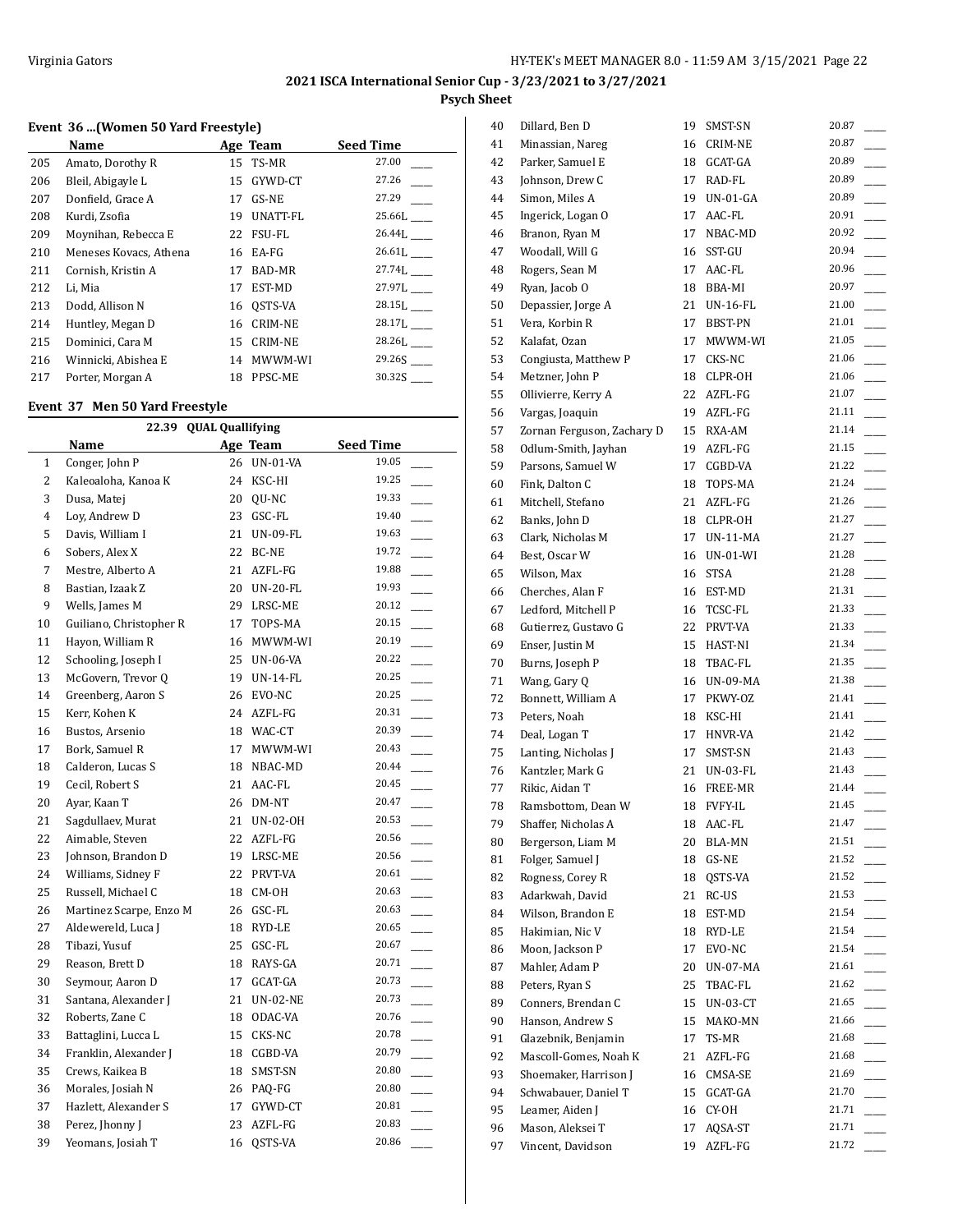## 2021 ISCA International Senior Cup - 3/23/2021 to 3/27/2021

### Psych Sheet

#### Event 36 ...(Women 50 Yard Freestyle)

| | Name | Age | Team | Seed Time |
|---|---|---|---|---|
| 205 | Amato, Dorothy R | 15 | TS-MR | 27.00 ____ |
| 206 | Bleil, Abigayle L | 15 | GYWD-CT | 27.26 ____ |
| 207 | Donfield, Grace A | 17 | GS-NE | 27.29 ____ |
| 208 | Kurdi, Zsofia | 19 | UNATT-FL | 25.66L ____ |
| 209 | Moynihan, Rebecca E | 22 | FSU-FL | 26.44L ____ |
| 210 | Meneses Kovacs, Athena | 16 | EA-FG | 26.61L ____ |
| 211 | Cornish, Kristin A | 17 | BAD-MR | 27.74L ____ |
| 212 | Li, Mia | 17 | EST-MD | 27.97L ____ |
| 213 | Dodd, Allison N | 16 | QSTS-VA | 28.15L ____ |
| 214 | Huntley, Megan D | 16 | CRIM-NE | 28.17L ____ |
| 215 | Dominici, Cara M | 15 | CRIM-NE | 28.26L ____ |
| 216 | Winnicki, Abishea E | 14 | MWWM-WI | 29.26S ____ |
| 217 | Porter, Morgan A | 18 | PPSC-ME | 30.32S ____ |

#### Event 37 Men 50 Yard Freestyle

22.39 QUAL Quallifying

| | Name | Age | Team | Seed Time |
|---|---|---|---|---|
| 1 | Conger, John P | 26 | UN-01-VA | 19.05 ____ |
| 2 | Kaleoaloha, Kanoa K | 24 | KSC-HI | 19.25 ____ |
| 3 | Dusa, Matej | 20 | QU-NC | 19.33 ____ |
| 4 | Loy, Andrew D | 23 | GSC-FL | 19.40 ____ |
| 5 | Davis, William I | 21 | UN-09-FL | 19.63 ____ |
| 6 | Sobers, Alex X | 22 | BC-NE | 19.72 ____ |
| 7 | Mestre, Alberto A | 21 | AZFL-FG | 19.88 ____ |
| 8 | Bastian, Izaak Z | 20 | UN-20-FL | 19.93 ____ |
| 9 | Wells, James M | 29 | LRSC-ME | 20.12 ____ |
| 10 | Guiliano, Christopher R | 17 | TOPS-MA | 20.15 ____ |
| 11 | Hayon, William R | 16 | MWWM-WI | 20.19 ____ |
| 12 | Schooling, Joseph I | 25 | UN-06-VA | 20.22 ____ |
| 13 | McGovern, Trevor Q | 19 | UN-14-FL | 20.25 ____ |
| 14 | Greenberg, Aaron S | 26 | EVO-NC | 20.25 ____ |
| 15 | Kerr, Kohen K | 24 | AZFL-FG | 20.31 ____ |
| 16 | Bustos, Arsenio | 18 | WAC-CT | 20.39 ____ |
| 17 | Bork, Samuel R | 17 | MWWM-WI | 20.43 ____ |
| 18 | Calderon, Lucas S | 18 | NBAC-MD | 20.44 ____ |
| 19 | Cecil, Robert S | 21 | AAC-FL | 20.45 ____ |
| 20 | Ayar, Kaan T | 26 | DM-NT | 20.47 ____ |
| 21 | Sagdullaev, Murat | 21 | UN-02-OH | 20.53 ____ |
| 22 | Aimable, Steven | 22 | AZFL-FG | 20.56 ____ |
| 23 | Johnson, Brandon D | 19 | LRSC-ME | 20.56 ____ |
| 24 | Williams, Sidney F | 22 | PRVT-VA | 20.61 ____ |
| 25 | Russell, Michael C | 18 | CM-OH | 20.63 ____ |
| 26 | Martinez Scarpe, Enzo M | 26 | GSC-FL | 20.63 ____ |
| 27 | Aldewereld, Luca J | 18 | RYD-LE | 20.65 ____ |
| 28 | Tibazi, Yusuf | 25 | GSC-FL | 20.67 ____ |
| 29 | Reason, Brett D | 18 | RAYS-GA | 20.71 ____ |
| 30 | Seymour, Aaron D | 17 | GCAT-GA | 20.73 ____ |
| 31 | Santana, Alexander J | 21 | UN-02-NE | 20.73 ____ |
| 32 | Roberts, Zane C | 18 | ODAC-VA | 20.76 ____ |
| 33 | Battaglini, Lucca L | 15 | CKS-NC | 20.78 ____ |
| 34 | Franklin, Alexander J | 18 | CGBD-VA | 20.79 ____ |
| 35 | Crews, Kaikea B | 18 | SMST-SN | 20.80 ____ |
| 36 | Morales, Josiah N | 26 | PAQ-FG | 20.80 ____ |
| 37 | Hazlett, Alexander S | 17 | GYWD-CT | 20.81 ____ |
| 38 | Perez, Jhonny J | 23 | AZFL-FG | 20.83 ____ |
| 39 | Yeomans, Josiah T | 16 | QSTS-VA | 20.86 ____ |
| 40 | Dillard, Ben D | 19 | SMST-SN | 20.87 ____ |
| 41 | Minassian, Nareg | 16 | CRIM-NE | 20.87 ____ |
| 42 | Parker, Samuel E | 18 | GCAT-GA | 20.89 ____ |
| 43 | Johnson, Drew C | 17 | RAD-FL | 20.89 ____ |
| 44 | Simon, Miles A | 19 | UN-01-GA | 20.89 ____ |
| 45 | Ingerick, Logan O | 17 | AAC-FL | 20.91 ____ |
| 46 | Branon, Ryan M | 17 | NBAC-MD | 20.92 ____ |
| 47 | Woodall, Will G | 16 | SST-GU | 20.94 ____ |
| 48 | Rogers, Sean M | 17 | AAC-FL | 20.96 ____ |
| 49 | Ryan, Jacob O | 18 | BBA-MI | 20.97 ____ |
| 50 | Depassier, Jorge A | 21 | UN-16-FL | 21.00 ____ |
| 51 | Vera, Korbin R | 17 | BBST-PN | 21.01 ____ |
| 52 | Kalafat, Ozan | 17 | MWWM-WI | 21.05 ____ |
| 53 | Congiusta, Matthew P | 17 | CKS-NC | 21.06 ____ |
| 54 | Metzner, John P | 18 | CLPR-OH | 21.06 ____ |
| 55 | Ollivierre, Kerry A | 22 | AZFL-FG | 21.07 ____ |
| 56 | Vargas, Joaquin | 19 | AZFL-FG | 21.11 ____ |
| 57 | Zornan Ferguson, Zachary D | 15 | RXA-AM | 21.14 ____ |
| 58 | Odlum-Smith, Jayhan | 19 | AZFL-FG | 21.15 ____ |
| 59 | Parsons, Samuel W | 17 | CGBD-VA | 21.22 ____ |
| 60 | Fink, Dalton C | 18 | TOPS-MA | 21.24 ____ |
| 61 | Mitchell, Stefano | 21 | AZFL-FG | 21.26 ____ |
| 62 | Banks, John D | 18 | CLPR-OH | 21.27 ____ |
| 63 | Clark, Nicholas M | 17 | UN-11-MA | 21.27 ____ |
| 64 | Best, Oscar W | 16 | UN-01-WI | 21.28 ____ |
| 65 | Wilson, Max | 16 | STSA | 21.28 ____ |
| 66 | Cherches, Alan F | 16 | EST-MD | 21.31 ____ |
| 67 | Ledford, Mitchell P | 16 | TCSC-FL | 21.33 ____ |
| 68 | Gutierrez, Gustavo G | 22 | PRVT-VA | 21.33 ____ |
| 69 | Enser, Justin M | 15 | HAST-NI | 21.34 ____ |
| 70 | Burns, Joseph P | 18 | TBAC-FL | 21.35 ____ |
| 71 | Wang, Gary Q | 16 | UN-09-MA | 21.38 ____ |
| 72 | Bonnett, William A | 17 | PKWY-OZ | 21.41 ____ |
| 73 | Peters, Noah | 18 | KSC-HI | 21.41 ____ |
| 74 | Deal, Logan T | 17 | HNVR-VA | 21.42 ____ |
| 75 | Lanting, Nicholas J | 17 | SMST-SN | 21.43 ____ |
| 76 | Kantzler, Mark G | 21 | UN-03-FL | 21.43 ____ |
| 77 | Rikic, Aidan T | 16 | FREE-MR | 21.44 ____ |
| 78 | Ramsbottom, Dean W | 18 | FVFY-IL | 21.45 ____ |
| 79 | Shaffer, Nicholas A | 18 | AAC-FL | 21.47 ____ |
| 80 | Bergerson, Liam M | 20 | BLA-MN | 21.51 ____ |
| 81 | Folger, Samuel J | 18 | GS-NE | 21.52 ____ |
| 82 | Rogness, Corey R | 18 | QSTS-VA | 21.52 ____ |
| 83 | Adarkwah, David | 21 | RC-US | 21.53 ____ |
| 84 | Wilson, Brandon E | 18 | EST-MD | 21.54 ____ |
| 85 | Hakimian, Nic V | 18 | RYD-LE | 21.54 ____ |
| 86 | Moon, Jackson P | 17 | EVO-NC | 21.54 ____ |
| 87 | Mahler, Adam P | 20 | UN-07-MA | 21.61 ____ |
| 88 | Peters, Ryan S | 25 | TBAC-FL | 21.62 ____ |
| 89 | Conners, Brendan C | 15 | UN-03-CT | 21.65 ____ |
| 90 | Hanson, Andrew S | 15 | MAKO-MN | 21.66 ____ |
| 91 | Glazebnik, Benjamin | 17 | TS-MR | 21.68 ____ |
| 92 | Mascoll-Gomes, Noah K | 21 | AZFL-FG | 21.68 ____ |
| 93 | Shoemaker, Harrison J | 16 | CMSA-SE | 21.69 ____ |
| 94 | Schwabauer, Daniel T | 15 | GCAT-GA | 21.70 ____ |
| 95 | Leamer, Aiden J | 16 | CY-OH | 21.71 ____ |
| 96 | Mason, Aleksei T | 17 | AQSA-ST | 21.71 ____ |
| 97 | Vincent, Davidson | 19 | AZFL-FG | 21.72 ____ |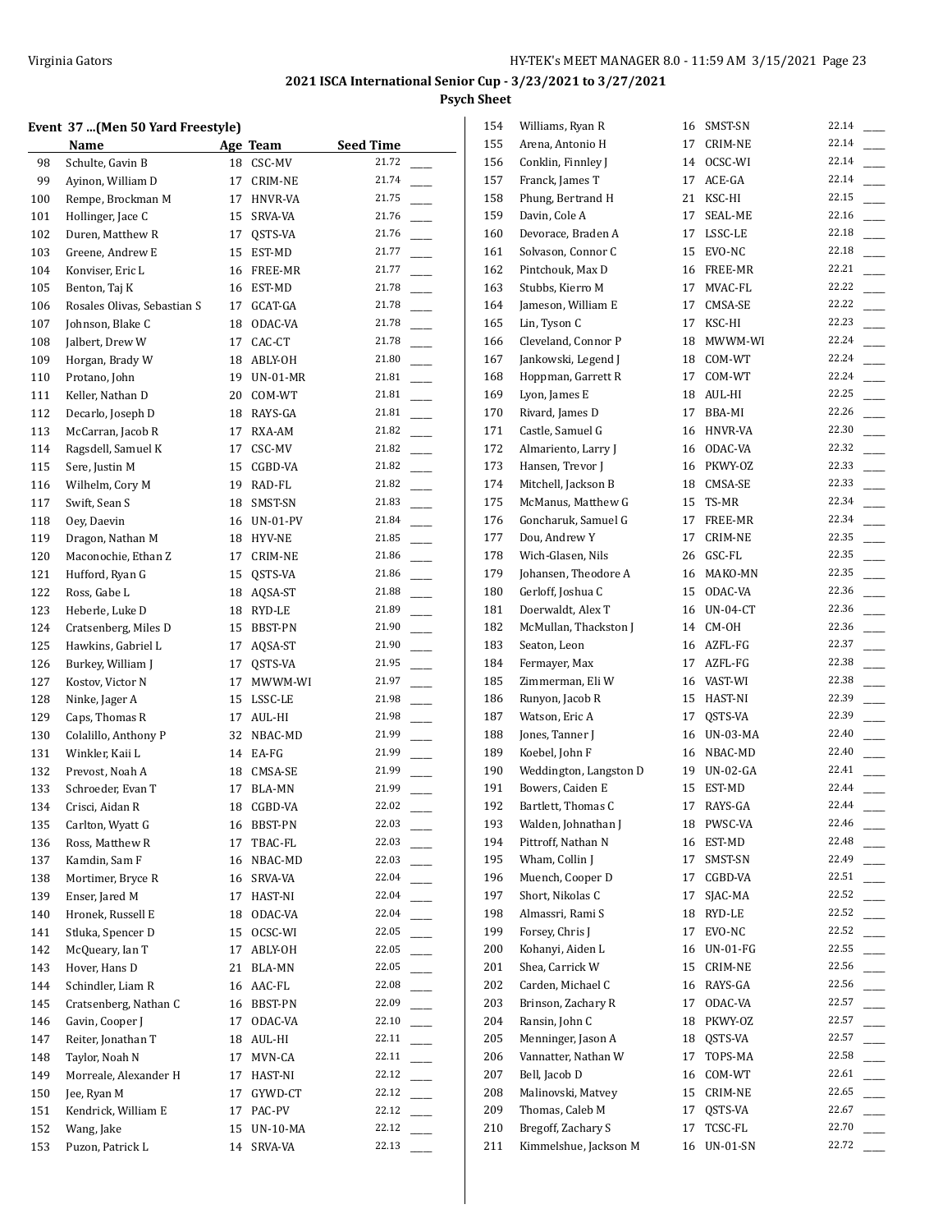## 2021 ISCA International Senior Cup - 3/23/2021 to 3/27/2021

### Psych Sheet

#### Event 37 ...(Men 50 Yard Freestyle)

| | Name | Age | Team | Seed Time | |
|---|---|---|---|---|---|
| 98 | Schulte, Gavin B | 18 | CSC-MV | 21.72 | ____ |
| 99 | Ayinon, William D | 17 | CRIM-NE | 21.74 | ____ |
| 100 | Rempe, Brockman M | 17 | HNVR-VA | 21.75 | ____ |
| 101 | Hollinger, Jace C | 15 | SRVA-VA | 21.76 | ____ |
| 102 | Duren, Matthew R | 17 | QSTS-VA | 21.76 | ____ |
| 103 | Greene, Andrew E | 15 | EST-MD | 21.77 | ____ |
| 104 | Konviser, Eric L | 16 | FREE-MR | 21.77 | ____ |
| 105 | Benton, Taj K | 16 | EST-MD | 21.78 | ____ |
| 106 | Rosales Olivas, Sebastian S | 17 | GCAT-GA | 21.78 | ____ |
| 107 | Johnson, Blake C | 18 | ODAC-VA | 21.78 | ____ |
| 108 | Jalbert, Drew W | 17 | CAC-CT | 21.78 | ____ |
| 109 | Horgan, Brady W | 18 | ABLY-OH | 21.80 | ____ |
| 110 | Protano, John | 19 | UN-01-MR | 21.81 | ____ |
| 111 | Keller, Nathan D | 20 | COM-WT | 21.81 | ____ |
| 112 | Decarlo, Joseph D | 18 | RAYS-GA | 21.81 | ____ |
| 113 | McCarran, Jacob R | 17 | RXA-AM | 21.82 | ____ |
| 114 | Ragsdell, Samuel K | 17 | CSC-MV | 21.82 | ____ |
| 115 | Sere, Justin M | 15 | CGBD-VA | 21.82 | ____ |
| 116 | Wilhelm, Cory M | 19 | RAD-FL | 21.82 | ____ |
| 117 | Swift, Sean S | 18 | SMST-SN | 21.83 | ____ |
| 118 | Oey, Daevin | 16 | UN-01-PV | 21.84 | ____ |
| 119 | Dragon, Nathan M | 18 | HYV-NE | 21.85 | ____ |
| 120 | Maconochie, Ethan Z | 17 | CRIM-NE | 21.86 | ____ |
| 121 | Hufford, Ryan G | 15 | QSTS-VA | 21.86 | ____ |
| 122 | Ross, Gabe L | 18 | AQSA-ST | 21.88 | ____ |
| 123 | Heberle, Luke D | 18 | RYD-LE | 21.89 | ____ |
| 124 | Cratsenberg, Miles D | 15 | BBST-PN | 21.90 | ____ |
| 125 | Hawkins, Gabriel L | 17 | AQSA-ST | 21.90 | ____ |
| 126 | Burkey, William J | 17 | QSTS-VA | 21.95 | ____ |
| 127 | Kostov, Victor N | 17 | MWWM-WI | 21.97 | ____ |
| 128 | Ninke, Jager A | 15 | LSSC-LE | 21.98 | ____ |
| 129 | Caps, Thomas R | 17 | AUL-HI | 21.98 | ____ |
| 130 | Colalillo, Anthony P | 32 | NBAC-MD | 21.99 | ____ |
| 131 | Winkler, Kaii L | 14 | EA-FG | 21.99 | ____ |
| 132 | Prevost, Noah A | 18 | CMSA-SE | 21.99 | ____ |
| 133 | Schroeder, Evan T | 17 | BLA-MN | 21.99 | ____ |
| 134 | Crisci, Aidan R | 18 | CGBD-VA | 22.02 | ____ |
| 135 | Carlton, Wyatt G | 16 | BBST-PN | 22.03 | ____ |
| 136 | Ross, Matthew R | 17 | TBAC-FL | 22.03 | ____ |
| 137 | Kamdin, Sam F | 16 | NBAC-MD | 22.03 | ____ |
| 138 | Mortimer, Bryce R | 16 | SRVA-VA | 22.04 | ____ |
| 139 | Enser, Jared M | 17 | HAST-NI | 22.04 | ____ |
| 140 | Hronek, Russell E | 18 | ODAC-VA | 22.04 | ____ |
| 141 | Stluka, Spencer D | 15 | OCSC-WI | 22.05 | ____ |
| 142 | McQueary, Ian T | 17 | ABLY-OH | 22.05 | ____ |
| 143 | Hover, Hans D | 21 | BLA-MN | 22.05 | ____ |
| 144 | Schindler, Liam R | 16 | AAC-FL | 22.08 | ____ |
| 145 | Cratsenberg, Nathan C | 16 | BBST-PN | 22.09 | ____ |
| 146 | Gavin, Cooper J | 17 | ODAC-VA | 22.10 | ____ |
| 147 | Reiter, Jonathan T | 18 | AUL-HI | 22.11 | ____ |
| 148 | Taylor, Noah N | 17 | MVN-CA | 22.11 | ____ |
| 149 | Morreale, Alexander H | 17 | HAST-NI | 22.12 | ____ |
| 150 | Jee, Ryan M | 17 | GYWD-CT | 22.12 | ____ |
| 151 | Kendrick, William E | 17 | PAC-PV | 22.12 | ____ |
| 152 | Wang, Jake | 15 | UN-10-MA | 22.12 | ____ |
| 153 | Puzon, Patrick L | 14 | SRVA-VA | 22.13 | ____ |
| 154 | Williams, Ryan R | 16 | SMST-SN | 22.14 | ____ |
| 155 | Arena, Antonio H | 17 | CRIM-NE | 22.14 | ____ |
| 156 | Conklin, Finnley J | 14 | OCSC-WI | 22.14 | ____ |
| 157 | Franck, James T | 17 | ACE-GA | 22.14 | ____ |
| 158 | Phung, Bertrand H | 21 | KSC-HI | 22.15 | ____ |
| 159 | Davin, Cole A | 17 | SEAL-ME | 22.16 | ____ |
| 160 | Devorace, Braden A | 17 | LSSC-LE | 22.18 | ____ |
| 161 | Solvason, Connor C | 15 | EVO-NC | 22.18 | ____ |
| 162 | Pintchouk, Max D | 16 | FREE-MR | 22.21 | ____ |
| 163 | Stubbs, Kierro M | 17 | MVAC-FL | 22.22 | ____ |
| 164 | Jameson, William E | 17 | CMSA-SE | 22.22 | ____ |
| 165 | Lin, Tyson C | 17 | KSC-HI | 22.23 | ____ |
| 166 | Cleveland, Connor P | 18 | MWWM-WI | 22.24 | ____ |
| 167 | Jankowski, Legend J | 18 | COM-WT | 22.24 | ____ |
| 168 | Hoppman, Garrett R | 17 | COM-WT | 22.24 | ____ |
| 169 | Lyon, James E | 18 | AUL-HI | 22.25 | ____ |
| 170 | Rivard, James D | 17 | BBA-MI | 22.26 | ____ |
| 171 | Castle, Samuel G | 16 | HNVR-VA | 22.30 | ____ |
| 172 | Almariento, Larry J | 16 | ODAC-VA | 22.32 | ____ |
| 173 | Hansen, Trevor J | 16 | PKWY-OZ | 22.33 | ____ |
| 174 | Mitchell, Jackson B | 18 | CMSA-SE | 22.33 | ____ |
| 175 | McManus, Matthew G | 15 | TS-MR | 22.34 | ____ |
| 176 | Goncharuk, Samuel G | 17 | FREE-MR | 22.34 | ____ |
| 177 | Dou, Andrew Y | 17 | CRIM-NE | 22.35 | ____ |
| 178 | Wich-Glasen, Nils | 26 | GSC-FL | 22.35 | ____ |
| 179 | Johansen, Theodore A | 16 | MAKO-MN | 22.35 | ____ |
| 180 | Gerloff, Joshua C | 15 | ODAC-VA | 22.36 | ____ |
| 181 | Doerwaldt, Alex T | 16 | UN-04-CT | 22.36 | ____ |
| 182 | McMullan, Thackston J | 14 | CM-OH | 22.36 | ____ |
| 183 | Seaton, Leon | 16 | AZFL-FG | 22.37 | ____ |
| 184 | Fermayer, Max | 17 | AZFL-FG | 22.38 | ____ |
| 185 | Zimmerman, Eli W | 16 | VAST-WI | 22.38 | ____ |
| 186 | Runyon, Jacob R | 15 | HAST-NI | 22.39 | ____ |
| 187 | Watson, Eric A | 17 | QSTS-VA | 22.39 | ____ |
| 188 | Jones, Tanner J | 16 | UN-03-MA | 22.40 | ____ |
| 189 | Koebel, John F | 16 | NBAC-MD | 22.40 | ____ |
| 190 | Weddington, Langston D | 19 | UN-02-GA | 22.41 | ____ |
| 191 | Bowers, Caiden E | 15 | EST-MD | 22.44 | ____ |
| 192 | Bartlett, Thomas C | 17 | RAYS-GA | 22.44 | ____ |
| 193 | Walden, Johnathan J | 18 | PWSC-VA | 22.46 | ____ |
| 194 | Pittroff, Nathan N | 16 | EST-MD | 22.48 | ____ |
| 195 | Wham, Collin J | 17 | SMST-SN | 22.49 | ____ |
| 196 | Muench, Cooper D | 17 | CGBD-VA | 22.51 | ____ |
| 197 | Short, Nikolas C | 17 | SJAC-MA | 22.52 | ____ |
| 198 | Almassri, Rami S | 18 | RYD-LE | 22.52 | ____ |
| 199 | Forsey, Chris J | 17 | EVO-NC | 22.52 | ____ |
| 200 | Kohanyi, Aiden L | 16 | UN-01-FG | 22.55 | ____ |
| 201 | Shea, Carrick W | 15 | CRIM-NE | 22.56 | ____ |
| 202 | Carden, Michael C | 16 | RAYS-GA | 22.56 | ____ |
| 203 | Brinson, Zachary R | 17 | ODAC-VA | 22.57 | ____ |
| 204 | Ransin, John C | 18 | PKWY-OZ | 22.57 | ____ |
| 205 | Menninger, Jason A | 18 | QSTS-VA | 22.57 | ____ |
| 206 | Vannatter, Nathan W | 17 | TOPS-MA | 22.58 | ____ |
| 207 | Bell, Jacob D | 16 | COM-WT | 22.61 | ____ |
| 208 | Malinovski, Matvey | 15 | CRIM-NE | 22.65 | ____ |
| 209 | Thomas, Caleb M | 17 | QSTS-VA | 22.67 | ____ |
| 210 | Bregoff, Zachary S | 17 | TCSC-FL | 22.70 | ____ |
| 211 | Kimmelshue, Jackson M | 16 | UN-01-SN | 22.72 | ____ |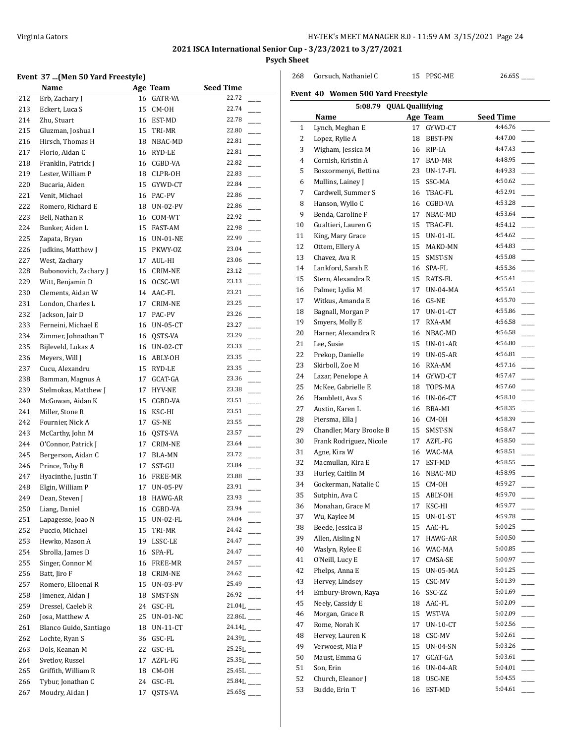## 2021 ISCA International Senior Cup - 3/23/2021 to 3/27/2021

### Psych Sheet

#### Event 37 ...(Men 50 Yard Freestyle)

| | Name | Age | Team | Seed Time |
|---|---|---|---|---|
| 212 | Erb, Zachary J | 16 | GATR-VA | 22.72 ____ |
| 213 | Eckert, Luca S | 15 | CM-OH | 22.74 ____ |
| 214 | Zhu, Stuart | 16 | EST-MD | 22.78 ____ |
| 215 | Gluzman, Joshua I | 15 | TRI-MR | 22.80 ____ |
| 216 | Hirsch, Thomas H | 18 | NBAC-MD | 22.81 ____ |
| 217 | Florio, Aidan C | 16 | RYD-LE | 22.81 ____ |
| 218 | Franklin, Patrick J | 16 | CGBD-VA | 22.82 ____ |
| 219 | Lester, William P | 18 | CLPR-OH | 22.83 ____ |
| 220 | Bucaria, Aiden | 15 | GYWD-CT | 22.84 ____ |
| 221 | Venit, Michael | 16 | PAC-PV | 22.86 ____ |
| 222 | Romero, Richard E | 18 | UN-02-PV | 22.86 ____ |
| 223 | Bell, Nathan R | 16 | COM-WT | 22.92 ____ |
| 224 | Bunker, Aiden L | 15 | FAST-AM | 22.98 ____ |
| 225 | Zapata, Bryan | 16 | UN-01-NE | 22.99 ____ |
| 226 | Judkins, Matthew J | 15 | PKWY-OZ | 23.04 ____ |
| 227 | West, Zachary | 17 | AUL-HI | 23.06 ____ |
| 228 | Bubonovich, Zachary J | 16 | CRIM-NE | 23.12 ____ |
| 229 | Witt, Benjamin D | 16 | OCSC-WI | 23.13 ____ |
| 230 | Clements, Aidan W | 14 | AAC-FL | 23.21 ____ |
| 231 | London, Charles L | 17 | CRIM-NE | 23.25 ____ |
| 232 | Jackson, Jair D | 17 | PAC-PV | 23.26 ____ |
| 233 | Ferneini, Michael E | 16 | UN-05-CT | 23.27 ____ |
| 234 | Zimmer, Johnathan T | 16 | QSTS-VA | 23.29 ____ |
| 235 | Bijleveld, Lukas A | 16 | UN-02-CT | 23.33 ____ |
| 236 | Meyers, Will J | 16 | ABLY-OH | 23.35 ____ |
| 237 | Cucu, Alexandru | 15 | RYD-LE | 23.35 ____ |
| 238 | Bamman, Magnus A | 17 | GCAT-GA | 23.36 ____ |
| 239 | Stelmokas, Matthew J | 17 | HYV-NE | 23.38 ____ |
| 240 | McGowan, Aidan K | 15 | CGBD-VA | 23.51 ____ |
| 241 | Miller, Stone R | 16 | KSC-HI | 23.51 ____ |
| 242 | Fournier, Nick A | 17 | GS-NE | 23.55 ____ |
| 243 | McCarthy, John M | 16 | QSTS-VA | 23.57 ____ |
| 244 | O'Connor, Patrick J | 17 | CRIM-NE | 23.64 ____ |
| 245 | Bergerson, Aidan C | 17 | BLA-MN | 23.72 ____ |
| 246 | Prince, Toby B | 17 | SST-GU | 23.84 ____ |
| 247 | Hyacinthe, Justin T | 16 | FREE-MR | 23.88 ____ |
| 248 | Elgin, William P | 17 | UN-05-PV | 23.91 ____ |
| 249 | Dean, Steven J | 18 | HAWG-AR | 23.93 ____ |
| 250 | Liang, Daniel | 16 | CGBD-VA | 23.94 ____ |
| 251 | Lapagesse, Joao N | 15 | UN-02-FL | 24.04 ____ |
| 252 | Puccio, Michael | 15 | TRI-MR | 24.42 ____ |
| 253 | Hewko, Mason A | 19 | LSSC-LE | 24.47 ____ |
| 254 | Sbrolla, James D | 16 | SPA-FL | 24.47 ____ |
| 255 | Singer, Connor M | 16 | FREE-MR | 24.57 ____ |
| 256 | Batt, Jiro F | 18 | CRIM-NE | 24.62 ____ |
| 257 | Romero, Elioenai R | 15 | UN-03-PV | 25.49 ____ |
| 258 | Jimenez, Aidan J | 18 | SMST-SN | 26.92 ____ |
| 259 | Dressel, Caeleb R | 24 | GSC-FL | 21.04L ____ |
| 260 | Josa, Matthew A | 25 | UN-01-NC | 22.86L ____ |
| 261 | Blanco Guido, Santiago | 18 | UN-11-CT | 24.14L ____ |
| 262 | Lochte, Ryan S | 36 | GSC-FL | 24.39L ____ |
| 263 | Dols, Keanan M | 22 | GSC-FL | 25.25L ____ |
| 264 | Svetlov, Russel | 17 | AZFL-FG | 25.35L ____ |
| 265 | Griffith, William R | 18 | CM-OH | 25.45L ____ |
| 266 | Tybur, Jonathan C | 24 | GSC-FL | 25.84L ____ |
| 267 | Moudry, Aidan J | 17 | QSTS-VA | 25.65S ____ |
| 268 | Gorsuch, Nathaniel C | 15 | PPSC-ME | 26.65S ____ |

#### Event 40 Women 500 Yard Freestyle

5:08.79 QUAL Quallifying

| | Name | Age | Team | Seed Time |
|---|---|---|---|---|
| 1 | Lynch, Meghan E | 17 | GYWD-CT | 4:46.76 ____ |
| 2 | Lopez, Rylie A | 18 | BBST-PN | 4:47.00 ____ |
| 3 | Wigham, Jessica M | 16 | RIP-IA | 4:47.43 ____ |
| 4 | Cornish, Kristin A | 17 | BAD-MR | 4:48.95 ____ |
| 5 | Boszormenyi, Bettina | 23 | UN-17-FL | 4:49.33 ____ |
| 6 | Mullins, Lainey J | 15 | SSC-MA | 4:50.62 ____ |
| 7 | Cardwell, Summer S | 16 | TBAC-FL | 4:52.91 ____ |
| 8 | Hanson, Wyllo C | 16 | CGBD-VA | 4:53.28 ____ |
| 9 | Benda, Caroline F | 17 | NBAC-MD | 4:53.64 ____ |
| 10 | Gualtieri, Lauren G | 15 | TBAC-FL | 4:54.12 ____ |
| 11 | King, Mary Grace | 15 | UN-01-IL | 4:54.62 ____ |
| 12 | Ottem, Ellery A | 15 | MAKO-MN | 4:54.83 ____ |
| 13 | Chavez, Ava R | 15 | SMST-SN | 4:55.08 ____ |
| 14 | Lankford, Sarah E | 16 | SPA-FL | 4:55.36 ____ |
| 15 | Stern, Alexandra R | 15 | RATS-FL | 4:55.41 ____ |
| 16 | Palmer, Lydia M | 17 | UN-04-MA | 4:55.61 ____ |
| 17 | Witkus, Amanda E | 16 | GS-NE | 4:55.70 ____ |
| 18 | Bagnall, Morgan P | 17 | UN-01-CT | 4:55.86 ____ |
| 19 | Smyers, Molly E | 17 | RXA-AM | 4:56.58 ____ |
| 20 | Harner, Alexandra R | 16 | NBAC-MD | 4:56.58 ____ |
| 21 | Lee, Susie | 15 | UN-01-AR | 4:56.80 ____ |
| 22 | Prekop, Danielle | 19 | UN-05-AR | 4:56.81 ____ |
| 23 | Skirboll, Zoe M | 16 | RXA-AM | 4:57.16 ____ |
| 24 | Lazar, Penelope A | 14 | GYWD-CT | 4:57.47 ____ |
| 25 | McKee, Gabrielle E | 18 | TOPS-MA | 4:57.60 ____ |
| 26 | Hamblett, Ava S | 16 | UN-06-CT | 4:58.10 ____ |
| 27 | Austin, Karen L | 16 | BBA-MI | 4:58.35 ____ |
| 28 | Piersma, Ella J | 16 | CM-OH | 4:58.39 ____ |
| 29 | Chandler, Mary Brooke B | 15 | SMST-SN | 4:58.47 ____ |
| 30 | Frank Rodriguez, Nicole | 17 | AZFL-FG | 4:58.50 ____ |
| 31 | Agne, Kira W | 16 | WAC-MA | 4:58.51 ____ |
| 32 | Macmullan, Kira E | 17 | EST-MD | 4:58.55 ____ |
| 33 | Hurley, Caitlin M | 16 | NBAC-MD | 4:58.95 ____ |
| 34 | Gockerman, Natalie C | 15 | CM-OH | 4:59.27 ____ |
| 35 | Sutphin, Ava C | 15 | ABLY-OH | 4:59.70 ____ |
| 36 | Monahan, Grace M | 17 | KSC-HI | 4:59.77 ____ |
| 37 | Wu, Kaylee M | 15 | UN-01-ST | 4:59.78 ____ |
| 38 | Beede, Jessica B | 15 | AAC-FL | 5:00.25 ____ |
| 39 | Allen, Aisling N | 17 | HAWG-AR | 5:00.50 ____ |
| 40 | Waslyn, Rylee E | 16 | WAC-MA | 5:00.85 ____ |
| 41 | O'Neill, Lucy E | 17 | CMSA-SE | 5:00.97 ____ |
| 42 | Phelps, Anna E | 15 | UN-05-MA | 5:01.25 ____ |
| 43 | Hervey, Lindsey | 15 | CSC-MV | 5:01.39 ____ |
| 44 | Embury-Brown, Raya | 16 | SSC-ZZ | 5:01.69 ____ |
| 45 | Neely, Cassidy E | 18 | AAC-FL | 5:02.09 ____ |
| 46 | Morgan, Grace R | 15 | WST-VA | 5:02.09 ____ |
| 47 | Rome, Norah K | 17 | UN-10-CT | 5:02.56 ____ |
| 48 | Hervey, Lauren K | 18 | CSC-MV | 5:02.61 ____ |
| 49 | Verwoest, Mia P | 15 | UN-04-SN | 5:03.26 ____ |
| 50 | Maust, Emma G | 17 | GCAT-GA | 5:03.61 ____ |
| 51 | Son, Erin | 16 | UN-04-AR | 5:04.01 ____ |
| 52 | Church, Eleanor J | 18 | USC-NE | 5:04.55 ____ |
| 53 | Budde, Erin T | 16 | EST-MD | 5:04.61 ____ |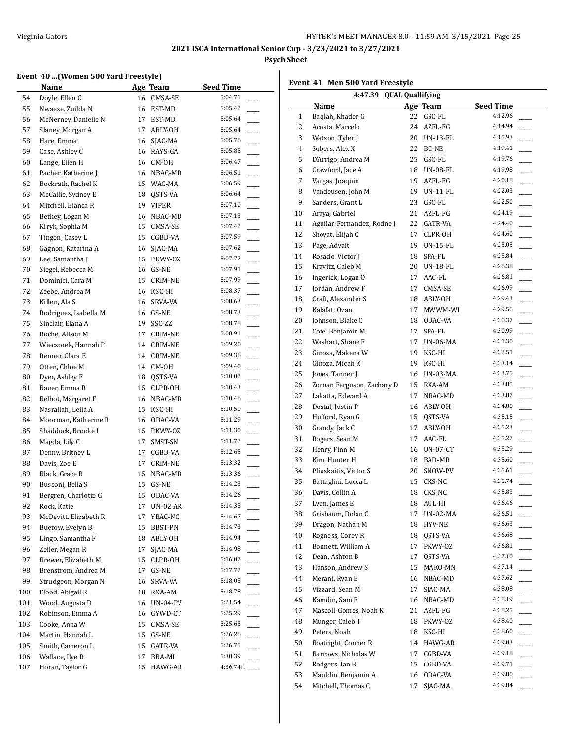## 2021 ISCA International Senior Cup - 3/23/2021 to 3/27/2021

### Psych Sheet

#### Event 40 ...(Women 500 Yard Freestyle)

| | Name | Age | Team | Seed Time | |
|---|---|---|---|---|---|
| 54 | Doyle, Ellen C | 16 | CMSA-SE | 5:04.71 | ____ |
| 55 | Nwaeze, Zuilda N | 16 | EST-MD | 5:05.42 | ____ |
| 56 | McNerney, Danielle N | 17 | EST-MD | 5:05.64 | ____ |
| 57 | Slaney, Morgan A | 17 | ABLY-OH | 5:05.64 | ____ |
| 58 | Hare, Emma | 16 | SJAC-MA | 5:05.76 | ____ |
| 59 | Case, Ashley C | 16 | RAYS-GA | 5:05.85 | ____ |
| 60 | Lange, Ellen H | 16 | CM-OH | 5:06.47 | ____ |
| 61 | Pacher, Katherine J | 16 | NBAC-MD | 5:06.51 | ____ |
| 62 | Bockrath, Rachel K | 15 | WAC-MA | 5:06.59 | ____ |
| 63 | McCallie, Sydney E | 18 | QSTS-VA | 5:06.64 | ____ |
| 64 | Mitchell, Bianca R | 19 | VIPER | 5:07.10 | ____ |
| 65 | Betkey, Logan M | 16 | NBAC-MD | 5:07.13 | ____ |
| 66 | Kiryk, Sophia M | 15 | CMSA-SE | 5:07.42 | ____ |
| 67 | Tingen, Casey L | 15 | CGBD-VA | 5:07.59 | ____ |
| 68 | Gagnon, Katarina A | 16 | SJAC-MA | 5:07.62 | ____ |
| 69 | Lee, Samantha J | 15 | PKWY-OZ | 5:07.72 | ____ |
| 70 | Siegel, Rebecca M | 16 | GS-NE | 5:07.91 | ____ |
| 71 | Dominici, Cara M | 15 | CRIM-NE | 5:07.99 | ____ |
| 72 | Zeebe, Andrea M | 16 | KSC-HI | 5:08.37 | ____ |
| 73 | Killen, Ala S | 16 | SRVA-VA | 5:08.63 | ____ |
| 74 | Rodriguez, Isabella M | 16 | GS-NE | 5:08.73 | ____ |
| 75 | Sinclair, Elana A | 19 | SSC-ZZ | 5:08.78 | ____ |
| 76 | Roche, Alison M | 17 | CRIM-NE | 5:08.91 | ____ |
| 77 | Wieczorek, Hannah P | 14 | CRIM-NE | 5:09.20 | ____ |
| 78 | Renner, Clara E | 14 | CRIM-NE | 5:09.36 | ____ |
| 79 | Otten, Chloe M | 14 | CM-OH | 5:09.40 | ____ |
| 80 | Dyer, Ashley F | 18 | QSTS-VA | 5:10.02 | ____ |
| 81 | Bauer, Emma R | 15 | CLPR-OH | 5:10.43 | ____ |
| 82 | Belbot, Margaret F | 16 | NBAC-MD | 5:10.46 | ____ |
| 83 | Nasrallah, Leila A | 15 | KSC-HI | 5:10.50 | ____ |
| 84 | Moorman, Katherine R | 16 | ODAC-VA | 5:11.29 | ____ |
| 85 | Shadduck, Brooke I | 15 | PKWY-OZ | 5:11.30 | ____ |
| 86 | Magda, Lily C | 17 | SMST-SN | 5:11.72 | ____ |
| 87 | Denny, Britney L | 17 | CGBD-VA | 5:12.65 | ____ |
| 88 | Davis, Zoe E | 17 | CRIM-NE | 5:13.32 | ____ |
| 89 | Black, Grace B | 15 | NBAC-MD | 5:13.36 | ____ |
| 90 | Busconi, Bella S | 15 | GS-NE | 5:14.23 | ____ |
| 91 | Bergren, Charlotte G | 15 | ODAC-VA | 5:14.26 | ____ |
| 92 | Rock, Katie | 17 | UN-02-AR | 5:14.35 | ____ |
| 93 | McDevitt, Elizabeth R | 17 | YBAC-NC | 5:14.67 | ____ |
| 94 | Buetow, Evelyn B | 15 | BBST-PN | 5:14.73 | ____ |
| 95 | Lingo, Samantha F | 18 | ABLY-OH | 5:14.94 | ____ |
| 96 | Zeiler, Megan R | 17 | SJAC-MA | 5:14.98 | ____ |
| 97 | Brewer, Elizabeth M | 15 | CLPR-OH | 5:16.07 | ____ |
| 98 | Brenstrom, Andrea M | 17 | GS-NE | 5:17.72 | ____ |
| 99 | Strudgeon, Morgan N | 16 | SRVA-VA | 5:18.05 | ____ |
| 100 | Flood, Abigail R | 18 | RXA-AM | 5:18.78 | ____ |
| 101 | Wood, Augusta D | 16 | UN-04-PV | 5:21.54 | ____ |
| 102 | Robinson, Emma A | 16 | GYWD-CT | 5:25.29 | ____ |
| 103 | Cooke, Anna W | 15 | CMSA-SE | 5:25.65 | ____ |
| 104 | Martin, Hannah L | 15 | GS-NE | 5:26.26 | ____ |
| 105 | Smith, Cameron L | 15 | GATR-VA | 5:26.75 | ____ |
| 106 | Wallace, Ilye R | 17 | BBA-MI | 5:30.39 | ____ |
| 107 | Horan, Taylor G | 15 | HAWG-AR | 4:36.74L | ____ |

#### Event 41 Men 500 Yard Freestyle

4:47.39 QUAL Quallifying

| | Name | Age | Team | Seed Time | |
|---|---|---|---|---|---|
| 1 | Baqlah, Khader G | 22 | GSC-FL | 4:12.96 | ____ |
| 2 | Acosta, Marcelo | 24 | AZFL-FG | 4:14.94 | ____ |
| 3 | Watson, Tyler J | 20 | UN-13-FL | 4:15.93 | ____ |
| 4 | Sobers, Alex X | 22 | BC-NE | 4:19.41 | ____ |
| 5 | D'Arrigo, Andrea M | 25 | GSC-FL | 4:19.76 | ____ |
| 6 | Crawford, Jace A | 18 | UN-08-FL | 4:19.98 | ____ |
| 7 | Vargas, Joaquin | 19 | AZFL-FG | 4:20.18 | ____ |
| 8 | Vandeusen, John M | 19 | UN-11-FL | 4:22.03 | ____ |
| 9 | Sanders, Grant L | 23 | GSC-FL | 4:22.50 | ____ |
| 10 | Araya, Gabriel | 21 | AZFL-FG | 4:24.19 | ____ |
| 11 | Aguilar-Fernandez, Rodne J | 22 | GATR-VA | 4:24.40 | ____ |
| 12 | Shoyat, Elijah C | 17 | CLPR-OH | 4:24.60 | ____ |
| 13 | Page, Advait | 19 | UN-15-FL | 4:25.05 | ____ |
| 14 | Rosado, Victor J | 18 | SPA-FL | 4:25.84 | ____ |
| 15 | Kravitz, Caleb M | 20 | UN-18-FL | 4:26.38 | ____ |
| 16 | Ingerick, Logan O | 17 | AAC-FL | 4:26.81 | ____ |
| 17 | Jordan, Andrew F | 17 | CMSA-SE | 4:26.99 | ____ |
| 18 | Craft, Alexander S | 18 | ABLY-OH | 4:29.43 | ____ |
| 19 | Kalafat, Ozan | 17 | MWWM-WI | 4:29.56 | ____ |
| 20 | Johnson, Blake C | 18 | ODAC-VA | 4:30.37 | ____ |
| 21 | Cote, Benjamin M | 17 | SPA-FL | 4:30.99 | ____ |
| 22 | Washart, Shane F | 17 | UN-06-MA | 4:31.30 | ____ |
| 23 | Ginoza, Makena W | 19 | KSC-HI | 4:32.51 | ____ |
| 24 | Ginoza, Micah K | 19 | KSC-HI | 4:33.14 | ____ |
| 25 | Jones, Tanner J | 16 | UN-03-MA | 4:33.75 | ____ |
| 26 | Zornan Ferguson, Zachary D | 15 | RXA-AM | 4:33.85 | ____ |
| 27 | Lakatta, Edward A | 17 | NBAC-MD | 4:33.87 | ____ |
| 28 | Dostal, Justin P | 16 | ABLY-OH | 4:34.80 | ____ |
| 29 | Hufford, Ryan G | 15 | QSTS-VA | 4:35.15 | ____ |
| 30 | Grandy, Jack C | 17 | ABLY-OH | 4:35.23 | ____ |
| 31 | Rogers, Sean M | 17 | AAC-FL | 4:35.27 | ____ |
| 32 | Henry, Finn M | 16 | UN-07-CT | 4:35.29 | ____ |
| 33 | Kim, Hunter H | 18 | BAD-MR | 4:35.60 | ____ |
| 34 | Pliuskaitis, Victor S | 20 | SNOW-PV | 4:35.61 | ____ |
| 35 | Battaglini, Lucca L | 15 | CKS-NC | 4:35.74 | ____ |
| 36 | Davis, Collin A | 18 | CKS-NC | 4:35.83 | ____ |
| 37 | Lyon, James E | 18 | AUL-HI | 4:36.46 | ____ |
| 38 | Grisbaum, Dolan C | 17 | UN-02-MA | 4:36.51 | ____ |
| 39 | Dragon, Nathan M | 18 | HYV-NE | 4:36.63 | ____ |
| 40 | Rogness, Corey R | 18 | QSTS-VA | 4:36.68 | ____ |
| 41 | Bonnett, William A | 17 | PKWY-OZ | 4:36.81 | ____ |
| 42 | Dean, Ashton B | 17 | QSTS-VA | 4:37.10 | ____ |
| 43 | Hanson, Andrew S | 15 | MAKO-MN | 4:37.14 | ____ |
| 44 | Merani, Ryan B | 16 | NBAC-MD | 4:37.62 | ____ |
| 45 | Vizzard, Sean M | 17 | SJAC-MA | 4:38.08 | ____ |
| 46 | Kamdin, Sam F | 16 | NBAC-MD | 4:38.19 | ____ |
| 47 | Mascoll-Gomes, Noah K | 21 | AZFL-FG | 4:38.25 | ____ |
| 48 | Munger, Caleb T | 18 | PKWY-OZ | 4:38.40 | ____ |
| 49 | Peters, Noah | 18 | KSC-HI | 4:38.60 | ____ |
| 50 | Boatright, Conner R | 14 | HAWG-AR | 4:39.03 | ____ |
| 51 | Barrows, Nicholas W | 17 | CGBD-VA | 4:39.18 | ____ |
| 52 | Rodgers, Ian B | 15 | CGBD-VA | 4:39.71 | ____ |
| 53 | Mauldin, Benjamin A | 16 | ODAC-VA | 4:39.80 | ____ |
| 54 | Mitchell, Thomas C | 17 | SJAC-MA | 4:39.84 | ____ |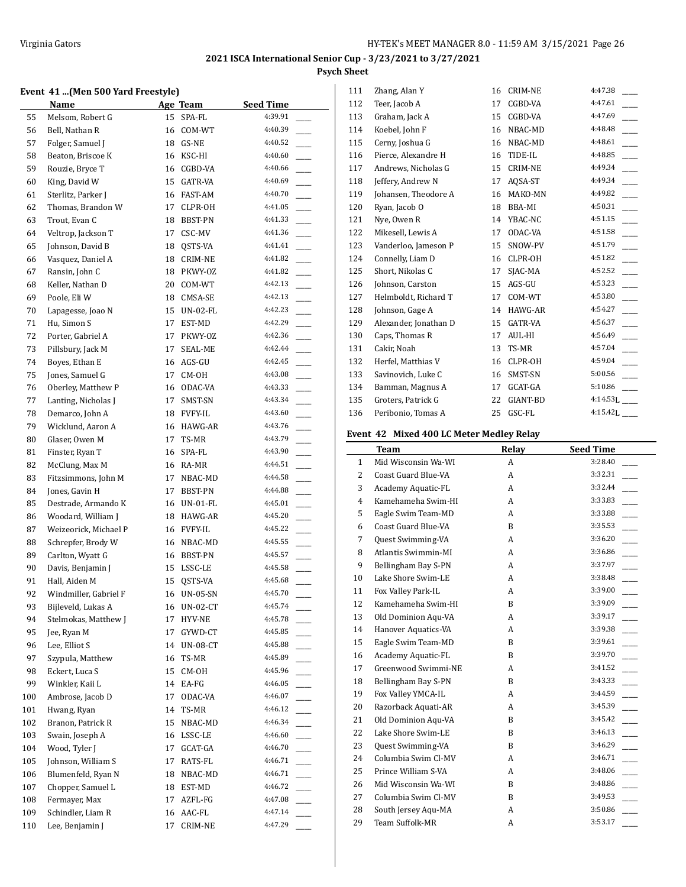# 2021 ISCA International Senior Cup - 3/23/2021 to 3/27/2021

## Psych Sheet

### Event 41 ...(Men 500 Yard Freestyle)

| | Name | Age | Team | Seed Time | |
|---|---|---|---|---|---|
| 55 | Melsom, Robert G | 15 | SPA-FL | 4:39.91 | ____ |
| 56 | Bell, Nathan R | 16 | COM-WT | 4:40.39 | ____ |
| 57 | Folger, Samuel J | 18 | GS-NE | 4:40.52 | ____ |
| 58 | Beaton, Briscoe K | 16 | KSC-HI | 4:40.60 | ____ |
| 59 | Rouzie, Bryce T | 16 | CGBD-VA | 4:40.66 | ____ |
| 60 | King, David W | 15 | GATR-VA | 4:40.69 | ____ |
| 61 | Sterlitz, Parker J | 16 | FAST-AM | 4:40.70 | ____ |
| 62 | Thomas, Brandon W | 17 | CLPR-OH | 4:41.05 | ____ |
| 63 | Trout, Evan C | 18 | BBST-PN | 4:41.33 | ____ |
| 64 | Veltrop, Jackson T | 17 | CSC-MV | 4:41.36 | ____ |
| 65 | Johnson, David B | 18 | QSTS-VA | 4:41.41 | ____ |
| 66 | Vasquez, Daniel A | 18 | CRIM-NE | 4:41.82 | ____ |
| 67 | Ransin, John C | 18 | PKWY-OZ | 4:41.82 | ____ |
| 68 | Keller, Nathan D | 20 | COM-WT | 4:42.13 | ____ |
| 69 | Poole, Eli W | 18 | CMSA-SE | 4:42.13 | ____ |
| 70 | Lapagesse, Joao N | 15 | UN-02-FL | 4:42.23 | ____ |
| 71 | Hu, Simon S | 17 | EST-MD | 4:42.29 | ____ |
| 72 | Porter, Gabriel A | 17 | PKWY-OZ | 4:42.36 | ____ |
| 73 | Pillsbury, Jack M | 17 | SEAL-ME | 4:42.44 | ____ |
| 74 | Boyes, Ethan E | 16 | AGS-GU | 4:42.45 | ____ |
| 75 | Jones, Samuel G | 17 | CM-OH | 4:43.08 | ____ |
| 76 | Oberley, Matthew P | 16 | ODAC-VA | 4:43.33 | ____ |
| 77 | Lanting, Nicholas J | 17 | SMST-SN | 4:43.34 | ____ |
| 78 | Demarco, John A | 18 | FVFY-IL | 4:43.60 | ____ |
| 79 | Wicklund, Aaron A | 16 | HAWG-AR | 4:43.76 | ____ |
| 80 | Glaser, Owen M | 17 | TS-MR | 4:43.79 | ____ |
| 81 | Finster, Ryan T | 16 | SPA-FL | 4:43.90 | ____ |
| 82 | McClung, Max M | 16 | RA-MR | 4:44.51 | ____ |
| 83 | Fitzsimmons, John M | 17 | NBAC-MD | 4:44.58 | ____ |
| 84 | Jones, Gavin H | 17 | BBST-PN | 4:44.88 | ____ |
| 85 | Destrade, Armando K | 16 | UN-01-FL | 4:45.01 | ____ |
| 86 | Woodard, William J | 18 | HAWG-AR | 4:45.20 | ____ |
| 87 | Weizeorick, Michael P | 16 | FVFY-IL | 4:45.22 | ____ |
| 88 | Schrepfer, Brody W | 16 | NBAC-MD | 4:45.55 | ____ |
| 89 | Carlton, Wyatt G | 16 | BBST-PN | 4:45.57 | ____ |
| 90 | Davis, Benjamin J | 15 | LSSC-LE | 4:45.58 | ____ |
| 91 | Hall, Aiden M | 15 | QSTS-VA | 4:45.68 | ____ |
| 92 | Windmiller, Gabriel F | 16 | UN-05-SN | 4:45.70 | ____ |
| 93 | Bijleveld, Lukas A | 16 | UN-02-CT | 4:45.74 | ____ |
| 94 | Stelmokas, Matthew J | 17 | HYV-NE | 4:45.78 | ____ |
| 95 | Jee, Ryan M | 17 | GYWD-CT | 4:45.85 | ____ |
| 96 | Lee, Elliot S | 14 | UN-08-CT | 4:45.88 | ____ |
| 97 | Szypula, Matthew | 16 | TS-MR | 4:45.89 | ____ |
| 98 | Eckert, Luca S | 15 | CM-OH | 4:45.96 | ____ |
| 99 | Winkler, Kaii L | 14 | EA-FG | 4:46.05 | ____ |
| 100 | Ambrose, Jacob D | 17 | ODAC-VA | 4:46.07 | ____ |
| 101 | Hwang, Ryan | 14 | TS-MR | 4:46.12 | ____ |
| 102 | Branon, Patrick R | 15 | NBAC-MD | 4:46.34 | ____ |
| 103 | Swain, Joseph A | 16 | LSSC-LE | 4:46.60 | ____ |
| 104 | Wood, Tyler J | 17 | GCAT-GA | 4:46.70 | ____ |
| 105 | Johnson, William S | 17 | RATS-FL | 4:46.71 | ____ |
| 106 | Blumenfeld, Ryan N | 18 | NBAC-MD | 4:46.71 | ____ |
| 107 | Chopper, Samuel L | 18 | EST-MD | 4:46.72 | ____ |
| 108 | Fermayer, Max | 17 | AZFL-FG | 4:47.08 | ____ |
| 109 | Schindler, Liam R | 16 | AAC-FL | 4:47.14 | ____ |
| 110 | Lee, Benjamin J | 17 | CRIM-NE | 4:47.29 | ____ |
| 111 | Zhang, Alan Y | 16 | CRIM-NE | 4:47.38 | ____ |
| 112 | Teer, Jacob A | 17 | CGBD-VA | 4:47.61 | ____ |
| 113 | Graham, Jack A | 15 | CGBD-VA | 4:47.69 | ____ |
| 114 | Koebel, John F | 16 | NBAC-MD | 4:48.48 | ____ |
| 115 | Cerny, Joshua G | 16 | NBAC-MD | 4:48.61 | ____ |
| 116 | Pierce, Alexandre H | 16 | TIDE-IL | 4:48.85 | ____ |
| 117 | Andrews, Nicholas G | 15 | CRIM-NE | 4:49.34 | ____ |
| 118 | Jeffery, Andrew N | 17 | AQSA-ST | 4:49.34 | ____ |
| 119 | Johansen, Theodore A | 16 | MAKO-MN | 4:49.82 | ____ |
| 120 | Ryan, Jacob O | 18 | BBA-MI | 4:50.31 | ____ |
| 121 | Nye, Owen R | 14 | YBAC-NC | 4:51.15 | ____ |
| 122 | Mikesell, Lewis A | 17 | ODAC-VA | 4:51.58 | ____ |
| 123 | Vanderloo, Jameson P | 15 | SNOW-PV | 4:51.79 | ____ |
| 124 | Connelly, Liam D | 16 | CLPR-OH | 4:51.82 | ____ |
| 125 | Short, Nikolas C | 17 | SJAC-MA | 4:52.52 | ____ |
| 126 | Johnson, Carston | 15 | AGS-GU | 4:53.23 | ____ |
| 127 | Helmboldt, Richard T | 17 | COM-WT | 4:53.80 | ____ |
| 128 | Johnson, Gage A | 14 | HAWG-AR | 4:54.27 | ____ |
| 129 | Alexander, Jonathan D | 15 | GATR-VA | 4:56.37 | ____ |
| 130 | Caps, Thomas R | 17 | AUL-HI | 4:56.49 | ____ |
| 131 | Cakir, Noah | 13 | TS-MR | 4:57.04 | ____ |
| 132 | Herfel, Matthias V | 16 | CLPR-OH | 4:59.04 | ____ |
| 133 | Savinovich, Luke C | 16 | SMST-SN | 5:00.56 | ____ |
| 134 | Bamman, Magnus A | 17 | GCAT-GA | 5:10.86 | ____ |
| 135 | Groters, Patrick G | 22 | GIANT-BD | 4:14.53L | ____ |
| 136 | Peribonio, Tomas A | 25 | GSC-FL | 4:15.42L | ____ |

### Event 42 Mixed 400 LC Meter Medley Relay

| | Team | Relay | Seed Time | |
|---|---|---|---|---|
| 1 | Mid Wisconsin Wa-WI | A | 3:28.40 | ____ |
| 2 | Coast Guard Blue-VA | A | 3:32.31 | ____ |
| 3 | Academy Aquatic-FL | A | 3:32.44 | ____ |
| 4 | Kamehameha Swim-HI | A | 3:33.83 | ____ |
| 5 | Eagle Swim Team-MD | A | 3:33.88 | ____ |
| 6 | Coast Guard Blue-VA | B | 3:35.53 | ____ |
| 7 | Quest Swimming-VA | A | 3:36.20 | ____ |
| 8 | Atlantis Swimmin-MI | A | 3:36.86 | ____ |
| 9 | Bellingham Bay S-PN | A | 3:37.97 | ____ |
| 10 | Lake Shore Swim-LE | A | 3:38.48 | ____ |
| 11 | Fox Valley Park-IL | A | 3:39.00 | ____ |
| 12 | Kamehameha Swim-HI | B | 3:39.09 | ____ |
| 13 | Old Dominion Aqu-VA | A | 3:39.17 | ____ |
| 14 | Hanover Aquatics-VA | A | 3:39.38 | ____ |
| 15 | Eagle Swim Team-MD | B | 3:39.61 | ____ |
| 16 | Academy Aquatic-FL | B | 3:39.70 | ____ |
| 17 | Greenwood Swimmi-NE | A | 3:41.52 | ____ |
| 18 | Bellingham Bay S-PN | B | 3:43.33 | ____ |
| 19 | Fox Valley YMCA-IL | A | 3:44.59 | ____ |
| 20 | Razorback Aquati-AR | A | 3:45.39 | ____ |
| 21 | Old Dominion Aqu-VA | B | 3:45.42 | ____ |
| 22 | Lake Shore Swim-LE | B | 3:46.13 | ____ |
| 23 | Quest Swimming-VA | B | 3:46.29 | ____ |
| 24 | Columbia Swim Cl-MV | A | 3:46.71 | ____ |
| 25 | Prince William S-VA | A | 3:48.06 | ____ |
| 26 | Mid Wisconsin Wa-WI | B | 3:48.86 | ____ |
| 27 | Columbia Swim Cl-MV | B | 3:49.53 | ____ |
| 28 | South Jersey Aqu-MA | A | 3:50.86 | ____ |
| 29 | Team Suffolk-MR | A | 3:53.17 | ____ |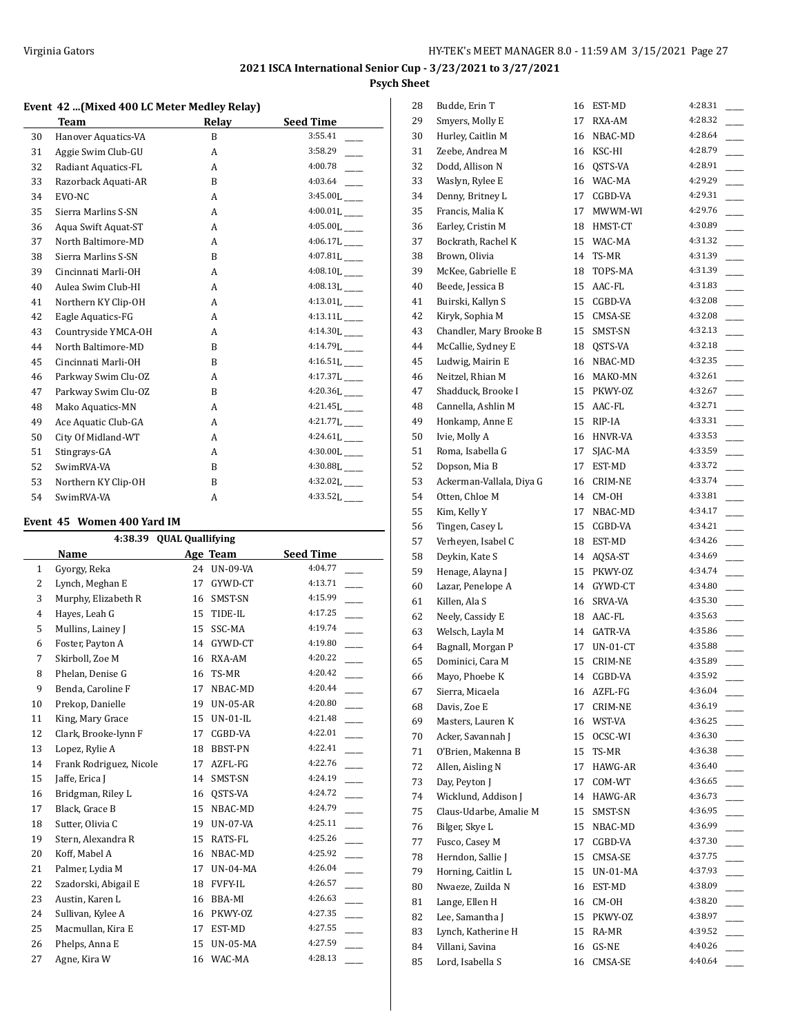**2021 ISCA International Senior Cup - 3/23/2021 to 3/27/2021**

**Psych Sheet**

### Event 42 ...(Mixed 400 LC Meter Medley Relay)

| | Team | Relay | Seed Time |
|---|---|---|---|
| 30 | Hanover Aquatics-VA | B | 3:55.41 ____ |
| 31 | Aggie Swim Club-GU | A | 3:58.29 ____ |
| 32 | Radiant Aquatics-FL | A | 4:00.78 ____ |
| 33 | Razorback Aquati-AR | B | 4:03.64 ____ |
| 34 | EVO-NC | A | 3:45.00L ____ |
| 35 | Sierra Marlins S-SN | A | 4:00.01L ____ |
| 36 | Aqua Swift Aquat-ST | A | 4:05.00L ____ |
| 37 | North Baltimore-MD | A | 4:06.17L ____ |
| 38 | Sierra Marlins S-SN | B | 4:07.81L ____ |
| 39 | Cincinnati Marli-OH | A | 4:08.10L ____ |
| 40 | Aulea Swim Club-HI | A | 4:08.13L ____ |
| 41 | Northern KY Clip-OH | A | 4:13.01L ____ |
| 42 | Eagle Aquatics-FG | A | 4:13.11L ____ |
| 43 | Countryside YMCA-OH | A | 4:14.30L ____ |
| 44 | North Baltimore-MD | B | 4:14.79L ____ |
| 45 | Cincinnati Marli-OH | B | 4:16.51L ____ |
| 46 | Parkway Swim Clu-OZ | A | 4:17.37L ____ |
| 47 | Parkway Swim Clu-OZ | B | 4:20.36L ____ |
| 48 | Mako Aquatics-MN | A | 4:21.45L ____ |
| 49 | Ace Aquatic Club-GA | A | 4:21.77L ____ |
| 50 | City Of Midland-WT | A | 4:24.61L ____ |
| 51 | Stingrays-GA | A | 4:30.00L ____ |
| 52 | SwimRVA-VA | B | 4:30.88L ____ |
| 53 | Northern KY Clip-OH | B | 4:32.02L ____ |
| 54 | SwimRVA-VA | A | 4:33.52L ____ |

### Event 45 Women 400 Yard IM

4:38.39 QUAL Quallifying

| | Name | Age | Team | Seed Time |
|---|---|---|---|---|
| 1 | Gyorgy, Reka | 24 | UN-09-VA | 4:04.77 ____ |
| 2 | Lynch, Meghan E | 17 | GYWD-CT | 4:13.71 ____ |
| 3 | Murphy, Elizabeth R | 16 | SMST-SN | 4:15.99 ____ |
| 4 | Hayes, Leah G | 15 | TIDE-IL | 4:17.25 ____ |
| 5 | Mullins, Lainey J | 15 | SSC-MA | 4:19.74 ____ |
| 6 | Foster, Payton A | 14 | GYWD-CT | 4:19.80 ____ |
| 7 | Skirboll, Zoe M | 16 | RXA-AM | 4:20.22 ____ |
| 8 | Phelan, Denise G | 16 | TS-MR | 4:20.42 ____ |
| 9 | Benda, Caroline F | 17 | NBAC-MD | 4:20.44 ____ |
| 10 | Prekop, Danielle | 19 | UN-05-AR | 4:20.80 ____ |
| 11 | King, Mary Grace | 15 | UN-01-IL | 4:21.48 ____ |
| 12 | Clark, Brooke-lynn F | 17 | CGBD-VA | 4:22.01 ____ |
| 13 | Lopez, Rylie A | 18 | BBST-PN | 4:22.41 ____ |
| 14 | Frank Rodriguez, Nicole | 17 | AZFL-FG | 4:22.76 ____ |
| 15 | Jaffe, Erica J | 14 | SMST-SN | 4:24.19 ____ |
| 16 | Bridgman, Riley L | 16 | QSTS-VA | 4:24.72 ____ |
| 17 | Black, Grace B | 15 | NBAC-MD | 4:24.79 ____ |
| 18 | Sutter, Olivia C | 19 | UN-07-VA | 4:25.11 ____ |
| 19 | Stern, Alexandra R | 15 | RATS-FL | 4:25.26 ____ |
| 20 | Koff, Mabel A | 16 | NBAC-MD | 4:25.92 ____ |
| 21 | Palmer, Lydia M | 17 | UN-04-MA | 4:26.04 ____ |
| 22 | Szadorski, Abigail E | 18 | FVFY-IL | 4:26.57 ____ |
| 23 | Austin, Karen L | 16 | BBA-MI | 4:26.63 ____ |
| 24 | Sullivan, Kylee A | 16 | PKWY-OZ | 4:27.35 ____ |
| 25 | Macmullan, Kira E | 17 | EST-MD | 4:27.55 ____ |
| 26 | Phelps, Anna E | 15 | UN-05-MA | 4:27.59 ____ |
| 27 | Agne, Kira W | 16 | WAC-MA | 4:28.13 ____ |
| 28 | Budde, Erin T | 16 | EST-MD | 4:28.31 ____ |
| 29 | Smyers, Molly E | 17 | RXA-AM | 4:28.32 ____ |
| 30 | Hurley, Caitlin M | 16 | NBAC-MD | 4:28.64 ____ |
| 31 | Zeebe, Andrea M | 16 | KSC-HI | 4:28.79 ____ |
| 32 | Dodd, Allison N | 16 | QSTS-VA | 4:28.91 ____ |
| 33 | Waslyn, Rylee E | 16 | WAC-MA | 4:29.29 ____ |
| 34 | Denny, Britney L | 17 | CGBD-VA | 4:29.31 ____ |
| 35 | Francis, Malia K | 17 | MWWM-WI | 4:29.76 ____ |
| 36 | Earley, Cristin M | 18 | HMST-CT | 4:30.89 ____ |
| 37 | Bockrath, Rachel K | 15 | WAC-MA | 4:31.32 ____ |
| 38 | Brown, Olivia | 14 | TS-MR | 4:31.39 ____ |
| 39 | McKee, Gabrielle E | 18 | TOPS-MA | 4:31.39 ____ |
| 40 | Beede, Jessica B | 15 | AAC-FL | 4:31.83 ____ |
| 41 | Buirski, Kallyn S | 15 | CGBD-VA | 4:32.08 ____ |
| 42 | Kiryk, Sophia M | 15 | CMSA-SE | 4:32.08 ____ |
| 43 | Chandler, Mary Brooke B | 15 | SMST-SN | 4:32.13 ____ |
| 44 | McCallie, Sydney E | 18 | QSTS-VA | 4:32.18 ____ |
| 45 | Ludwig, Mairin E | 16 | NBAC-MD | 4:32.35 ____ |
| 46 | Neitzel, Rhian M | 16 | MAKO-MN | 4:32.61 ____ |
| 47 | Shadduck, Brooke I | 15 | PKWY-OZ | 4:32.67 ____ |
| 48 | Cannella, Ashlin M | 15 | AAC-FL | 4:32.71 ____ |
| 49 | Honkamp, Anne E | 15 | RIP-IA | 4:33.31 ____ |
| 50 | Ivie, Molly A | 16 | HNVR-VA | 4:33.53 ____ |
| 51 | Roma, Isabella G | 17 | SJAC-MA | 4:33.59 ____ |
| 52 | Dopson, Mia B | 17 | EST-MD | 4:33.72 ____ |
| 53 | Ackerman-Vallala, Diya G | 16 | CRIM-NE | 4:33.74 ____ |
| 54 | Otten, Chloe M | 14 | CM-OH | 4:33.81 ____ |
| 55 | Kim, Kelly Y | 17 | NBAC-MD | 4:34.17 ____ |
| 56 | Tingen, Casey L | 15 | CGBD-VA | 4:34.21 ____ |
| 57 | Verheyen, Isabel C | 18 | EST-MD | 4:34.26 ____ |
| 58 | Deykin, Kate S | 14 | AQSA-ST | 4:34.69 ____ |
| 59 | Henage, Alayna J | 15 | PKWY-OZ | 4:34.74 ____ |
| 60 | Lazar, Penelope A | 14 | GYWD-CT | 4:34.80 ____ |
| 61 | Killen, Ala S | 16 | SRVA-VA | 4:35.30 ____ |
| 62 | Neely, Cassidy E | 18 | AAC-FL | 4:35.63 ____ |
| 63 | Welsch, Layla M | 14 | GATR-VA | 4:35.86 ____ |
| 64 | Bagnall, Morgan P | 17 | UN-01-CT | 4:35.88 ____ |
| 65 | Dominici, Cara M | 15 | CRIM-NE | 4:35.89 ____ |
| 66 | Mayo, Phoebe K | 14 | CGBD-VA | 4:35.92 ____ |
| 67 | Sierra, Micaela | 16 | AZFL-FG | 4:36.04 ____ |
| 68 | Davis, Zoe E | 17 | CRIM-NE | 4:36.19 ____ |
| 69 | Masters, Lauren K | 16 | WST-VA | 4:36.25 ____ |
| 70 | Acker, Savannah J | 15 | OCSC-WI | 4:36.30 ____ |
| 71 | O'Brien, Makenna B | 15 | TS-MR | 4:36.38 ____ |
| 72 | Allen, Aisling N | 17 | HAWG-AR | 4:36.40 ____ |
| 73 | Day, Peyton J | 17 | COM-WT | 4:36.65 ____ |
| 74 | Wicklund, Addison J | 14 | HAWG-AR | 4:36.73 ____ |
| 75 | Claus-Udarbe, Amalie M | 15 | SMST-SN | 4:36.95 ____ |
| 76 | Bilger, Skye L | 15 | NBAC-MD | 4:36.99 ____ |
| 77 | Fusco, Casey M | 17 | CGBD-VA | 4:37.30 ____ |
| 78 | Herndon, Sallie J | 15 | CMSA-SE | 4:37.75 ____ |
| 79 | Horning, Caitlin L | 15 | UN-01-MA | 4:37.93 ____ |
| 80 | Nwaeze, Zuilda N | 16 | EST-MD | 4:38.09 ____ |
| 81 | Lange, Ellen H | 16 | CM-OH | 4:38.20 ____ |
| 82 | Lee, Samantha J | 15 | PKWY-OZ | 4:38.97 ____ |
| 83 | Lynch, Katherine H | 15 | RA-MR | 4:39.52 ____ |
| 84 | Villani, Savina | 16 | GS-NE | 4:40.26 ____ |
| 85 | Lord, Isabella S | 16 | CMSA-SE | 4:40.64 ____ |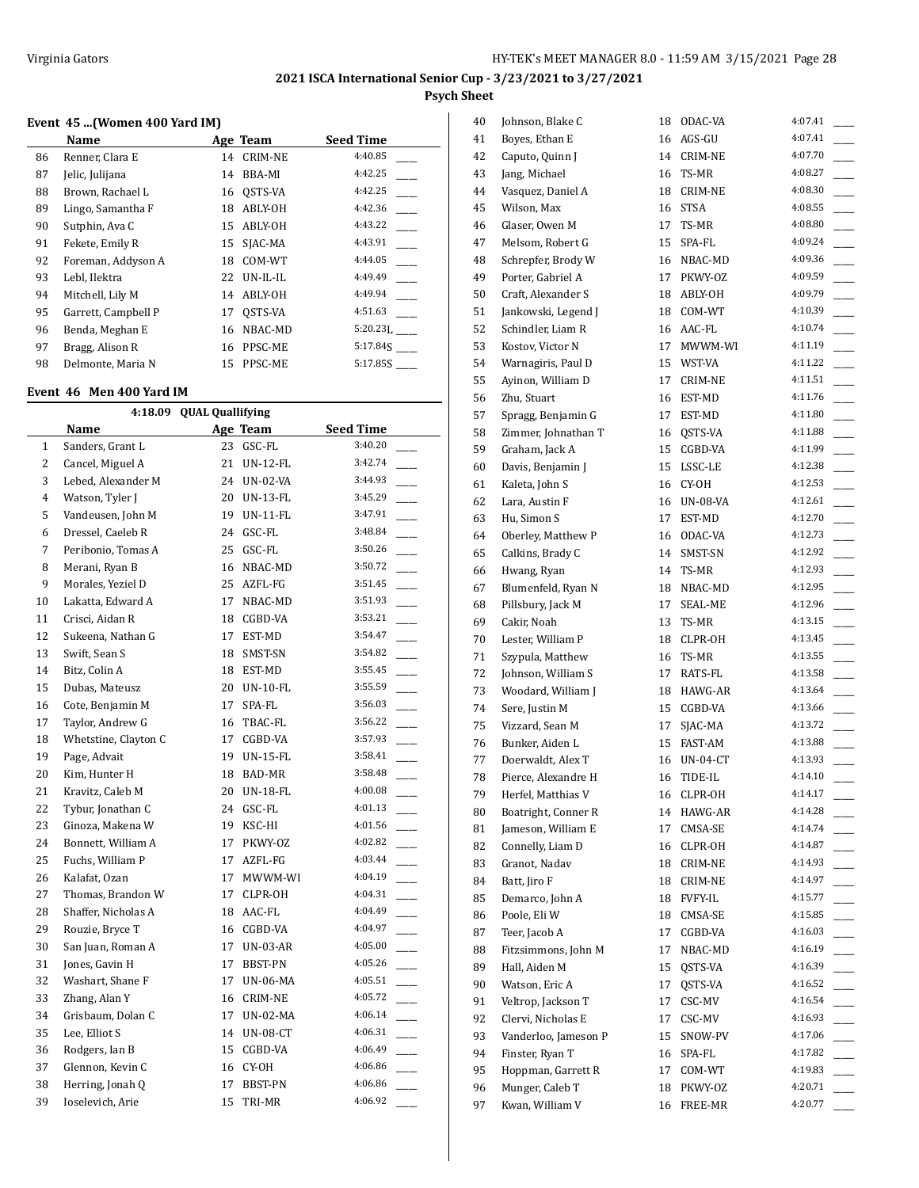## 2021 ISCA International Senior Cup - 3/23/2021 to 3/27/2021

### Psych Sheet

#### Event 45 ...(Women 400 Yard IM)

| | Name | Age | Team | Seed Time | |
|---|---|---|---|---|---|
| 86 | Renner, Clara E | 14 | CRIM-NE | 4:40.85 | ____ |
| 87 | Jelic, Julijana | 14 | BBA-MI | 4:42.25 | ____ |
| 88 | Brown, Rachael L | 16 | QSTS-VA | 4:42.25 | ____ |
| 89 | Lingo, Samantha F | 18 | ABLY-OH | 4:42.36 | ____ |
| 90 | Sutphin, Ava C | 15 | ABLY-OH | 4:43.22 | ____ |
| 91 | Fekete, Emily R | 15 | SJAC-MA | 4:43.91 | ____ |
| 92 | Foreman, Addyson A | 18 | COM-WT | 4:44.05 | ____ |
| 93 | Lebl, Ilektra | 22 | UN-IL-IL | 4:49.49 | ____ |
| 94 | Mitchell, Lily M | 14 | ABLY-OH | 4:49.94 | ____ |
| 95 | Garrett, Campbell P | 17 | QSTS-VA | 4:51.63 | ____ |
| 96 | Benda, Meghan E | 16 | NBAC-MD | 5:20.23L | ____ |
| 97 | Bragg, Alison R | 16 | PPSC-ME | 5:17.84S | ____ |
| 98 | Delmonte, Maria N | 15 | PPSC-ME | 5:17.85S | ____ |

#### Event 46 Men 400 Yard IM

4:18.09 QUAL Quallifying

| | Name | Age | Team | Seed Time | |
|---|---|---|---|---|---|
| 1 | Sanders, Grant L | 23 | GSC-FL | 3:40.20 | ____ |
| 2 | Cancel, Miguel A | 21 | UN-12-FL | 3:42.74 | ____ |
| 3 | Lebed, Alexander M | 24 | UN-02-VA | 3:44.93 | ____ |
| 4 | Watson, Tyler J | 20 | UN-13-FL | 3:45.29 | ____ |
| 5 | Vandeusen, John M | 19 | UN-11-FL | 3:47.91 | ____ |
| 6 | Dressel, Caeleb R | 24 | GSC-FL | 3:48.84 | ____ |
| 7 | Peribonio, Tomas A | 25 | GSC-FL | 3:50.26 | ____ |
| 8 | Merani, Ryan B | 16 | NBAC-MD | 3:50.72 | ____ |
| 9 | Morales, Yeziel D | 25 | AZFL-FG | 3:51.45 | ____ |
| 10 | Lakatta, Edward A | 17 | NBAC-MD | 3:51.93 | ____ |
| 11 | Crisci, Aidan R | 18 | CGBD-VA | 3:53.21 | ____ |
| 12 | Sukeena, Nathan G | 17 | EST-MD | 3:54.47 | ____ |
| 13 | Swift, Sean S | 18 | SMST-SN | 3:54.82 | ____ |
| 14 | Bitz, Colin A | 18 | EST-MD | 3:55.45 | ____ |
| 15 | Dubas, Mateusz | 20 | UN-10-FL | 3:55.59 | ____ |
| 16 | Cote, Benjamin M | 17 | SPA-FL | 3:56.03 | ____ |
| 17 | Taylor, Andrew G | 16 | TBAC-FL | 3:56.22 | ____ |
| 18 | Whetstine, Clayton C | 17 | CGBD-VA | 3:57.93 | ____ |
| 19 | Page, Advait | 19 | UN-15-FL | 3:58.41 | ____ |
| 20 | Kim, Hunter H | 18 | BAD-MR | 3:58.48 | ____ |
| 21 | Kravitz, Caleb M | 20 | UN-18-FL | 4:00.08 | ____ |
| 22 | Tybur, Jonathan C | 24 | GSC-FL | 4:01.13 | ____ |
| 23 | Ginoza, Makena W | 19 | KSC-HI | 4:01.56 | ____ |
| 24 | Bonnett, William A | 17 | PKWY-OZ | 4:02.82 | ____ |
| 25 | Fuchs, William P | 17 | AZFL-FG | 4:03.44 | ____ |
| 26 | Kalafat, Ozan | 17 | MWWM-WI | 4:04.19 | ____ |
| 27 | Thomas, Brandon W | 17 | CLPR-OH | 4:04.31 | ____ |
| 28 | Shaffer, Nicholas A | 18 | AAC-FL | 4:04.49 | ____ |
| 29 | Rouzie, Bryce T | 16 | CGBD-VA | 4:04.97 | ____ |
| 30 | San Juan, Roman A | 17 | UN-03-AR | 4:05.00 | ____ |
| 31 | Jones, Gavin H | 17 | BBST-PN | 4:05.26 | ____ |
| 32 | Washart, Shane F | 17 | UN-06-MA | 4:05.51 | ____ |
| 33 | Zhang, Alan Y | 16 | CRIM-NE | 4:05.72 | ____ |
| 34 | Grisbaum, Dolan C | 17 | UN-02-MA | 4:06.14 | ____ |
| 35 | Lee, Elliot S | 14 | UN-08-CT | 4:06.31 | ____ |
| 36 | Rodgers, Ian B | 15 | CGBD-VA | 4:06.49 | ____ |
| 37 | Glennon, Kevin C | 16 | CY-OH | 4:06.86 | ____ |
| 38 | Herring, Jonah Q | 17 | BBST-PN | 4:06.86 | ____ |
| 39 | Ioselevich, Arie | 15 | TRI-MR | 4:06.92 | ____ |
| 40 | Johnson, Blake C | 18 | ODAC-VA | 4:07.41 | ____ |
| 41 | Boyes, Ethan E | 16 | AGS-GU | 4:07.41 | ____ |
| 42 | Caputo, Quinn J | 14 | CRIM-NE | 4:07.70 | ____ |
| 43 | Jang, Michael | 16 | TS-MR | 4:08.27 | ____ |
| 44 | Vasquez, Daniel A | 18 | CRIM-NE | 4:08.30 | ____ |
| 45 | Wilson, Max | 16 | STSA | 4:08.55 | ____ |
| 46 | Glaser, Owen M | 17 | TS-MR | 4:08.80 | ____ |
| 47 | Melsom, Robert G | 15 | SPA-FL | 4:09.24 | ____ |
| 48 | Schrepfer, Brody W | 16 | NBAC-MD | 4:09.36 | ____ |
| 49 | Porter, Gabriel A | 17 | PKWY-OZ | 4:09.59 | ____ |
| 50 | Craft, Alexander S | 18 | ABLY-OH | 4:09.79 | ____ |
| 51 | Jankowski, Legend J | 18 | COM-WT | 4:10.39 | ____ |
| 52 | Schindler, Liam R | 16 | AAC-FL | 4:10.74 | ____ |
| 53 | Kostov, Victor N | 17 | MWWM-WI | 4:11.19 | ____ |
| 54 | Warnagiris, Paul D | 15 | WST-VA | 4:11.22 | ____ |
| 55 | Ayinon, William D | 17 | CRIM-NE | 4:11.51 | ____ |
| 56 | Zhu, Stuart | 16 | EST-MD | 4:11.76 | ____ |
| 57 | Spragg, Benjamin G | 17 | EST-MD | 4:11.80 | ____ |
| 58 | Zimmer, Johnathan T | 16 | QSTS-VA | 4:11.88 | ____ |
| 59 | Graham, Jack A | 15 | CGBD-VA | 4:11.99 | ____ |
| 60 | Davis, Benjamin J | 15 | LSSC-LE | 4:12.38 | ____ |
| 61 | Kaleta, John S | 16 | CY-OH | 4:12.53 | ____ |
| 62 | Lara, Austin F | 16 | UN-08-VA | 4:12.61 | ____ |
| 63 | Hu, Simon S | 17 | EST-MD | 4:12.70 | ____ |
| 64 | Oberley, Matthew P | 16 | ODAC-VA | 4:12.73 | ____ |
| 65 | Calkins, Brady C | 14 | SMST-SN | 4:12.92 | ____ |
| 66 | Hwang, Ryan | 14 | TS-MR | 4:12.93 | ____ |
| 67 | Blumenfeld, Ryan N | 18 | NBAC-MD | 4:12.95 | ____ |
| 68 | Pillsbury, Jack M | 17 | SEAL-ME | 4:12.96 | ____ |
| 69 | Cakir, Noah | 13 | TS-MR | 4:13.15 | ____ |
| 70 | Lester, William P | 18 | CLPR-OH | 4:13.45 | ____ |
| 71 | Szypula, Matthew | 16 | TS-MR | 4:13.55 | ____ |
| 72 | Johnson, William S | 17 | RATS-FL | 4:13.58 | ____ |
| 73 | Woodard, William J | 18 | HAWG-AR | 4:13.64 | ____ |
| 74 | Sere, Justin M | 15 | CGBD-VA | 4:13.66 | ____ |
| 75 | Vizzard, Sean M | 17 | SJAC-MA | 4:13.72 | ____ |
| 76 | Bunker, Aiden L | 15 | FAST-AM | 4:13.88 | ____ |
| 77 | Doerwaldt, Alex T | 16 | UN-04-CT | 4:13.93 | ____ |
| 78 | Pierce, Alexandre H | 16 | TIDE-IL | 4:14.10 | ____ |
| 79 | Herfel, Matthias V | 16 | CLPR-OH | 4:14.17 | ____ |
| 80 | Boatright, Conner R | 14 | HAWG-AR | 4:14.28 | ____ |
| 81 | Jameson, William E | 17 | CMSA-SE | 4:14.74 | ____ |
| 82 | Connelly, Liam D | 16 | CLPR-OH | 4:14.87 | ____ |
| 83 | Granot, Nadav | 18 | CRIM-NE | 4:14.93 | ____ |
| 84 | Batt, Jiro F | 18 | CRIM-NE | 4:14.97 | ____ |
| 85 | Demarco, John A | 18 | FVFY-IL | 4:15.77 | ____ |
| 86 | Poole, Eli W | 18 | CMSA-SE | 4:15.85 | ____ |
| 87 | Teer, Jacob A | 17 | CGBD-VA | 4:16.03 | ____ |
| 88 | Fitzsimmons, John M | 17 | NBAC-MD | 4:16.19 | ____ |
| 89 | Hall, Aiden M | 15 | QSTS-VA | 4:16.39 | ____ |
| 90 | Watson, Eric A | 17 | QSTS-VA | 4:16.52 | ____ |
| 91 | Veltrop, Jackson T | 17 | CSC-MV | 4:16.54 | ____ |
| 92 | Clervi, Nicholas E | 17 | CSC-MV | 4:16.93 | ____ |
| 93 | Vanderloo, Jameson P | 15 | SNOW-PV | 4:17.06 | ____ |
| 94 | Finster, Ryan T | 16 | SPA-FL | 4:17.82 | ____ |
| 95 | Hoppman, Garrett R | 17 | COM-WT | 4:19.83 | ____ |
| 96 | Munger, Caleb T | 18 | PKWY-OZ | 4:20.71 | ____ |
| 97 | Kwan, William V | 16 | FREE-MR | 4:20.77 | ____ |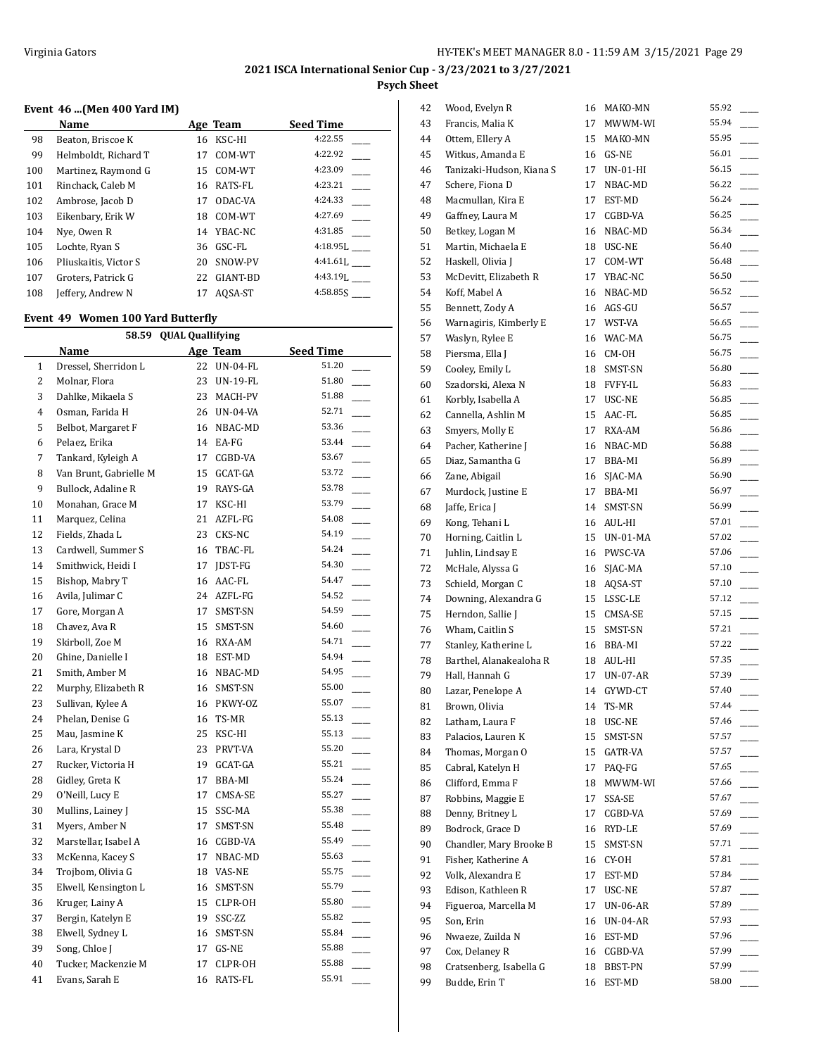**2021 ISCA International Senior Cup - 3/23/2021 to 3/27/2021**

**Psych Sheet**

### Event 46 ...(Men 400 Yard IM)

| | Name | Age | Team | Seed Time |
|---|---|---|---|---|
| 98 | Beaton, Briscoe K | 16 | KSC-HI | 4:22.55 |
| 99 | Helmboldt, Richard T | 17 | COM-WT | 4:22.92 |
| 100 | Martinez, Raymond G | 15 | COM-WT | 4:23.09 |
| 101 | Rinchack, Caleb M | 16 | RATS-FL | 4:23.21 |
| 102 | Ambrose, Jacob D | 17 | ODAC-VA | 4:24.33 |
| 103 | Eikenbary, Erik W | 18 | COM-WT | 4:27.69 |
| 104 | Nye, Owen R | 14 | YBAC-NC | 4:31.85 |
| 105 | Lochte, Ryan S | 36 | GSC-FL | 4:18.95L |
| 106 | Pliuskaitis, Victor S | 20 | SNOW-PV | 4:41.61L |
| 107 | Groters, Patrick G | 22 | GIANT-BD | 4:43.19L |
| 108 | Jeffery, Andrew N | 17 | AQSA-ST | 4:58.85S |

### Event 49 Women 100 Yard Butterfly

58.59 QUAL Quallifying

| | Name | Age | Team | Seed Time |
|---|---|---|---|---|
| 1 | Dressel, Sherridon L | 22 | UN-04-FL | 51.20 |
| 2 | Molnar, Flora | 23 | UN-19-FL | 51.80 |
| 3 | Dahlke, Mikaela S | 23 | MACH-PV | 51.88 |
| 4 | Osman, Farida H | 26 | UN-04-VA | 52.71 |
| 5 | Belbot, Margaret F | 16 | NBAC-MD | 53.36 |
| 6 | Pelaez, Erika | 14 | EA-FG | 53.44 |
| 7 | Tankard, Kyleigh A | 17 | CGBD-VA | 53.67 |
| 8 | Van Brunt, Gabrielle M | 15 | GCAT-GA | 53.72 |
| 9 | Bullock, Adaline R | 19 | RAYS-GA | 53.78 |
| 10 | Monahan, Grace M | 17 | KSC-HI | 53.79 |
| 11 | Marquez, Celina | 21 | AZFL-FG | 54.08 |
| 12 | Fields, Zhada L | 23 | CKS-NC | 54.19 |
| 13 | Cardwell, Summer S | 16 | TBAC-FL | 54.24 |
| 14 | Smithwick, Heidi I | 17 | JDST-FG | 54.30 |
| 15 | Bishop, Mabry T | 16 | AAC-FL | 54.47 |
| 16 | Avila, Julimar C | 24 | AZFL-FG | 54.52 |
| 17 | Gore, Morgan A | 17 | SMST-SN | 54.59 |
| 18 | Chavez, Ava R | 15 | SMST-SN | 54.60 |
| 19 | Skirboll, Zoe M | 16 | RXA-AM | 54.71 |
| 20 | Ghine, Danielle I | 18 | EST-MD | 54.94 |
| 21 | Smith, Amber M | 16 | NBAC-MD | 54.95 |
| 22 | Murphy, Elizabeth R | 16 | SMST-SN | 55.00 |
| 23 | Sullivan, Kylee A | 16 | PKWY-OZ | 55.07 |
| 24 | Phelan, Denise G | 16 | TS-MR | 55.13 |
| 25 | Mau, Jasmine K | 25 | KSC-HI | 55.13 |
| 26 | Lara, Krystal D | 23 | PRVT-VA | 55.20 |
| 27 | Rucker, Victoria H | 19 | GCAT-GA | 55.21 |
| 28 | Gidley, Greta K | 17 | BBA-MI | 55.24 |
| 29 | O'Neill, Lucy E | 17 | CMSA-SE | 55.27 |
| 30 | Mullins, Lainey J | 15 | SSC-MA | 55.38 |
| 31 | Myers, Amber N | 17 | SMST-SN | 55.48 |
| 32 | Marstellar, Isabel A | 16 | CGBD-VA | 55.49 |
| 33 | McKenna, Kacey S | 17 | NBAC-MD | 55.63 |
| 34 | Trojbom, Olivia G | 18 | VAS-NE | 55.75 |
| 35 | Elwell, Kensington L | 16 | SMST-SN | 55.79 |
| 36 | Kruger, Lainy A | 15 | CLPR-OH | 55.80 |
| 37 | Bergin, Katelyn E | 19 | SSC-ZZ | 55.82 |
| 38 | Elwell, Sydney L | 16 | SMST-SN | 55.84 |
| 39 | Song, Chloe J | 17 | GS-NE | 55.88 |
| 40 | Tucker, Mackenzie M | 17 | CLPR-OH | 55.88 |
| 41 | Evans, Sarah E | 16 | RATS-FL | 55.91 |
| 42 | Wood, Evelyn R | 16 | MAKO-MN | 55.92 |
| 43 | Francis, Malia K | 17 | MWWM-WI | 55.94 |
| 44 | Ottem, Ellery A | 15 | MAKO-MN | 55.95 |
| 45 | Witkus, Amanda E | 16 | GS-NE | 56.01 |
| 46 | Tanizaki-Hudson, Kiana S | 17 | UN-01-HI | 56.15 |
| 47 | Schere, Fiona D | 17 | NBAC-MD | 56.22 |
| 48 | Macmullan, Kira E | 17 | EST-MD | 56.24 |
| 49 | Gaffney, Laura M | 17 | CGBD-VA | 56.25 |
| 50 | Betkey, Logan M | 16 | NBAC-MD | 56.34 |
| 51 | Martin, Michaela E | 18 | USC-NE | 56.40 |
| 52 | Haskell, Olivia J | 17 | COM-WT | 56.48 |
| 53 | McDevitt, Elizabeth R | 17 | YBAC-NC | 56.50 |
| 54 | Koff, Mabel A | 16 | NBAC-MD | 56.52 |
| 55 | Bennett, Zody A | 16 | AGS-GU | 56.57 |
| 56 | Warnagiris, Kimberly E | 17 | WST-VA | 56.65 |
| 57 | Waslyn, Rylee E | 16 | WAC-MA | 56.75 |
| 58 | Piersma, Ella J | 16 | CM-OH | 56.75 |
| 59 | Cooley, Emily L | 18 | SMST-SN | 56.80 |
| 60 | Szadorski, Alexa N | 18 | FVFY-IL | 56.83 |
| 61 | Korbly, Isabella A | 17 | USC-NE | 56.85 |
| 62 | Cannella, Ashlin M | 15 | AAC-FL | 56.85 |
| 63 | Smyers, Molly E | 17 | RXA-AM | 56.86 |
| 64 | Pacher, Katherine J | 16 | NBAC-MD | 56.88 |
| 65 | Diaz, Samantha G | 17 | BBA-MI | 56.89 |
| 66 | Zane, Abigail | 16 | SJAC-MA | 56.90 |
| 67 | Murdock, Justine E | 17 | BBA-MI | 56.97 |
| 68 | Jaffe, Erica J | 14 | SMST-SN | 56.99 |
| 69 | Kong, Tehani L | 16 | AUL-HI | 57.01 |
| 70 | Horning, Caitlin L | 15 | UN-01-MA | 57.02 |
| 71 | Juhlin, Lindsay E | 16 | PWSC-VA | 57.06 |
| 72 | McHale, Alyssa G | 16 | SJAC-MA | 57.10 |
| 73 | Schield, Morgan C | 18 | AQSA-ST | 57.10 |
| 74 | Downing, Alexandra G | 15 | LSSC-LE | 57.12 |
| 75 | Herndon, Sallie J | 15 | CMSA-SE | 57.15 |
| 76 | Wham, Caitlin S | 15 | SMST-SN | 57.21 |
| 77 | Stanley, Katherine L | 16 | BBA-MI | 57.22 |
| 78 | Barthel, Alanakealoha R | 18 | AUL-HI | 57.35 |
| 79 | Hall, Hannah G | 17 | UN-07-AR | 57.39 |
| 80 | Lazar, Penelope A | 14 | GYWD-CT | 57.40 |
| 81 | Brown, Olivia | 14 | TS-MR | 57.44 |
| 82 | Latham, Laura F | 18 | USC-NE | 57.46 |
| 83 | Palacios, Lauren K | 15 | SMST-SN | 57.57 |
| 84 | Thomas, Morgan O | 15 | GATR-VA | 57.57 |
| 85 | Cabral, Katelyn H | 17 | PAQ-FG | 57.65 |
| 86 | Clifford, Emma F | 18 | MWWM-WI | 57.66 |
| 87 | Robbins, Maggie E | 17 | SSA-SE | 57.67 |
| 88 | Denny, Britney L | 17 | CGBD-VA | 57.69 |
| 89 | Bodrock, Grace D | 16 | RYD-LE | 57.69 |
| 90 | Chandler, Mary Brooke B | 15 | SMST-SN | 57.71 |
| 91 | Fisher, Katherine A | 16 | CY-OH | 57.81 |
| 92 | Volk, Alexandra E | 17 | EST-MD | 57.84 |
| 93 | Edison, Kathleen R | 17 | USC-NE | 57.87 |
| 94 | Figueroa, Marcella M | 17 | UN-06-AR | 57.89 |
| 95 | Son, Erin | 16 | UN-04-AR | 57.93 |
| 96 | Nwaeze, Zuilda N | 16 | EST-MD | 57.96 |
| 97 | Cox, Delaney R | 16 | CGBD-VA | 57.99 |
| 98 | Cratsenberg, Isabella G | 18 | BBST-PN | 57.99 |
| 99 | Budde, Erin T | 16 | EST-MD | 58.00 |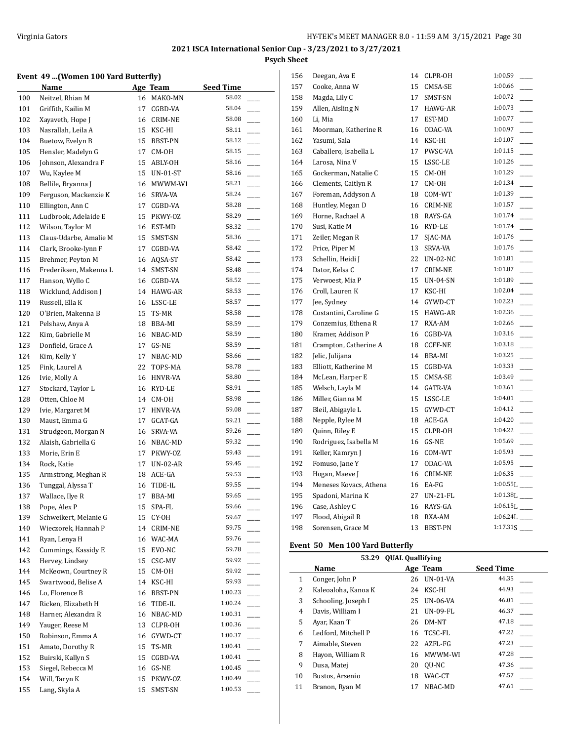## 2021 ISCA International Senior Cup - 3/23/2021 to 3/27/2021

**Psych Sheet**

### Event 49 ...(Women 100 Yard Butterfly)

| | Name | Age | Team | Seed Time | |
|---|---|---|---|---|---|
| 100 | Neitzel, Rhian M | 16 | MAKO-MN | 58.02 | ____ |
| 101 | Griffith, Kailin M | 17 | CGBD-VA | 58.04 | ____ |
| 102 | Xayaveth, Hope J | 16 | CRIM-NE | 58.08 | ____ |
| 103 | Nasrallah, Leila A | 15 | KSC-HI | 58.11 | ____ |
| 104 | Buetow, Evelyn B | 15 | BBST-PN | 58.12 | ____ |
| 105 | Hensler, Madelyn G | 17 | CM-OH | 58.15 | ____ |
| 106 | Johnson, Alexandra F | 15 | ABLY-OH | 58.16 | ____ |
| 107 | Wu, Kaylee M | 15 | UN-01-ST | 58.16 | ____ |
| 108 | Bellile, Bryanna J | 16 | MWWM-WI | 58.21 | ____ |
| 109 | Ferguson, Mackenzie K | 16 | SRVA-VA | 58.24 | ____ |
| 110 | Ellington, Ann C | 17 | CGBD-VA | 58.28 | ____ |
| 111 | Ludbrook, Adelaide E | 15 | PKWY-OZ | 58.29 | ____ |
| 112 | Wilson, Taylor M | 16 | EST-MD | 58.32 | ____ |
| 113 | Claus-Udarbe, Amalie M | 15 | SMST-SN | 58.36 | ____ |
| 114 | Clark, Brooke-lynn F | 17 | CGBD-VA | 58.42 | ____ |
| 115 | Brehmer, Peyton M | 16 | AQSA-ST | 58.42 | ____ |
| 116 | Frederiksen, Makenna L | 14 | SMST-SN | 58.48 | ____ |
| 117 | Hanson, Wyllo C | 16 | CGBD-VA | 58.52 | ____ |
| 118 | Wicklund, Addison J | 14 | HAWG-AR | 58.53 | ____ |
| 119 | Russell, Ella K | 16 | LSSC-LE | 58.57 | ____ |
| 120 | O'Brien, Makenna B | 15 | TS-MR | 58.58 | ____ |
| 121 | Pelshaw, Anya A | 18 | BBA-MI | 58.59 | ____ |
| 122 | Kim, Gabrielle M | 16 | NBAC-MD | 58.59 | ____ |
| 123 | Donfield, Grace A | 17 | GS-NE | 58.59 | ____ |
| 124 | Kim, Kelly Y | 17 | NBAC-MD | 58.66 | ____ |
| 125 | Fink, Laurel A | 22 | TOPS-MA | 58.78 | ____ |
| 126 | Ivie, Molly A | 16 | HNVR-VA | 58.80 | ____ |
| 127 | Stockard, Taylor L | 16 | RYD-LE | 58.91 | ____ |
| 128 | Otten, Chloe M | 14 | CM-OH | 58.98 | ____ |
| 129 | Ivie, Margaret M | 17 | HNVR-VA | 59.08 | ____ |
| 130 | Maust, Emma G | 17 | GCAT-GA | 59.21 | ____ |
| 131 | Strudgeon, Morgan N | 16 | SRVA-VA | 59.26 | ____ |
| 132 | Alaish, Gabriella G | 16 | NBAC-MD | 59.32 | ____ |
| 133 | Morie, Erin E | 17 | PKWY-OZ | 59.43 | ____ |
| 134 | Rock, Katie | 17 | UN-02-AR | 59.45 | ____ |
| 135 | Armstrong, Meghan R | 18 | ACE-GA | 59.53 | ____ |
| 136 | Tunggal, Alyssa T | 16 | TIDE-IL | 59.55 | ____ |
| 137 | Wallace, Ilye R | 17 | BBA-MI | 59.65 | ____ |
| 138 | Pope, Alex P | 15 | SPA-FL | 59.66 | ____ |
| 139 | Schweikert, Melanie G | 15 | CY-OH | 59.67 | ____ |
| 140 | Wieczorek, Hannah P | 14 | CRIM-NE | 59.75 | ____ |
| 141 | Ryan, Lenya H | 16 | WAC-MA | 59.76 | ____ |
| 142 | Cummings, Kassidy E | 15 | EVO-NC | 59.78 | ____ |
| 143 | Hervey, Lindsey | 15 | CSC-MV | 59.92 | ____ |
| 144 | McKeown, Courtney R | 15 | CM-OH | 59.92 | ____ |
| 145 | Swartwood, Belise A | 14 | KSC-HI | 59.93 | ____ |
| 146 | Lo, Florence B | 16 | BBST-PN | 1:00.23 | ____ |
| 147 | Ricken, Elizabeth H | 16 | TIDE-IL | 1:00.24 | ____ |
| 148 | Harner, Alexandra R | 16 | NBAC-MD | 1:00.31 | ____ |
| 149 | Yauger, Reese M | 13 | CLPR-OH | 1:00.36 | ____ |
| 150 | Robinson, Emma A | 16 | GYWD-CT | 1:00.37 | ____ |
| 151 | Amato, Dorothy R | 15 | TS-MR | 1:00.41 | ____ |
| 152 | Buirski, Kallyn S | 15 | CGBD-VA | 1:00.41 | ____ |
| 153 | Siegel, Rebecca M | 16 | GS-NE | 1:00.45 | ____ |
| 154 | Will, Taryn K | 15 | PKWY-OZ | 1:00.49 | ____ |
| 155 | Lang, Skyla A | 15 | SMST-SN | 1:00.53 | ____ |
| 156 | Deegan, Ava E | 14 | CLPR-OH | 1:00.59 | ____ |
| 157 | Cooke, Anna W | 15 | CMSA-SE | 1:00.66 | ____ |
| 158 | Magda, Lily C | 17 | SMST-SN | 1:00.72 | ____ |
| 159 | Allen, Aisling N | 17 | HAWG-AR | 1:00.73 | ____ |
| 160 | Li, Mia | 17 | EST-MD | 1:00.77 | ____ |
| 161 | Moorman, Katherine R | 16 | ODAC-VA | 1:00.97 | ____ |
| 162 | Yasumi, Sala | 14 | KSC-HI | 1:01.07 | ____ |
| 163 | Caballero, Isabella L | 17 | PWSC-VA | 1:01.15 | ____ |
| 164 | Larosa, Nina V | 15 | LSSC-LE | 1:01.26 | ____ |
| 165 | Gockerman, Natalie C | 15 | CM-OH | 1:01.29 | ____ |
| 166 | Clements, Caitlyn R | 17 | CM-OH | 1:01.34 | ____ |
| 167 | Foreman, Addyson A | 18 | COM-WT | 1:01.39 | ____ |
| 168 | Huntley, Megan D | 16 | CRIM-NE | 1:01.57 | ____ |
| 169 | Horne, Rachael A | 18 | RAYS-GA | 1:01.74 | ____ |
| 170 | Susi, Katie M | 16 | RYD-LE | 1:01.74 | ____ |
| 171 | Zeiler, Megan R | 17 | SJAC-MA | 1:01.76 | ____ |
| 172 | Price, Piper M | 13 | SRVA-VA | 1:01.76 | ____ |
| 173 | Schellin, Heidi J | 22 | UN-02-NC | 1:01.81 | ____ |
| 174 | Dator, Kelsa C | 17 | CRIM-NE | 1:01.87 | ____ |
| 175 | Verwoest, Mia P | 15 | UN-04-SN | 1:01.89 | ____ |
| 176 | Croll, Lauren K | 17 | KSC-HI | 1:02.04 | ____ |
| 177 | Jee, Sydney | 14 | GYWD-CT | 1:02.23 | ____ |
| 178 | Costantini, Caroline G | 15 | HAWG-AR | 1:02.36 | ____ |
| 179 | Conzemius, Ethena R | 17 | RXA-AM | 1:02.66 | ____ |
| 180 | Kramer, Addison P | 16 | CGBD-VA | 1:03.16 | ____ |
| 181 | Crampton, Catherine A | 18 | CCFF-NE | 1:03.18 | ____ |
| 182 | Jelic, Julijana | 14 | BBA-MI | 1:03.25 | ____ |
| 183 | Elliott, Katherine M | 15 | CGBD-VA | 1:03.33 | ____ |
| 184 | McLean, Harper E | 15 | CMSA-SE | 1:03.49 | ____ |
| 185 | Welsch, Layla M | 14 | GATR-VA | 1:03.61 | ____ |
| 186 | Miller, Gianna M | 15 | LSSC-LE | 1:04.01 | ____ |
| 187 | Bleil, Abigayle L | 15 | GYWD-CT | 1:04.12 | ____ |
| 188 | Nepple, Rylee M | 18 | ACE-GA | 1:04.20 | ____ |
| 189 | Quinn, Riley E | 15 | CLPR-OH | 1:04.22 | ____ |
| 190 | Rodriguez, Isabella M | 16 | GS-NE | 1:05.69 | ____ |
| 191 | Keller, Kamryn J | 16 | COM-WT | 1:05.93 | ____ |
| 192 | Fomuso, Jane Y | 17 | ODAC-VA | 1:05.95 | ____ |
| 193 | Hogan, Maeve J | 16 | CRIM-NE | 1:06.35 | ____ |
| 194 | Meneses Kovacs, Athena | 16 | EA-FG | 1:00.55L | ____ |
| 195 | Spadoni, Marina K | 27 | UN-21-FL | 1:01.38L | ____ |
| 196 | Case, Ashley C | 16 | RAYS-GA | 1:06.15L | ____ |
| 197 | Flood, Abigail R | 18 | RXA-AM | 1:06.24L | ____ |
| 198 | Sorensen, Grace M | 13 | BBST-PN | 1:17.31S | ____ |

### Event 50 Men 100 Yard Butterfly

53.29 QUAL Qualifying

| | Name | Age | Team | Seed Time | |
|---|---|---|---|---|---|
| 1 | Conger, John P | 26 | UN-01-VA | 44.35 | ____ |
| 2 | Kaleoaloha, Kanoa K | 24 | KSC-HI | 44.93 | ____ |
| 3 | Schooling, Joseph I | 25 | UN-06-VA | 46.01 | ____ |
| 4 | Davis, William I | 21 | UN-09-FL | 46.37 | ____ |
| 5 | Ayar, Kaan T | 26 | DM-NT | 47.18 | ____ |
| 6 | Ledford, Mitchell P | 16 | TCSC-FL | 47.22 | ____ |
| 7 | Aimable, Steven | 22 | AZFL-FG | 47.23 | ____ |
| 8 | Hayon, William R | 16 | MWWM-WI | 47.28 | ____ |
| 9 | Dusa, Matej | 20 | QU-NC | 47.36 | ____ |
| 10 | Bustos, Arsenio | 18 | WAC-CT | 47.57 | ____ |
| 11 | Branon, Ryan M | 17 | NBAC-MD | 47.61 | ____ |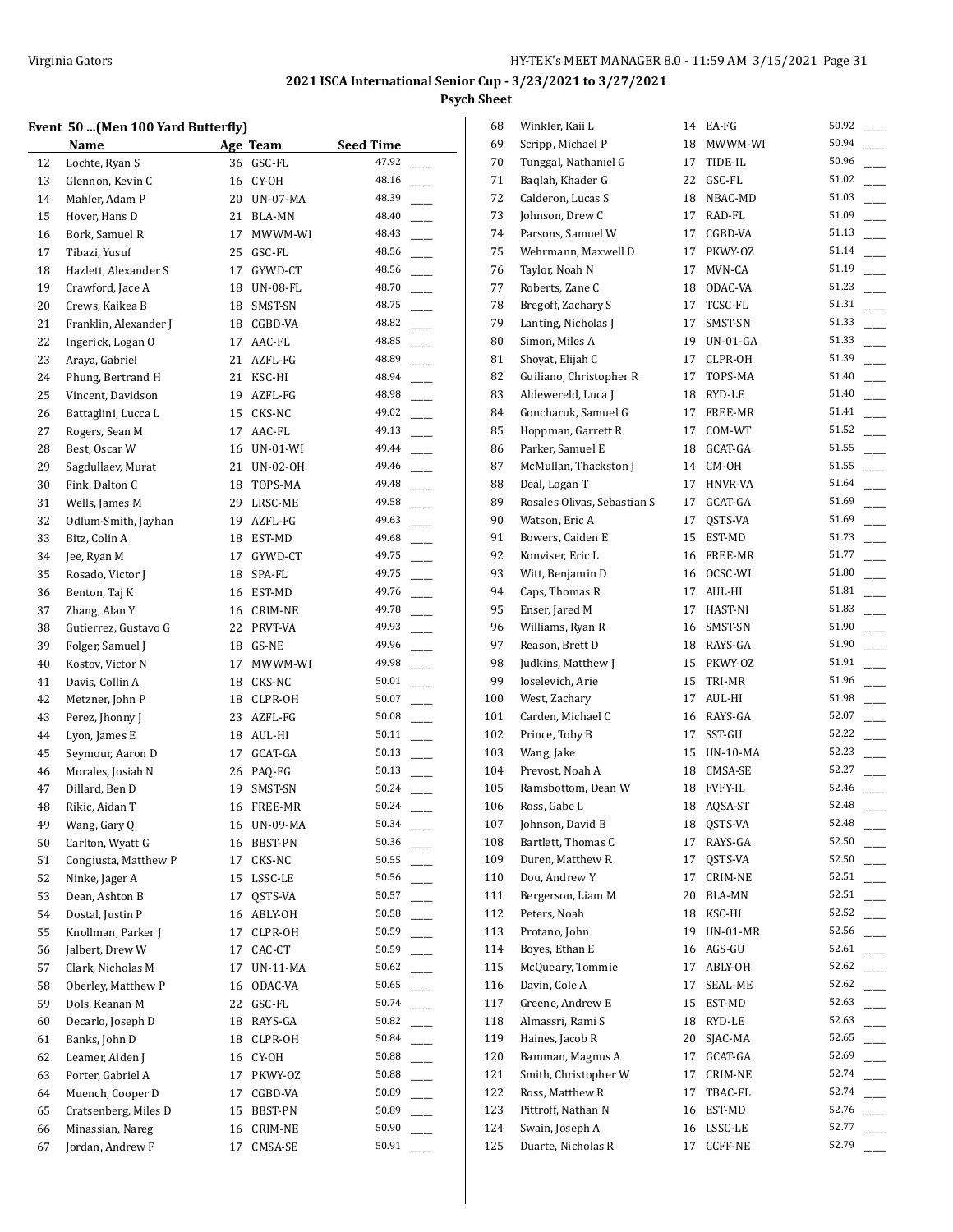## 2021 ISCA International Senior Cup - 3/23/2021 to 3/27/2021

### Psych Sheet

#### Event 50 ...(Men 100 Yard Butterfly)

| | Name | Age | Team | Seed Time | |
|---|---|---|---|---|---|
| 12 | Lochte, Ryan S | 36 | GSC-FL | 47.92 | ____ |
| 13 | Glennon, Kevin C | 16 | CY-OH | 48.16 | ____ |
| 14 | Mahler, Adam P | 20 | UN-07-MA | 48.39 | ____ |
| 15 | Hover, Hans D | 21 | BLA-MN | 48.40 | ____ |
| 16 | Bork, Samuel R | 17 | MWWM-WI | 48.43 | ____ |
| 17 | Tibazi, Yusuf | 25 | GSC-FL | 48.56 | ____ |
| 18 | Hazlett, Alexander S | 17 | GYWD-CT | 48.56 | ____ |
| 19 | Crawford, Jace A | 18 | UN-08-FL | 48.70 | ____ |
| 20 | Crews, Kaikea B | 18 | SMST-SN | 48.75 | ____ |
| 21 | Franklin, Alexander J | 18 | CGBD-VA | 48.82 | ____ |
| 22 | Ingerick, Logan O | 17 | AAC-FL | 48.85 | ____ |
| 23 | Araya, Gabriel | 21 | AZFL-FG | 48.89 | ____ |
| 24 | Phung, Bertrand H | 21 | KSC-HI | 48.94 | ____ |
| 25 | Vincent, Davidson | 19 | AZFL-FG | 48.98 | ____ |
| 26 | Battaglini, Lucca L | 15 | CKS-NC | 49.02 | ____ |
| 27 | Rogers, Sean M | 17 | AAC-FL | 49.13 | ____ |
| 28 | Best, Oscar W | 16 | UN-01-WI | 49.44 | ____ |
| 29 | Sagdullaev, Murat | 21 | UN-02-OH | 49.46 | ____ |
| 30 | Fink, Dalton C | 18 | TOPS-MA | 49.48 | ____ |
| 31 | Wells, James M | 29 | LRSC-ME | 49.58 | ____ |
| 32 | Odlum-Smith, Jayhan | 19 | AZFL-FG | 49.63 | ____ |
| 33 | Bitz, Colin A | 18 | EST-MD | 49.68 | ____ |
| 34 | Jee, Ryan M | 17 | GYWD-CT | 49.75 | ____ |
| 35 | Rosado, Victor J | 18 | SPA-FL | 49.75 | ____ |
| 36 | Benton, Taj K | 16 | EST-MD | 49.76 | ____ |
| 37 | Zhang, Alan Y | 16 | CRIM-NE | 49.78 | ____ |
| 38 | Gutierrez, Gustavo G | 22 | PRVT-VA | 49.93 | ____ |
| 39 | Folger, Samuel J | 18 | GS-NE | 49.96 | ____ |
| 40 | Kostov, Victor N | 17 | MWWM-WI | 49.98 | ____ |
| 41 | Davis, Collin A | 18 | CKS-NC | 50.01 | ____ |
| 42 | Metzner, John P | 18 | CLPR-OH | 50.07 | ____ |
| 43 | Perez, Jhonny J | 23 | AZFL-FG | 50.08 | ____ |
| 44 | Lyon, James E | 18 | AUL-HI | 50.11 | ____ |
| 45 | Seymour, Aaron D | 17 | GCAT-GA | 50.13 | ____ |
| 46 | Morales, Josiah N | 26 | PAQ-FG | 50.13 | ____ |
| 47 | Dillard, Ben D | 19 | SMST-SN | 50.24 | ____ |
| 48 | Rikic, Aidan T | 16 | FREE-MR | 50.24 | ____ |
| 49 | Wang, Gary Q | 16 | UN-09-MA | 50.34 | ____ |
| 50 | Carlton, Wyatt G | 16 | BBST-PN | 50.36 | ____ |
| 51 | Congiusta, Matthew P | 17 | CKS-NC | 50.55 | ____ |
| 52 | Ninke, Jager A | 15 | LSSC-LE | 50.56 | ____ |
| 53 | Dean, Ashton B | 17 | QSTS-VA | 50.57 | ____ |
| 54 | Dostal, Justin P | 16 | ABLY-OH | 50.58 | ____ |
| 55 | Knollman, Parker J | 17 | CLPR-OH | 50.59 | ____ |
| 56 | Jalbert, Drew W | 17 | CAC-CT | 50.59 | ____ |
| 57 | Clark, Nicholas M | 17 | UN-11-MA | 50.62 | ____ |
| 58 | Oberley, Matthew P | 16 | ODAC-VA | 50.65 | ____ |
| 59 | Dols, Keanan M | 22 | GSC-FL | 50.74 | ____ |
| 60 | Decarlo, Joseph D | 18 | RAYS-GA | 50.82 | ____ |
| 61 | Banks, John D | 18 | CLPR-OH | 50.84 | ____ |
| 62 | Leamer, Aiden J | 16 | CY-OH | 50.88 | ____ |
| 63 | Porter, Gabriel A | 17 | PKWY-OZ | 50.88 | ____ |
| 64 | Muench, Cooper D | 17 | CGBD-VA | 50.89 | ____ |
| 65 | Cratsenberg, Miles D | 15 | BBST-PN | 50.89 | ____ |
| 66 | Minassian, Nareg | 16 | CRIM-NE | 50.90 | ____ |
| 67 | Jordan, Andrew F | 17 | CMSA-SE | 50.91 | ____ |
| 68 | Winkler, Kaii L | 14 | EA-FG | 50.92 | ____ |
| 69 | Scripp, Michael P | 18 | MWWM-WI | 50.94 | ____ |
| 70 | Tunggal, Nathaniel G | 17 | TIDE-IL | 50.96 | ____ |
| 71 | Baqlah, Khader G | 22 | GSC-FL | 51.02 | ____ |
| 72 | Calderon, Lucas S | 18 | NBAC-MD | 51.03 | ____ |
| 73 | Johnson, Drew C | 17 | RAD-FL | 51.09 | ____ |
| 74 | Parsons, Samuel W | 17 | CGBD-VA | 51.13 | ____ |
| 75 | Wehrmann, Maxwell D | 17 | PKWY-OZ | 51.14 | ____ |
| 76 | Taylor, Noah N | 17 | MVN-CA | 51.19 | ____ |
| 77 | Roberts, Zane C | 18 | ODAC-VA | 51.23 | ____ |
| 78 | Bregoff, Zachary S | 17 | TCSC-FL | 51.31 | ____ |
| 79 | Lanting, Nicholas J | 17 | SMST-SN | 51.33 | ____ |
| 80 | Simon, Miles A | 19 | UN-01-GA | 51.33 | ____ |
| 81 | Shoyat, Elijah C | 17 | CLPR-OH | 51.39 | ____ |
| 82 | Guiliano, Christopher R | 17 | TOPS-MA | 51.40 | ____ |
| 83 | Aldewereld, Luca J | 18 | RYD-LE | 51.40 | ____ |
| 84 | Goncharuk, Samuel G | 17 | FREE-MR | 51.41 | ____ |
| 85 | Hoppman, Garrett R | 17 | COM-WT | 51.52 | ____ |
| 86 | Parker, Samuel E | 18 | GCAT-GA | 51.55 | ____ |
| 87 | McMullan, Thackston J | 14 | CM-OH | 51.55 | ____ |
| 88 | Deal, Logan T | 17 | HNVR-VA | 51.64 | ____ |
| 89 | Rosales Olivas, Sebastian S | 17 | GCAT-GA | 51.69 | ____ |
| 90 | Watson, Eric A | 17 | QSTS-VA | 51.69 | ____ |
| 91 | Bowers, Caiden E | 15 | EST-MD | 51.73 | ____ |
| 92 | Konviser, Eric L | 16 | FREE-MR | 51.77 | ____ |
| 93 | Witt, Benjamin D | 16 | OCSC-WI | 51.80 | ____ |
| 94 | Caps, Thomas R | 17 | AUL-HI | 51.81 | ____ |
| 95 | Enser, Jared M | 17 | HAST-NI | 51.83 | ____ |
| 96 | Williams, Ryan R | 16 | SMST-SN | 51.90 | ____ |
| 97 | Reason, Brett D | 18 | RAYS-GA | 51.90 | ____ |
| 98 | Judkins, Matthew J | 15 | PKWY-OZ | 51.91 | ____ |
| 99 | Ioselevich, Arie | 15 | TRI-MR | 51.96 | ____ |
| 100 | West, Zachary | 17 | AUL-HI | 51.98 | ____ |
| 101 | Carden, Michael C | 16 | RAYS-GA | 52.07 | ____ |
| 102 | Prince, Toby B | 17 | SST-GU | 52.22 | ____ |
| 103 | Wang, Jake | 15 | UN-10-MA | 52.23 | ____ |
| 104 | Prevost, Noah A | 18 | CMSA-SE | 52.27 | ____ |
| 105 | Ramsbottom, Dean W | 18 | FVFY-IL | 52.46 | ____ |
| 106 | Ross, Gabe L | 18 | AQSA-ST | 52.48 | ____ |
| 107 | Johnson, David B | 18 | QSTS-VA | 52.48 | ____ |
| 108 | Bartlett, Thomas C | 17 | RAYS-GA | 52.50 | ____ |
| 109 | Duren, Matthew R | 17 | QSTS-VA | 52.50 | ____ |
| 110 | Dou, Andrew Y | 17 | CRIM-NE | 52.51 | ____ |
| 111 | Bergerson, Liam M | 20 | BLA-MN | 52.51 | ____ |
| 112 | Peters, Noah | 18 | KSC-HI | 52.52 | ____ |
| 113 | Protano, John | 19 | UN-01-MR | 52.56 | ____ |
| 114 | Boyes, Ethan E | 16 | AGS-GU | 52.61 | ____ |
| 115 | McQueary, Tommie | 17 | ABLY-OH | 52.62 | ____ |
| 116 | Davin, Cole A | 17 | SEAL-ME | 52.62 | ____ |
| 117 | Greene, Andrew E | 15 | EST-MD | 52.63 | ____ |
| 118 | Almassri, Rami S | 18 | RYD-LE | 52.63 | ____ |
| 119 | Haines, Jacob R | 20 | SJAC-MA | 52.65 | ____ |
| 120 | Bamman, Magnus A | 17 | GCAT-GA | 52.69 | ____ |
| 121 | Smith, Christopher W | 17 | CRIM-NE | 52.74 | ____ |
| 122 | Ross, Matthew R | 17 | TBAC-FL | 52.74 | ____ |
| 123 | Pittroff, Nathan N | 16 | EST-MD | 52.76 | ____ |
| 124 | Swain, Joseph A | 16 | LSSC-LE | 52.77 | ____ |
| 125 | Duarte, Nicholas R | 17 | CCFF-NE | 52.79 | ____ |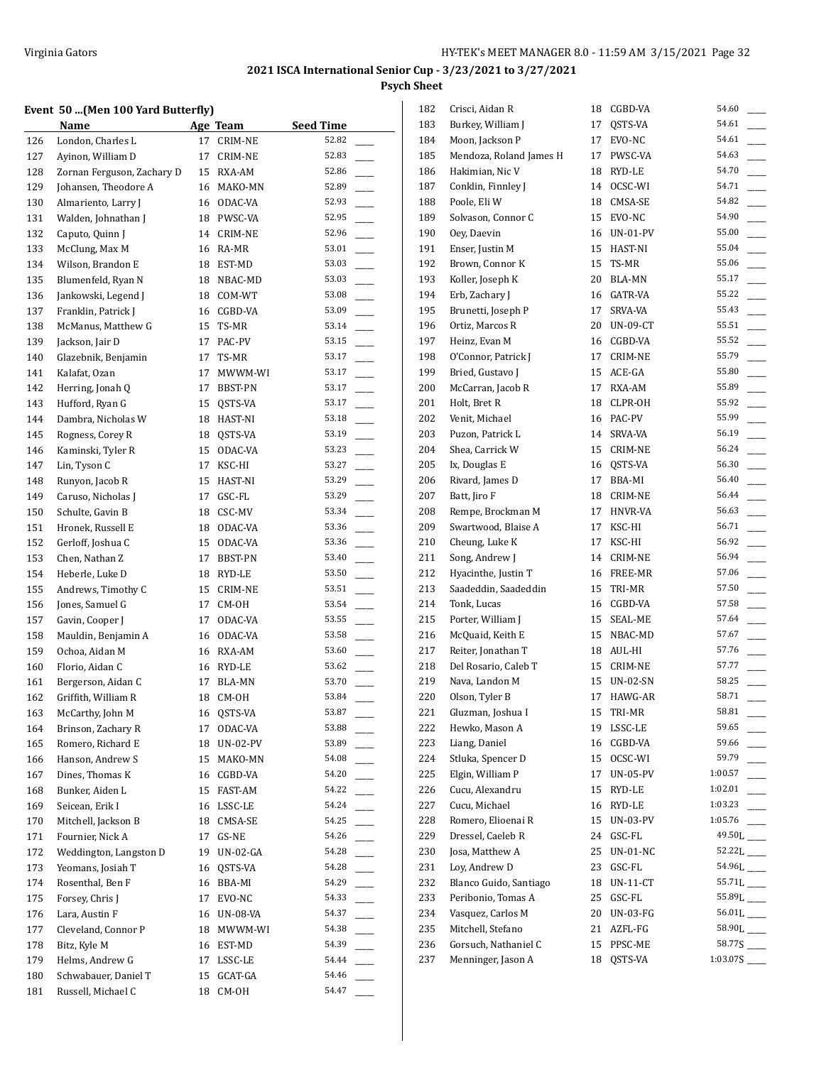## 2021 ISCA International Senior Cup - 3/23/2021 to 3/27/2021

### Psych Sheet

#### Event 50 ...(Men 100 Yard Butterfly)

| | Name | Age | Team | Seed Time |
|---|---|---|---|---|
| 126 | London, Charles L | 17 | CRIM-NE | 52.82 |
| 127 | Ayinon, William D | 17 | CRIM-NE | 52.83 |
| 128 | Zornan Ferguson, Zachary D | 15 | RXA-AM | 52.86 |
| 129 | Johansen, Theodore A | 16 | MAKO-MN | 52.89 |
| 130 | Almariento, Larry J | 16 | ODAC-VA | 52.93 |
| 131 | Walden, Johnathan J | 18 | PWSC-VA | 52.95 |
| 132 | Caputo, Quinn J | 14 | CRIM-NE | 52.96 |
| 133 | McClung, Max M | 16 | RA-MR | 53.01 |
| 134 | Wilson, Brandon E | 18 | EST-MD | 53.03 |
| 135 | Blumenfeld, Ryan N | 18 | NBAC-MD | 53.03 |
| 136 | Jankowski, Legend J | 18 | COM-WT | 53.08 |
| 137 | Franklin, Patrick J | 16 | CGBD-VA | 53.09 |
| 138 | McManus, Matthew G | 15 | TS-MR | 53.14 |
| 139 | Jackson, Jair D | 17 | PAC-PV | 53.15 |
| 140 | Glazebnik, Benjamin | 17 | TS-MR | 53.17 |
| 141 | Kalafat, Ozan | 17 | MWWM-WI | 53.17 |
| 142 | Herring, Jonah Q | 17 | BBST-PN | 53.17 |
| 143 | Hufford, Ryan G | 15 | QSTS-VA | 53.17 |
| 144 | Dambra, Nicholas W | 18 | HAST-NI | 53.18 |
| 145 | Rogness, Corey R | 18 | QSTS-VA | 53.19 |
| 146 | Kaminski, Tyler R | 15 | ODAC-VA | 53.23 |
| 147 | Lin, Tyson C | 17 | KSC-HI | 53.27 |
| 148 | Runyon, Jacob R | 15 | HAST-NI | 53.29 |
| 149 | Caruso, Nicholas J | 17 | GSC-FL | 53.29 |
| 150 | Schulte, Gavin B | 18 | CSC-MV | 53.34 |
| 151 | Hronek, Russell E | 18 | ODAC-VA | 53.36 |
| 152 | Gerloff, Joshua C | 15 | ODAC-VA | 53.36 |
| 153 | Chen, Nathan Z | 17 | BBST-PN | 53.40 |
| 154 | Heberle, Luke D | 18 | RYD-LE | 53.50 |
| 155 | Andrews, Timothy C | 15 | CRIM-NE | 53.51 |
| 156 | Jones, Samuel G | 17 | CM-OH | 53.54 |
| 157 | Gavin, Cooper J | 17 | ODAC-VA | 53.55 |
| 158 | Mauldin, Benjamin A | 16 | ODAC-VA | 53.58 |
| 159 | Ochoa, Aidan M | 16 | RXA-AM | 53.60 |
| 160 | Florio, Aidan C | 16 | RYD-LE | 53.62 |
| 161 | Bergerson, Aidan C | 17 | BLA-MN | 53.70 |
| 162 | Griffith, William R | 18 | CM-OH | 53.84 |
| 163 | McCarthy, John M | 16 | QSTS-VA | 53.87 |
| 164 | Brinson, Zachary R | 17 | ODAC-VA | 53.88 |
| 165 | Romero, Richard E | 18 | UN-02-PV | 53.89 |
| 166 | Hanson, Andrew S | 15 | MAKO-MN | 54.08 |
| 167 | Dines, Thomas K | 16 | CGBD-VA | 54.20 |
| 168 | Bunker, Aiden L | 15 | FAST-AM | 54.22 |
| 169 | Seicean, Erik I | 16 | LSSC-LE | 54.24 |
| 170 | Mitchell, Jackson B | 18 | CMSA-SE | 54.25 |
| 171 | Fournier, Nick A | 17 | GS-NE | 54.26 |
| 172 | Weddington, Langston D | 19 | UN-02-GA | 54.28 |
| 173 | Yeomans, Josiah T | 16 | QSTS-VA | 54.28 |
| 174 | Rosenthal, Ben F | 16 | BBA-MI | 54.29 |
| 175 | Forsey, Chris J | 17 | EVO-NC | 54.33 |
| 176 | Lara, Austin F | 16 | UN-08-VA | 54.37 |
| 177 | Cleveland, Connor P | 18 | MWWM-WI | 54.38 |
| 178 | Bitz, Kyle M | 16 | EST-MD | 54.39 |
| 179 | Helms, Andrew G | 17 | LSSC-LE | 54.44 |
| 180 | Schwabauer, Daniel T | 15 | GCAT-GA | 54.46 |
| 181 | Russell, Michael C | 18 | CM-OH | 54.47 |
| 182 | Crisci, Aidan R | 18 | CGBD-VA | 54.60 |
| 183 | Burkey, William J | 17 | QSTS-VA | 54.61 |
| 184 | Moon, Jackson P | 17 | EVO-NC | 54.61 |
| 185 | Mendoza, Roland James H | 17 | PWSC-VA | 54.63 |
| 186 | Hakimian, Nic V | 18 | RYD-LE | 54.70 |
| 187 | Conklin, Finnley J | 14 | OCSC-WI | 54.71 |
| 188 | Poole, Eli W | 18 | CMSA-SE | 54.82 |
| 189 | Solvason, Connor C | 15 | EVO-NC | 54.90 |
| 190 | Oey, Daevin | 16 | UN-01-PV | 55.00 |
| 191 | Enser, Justin M | 15 | HAST-NI | 55.04 |
| 192 | Brown, Connor K | 15 | TS-MR | 55.06 |
| 193 | Koller, Joseph K | 20 | BLA-MN | 55.17 |
| 194 | Erb, Zachary J | 16 | GATR-VA | 55.22 |
| 195 | Brunetti, Joseph P | 17 | SRVA-VA | 55.43 |
| 196 | Ortiz, Marcos R | 20 | UN-09-CT | 55.51 |
| 197 | Heinz, Evan M | 16 | CGBD-VA | 55.52 |
| 198 | O'Connor, Patrick J | 17 | CRIM-NE | 55.79 |
| 199 | Bried, Gustavo J | 15 | ACE-GA | 55.80 |
| 200 | McCarran, Jacob R | 17 | RXA-AM | 55.89 |
| 201 | Holt, Bret R | 18 | CLPR-OH | 55.92 |
| 202 | Venit, Michael | 16 | PAC-PV | 55.99 |
| 203 | Puzon, Patrick L | 14 | SRVA-VA | 56.19 |
| 204 | Shea, Carrick W | 15 | CRIM-NE | 56.24 |
| 205 | Ix, Douglas E | 16 | QSTS-VA | 56.30 |
| 206 | Rivard, James D | 17 | BBA-MI | 56.40 |
| 207 | Batt, Jiro F | 18 | CRIM-NE | 56.44 |
| 208 | Rempe, Brockman M | 17 | HNVR-VA | 56.63 |
| 209 | Swartwood, Blaise A | 17 | KSC-HI | 56.71 |
| 210 | Cheung, Luke K | 17 | KSC-HI | 56.92 |
| 211 | Song, Andrew J | 14 | CRIM-NE | 56.94 |
| 212 | Hyacinthe, Justin T | 16 | FREE-MR | 57.06 |
| 213 | Saadeddin, Saadeddin | 15 | TRI-MR | 57.50 |
| 214 | Tonk, Lucas | 16 | CGBD-VA | 57.58 |
| 215 | Porter, William J | 15 | SEAL-ME | 57.64 |
| 216 | McQuaid, Keith E | 15 | NBAC-MD | 57.67 |
| 217 | Reiter, Jonathan T | 18 | AUL-HI | 57.76 |
| 218 | Del Rosario, Caleb T | 15 | CRIM-NE | 57.77 |
| 219 | Nava, Landon M | 15 | UN-02-SN | 58.25 |
| 220 | Olson, Tyler B | 17 | HAWG-AR | 58.71 |
| 221 | Gluzman, Joshua I | 15 | TRI-MR | 58.81 |
| 222 | Hewko, Mason A | 19 | LSSC-LE | 59.65 |
| 223 | Liang, Daniel | 16 | CGBD-VA | 59.66 |
| 224 | Stluka, Spencer D | 15 | OCSC-WI | 59.79 |
| 225 | Elgin, William P | 17 | UN-05-PV | 1:00.57 |
| 226 | Cucu, Alexandru | 15 | RYD-LE | 1:02.01 |
| 227 | Cucu, Michael | 16 | RYD-LE | 1:03.23 |
| 228 | Romero, Elioenai R | 15 | UN-03-PV | 1:05.76 |
| 229 | Dressel, Caeleb R | 24 | GSC-FL | 49.50L |
| 230 | Josa, Matthew A | 25 | UN-01-NC | 52.22L |
| 231 | Loy, Andrew D | 23 | GSC-FL | 54.96L |
| 232 | Blanco Guido, Santiago | 18 | UN-11-CT | 55.71L |
| 233 | Peribonio, Tomas A | 25 | GSC-FL | 55.89L |
| 234 | Vasquez, Carlos M | 20 | UN-03-FG | 56.01L |
| 235 | Mitchell, Stefano | 21 | AZFL-FG | 58.90L |
| 236 | Gorsuch, Nathaniel C | 15 | PPSC-ME | 58.77S |
| 237 | Menninger, Jason A | 18 | QSTS-VA | 1:03.07S |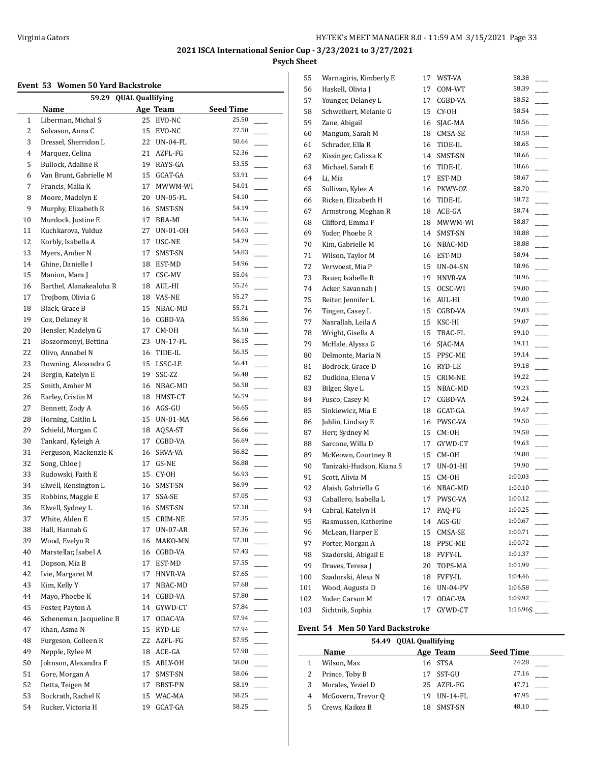## 2021 ISCA International Senior Cup - 3/23/2021 to 3/27/2021

### Psych Sheet

### Event 53 Women 50 Yard Backstroke

59.29 QUAL Quallifying

| | Name | Age | Team | Seed Time | |
|---|---|---|---|---|---|
| 1 | Liberman, Michal S | 25 | EVO-NC | 25.50 | ____ |
| 2 | Solvason, Anna C | 15 | EVO-NC | 27.50 | ____ |
| 3 | Dressel, Sherridon L | 22 | UN-04-FL | 50.64 | ____ |
| 4 | Marquez, Celina | 21 | AZFL-FG | 52.36 | ____ |
| 5 | Bullock, Adaline R | 19 | RAYS-GA | 53.55 | ____ |
| 6 | Van Brunt, Gabrielle M | 15 | GCAT-GA | 53.91 | ____ |
| 7 | Francis, Malia K | 17 | MWWM-WI | 54.01 | ____ |
| 8 | Moore, Madelyn E | 20 | UN-05-FL | 54.10 | ____ |
| 9 | Murphy, Elizabeth R | 16 | SMST-SN | 54.19 | ____ |
| 10 | Murdock, Justine E | 17 | BBA-MI | 54.36 | ____ |
| 11 | Kuchkarova, Yulduz | 27 | UN-01-OH | 54.63 | ____ |
| 12 | Korbly, Isabella A | 17 | USC-NE | 54.79 | ____ |
| 13 | Myers, Amber N | 17 | SMST-SN | 54.83 | ____ |
| 14 | Ghine, Danielle I | 18 | EST-MD | 54.96 | ____ |
| 15 | Manion, Mara J | 17 | CSC-MV | 55.04 | ____ |
| 16 | Barthel, Alanakealoha R | 18 | AUL-HI | 55.24 | ____ |
| 17 | Trojbom, Olivia G | 18 | VAS-NE | 55.27 | ____ |
| 18 | Black, Grace B | 15 | NBAC-MD | 55.71 | ____ |
| 19 | Cox, Delaney R | 16 | CGBD-VA | 55.86 | ____ |
| 20 | Hensler, Madelyn G | 17 | CM-OH | 56.10 | ____ |
| 21 | Boszormenyi, Bettina | 23 | UN-17-FL | 56.15 | ____ |
| 22 | Olivo, Annabel N | 16 | TIDE-IL | 56.35 | ____ |
| 23 | Downing, Alexandra G | 15 | LSSC-LE | 56.41 | ____ |
| 24 | Bergin, Katelyn E | 19 | SSC-ZZ | 56.48 | ____ |
| 25 | Smith, Amber M | 16 | NBAC-MD | 56.58 | ____ |
| 26 | Earley, Cristin M | 18 | HMST-CT | 56.59 | ____ |
| 27 | Bennett, Zody A | 16 | AGS-GU | 56.65 | ____ |
| 28 | Horning, Caitlin L | 15 | UN-01-MA | 56.66 | ____ |
| 29 | Schield, Morgan C | 18 | AQSA-ST | 56.66 | ____ |
| 30 | Tankard, Kyleigh A | 17 | CGBD-VA | 56.69 | ____ |
| 31 | Ferguson, Mackenzie K | 16 | SRVA-VA | 56.82 | ____ |
| 32 | Song, Chloe J | 17 | GS-NE | 56.88 | ____ |
| 33 | Rudowski, Faith E | 15 | CY-OH | 56.93 | ____ |
| 34 | Elwell, Kensington L | 16 | SMST-SN | 56.99 | ____ |
| 35 | Robbins, Maggie E | 17 | SSA-SE | 57.05 | ____ |
| 36 | Elwell, Sydney L | 16 | SMST-SN | 57.18 | ____ |
| 37 | White, Alden E | 15 | CRIM-NE | 57.35 | ____ |
| 38 | Hall, Hannah G | 17 | UN-07-AR | 57.36 | ____ |
| 39 | Wood, Evelyn R | 16 | MAKO-MN | 57.38 | ____ |
| 40 | Marstellar, Isabel A | 16 | CGBD-VA | 57.43 | ____ |
| 41 | Dopson, Mia B | 17 | EST-MD | 57.55 | ____ |
| 42 | Ivie, Margaret M | 17 | HNVR-VA | 57.65 | ____ |
| 43 | Kim, Kelly Y | 17 | NBAC-MD | 57.68 | ____ |
| 44 | Mayo, Phoebe K | 14 | CGBD-VA | 57.80 | ____ |
| 45 | Foster, Payton A | 14 | GYWD-CT | 57.84 | ____ |
| 46 | Scheneman, Jacqueline B | 17 | ODAC-VA | 57.94 | ____ |
| 47 | Khan, Asma N | 15 | RYD-LE | 57.94 | ____ |
| 48 | Furgeson, Colleen R | 22 | AZFL-FG | 57.95 | ____ |
| 49 | Nepple, Rylee M | 18 | ACE-GA | 57.98 | ____ |
| 50 | Johnson, Alexandra F | 15 | ABLY-OH | 58.00 | ____ |
| 51 | Gore, Morgan A | 17 | SMST-SN | 58.06 | ____ |
| 52 | Detta, Teigen M | 17 | BBST-PN | 58.19 | ____ |
| 53 | Bockrath, Rachel K | 15 | WAC-MA | 58.25 | ____ |
| 54 | Rucker, Victoria H | 19 | GCAT-GA | 58.25 | ____ |
| 55 | Warnagiris, Kimberly E | 17 | WST-VA | 58.38 | ____ |
| 56 | Haskell, Olivia J | 17 | COM-WT | 58.39 | ____ |
| 57 | Younger, Delaney L | 17 | CGBD-VA | 58.52 | ____ |
| 58 | Schweikert, Melanie G | 15 | CY-OH | 58.54 | ____ |
| 59 | Zane, Abigail | 16 | SJAC-MA | 58.56 | ____ |
| 60 | Mangum, Sarah M | 18 | CMSA-SE | 58.58 | ____ |
| 61 | Schrader, Ella R | 16 | TIDE-IL | 58.65 | ____ |
| 62 | Kissinger, Calissa K | 14 | SMST-SN | 58.66 | ____ |
| 63 | Michael, Sarah E | 16 | TIDE-IL | 58.66 | ____ |
| 64 | Li, Mia | 17 | EST-MD | 58.67 | ____ |
| 65 | Sullivan, Kylee A | 16 | PKWY-OZ | 58.70 | ____ |
| 66 | Ricken, Elizabeth H | 16 | TIDE-IL | 58.72 | ____ |
| 67 | Armstrong, Meghan R | 18 | ACE-GA | 58.74 | ____ |
| 68 | Clifford, Emma F | 18 | MWWM-WI | 58.87 | ____ |
| 69 | Yoder, Phoebe R | 14 | SMST-SN | 58.88 | ____ |
| 70 | Kim, Gabrielle M | 16 | NBAC-MD | 58.88 | ____ |
| 71 | Wilson, Taylor M | 16 | EST-MD | 58.94 | ____ |
| 72 | Verwoest, Mia P | 15 | UN-04-SN | 58.96 | ____ |
| 73 | Bauer, Isabelle R | 19 | HNVR-VA | 58.96 | ____ |
| 74 | Acker, Savannah J | 15 | OCSC-WI | 59.00 | ____ |
| 75 | Reiter, Jennifer L | 16 | AUL-HI | 59.00 | ____ |
| 76 | Tingen, Casey L | 15 | CGBD-VA | 59.03 | ____ |
| 77 | Nasrallah, Leila A | 15 | KSC-HI | 59.07 | ____ |
| 78 | Wright, Gisella A | 15 | TBAC-FL | 59.10 | ____ |
| 79 | McHale, Alyssa G | 16 | SJAC-MA | 59.11 | ____ |
| 80 | Delmonte, Maria N | 15 | PPSC-ME | 59.14 | ____ |
| 81 | Bodrock, Grace D | 16 | RYD-LE | 59.18 | ____ |
| 82 | Dudkina, Elena V | 15 | CRIM-NE | 59.22 | ____ |
| 83 | Bilger, Skye L | 15 | NBAC-MD | 59.23 | ____ |
| 84 | Fusco, Casey M | 17 | CGBD-VA | 59.24 | ____ |
| 85 | Sinkiewicz, Mia E | 18 | GCAT-GA | 59.47 | ____ |
| 86 | Juhlin, Lindsay E | 16 | PWSC-VA | 59.50 | ____ |
| 87 | Herr, Sydney M | 15 | CM-OH | 59.58 | ____ |
| 88 | Sarcone, Willa D | 17 | GYWD-CT | 59.63 | ____ |
| 89 | McKeown, Courtney R | 15 | CM-OH | 59.88 | ____ |
| 90 | Tanizaki-Hudson, Kiana S | 17 | UN-01-HI | 59.90 | ____ |
| 91 | Scott, Alivia M | 15 | CM-OH | 1:00.03 | ____ |
| 92 | Alaish, Gabriella G | 16 | NBAC-MD | 1:00.10 | ____ |
| 93 | Caballero, Isabella L | 17 | PWSC-VA | 1:00.12 | ____ |
| 94 | Cabral, Katelyn H | 17 | PAQ-FG | 1:00.25 | ____ |
| 95 | Rasmussen, Katherine | 14 | AGS-GU | 1:00.67 | ____ |
| 96 | McLean, Harper E | 15 | CMSA-SE | 1:00.71 | ____ |
| 97 | Porter, Morgan A | 18 | PPSC-ME | 1:00.72 | ____ |
| 98 | Szadorski, Abigail E | 18 | FVFY-IL | 1:01.37 | ____ |
| 99 | Draves, Teresa J | 20 | TOPS-MA | 1:01.99 | ____ |
| 100 | Szadorski, Alexa N | 18 | FVFY-IL | 1:04.46 | ____ |
| 101 | Wood, Augusta D | 16 | UN-04-PV | 1:06.58 | ____ |
| 102 | Yoder, Carson M | 17 | ODAC-VA | 1:09.92 | ____ |
| 103 | Sichtnik, Sophia | 17 | GYWD-CT | 1:16.96S | ____ |

### Event 54 Men 50 Yard Backstroke

54.49 QUAL Quallifying

| | Name | Age | Team | Seed Time | |
|---|---|---|---|---|---|
| 1 | Wilson, Max | 16 | STSA | 24.28 | ____ |
| 2 | Prince, Toby B | 17 | SST-GU | 27.16 | ____ |
| 3 | Morales, Yeziel D | 25 | AZFL-FG | 47.71 | ____ |
| 4 | McGovern, Trevor Q | 19 | UN-14-FL | 47.95 | ____ |
| 5 | Crews, Kaikea B | 18 | SMST-SN | 48.10 | ____ |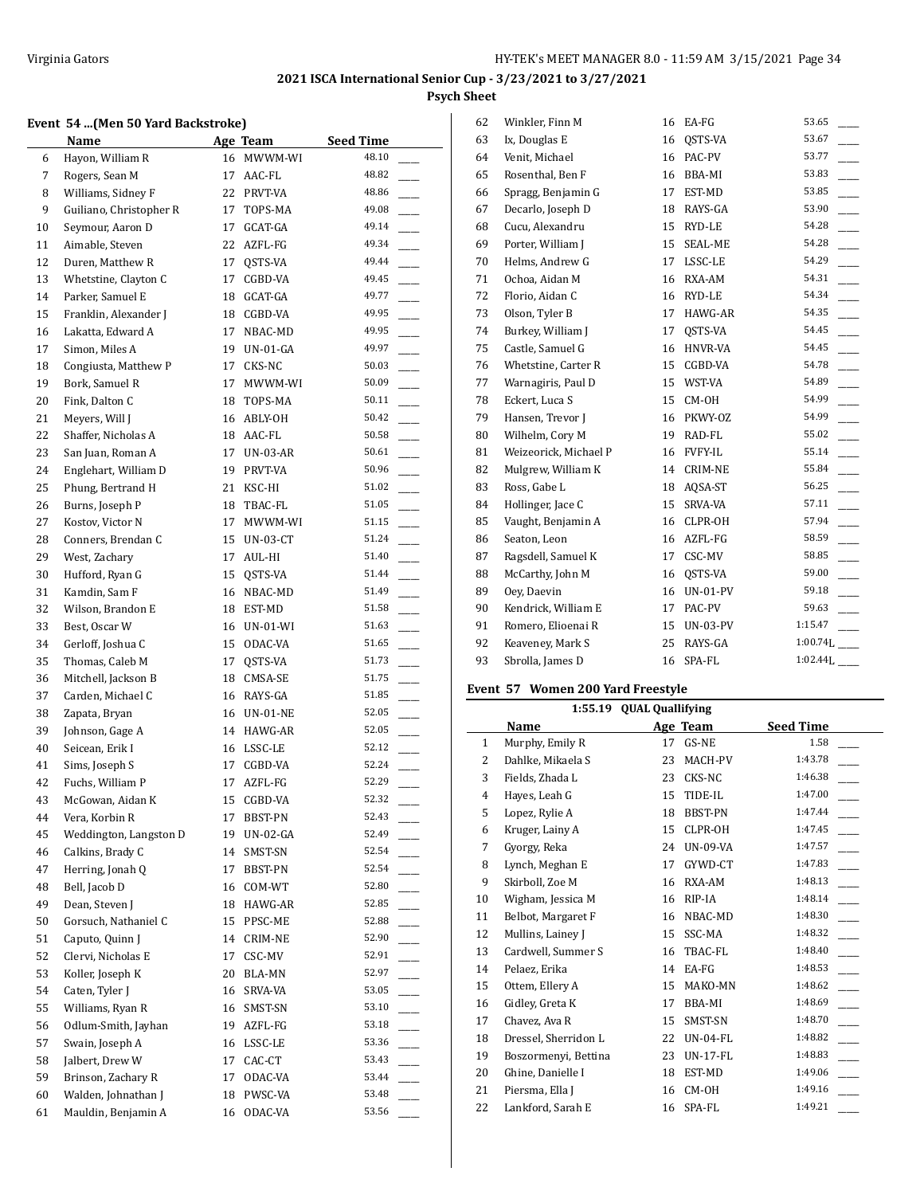2021 ISCA International Senior Cup - 3/23/2021 to 3/27/2021

Psych Sheet

### Event 54 ...(Men 50 Yard Backstroke)

| | Name | Age | Team | Seed Time | |
|---|---|---|---|---|---|
| 6 | Hayon, William R | 16 | MWWM-WI | 48.10 | ____ |
| 7 | Rogers, Sean M | 17 | AAC-FL | 48.82 | ____ |
| 8 | Williams, Sidney F | 22 | PRVT-VA | 48.86 | ____ |
| 9 | Guiliano, Christopher R | 17 | TOPS-MA | 49.08 | ____ |
| 10 | Seymour, Aaron D | 17 | GCAT-GA | 49.14 | ____ |
| 11 | Aimable, Steven | 22 | AZFL-FG | 49.34 | ____ |
| 12 | Duren, Matthew R | 17 | QSTS-VA | 49.44 | ____ |
| 13 | Whetstine, Clayton C | 17 | CGBD-VA | 49.45 | ____ |
| 14 | Parker, Samuel E | 18 | GCAT-GA | 49.77 | ____ |
| 15 | Franklin, Alexander J | 18 | CGBD-VA | 49.95 | ____ |
| 16 | Lakatta, Edward A | 17 | NBAC-MD | 49.95 | ____ |
| 17 | Simon, Miles A | 19 | UN-01-GA | 49.97 | ____ |
| 18 | Congiusta, Matthew P | 17 | CKS-NC | 50.03 | ____ |
| 19 | Bork, Samuel R | 17 | MWWM-WI | 50.09 | ____ |
| 20 | Fink, Dalton C | 18 | TOPS-MA | 50.11 | ____ |
| 21 | Meyers, Will J | 16 | ABLY-OH | 50.42 | ____ |
| 22 | Shaffer, Nicholas A | 18 | AAC-FL | 50.58 | ____ |
| 23 | San Juan, Roman A | 17 | UN-03-AR | 50.61 | ____ |
| 24 | Englehart, William D | 19 | PRVT-VA | 50.96 | ____ |
| 25 | Phung, Bertrand H | 21 | KSC-HI | 51.02 | ____ |
| 26 | Burns, Joseph P | 18 | TBAC-FL | 51.05 | ____ |
| 27 | Kostov, Victor N | 17 | MWWM-WI | 51.15 | ____ |
| 28 | Conners, Brendan C | 15 | UN-03-CT | 51.24 | ____ |
| 29 | West, Zachary | 17 | AUL-HI | 51.40 | ____ |
| 30 | Hufford, Ryan G | 15 | QSTS-VA | 51.44 | ____ |
| 31 | Kamdin, Sam F | 16 | NBAC-MD | 51.49 | ____ |
| 32 | Wilson, Brandon E | 18 | EST-MD | 51.58 | ____ |
| 33 | Best, Oscar W | 16 | UN-01-WI | 51.63 | ____ |
| 34 | Gerloff, Joshua C | 15 | ODAC-VA | 51.65 | ____ |
| 35 | Thomas, Caleb M | 17 | QSTS-VA | 51.73 | ____ |
| 36 | Mitchell, Jackson B | 18 | CMSA-SE | 51.75 | ____ |
| 37 | Carden, Michael C | 16 | RAYS-GA | 51.85 | ____ |
| 38 | Zapata, Bryan | 16 | UN-01-NE | 52.05 | ____ |
| 39 | Johnson, Gage A | 14 | HAWG-AR | 52.05 | ____ |
| 40 | Seicean, Erik I | 16 | LSSC-LE | 52.12 | ____ |
| 41 | Sims, Joseph S | 17 | CGBD-VA | 52.24 | ____ |
| 42 | Fuchs, William P | 17 | AZFL-FG | 52.29 | ____ |
| 43 | McGowan, Aidan K | 15 | CGBD-VA | 52.32 | ____ |
| 44 | Vera, Korbin R | 17 | BBST-PN | 52.43 | ____ |
| 45 | Weddington, Langston D | 19 | UN-02-GA | 52.49 | ____ |
| 46 | Calkins, Brady C | 14 | SMST-SN | 52.54 | ____ |
| 47 | Herring, Jonah Q | 17 | BBST-PN | 52.54 | ____ |
| 48 | Bell, Jacob D | 16 | COM-WT | 52.80 | ____ |
| 49 | Dean, Steven J | 18 | HAWG-AR | 52.85 | ____ |
| 50 | Gorsuch, Nathaniel C | 15 | PPSC-ME | 52.88 | ____ |
| 51 | Caputo, Quinn J | 14 | CRIM-NE | 52.90 | ____ |
| 52 | Clervi, Nicholas E | 17 | CSC-MV | 52.91 | ____ |
| 53 | Koller, Joseph K | 20 | BLA-MN | 52.97 | ____ |
| 54 | Caten, Tyler J | 16 | SRVA-VA | 53.05 | ____ |
| 55 | Williams, Ryan R | 16 | SMST-SN | 53.10 | ____ |
| 56 | Odlum-Smith, Jayhan | 19 | AZFL-FG | 53.18 | ____ |
| 57 | Swain, Joseph A | 16 | LSSC-LE | 53.36 | ____ |
| 58 | Jalbert, Drew W | 17 | CAC-CT | 53.43 | ____ |
| 59 | Brinson, Zachary R | 17 | ODAC-VA | 53.44 | ____ |
| 60 | Walden, Johnathan J | 18 | PWSC-VA | 53.48 | ____ |
| 61 | Mauldin, Benjamin A | 16 | ODAC-VA | 53.56 | ____ |
| 62 | Winkler, Finn M | 16 | EA-FG | 53.65 | ____ |
| 63 | Ix, Douglas E | 16 | QSTS-VA | 53.67 | ____ |
| 64 | Venit, Michael | 16 | PAC-PV | 53.77 | ____ |
| 65 | Rosenthal, Ben F | 16 | BBA-MI | 53.83 | ____ |
| 66 | Spragg, Benjamin G | 17 | EST-MD | 53.85 | ____ |
| 67 | Decarlo, Joseph D | 18 | RAYS-GA | 53.90 | ____ |
| 68 | Cucu, Alexandru | 15 | RYD-LE | 54.28 | ____ |
| 69 | Porter, William J | 15 | SEAL-ME | 54.28 | ____ |
| 70 | Helms, Andrew G | 17 | LSSC-LE | 54.29 | ____ |
| 71 | Ochoa, Aidan M | 16 | RXA-AM | 54.31 | ____ |
| 72 | Florio, Aidan C | 16 | RYD-LE | 54.34 | ____ |
| 73 | Olson, Tyler B | 17 | HAWG-AR | 54.35 | ____ |
| 74 | Burkey, William J | 17 | QSTS-VA | 54.45 | ____ |
| 75 | Castle, Samuel G | 16 | HNVR-VA | 54.45 | ____ |
| 76 | Whetstine, Carter R | 15 | CGBD-VA | 54.78 | ____ |
| 77 | Warnagiris, Paul D | 15 | WST-VA | 54.89 | ____ |
| 78 | Eckert, Luca S | 15 | CM-OH | 54.99 | ____ |
| 79 | Hansen, Trevor J | 16 | PKWY-OZ | 54.99 | ____ |
| 80 | Wilhelm, Cory M | 19 | RAD-FL | 55.02 | ____ |
| 81 | Weizeorick, Michael P | 16 | FVFY-IL | 55.14 | ____ |
| 82 | Mulgrew, William K | 14 | CRIM-NE | 55.84 | ____ |
| 83 | Ross, Gabe L | 18 | AQSA-ST | 56.25 | ____ |
| 84 | Hollinger, Jace C | 15 | SRVA-VA | 57.11 | ____ |
| 85 | Vaught, Benjamin A | 16 | CLPR-OH | 57.94 | ____ |
| 86 | Seaton, Leon | 16 | AZFL-FG | 58.59 | ____ |
| 87 | Ragsdell, Samuel K | 17 | CSC-MV | 58.85 | ____ |
| 88 | McCarthy, John M | 16 | QSTS-VA | 59.00 | ____ |
| 89 | Oey, Daevin | 16 | UN-01-PV | 59.18 | ____ |
| 90 | Kendrick, William E | 17 | PAC-PV | 59.63 | ____ |
| 91 | Romero, Elioenai R | 15 | UN-03-PV | 1:15.47 | ____ |
| 92 | Keaveney, Mark S | 25 | RAYS-GA | 1:00.74L | ____ |
| 93 | Sbrolla, James D | 16 | SPA-FL | 1:02.44L | ____ |

### Event 57 Women 200 Yard Freestyle

1:55.19 QUAL Quallifying

| | Name | Age | Team | Seed Time | |
|---|---|---|---|---|---|
| 1 | Murphy, Emily R | 17 | GS-NE | 1.58 | ____ |
| 2 | Dahlke, Mikaela S | 23 | MACH-PV | 1:43.78 | ____ |
| 3 | Fields, Zhada L | 23 | CKS-NC | 1:46.38 | ____ |
| 4 | Hayes, Leah G | 15 | TIDE-IL | 1:47.00 | ____ |
| 5 | Lopez, Rylie A | 18 | BBST-PN | 1:47.44 | ____ |
| 6 | Kruger, Lainy A | 15 | CLPR-OH | 1:47.45 | ____ |
| 7 | Gyorgy, Reka | 24 | UN-09-VA | 1:47.57 | ____ |
| 8 | Lynch, Meghan E | 17 | GYWD-CT | 1:47.83 | ____ |
| 9 | Skirboll, Zoe M | 16 | RXA-AM | 1:48.13 | ____ |
| 10 | Wigham, Jessica M | 16 | RIP-IA | 1:48.14 | ____ |
| 11 | Belbot, Margaret F | 16 | NBAC-MD | 1:48.30 | ____ |
| 12 | Mullins, Lainey J | 15 | SSC-MA | 1:48.32 | ____ |
| 13 | Cardwell, Summer S | 16 | TBAC-FL | 1:48.40 | ____ |
| 14 | Pelaez, Erika | 14 | EA-FG | 1:48.53 | ____ |
| 15 | Ottem, Ellery A | 15 | MAKO-MN | 1:48.62 | ____ |
| 16 | Gidley, Greta K | 17 | BBA-MI | 1:48.69 | ____ |
| 17 | Chavez, Ava R | 15 | SMST-SN | 1:48.70 | ____ |
| 18 | Dressel, Sherridon L | 22 | UN-04-FL | 1:48.82 | ____ |
| 19 | Boszormenyi, Bettina | 23 | UN-17-FL | 1:48.83 | ____ |
| 20 | Ghine, Danielle I | 18 | EST-MD | 1:49.06 | ____ |
| 21 | Piersma, Ella J | 16 | CM-OH | 1:49.16 | ____ |
| 22 | Lankford, Sarah E | 16 | SPA-FL | 1:49.21 | ____ |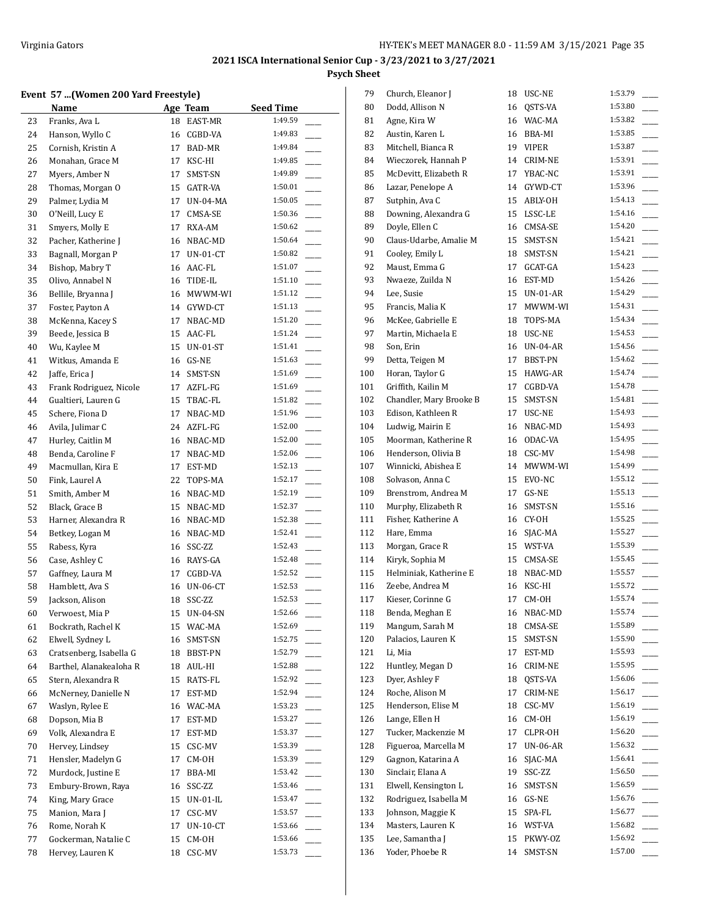## 2021 ISCA International Senior Cup - 3/23/2021 to 3/27/2021

### Psych Sheet

#### Event 57 ...(Women 200 Yard Freestyle)

| | Name | Age | Team | Seed Time | |
|---|---|---|---|---|---|
| 23 | Franks, Ava L | 18 | EAST-MR | 1:49.59 | ____ |
| 24 | Hanson, Wyllo C | 16 | CGBD-VA | 1:49.83 | ____ |
| 25 | Cornish, Kristin A | 17 | BAD-MR | 1:49.84 | ____ |
| 26 | Monahan, Grace M | 17 | KSC-HI | 1:49.85 | ____ |
| 27 | Myers, Amber N | 17 | SMST-SN | 1:49.89 | ____ |
| 28 | Thomas, Morgan O | 15 | GATR-VA | 1:50.01 | ____ |
| 29 | Palmer, Lydia M | 17 | UN-04-MA | 1:50.05 | ____ |
| 30 | O'Neill, Lucy E | 17 | CMSA-SE | 1:50.36 | ____ |
| 31 | Smyers, Molly E | 17 | RXA-AM | 1:50.62 | ____ |
| 32 | Pacher, Katherine J | 16 | NBAC-MD | 1:50.64 | ____ |
| 33 | Bagnall, Morgan P | 17 | UN-01-CT | 1:50.82 | ____ |
| 34 | Bishop, Mabry T | 16 | AAC-FL | 1:51.07 | ____ |
| 35 | Olivo, Annabel N | 16 | TIDE-IL | 1:51.10 | ____ |
| 36 | Bellile, Bryanna J | 16 | MWWM-WI | 1:51.12 | ____ |
| 37 | Foster, Payton A | 14 | GYWD-CT | 1:51.13 | ____ |
| 38 | McKenna, Kacey S | 17 | NBAC-MD | 1:51.20 | ____ |
| 39 | Beede, Jessica B | 15 | AAC-FL | 1:51.24 | ____ |
| 40 | Wu, Kaylee M | 15 | UN-01-ST | 1:51.41 | ____ |
| 41 | Witkus, Amanda E | 16 | GS-NE | 1:51.63 | ____ |
| 42 | Jaffe, Erica J | 14 | SMST-SN | 1:51.69 | ____ |
| 43 | Frank Rodriguez, Nicole | 17 | AZFL-FG | 1:51.69 | ____ |
| 44 | Gualtieri, Lauren G | 15 | TBAC-FL | 1:51.82 | ____ |
| 45 | Schere, Fiona D | 17 | NBAC-MD | 1:51.96 | ____ |
| 46 | Avila, Julimar C | 24 | AZFL-FG | 1:52.00 | ____ |
| 47 | Hurley, Caitlin M | 16 | NBAC-MD | 1:52.00 | ____ |
| 48 | Benda, Caroline F | 17 | NBAC-MD | 1:52.06 | ____ |
| 49 | Macmullan, Kira E | 17 | EST-MD | 1:52.13 | ____ |
| 50 | Fink, Laurel A | 22 | TOPS-MA | 1:52.17 | ____ |
| 51 | Smith, Amber M | 16 | NBAC-MD | 1:52.19 | ____ |
| 52 | Black, Grace B | 15 | NBAC-MD | 1:52.37 | ____ |
| 53 | Harner, Alexandra R | 16 | NBAC-MD | 1:52.38 | ____ |
| 54 | Betkey, Logan M | 16 | NBAC-MD | 1:52.41 | ____ |
| 55 | Rabess, Kyra | 16 | SSC-ZZ | 1:52.43 | ____ |
| 56 | Case, Ashley C | 16 | RAYS-GA | 1:52.48 | ____ |
| 57 | Gaffney, Laura M | 17 | CGBD-VA | 1:52.52 | ____ |
| 58 | Hamblett, Ava S | 16 | UN-06-CT | 1:52.53 | ____ |
| 59 | Jackson, Alison | 18 | SSC-ZZ | 1:52.53 | ____ |
| 60 | Verwoest, Mia P | 15 | UN-04-SN | 1:52.66 | ____ |
| 61 | Bockrath, Rachel K | 15 | WAC-MA | 1:52.69 | ____ |
| 62 | Elwell, Sydney L | 16 | SMST-SN | 1:52.75 | ____ |
| 63 | Cratsenberg, Isabella G | 18 | BBST-PN | 1:52.79 | ____ |
| 64 | Barthel, Alanakealoha R | 18 | AUL-HI | 1:52.88 | ____ |
| 65 | Stern, Alexandra R | 15 | RATS-FL | 1:52.92 | ____ |
| 66 | McNerney, Danielle N | 17 | EST-MD | 1:52.94 | ____ |
| 67 | Waslyn, Rylee E | 16 | WAC-MA | 1:53.23 | ____ |
| 68 | Dopson, Mia B | 17 | EST-MD | 1:53.27 | ____ |
| 69 | Volk, Alexandra E | 17 | EST-MD | 1:53.37 | ____ |
| 70 | Hervey, Lindsey | 15 | CSC-MV | 1:53.39 | ____ |
| 71 | Hensler, Madelyn G | 17 | CM-OH | 1:53.39 | ____ |
| 72 | Murdock, Justine E | 17 | BBA-MI | 1:53.42 | ____ |
| 73 | Embury-Brown, Raya | 16 | SSC-ZZ | 1:53.46 | ____ |
| 74 | King, Mary Grace | 15 | UN-01-IL | 1:53.47 | ____ |
| 75 | Manion, Mara J | 17 | CSC-MV | 1:53.57 | ____ |
| 76 | Rome, Norah K | 17 | UN-10-CT | 1:53.66 | ____ |
| 77 | Gockerman, Natalie C | 15 | CM-OH | 1:53.66 | ____ |
| 78 | Hervey, Lauren K | 18 | CSC-MV | 1:53.73 | ____ |
| 79 | Church, Eleanor J | 18 | USC-NE | 1:53.79 | ____ |
| 80 | Dodd, Allison N | 16 | QSTS-VA | 1:53.80 | ____ |
| 81 | Agne, Kira W | 16 | WAC-MA | 1:53.82 | ____ |
| 82 | Austin, Karen L | 16 | BBA-MI | 1:53.85 | ____ |
| 83 | Mitchell, Bianca R | 19 | VIPER | 1:53.87 | ____ |
| 84 | Wieczorek, Hannah P | 14 | CRIM-NE | 1:53.91 | ____ |
| 85 | McDevitt, Elizabeth R | 17 | YBAC-NC | 1:53.91 | ____ |
| 86 | Lazar, Penelope A | 14 | GYWD-CT | 1:53.96 | ____ |
| 87 | Sutphin, Ava C | 15 | ABLY-OH | 1:54.13 | ____ |
| 88 | Downing, Alexandra G | 15 | LSSC-LE | 1:54.16 | ____ |
| 89 | Doyle, Ellen C | 16 | CMSA-SE | 1:54.20 | ____ |
| 90 | Claus-Udarbe, Amalie M | 15 | SMST-SN | 1:54.21 | ____ |
| 91 | Cooley, Emily L | 18 | SMST-SN | 1:54.21 | ____ |
| 92 | Maust, Emma G | 17 | GCAT-GA | 1:54.23 | ____ |
| 93 | Nwaeze, Zuilda N | 16 | EST-MD | 1:54.26 | ____ |
| 94 | Lee, Susie | 15 | UN-01-AR | 1:54.29 | ____ |
| 95 | Francis, Malia K | 17 | MWWM-WI | 1:54.31 | ____ |
| 96 | McKee, Gabrielle E | 18 | TOPS-MA | 1:54.34 | ____ |
| 97 | Martin, Michaela E | 18 | USC-NE | 1:54.53 | ____ |
| 98 | Son, Erin | 16 | UN-04-AR | 1:54.56 | ____ |
| 99 | Detta, Teigen M | 17 | BBST-PN | 1:54.62 | ____ |
| 100 | Horan, Taylor G | 15 | HAWG-AR | 1:54.74 | ____ |
| 101 | Griffith, Kailin M | 17 | CGBD-VA | 1:54.78 | ____ |
| 102 | Chandler, Mary Brooke B | 15 | SMST-SN | 1:54.81 | ____ |
| 103 | Edison, Kathleen R | 17 | USC-NE | 1:54.93 | ____ |
| 104 | Ludwig, Mairin E | 16 | NBAC-MD | 1:54.93 | ____ |
| 105 | Moorman, Katherine R | 16 | ODAC-VA | 1:54.95 | ____ |
| 106 | Henderson, Olivia B | 18 | CSC-MV | 1:54.98 | ____ |
| 107 | Winnicki, Abishea E | 14 | MWWM-WI | 1:54.99 | ____ |
| 108 | Solvason, Anna C | 15 | EVO-NC | 1:55.12 | ____ |
| 109 | Brenstrom, Andrea M | 17 | GS-NE | 1:55.13 | ____ |
| 110 | Murphy, Elizabeth R | 16 | SMST-SN | 1:55.16 | ____ |
| 111 | Fisher, Katherine A | 16 | CY-OH | 1:55.25 | ____ |
| 112 | Hare, Emma | 16 | SJAC-MA | 1:55.27 | ____ |
| 113 | Morgan, Grace R | 15 | WST-VA | 1:55.39 | ____ |
| 114 | Kiryk, Sophia M | 15 | CMSA-SE | 1:55.45 | ____ |
| 115 | Helminiak, Katherine E | 18 | NBAC-MD | 1:55.57 | ____ |
| 116 | Zeebe, Andrea M | 16 | KSC-HI | 1:55.72 | ____ |
| 117 | Kieser, Corinne G | 17 | CM-OH | 1:55.74 | ____ |
| 118 | Benda, Meghan E | 16 | NBAC-MD | 1:55.74 | ____ |
| 119 | Mangum, Sarah M | 18 | CMSA-SE | 1:55.89 | ____ |
| 120 | Palacios, Lauren K | 15 | SMST-SN | 1:55.90 | ____ |
| 121 | Li, Mia | 17 | EST-MD | 1:55.93 | ____ |
| 122 | Huntley, Megan D | 16 | CRIM-NE | 1:55.95 | ____ |
| 123 | Dyer, Ashley F | 18 | QSTS-VA | 1:56.06 | ____ |
| 124 | Roche, Alison M | 17 | CRIM-NE | 1:56.17 | ____ |
| 125 | Henderson, Elise M | 18 | CSC-MV | 1:56.19 | ____ |
| 126 | Lange, Ellen H | 16 | CM-OH | 1:56.19 | ____ |
| 127 | Tucker, Mackenzie M | 17 | CLPR-OH | 1:56.20 | ____ |
| 128 | Figueroa, Marcella M | 17 | UN-06-AR | 1:56.32 | ____ |
| 129 | Gagnon, Katarina A | 16 | SJAC-MA | 1:56.41 | ____ |
| 130 | Sinclair, Elana A | 19 | SSC-ZZ | 1:56.50 | ____ |
| 131 | Elwell, Kensington L | 16 | SMST-SN | 1:56.59 | ____ |
| 132 | Rodriguez, Isabella M | 16 | GS-NE | 1:56.76 | ____ |
| 133 | Johnson, Maggie K | 15 | SPA-FL | 1:56.77 | ____ |
| 134 | Masters, Lauren K | 16 | WST-VA | 1:56.82 | ____ |
| 135 | Lee, Samantha J | 15 | PKWY-OZ | 1:56.92 | ____ |
| 136 | Yoder, Phoebe R | 14 | SMST-SN | 1:57.00 | ____ |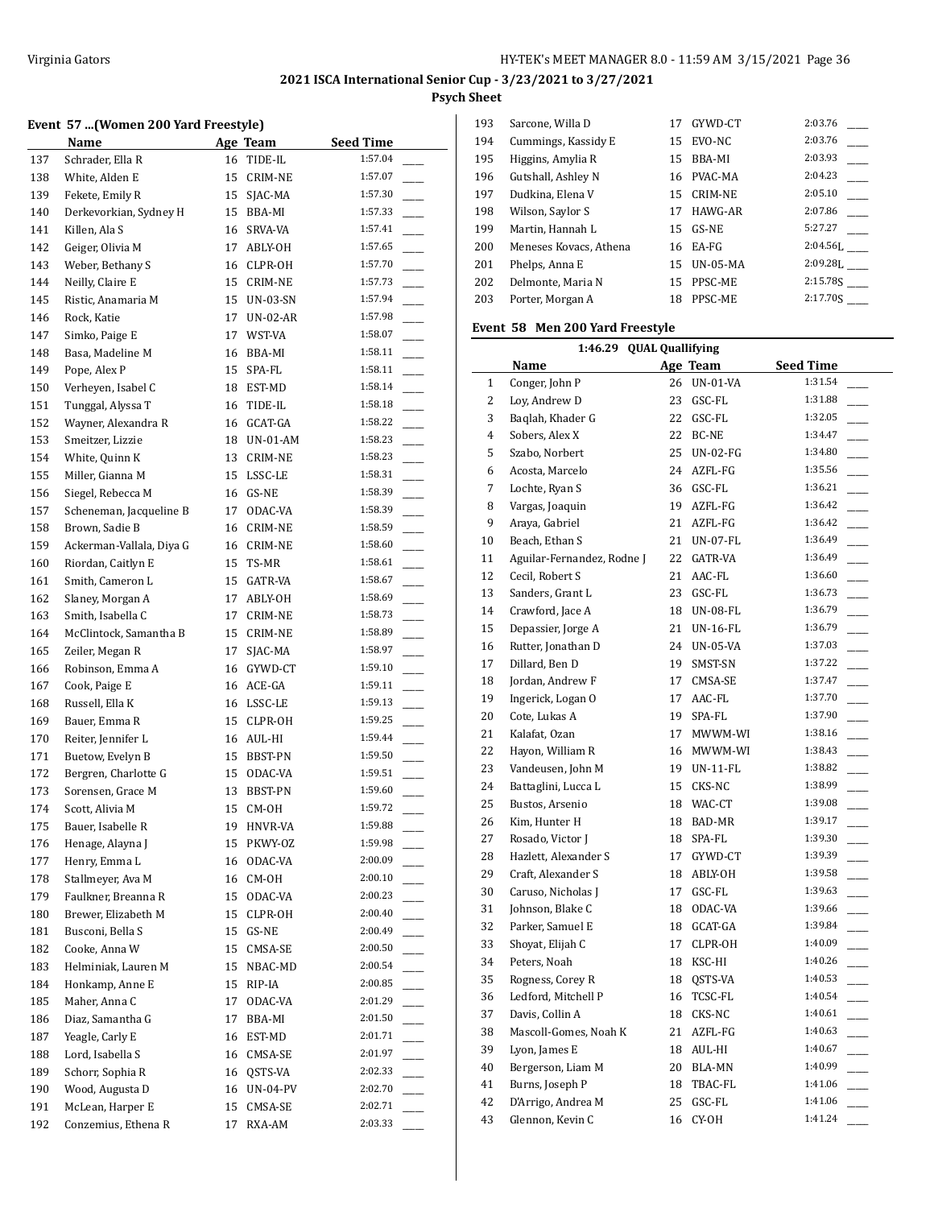## 2021 ISCA International Senior Cup - 3/23/2021 to 3/27/2021

**Psych Sheet**

### Event 57 ...(Women 200 Yard Freestyle)

| | Name | Age | Team | Seed Time | |
|---|---|---|---|---|---|
| 137 | Schrader, Ella R | 16 | TIDE-IL | 1:57.04 | ___ |
| 138 | White, Alden E | 15 | CRIM-NE | 1:57.07 | ___ |
| 139 | Fekete, Emily R | 15 | SJAC-MA | 1:57.30 | ___ |
| 140 | Derkevorkian, Sydney H | 15 | BBA-MI | 1:57.33 | ___ |
| 141 | Killen, Ala S | 16 | SRVA-VA | 1:57.41 | ___ |
| 142 | Geiger, Olivia M | 17 | ABLY-OH | 1:57.65 | ___ |
| 143 | Weber, Bethany S | 16 | CLPR-OH | 1:57.70 | ___ |
| 144 | Neilly, Claire E | 15 | CRIM-NE | 1:57.73 | ___ |
| 145 | Ristic, Anamaria M | 15 | UN-03-SN | 1:57.94 | ___ |
| 146 | Rock, Katie | 17 | UN-02-AR | 1:57.98 | ___ |
| 147 | Simko, Paige E | 17 | WST-VA | 1:58.07 | ___ |
| 148 | Basa, Madeline M | 16 | BBA-MI | 1:58.11 | ___ |
| 149 | Pope, Alex P | 15 | SPA-FL | 1:58.11 | ___ |
| 150 | Verheyen, Isabel C | 18 | EST-MD | 1:58.14 | ___ |
| 151 | Tunggal, Alyssa T | 16 | TIDE-IL | 1:58.18 | ___ |
| 152 | Wayner, Alexandra R | 16 | GCAT-GA | 1:58.22 | ___ |
| 153 | Smeitzer, Lizzie | 18 | UN-01-AM | 1:58.23 | ___ |
| 154 | White, Quinn K | 13 | CRIM-NE | 1:58.23 | ___ |
| 155 | Miller, Gianna M | 15 | LSSC-LE | 1:58.31 | ___ |
| 156 | Siegel, Rebecca M | 16 | GS-NE | 1:58.39 | ___ |
| 157 | Scheneman, Jacqueline B | 17 | ODAC-VA | 1:58.39 | ___ |
| 158 | Brown, Sadie B | 16 | CRIM-NE | 1:58.59 | ___ |
| 159 | Ackerman-Vallala, Diya G | 16 | CRIM-NE | 1:58.60 | ___ |
| 160 | Riordan, Caitlyn E | 15 | TS-MR | 1:58.61 | ___ |
| 161 | Smith, Cameron L | 15 | GATR-VA | 1:58.67 | ___ |
| 162 | Slaney, Morgan A | 17 | ABLY-OH | 1:58.69 | ___ |
| 163 | Smith, Isabella C | 17 | CRIM-NE | 1:58.73 | ___ |
| 164 | McClintock, Samantha B | 15 | CRIM-NE | 1:58.89 | ___ |
| 165 | Zeiler, Megan R | 17 | SJAC-MA | 1:58.97 | ___ |
| 166 | Robinson, Emma A | 16 | GYWD-CT | 1:59.10 | ___ |
| 167 | Cook, Paige E | 16 | ACE-GA | 1:59.11 | ___ |
| 168 | Russell, Ella K | 16 | LSSC-LE | 1:59.13 | ___ |
| 169 | Bauer, Emma R | 15 | CLPR-OH | 1:59.25 | ___ |
| 170 | Reiter, Jennifer L | 16 | AUL-HI | 1:59.44 | ___ |
| 171 | Buetow, Evelyn B | 15 | BBST-PN | 1:59.50 | ___ |
| 172 | Bergren, Charlotte G | 15 | ODAC-VA | 1:59.51 | ___ |
| 173 | Sorensen, Grace M | 13 | BBST-PN | 1:59.60 | ___ |
| 174 | Scott, Alivia M | 15 | CM-OH | 1:59.72 | ___ |
| 175 | Bauer, Isabelle R | 19 | HNVR-VA | 1:59.88 | ___ |
| 176 | Henage, Alayna J | 15 | PKWY-OZ | 1:59.98 | ___ |
| 177 | Henry, Emma L | 16 | ODAC-VA | 2:00.09 | ___ |
| 178 | Stallmeyer, Ava M | 16 | CM-OH | 2:00.10 | ___ |
| 179 | Faulkner, Breanna R | 15 | ODAC-VA | 2:00.23 | ___ |
| 180 | Brewer, Elizabeth M | 15 | CLPR-OH | 2:00.40 | ___ |
| 181 | Busconi, Bella S | 15 | GS-NE | 2:00.49 | ___ |
| 182 | Cooke, Anna W | 15 | CMSA-SE | 2:00.50 | ___ |
| 183 | Helminiak, Lauren M | 15 | NBAC-MD | 2:00.54 | ___ |
| 184 | Honkamp, Anne E | 15 | RIP-IA | 2:00.85 | ___ |
| 185 | Maher, Anna C | 17 | ODAC-VA | 2:01.29 | ___ |
| 186 | Diaz, Samantha G | 17 | BBA-MI | 2:01.50 | ___ |
| 187 | Yeagle, Carly E | 16 | EST-MD | 2:01.71 | ___ |
| 188 | Lord, Isabella S | 16 | CMSA-SE | 2:01.97 | ___ |
| 189 | Schorr, Sophia R | 16 | QSTS-VA | 2:02.33 | ___ |
| 190 | Wood, Augusta D | 16 | UN-04-PV | 2:02.70 | ___ |
| 191 | McLean, Harper E | 15 | CMSA-SE | 2:02.71 | ___ |
| 192 | Conzemius, Ethena R | 17 | RXA-AM | 2:03.33 | ___ |
| 193 | Sarcone, Willa D | 17 | GYWD-CT | 2:03.76 | ___ |
| 194 | Cummings, Kassidy E | 15 | EVO-NC | 2:03.76 | ___ |
| 195 | Higgins, Amylia R | 15 | BBA-MI | 2:03.93 | ___ |
| 196 | Gutshall, Ashley N | 16 | PVAC-MA | 2:04.23 | ___ |
| 197 | Dudkina, Elena V | 15 | CRIM-NE | 2:05.10 | ___ |
| 198 | Wilson, Saylor S | 17 | HAWG-AR | 2:07.86 | ___ |
| 199 | Martin, Hannah L | 15 | GS-NE | 5:27.27 | ___ |
| 200 | Meneses Kovacs, Athena | 16 | EA-FG | 2:04.56L | ___ |
| 201 | Phelps, Anna E | 15 | UN-05-MA | 2:09.28L | ___ |
| 202 | Delmonte, Maria N | 15 | PPSC-ME | 2:15.78S | ___ |
| 203 | Porter, Morgan A | 18 | PPSC-ME | 2:17.70S | ___ |

### Event 58 Men 200 Yard Freestyle

1:46.29 QUAL Quallifying

| | Name | Age | Team | Seed Time | |
|---|---|---|---|---|---|
| 1 | Conger, John P | 26 | UN-01-VA | 1:31.54 | ___ |
| 2 | Loy, Andrew D | 23 | GSC-FL | 1:31.88 | ___ |
| 3 | Baqlah, Khader G | 22 | GSC-FL | 1:32.05 | ___ |
| 4 | Sobers, Alex X | 22 | BC-NE | 1:34.47 | ___ |
| 5 | Szabo, Norbert | 25 | UN-02-FG | 1:34.80 | ___ |
| 6 | Acosta, Marcelo | 24 | AZFL-FG | 1:35.56 | ___ |
| 7 | Lochte, Ryan S | 36 | GSC-FL | 1:36.21 | ___ |
| 8 | Vargas, Joaquin | 19 | AZFL-FG | 1:36.42 | ___ |
| 9 | Araya, Gabriel | 21 | AZFL-FG | 1:36.42 | ___ |
| 10 | Beach, Ethan S | 21 | UN-07-FL | 1:36.49 | ___ |
| 11 | Aguilar-Fernandez, Rodne J | 22 | GATR-VA | 1:36.49 | ___ |
| 12 | Cecil, Robert S | 21 | AAC-FL | 1:36.60 | ___ |
| 13 | Sanders, Grant L | 23 | GSC-FL | 1:36.73 | ___ |
| 14 | Crawford, Jace A | 18 | UN-08-FL | 1:36.79 | ___ |
| 15 | Depassier, Jorge A | 21 | UN-16-FL | 1:36.79 | ___ |
| 16 | Rutter, Jonathan D | 24 | UN-05-VA | 1:37.03 | ___ |
| 17 | Dillard, Ben D | 19 | SMST-SN | 1:37.22 | ___ |
| 18 | Jordan, Andrew F | 17 | CMSA-SE | 1:37.47 | ___ |
| 19 | Ingerick, Logan O | 17 | AAC-FL | 1:37.70 | ___ |
| 20 | Cote, Lukas A | 19 | SPA-FL | 1:37.90 | ___ |
| 21 | Kalafat, Ozan | 17 | MWWM-WI | 1:38.16 | ___ |
| 22 | Hayon, William R | 16 | MWWM-WI | 1:38.43 | ___ |
| 23 | Vandeusen, John M | 19 | UN-11-FL | 1:38.82 | ___ |
| 24 | Battaglini, Lucca L | 15 | CKS-NC | 1:38.99 | ___ |
| 25 | Bustos, Arsenio | 18 | WAC-CT | 1:39.08 | ___ |
| 26 | Kim, Hunter H | 18 | BAD-MR | 1:39.17 | ___ |
| 27 | Rosado, Victor J | 18 | SPA-FL | 1:39.30 | ___ |
| 28 | Hazlett, Alexander S | 17 | GYWD-CT | 1:39.39 | ___ |
| 29 | Craft, Alexander S | 18 | ABLY-OH | 1:39.58 | ___ |
| 30 | Caruso, Nicholas J | 17 | GSC-FL | 1:39.63 | ___ |
| 31 | Johnson, Blake C | 18 | ODAC-VA | 1:39.66 | ___ |
| 32 | Parker, Samuel E | 18 | GCAT-GA | 1:39.84 | ___ |
| 33 | Shoyat, Elijah C | 17 | CLPR-OH | 1:40.09 | ___ |
| 34 | Peters, Noah | 18 | KSC-HI | 1:40.26 | ___ |
| 35 | Rogness, Corey R | 18 | QSTS-VA | 1:40.53 | ___ |
| 36 | Ledford, Mitchell P | 16 | TCSC-FL | 1:40.54 | ___ |
| 37 | Davis, Collin A | 18 | CKS-NC | 1:40.61 | ___ |
| 38 | Mascoll-Gomes, Noah K | 21 | AZFL-FG | 1:40.63 | ___ |
| 39 | Lyon, James E | 18 | AUL-HI | 1:40.67 | ___ |
| 40 | Bergerson, Liam M | 20 | BLA-MN | 1:40.99 | ___ |
| 41 | Burns, Joseph P | 18 | TBAC-FL | 1:41.06 | ___ |
| 42 | D'Arrigo, Andrea M | 25 | GSC-FL | 1:41.06 | ___ |
| 43 | Glennon, Kevin C | 16 | CY-OH | 1:41.24 | ___ |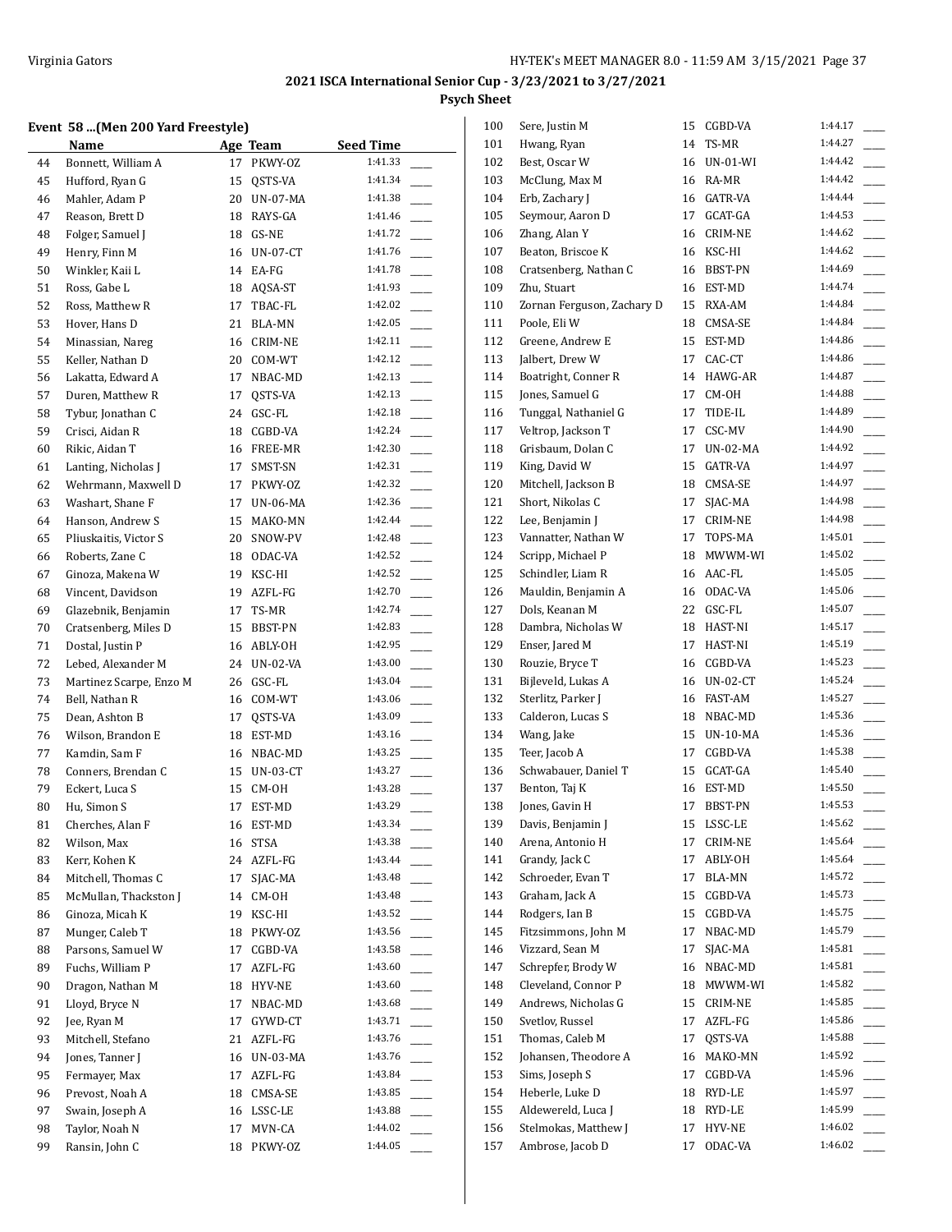## 2021 ISCA International Senior Cup - 3/23/2021 to 3/27/2021

### Psych Sheet

#### Event 58 ...(Men 200 Yard Freestyle)

| | Name | Age | Team | Seed Time | |
|---|---|---|---|---|---|
| 44 | Bonnett, William A | 17 | PKWY-OZ | 1:41.33 | ____ |
| 45 | Hufford, Ryan G | 15 | QSTS-VA | 1:41.34 | ____ |
| 46 | Mahler, Adam P | 20 | UN-07-MA | 1:41.38 | ____ |
| 47 | Reason, Brett D | 18 | RAYS-GA | 1:41.46 | ____ |
| 48 | Folger, Samuel J | 18 | GS-NE | 1:41.72 | ____ |
| 49 | Henry, Finn M | 16 | UN-07-CT | 1:41.76 | ____ |
| 50 | Winkler, Kaii L | 14 | EA-FG | 1:41.78 | ____ |
| 51 | Ross, Gabe L | 18 | AQSA-ST | 1:41.93 | ____ |
| 52 | Ross, Matthew R | 17 | TBAC-FL | 1:42.02 | ____ |
| 53 | Hover, Hans D | 21 | BLA-MN | 1:42.05 | ____ |
| 54 | Minassian, Nareg | 16 | CRIM-NE | 1:42.11 | ____ |
| 55 | Keller, Nathan D | 20 | COM-WT | 1:42.12 | ____ |
| 56 | Lakatta, Edward A | 17 | NBAC-MD | 1:42.13 | ____ |
| 57 | Duren, Matthew R | 17 | QSTS-VA | 1:42.13 | ____ |
| 58 | Tybur, Jonathan C | 24 | GSC-FL | 1:42.18 | ____ |
| 59 | Crisci, Aidan R | 18 | CGBD-VA | 1:42.24 | ____ |
| 60 | Rikic, Aidan T | 16 | FREE-MR | 1:42.30 | ____ |
| 61 | Lanting, Nicholas J | 17 | SMST-SN | 1:42.31 | ____ |
| 62 | Wehrmann, Maxwell D | 17 | PKWY-OZ | 1:42.32 | ____ |
| 63 | Washart, Shane F | 17 | UN-06-MA | 1:42.36 | ____ |
| 64 | Hanson, Andrew S | 15 | MAKO-MN | 1:42.44 | ____ |
| 65 | Pliuskaitis, Victor S | 20 | SNOW-PV | 1:42.48 | ____ |
| 66 | Roberts, Zane C | 18 | ODAC-VA | 1:42.52 | ____ |
| 67 | Ginoza, Makena W | 19 | KSC-HI | 1:42.52 | ____ |
| 68 | Vincent, Davidson | 19 | AZFL-FG | 1:42.70 | ____ |
| 69 | Glazebnik, Benjamin | 17 | TS-MR | 1:42.74 | ____ |
| 70 | Cratsenberg, Miles D | 15 | BBST-PN | 1:42.83 | ____ |
| 71 | Dostal, Justin P | 16 | ABLY-OH | 1:42.95 | ____ |
| 72 | Lebed, Alexander M | 24 | UN-02-VA | 1:43.00 | ____ |
| 73 | Martinez Scarpe, Enzo M | 26 | GSC-FL | 1:43.04 | ____ |
| 74 | Bell, Nathan R | 16 | COM-WT | 1:43.06 | ____ |
| 75 | Dean, Ashton B | 17 | QSTS-VA | 1:43.09 | ____ |
| 76 | Wilson, Brandon E | 18 | EST-MD | 1:43.16 | ____ |
| 77 | Kamdin, Sam F | 16 | NBAC-MD | 1:43.25 | ____ |
| 78 | Conners, Brendan C | 15 | UN-03-CT | 1:43.27 | ____ |
| 79 | Eckert, Luca S | 15 | CM-OH | 1:43.28 | ____ |
| 80 | Hu, Simon S | 17 | EST-MD | 1:43.29 | ____ |
| 81 | Cherches, Alan F | 16 | EST-MD | 1:43.34 | ____ |
| 82 | Wilson, Max | 16 | STSA | 1:43.38 | ____ |
| 83 | Kerr, Kohen K | 24 | AZFL-FG | 1:43.44 | ____ |
| 84 | Mitchell, Thomas C | 17 | SJAC-MA | 1:43.48 | ____ |
| 85 | McMullan, Thackston J | 14 | CM-OH | 1:43.48 | ____ |
| 86 | Ginoza, Micah K | 19 | KSC-HI | 1:43.52 | ____ |
| 87 | Munger, Caleb T | 18 | PKWY-OZ | 1:43.56 | ____ |
| 88 | Parsons, Samuel W | 17 | CGBD-VA | 1:43.58 | ____ |
| 89 | Fuchs, William P | 17 | AZFL-FG | 1:43.60 | ____ |
| 90 | Dragon, Nathan M | 18 | HYV-NE | 1:43.60 | ____ |
| 91 | Lloyd, Bryce N | 17 | NBAC-MD | 1:43.68 | ____ |
| 92 | Jee, Ryan M | 17 | GYWD-CT | 1:43.71 | ____ |
| 93 | Mitchell, Stefano | 21 | AZFL-FG | 1:43.76 | ____ |
| 94 | Jones, Tanner J | 16 | UN-03-MA | 1:43.76 | ____ |
| 95 | Fermayer, Max | 17 | AZFL-FG | 1:43.84 | ____ |
| 96 | Prevost, Noah A | 18 | CMSA-SE | 1:43.85 | ____ |
| 97 | Swain, Joseph A | 16 | LSSC-LE | 1:43.88 | ____ |
| 98 | Taylor, Noah N | 17 | MVN-CA | 1:44.02 | ____ |
| 99 | Ransin, John C | 18 | PKWY-OZ | 1:44.05 | ____ |
| 100 | Sere, Justin M | 15 | CGBD-VA | 1:44.17 | ____ |
| 101 | Hwang, Ryan | 14 | TS-MR | 1:44.27 | ____ |
| 102 | Best, Oscar W | 16 | UN-01-WI | 1:44.42 | ____ |
| 103 | McClung, Max M | 16 | RA-MR | 1:44.42 | ____ |
| 104 | Erb, Zachary J | 16 | GATR-VA | 1:44.44 | ____ |
| 105 | Seymour, Aaron D | 17 | GCAT-GA | 1:44.53 | ____ |
| 106 | Zhang, Alan Y | 16 | CRIM-NE | 1:44.62 | ____ |
| 107 | Beaton, Briscoe K | 16 | KSC-HI | 1:44.62 | ____ |
| 108 | Cratsenberg, Nathan C | 16 | BBST-PN | 1:44.69 | ____ |
| 109 | Zhu, Stuart | 16 | EST-MD | 1:44.74 | ____ |
| 110 | Zornan Ferguson, Zachary D | 15 | RXA-AM | 1:44.84 | ____ |
| 111 | Poole, Eli W | 18 | CMSA-SE | 1:44.84 | ____ |
| 112 | Greene, Andrew E | 15 | EST-MD | 1:44.86 | ____ |
| 113 | Jalbert, Drew W | 17 | CAC-CT | 1:44.86 | ____ |
| 114 | Boatright, Conner R | 14 | HAWG-AR | 1:44.87 | ____ |
| 115 | Jones, Samuel G | 17 | CM-OH | 1:44.88 | ____ |
| 116 | Tunggal, Nathaniel G | 17 | TIDE-IL | 1:44.89 | ____ |
| 117 | Veltrop, Jackson T | 17 | CSC-MV | 1:44.90 | ____ |
| 118 | Grisbaum, Dolan C | 17 | UN-02-MA | 1:44.92 | ____ |
| 119 | King, David W | 15 | GATR-VA | 1:44.97 | ____ |
| 120 | Mitchell, Jackson B | 18 | CMSA-SE | 1:44.97 | ____ |
| 121 | Short, Nikolas C | 17 | SJAC-MA | 1:44.98 | ____ |
| 122 | Lee, Benjamin J | 17 | CRIM-NE | 1:44.98 | ____ |
| 123 | Vannatter, Nathan W | 17 | TOPS-MA | 1:45.01 | ____ |
| 124 | Scripp, Michael P | 18 | MWWM-WI | 1:45.02 | ____ |
| 125 | Schindler, Liam R | 16 | AAC-FL | 1:45.05 | ____ |
| 126 | Mauldin, Benjamin A | 16 | ODAC-VA | 1:45.06 | ____ |
| 127 | Dols, Keanan M | 22 | GSC-FL | 1:45.07 | ____ |
| 128 | Dambra, Nicholas W | 18 | HAST-NI | 1:45.17 | ____ |
| 129 | Enser, Jared M | 17 | HAST-NI | 1:45.19 | ____ |
| 130 | Rouzie, Bryce T | 16 | CGBD-VA | 1:45.23 | ____ |
| 131 | Bijleveld, Lukas A | 16 | UN-02-CT | 1:45.24 | ____ |
| 132 | Sterlitz, Parker J | 16 | FAST-AM | 1:45.27 | ____ |
| 133 | Calderon, Lucas S | 18 | NBAC-MD | 1:45.36 | ____ |
| 134 | Wang, Jake | 15 | UN-10-MA | 1:45.36 | ____ |
| 135 | Teer, Jacob A | 17 | CGBD-VA | 1:45.38 | ____ |
| 136 | Schwabauer, Daniel T | 15 | GCAT-GA | 1:45.40 | ____ |
| 137 | Benton, Taj K | 16 | EST-MD | 1:45.50 | ____ |
| 138 | Jones, Gavin H | 17 | BBST-PN | 1:45.53 | ____ |
| 139 | Davis, Benjamin J | 15 | LSSC-LE | 1:45.62 | ____ |
| 140 | Arena, Antonio H | 17 | CRIM-NE | 1:45.64 | ____ |
| 141 | Grandy, Jack C | 17 | ABLY-OH | 1:45.64 | ____ |
| 142 | Schroeder, Evan T | 17 | BLA-MN | 1:45.72 | ____ |
| 143 | Graham, Jack A | 15 | CGBD-VA | 1:45.73 | ____ |
| 144 | Rodgers, Ian B | 15 | CGBD-VA | 1:45.75 | ____ |
| 145 | Fitzsimmons, John M | 17 | NBAC-MD | 1:45.79 | ____ |
| 146 | Vizzard, Sean M | 17 | SJAC-MA | 1:45.81 | ____ |
| 147 | Schrepfer, Brody W | 16 | NBAC-MD | 1:45.81 | ____ |
| 148 | Cleveland, Connor P | 18 | MWWM-WI | 1:45.82 | ____ |
| 149 | Andrews, Nicholas G | 15 | CRIM-NE | 1:45.85 | ____ |
| 150 | Svetlov, Russel | 17 | AZFL-FG | 1:45.86 | ____ |
| 151 | Thomas, Caleb M | 17 | QSTS-VA | 1:45.88 | ____ |
| 152 | Johansen, Theodore A | 16 | MAKO-MN | 1:45.92 | ____ |
| 153 | Sims, Joseph S | 17 | CGBD-VA | 1:45.96 | ____ |
| 154 | Heberle, Luke D | 18 | RYD-LE | 1:45.97 | ____ |
| 155 | Aldewereld, Luca J | 18 | RYD-LE | 1:45.99 | ____ |
| 156 | Stelmokas, Matthew J | 17 | HYV-NE | 1:46.02 | ____ |
| 157 | Ambrose, Jacob D | 17 | ODAC-VA | 1:46.02 | ____ |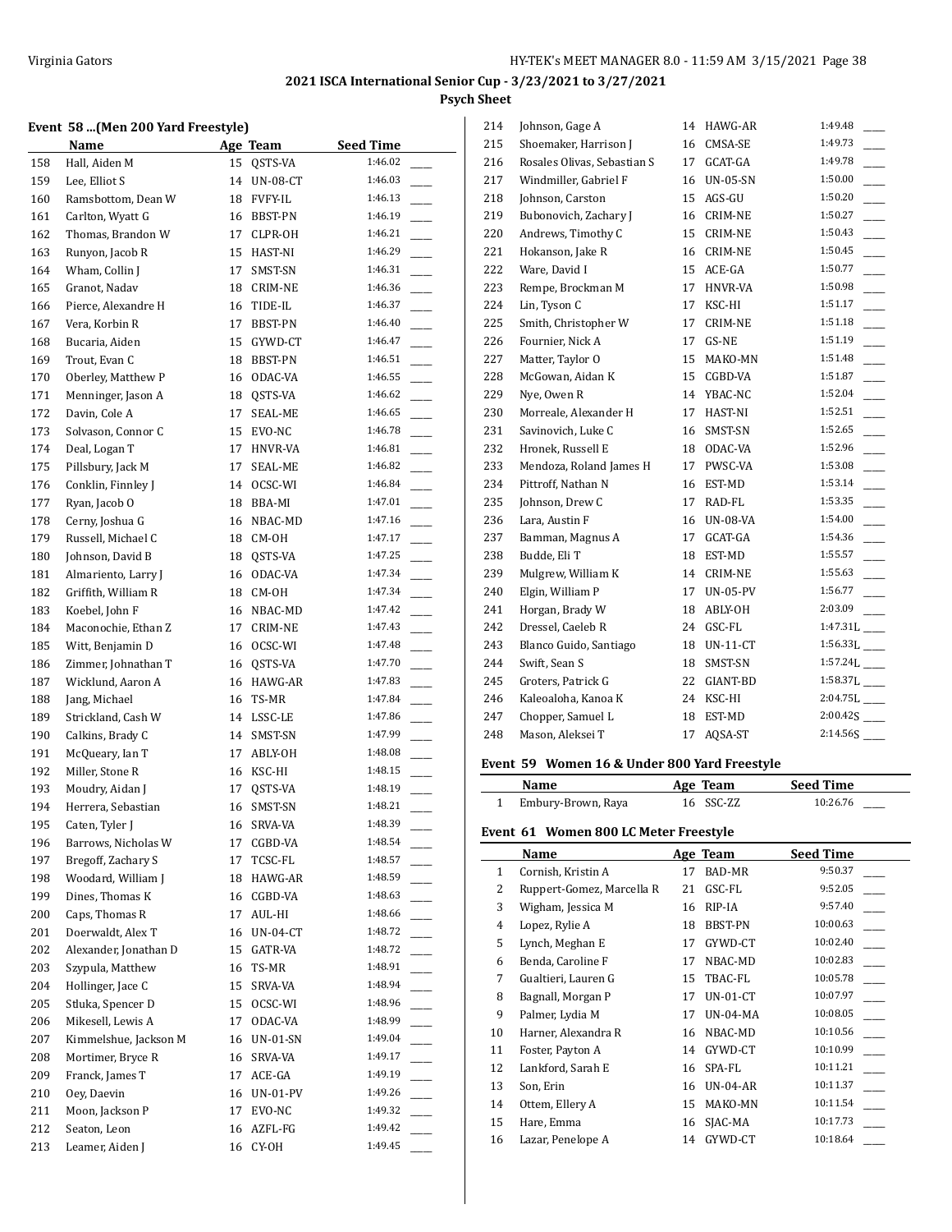## 2021 ISCA International Senior Cup - 3/23/2021 to 3/27/2021

### Psych Sheet

#### Event 58 ...(Men 200 Yard Freestyle)

| | Name | Age | Team | Seed Time | |
|---|---|---|---|---|---|
| 158 | Hall, Aiden M | 15 | QSTS-VA | 1:46.02 | ____ |
| 159 | Lee, Elliot S | 14 | UN-08-CT | 1:46.03 | ____ |
| 160 | Ramsbottom, Dean W | 18 | FVFY-IL | 1:46.13 | ____ |
| 161 | Carlton, Wyatt G | 16 | BBST-PN | 1:46.19 | ____ |
| 162 | Thomas, Brandon W | 17 | CLPR-OH | 1:46.21 | ____ |
| 163 | Runyon, Jacob R | 15 | HAST-NI | 1:46.29 | ____ |
| 164 | Wham, Collin J | 17 | SMST-SN | 1:46.31 | ____ |
| 165 | Granot, Nadav | 18 | CRIM-NE | 1:46.36 | ____ |
| 166 | Pierce, Alexandre H | 16 | TIDE-IL | 1:46.37 | ____ |
| 167 | Vera, Korbin R | 17 | BBST-PN | 1:46.40 | ____ |
| 168 | Bucaria, Aiden | 15 | GYWD-CT | 1:46.47 | ____ |
| 169 | Trout, Evan C | 18 | BBST-PN | 1:46.51 | ____ |
| 170 | Oberley, Matthew P | 16 | ODAC-VA | 1:46.55 | ____ |
| 171 | Menninger, Jason A | 18 | QSTS-VA | 1:46.62 | ____ |
| 172 | Davin, Cole A | 17 | SEAL-ME | 1:46.65 | ____ |
| 173 | Solvason, Connor C | 15 | EVO-NC | 1:46.78 | ____ |
| 174 | Deal, Logan T | 17 | HNVR-VA | 1:46.81 | ____ |
| 175 | Pillsbury, Jack M | 17 | SEAL-ME | 1:46.82 | ____ |
| 176 | Conklin, Finnley J | 14 | OCSC-WI | 1:46.84 | ____ |
| 177 | Ryan, Jacob O | 18 | BBA-MI | 1:47.01 | ____ |
| 178 | Cerny, Joshua G | 16 | NBAC-MD | 1:47.16 | ____ |
| 179 | Russell, Michael C | 18 | CM-OH | 1:47.17 | ____ |
| 180 | Johnson, David B | 18 | QSTS-VA | 1:47.25 | ____ |
| 181 | Almariento, Larry J | 16 | ODAC-VA | 1:47.34 | ____ |
| 182 | Griffith, William R | 18 | CM-OH | 1:47.34 | ____ |
| 183 | Koebel, John F | 16 | NBAC-MD | 1:47.42 | ____ |
| 184 | Maconochie, Ethan Z | 17 | CRIM-NE | 1:47.43 | ____ |
| 185 | Witt, Benjamin D | 16 | OCSC-WI | 1:47.48 | ____ |
| 186 | Zimmer, Johnathan T | 16 | QSTS-VA | 1:47.70 | ____ |
| 187 | Wicklund, Aaron A | 16 | HAWG-AR | 1:47.83 | ____ |
| 188 | Jang, Michael | 16 | TS-MR | 1:47.84 | ____ |
| 189 | Strickland, Cash W | 14 | LSSC-LE | 1:47.86 | ____ |
| 190 | Calkins, Brady C | 14 | SMST-SN | 1:47.99 | ____ |
| 191 | McQueary, Ian T | 17 | ABLY-OH | 1:48.08 | ____ |
| 192 | Miller, Stone R | 16 | KSC-HI | 1:48.15 | ____ |
| 193 | Moudry, Aidan J | 17 | QSTS-VA | 1:48.19 | ____ |
| 194 | Herrera, Sebastian | 16 | SMST-SN | 1:48.21 | ____ |
| 195 | Caten, Tyler J | 16 | SRVA-VA | 1:48.39 | ____ |
| 196 | Barrows, Nicholas W | 17 | CGBD-VA | 1:48.54 | ____ |
| 197 | Bregoff, Zachary S | 17 | TCSC-FL | 1:48.57 | ____ |
| 198 | Woodard, William J | 18 | HAWG-AR | 1:48.59 | ____ |
| 199 | Dines, Thomas K | 16 | CGBD-VA | 1:48.63 | ____ |
| 200 | Caps, Thomas R | 17 | AUL-HI | 1:48.66 | ____ |
| 201 | Doerwaldt, Alex T | 16 | UN-04-CT | 1:48.72 | ____ |
| 202 | Alexander, Jonathan D | 15 | GATR-VA | 1:48.72 | ____ |
| 203 | Szypula, Matthew | 16 | TS-MR | 1:48.91 | ____ |
| 204 | Hollinger, Jace C | 15 | SRVA-VA | 1:48.94 | ____ |
| 205 | Stluka, Spencer D | 15 | OCSC-WI | 1:48.96 | ____ |
| 206 | Mikesell, Lewis A | 17 | ODAC-VA | 1:48.99 | ____ |
| 207 | Kimmelshue, Jackson M | 16 | UN-01-SN | 1:49.04 | ____ |
| 208 | Mortimer, Bryce R | 16 | SRVA-VA | 1:49.17 | ____ |
| 209 | Franck, James T | 17 | ACE-GA | 1:49.19 | ____ |
| 210 | Oey, Daevin | 16 | UN-01-PV | 1:49.26 | ____ |
| 211 | Moon, Jackson P | 17 | EVO-NC | 1:49.32 | ____ |
| 212 | Seaton, Leon | 16 | AZFL-FG | 1:49.42 | ____ |
| 213 | Leamer, Aiden J | 16 | CY-OH | 1:49.45 | ____ |
| 214 | Johnson, Gage A | 14 | HAWG-AR | 1:49.48 | ____ |
| 215 | Shoemaker, Harrison J | 16 | CMSA-SE | 1:49.73 | ____ |
| 216 | Rosales Olivas, Sebastian S | 17 | GCAT-GA | 1:49.78 | ____ |
| 217 | Windmiller, Gabriel F | 16 | UN-05-SN | 1:50.00 | ____ |
| 218 | Johnson, Carston | 15 | AGS-GU | 1:50.20 | ____ |
| 219 | Bubonovich, Zachary J | 16 | CRIM-NE | 1:50.27 | ____ |
| 220 | Andrews, Timothy C | 15 | CRIM-NE | 1:50.43 | ____ |
| 221 | Hokanson, Jake R | 16 | CRIM-NE | 1:50.45 | ____ |
| 222 | Ware, David I | 15 | ACE-GA | 1:50.77 | ____ |
| 223 | Rempe, Brockman M | 17 | HNVR-VA | 1:50.98 | ____ |
| 224 | Lin, Tyson C | 17 | KSC-HI | 1:51.17 | ____ |
| 225 | Smith, Christopher W | 17 | CRIM-NE | 1:51.18 | ____ |
| 226 | Fournier, Nick A | 17 | GS-NE | 1:51.19 | ____ |
| 227 | Matter, Taylor O | 15 | MAKO-MN | 1:51.48 | ____ |
| 228 | McGowan, Aidan K | 15 | CGBD-VA | 1:51.87 | ____ |
| 229 | Nye, Owen R | 14 | YBAC-NC | 1:52.04 | ____ |
| 230 | Morreale, Alexander H | 17 | HAST-NI | 1:52.51 | ____ |
| 231 | Savinovich, Luke C | 16 | SMST-SN | 1:52.65 | ____ |
| 232 | Hronek, Russell E | 18 | ODAC-VA | 1:52.96 | ____ |
| 233 | Mendoza, Roland James H | 17 | PWSC-VA | 1:53.08 | ____ |
| 234 | Pittroff, Nathan N | 16 | EST-MD | 1:53.14 | ____ |
| 235 | Johnson, Drew C | 17 | RAD-FL | 1:53.35 | ____ |
| 236 | Lara, Austin F | 16 | UN-08-VA | 1:54.00 | ____ |
| 237 | Bamman, Magnus A | 17 | GCAT-GA | 1:54.36 | ____ |
| 238 | Budde, Eli T | 18 | EST-MD | 1:55.57 | ____ |
| 239 | Mulgrew, William K | 14 | CRIM-NE | 1:55.63 | ____ |
| 240 | Elgin, William P | 17 | UN-05-PV | 1:56.77 | ____ |
| 241 | Horgan, Brady W | 18 | ABLY-OH | 2:03.09 | ____ |
| 242 | Dressel, Caeleb R | 24 | GSC-FL | 1:47.31L | ____ |
| 243 | Blanco Guido, Santiago | 18 | UN-11-CT | 1:56.33L | ____ |
| 244 | Swift, Sean S | 18 | SMST-SN | 1:57.24L | ____ |
| 245 | Groters, Patrick G | 22 | GIANT-BD | 1:58.37L | ____ |
| 246 | Kaleoaloha, Kanoa K | 24 | KSC-HI | 2:04.75L | ____ |
| 247 | Chopper, Samuel L | 18 | EST-MD | 2:00.42S | ____ |
| 248 | Mason, Aleksei T | 17 | AQSA-ST | 2:14.56S | ____ |

#### Event 59 Women 16 & Under 800 Yard Freestyle

| | Name | Age | Team | Seed Time | |
|---|---|---|---|---|---|
| 1 | Embury-Brown, Raya | 16 | SSC-ZZ | 10:26.76 | ____ |

#### Event 61 Women 800 LC Meter Freestyle

| | Name | Age | Team | Seed Time | |
|---|---|---|---|---|---|
| 1 | Cornish, Kristin A | 17 | BAD-MR | 9:50.37 | ____ |
| 2 | Ruppert-Gomez, Marcella R | 21 | GSC-FL | 9:52.05 | ____ |
| 3 | Wigham, Jessica M | 16 | RIP-IA | 9:57.40 | ____ |
| 4 | Lopez, Rylie A | 18 | BBST-PN | 10:00.63 | ____ |
| 5 | Lynch, Meghan E | 17 | GYWD-CT | 10:02.40 | ____ |
| 6 | Benda, Caroline F | 17 | NBAC-MD | 10:02.83 | ____ |
| 7 | Gualtieri, Lauren G | 15 | TBAC-FL | 10:05.78 | ____ |
| 8 | Bagnall, Morgan P | 17 | UN-01-CT | 10:07.97 | ____ |
| 9 | Palmer, Lydia M | 17 | UN-04-MA | 10:08.05 | ____ |
| 10 | Harner, Alexandra R | 16 | NBAC-MD | 10:10.56 | ____ |
| 11 | Foster, Payton A | 14 | GYWD-CT | 10:10.99 | ____ |
| 12 | Lankford, Sarah E | 16 | SPA-FL | 10:11.21 | ____ |
| 13 | Son, Erin | 16 | UN-04-AR | 10:11.37 | ____ |
| 14 | Ottem, Ellery A | 15 | MAKO-MN | 10:11.54 | ____ |
| 15 | Hare, Emma | 16 | SJAC-MA | 10:17.73 | ____ |
| 16 | Lazar, Penelope A | 14 | GYWD-CT | 10:18.64 | ____ |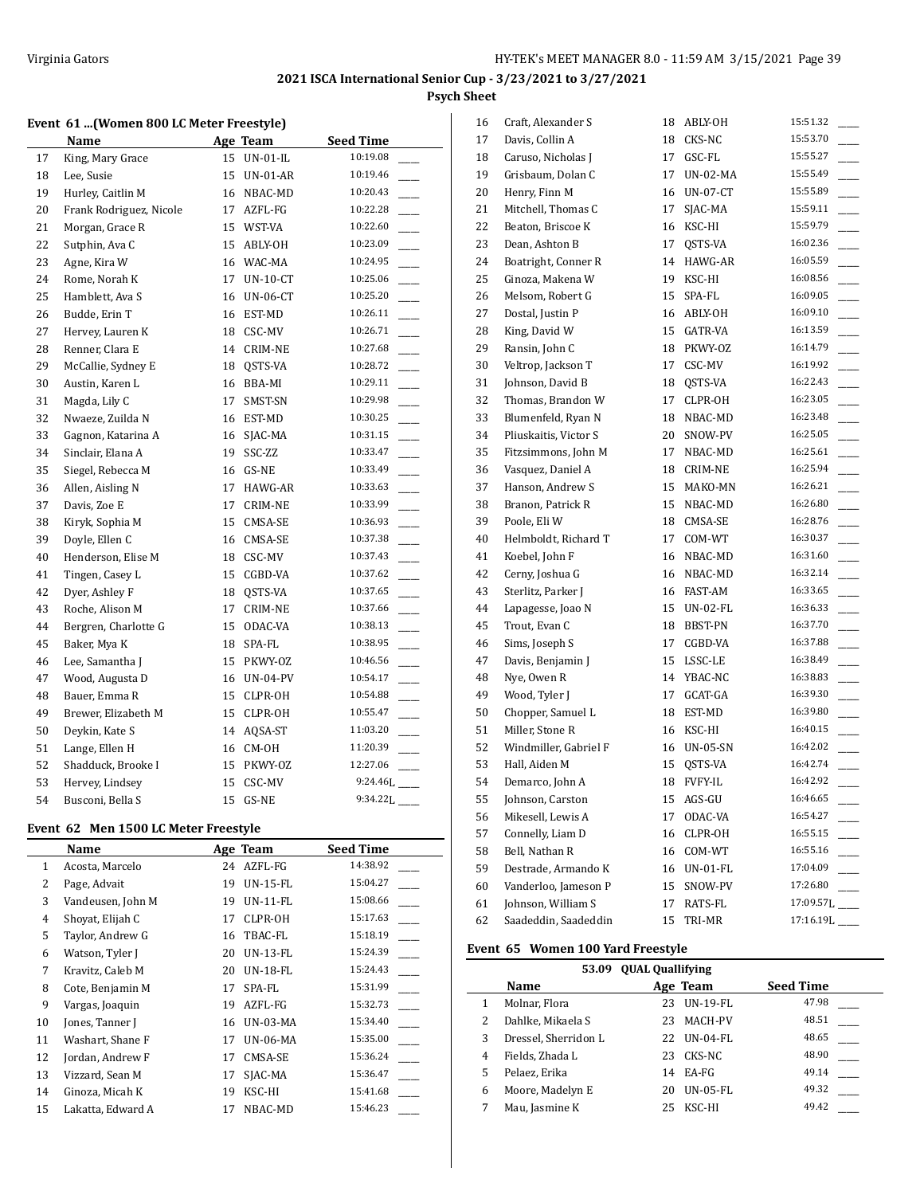## 2021 ISCA International Senior Cup - 3/23/2021 to 3/27/2021

### Psych Sheet

#### Event 61 ...(Women 800 LC Meter Freestyle)

| | Name | Age | Team | Seed Time |
|---|---|---|---|---|
| 17 | King, Mary Grace | 15 | UN-01-IL | 10:19.08 |
| 18 | Lee, Susie | 15 | UN-01-AR | 10:19.46 |
| 19 | Hurley, Caitlin M | 16 | NBAC-MD | 10:20.43 |
| 20 | Frank Rodriguez, Nicole | 17 | AZFL-FG | 10:22.28 |
| 21 | Morgan, Grace R | 15 | WST-VA | 10:22.60 |
| 22 | Sutphin, Ava C | 15 | ABLY-OH | 10:23.09 |
| 23 | Agne, Kira W | 16 | WAC-MA | 10:24.95 |
| 24 | Rome, Norah K | 17 | UN-10-CT | 10:25.06 |
| 25 | Hamblett, Ava S | 16 | UN-06-CT | 10:25.20 |
| 26 | Budde, Erin T | 16 | EST-MD | 10:26.11 |
| 27 | Hervey, Lauren K | 18 | CSC-MV | 10:26.71 |
| 28 | Renner, Clara E | 14 | CRIM-NE | 10:27.68 |
| 29 | McCallie, Sydney E | 18 | QSTS-VA | 10:28.72 |
| 30 | Austin, Karen L | 16 | BBA-MI | 10:29.11 |
| 31 | Magda, Lily C | 17 | SMST-SN | 10:29.98 |
| 32 | Nwaeze, Zuilda N | 16 | EST-MD | 10:30.25 |
| 33 | Gagnon, Katarina A | 16 | SJAC-MA | 10:31.15 |
| 34 | Sinclair, Elana A | 19 | SSC-ZZ | 10:33.47 |
| 35 | Siegel, Rebecca M | 16 | GS-NE | 10:33.49 |
| 36 | Allen, Aisling N | 17 | HAWG-AR | 10:33.63 |
| 37 | Davis, Zoe E | 17 | CRIM-NE | 10:33.99 |
| 38 | Kiryk, Sophia M | 15 | CMSA-SE | 10:36.93 |
| 39 | Doyle, Ellen C | 16 | CMSA-SE | 10:37.38 |
| 40 | Henderson, Elise M | 18 | CSC-MV | 10:37.43 |
| 41 | Tingen, Casey L | 15 | CGBD-VA | 10:37.62 |
| 42 | Dyer, Ashley F | 18 | QSTS-VA | 10:37.65 |
| 43 | Roche, Alison M | 17 | CRIM-NE | 10:37.66 |
| 44 | Bergren, Charlotte G | 15 | ODAC-VA | 10:38.13 |
| 45 | Baker, Mya K | 18 | SPA-FL | 10:38.95 |
| 46 | Lee, Samantha J | 15 | PKWY-OZ | 10:46.56 |
| 47 | Wood, Augusta D | 16 | UN-04-PV | 10:54.17 |
| 48 | Bauer, Emma R | 15 | CLPR-OH | 10:54.88 |
| 49 | Brewer, Elizabeth M | 15 | CLPR-OH | 10:55.47 |
| 50 | Deykin, Kate S | 14 | AQSA-ST | 11:03.20 |
| 51 | Lange, Ellen H | 16 | CM-OH | 11:20.39 |
| 52 | Shadduck, Brooke I | 15 | PKWY-OZ | 12:27.06 |
| 53 | Hervey, Lindsey | 15 | CSC-MV | 9:24.46L |
| 54 | Busconi, Bella S | 15 | GS-NE | 9:34.22L |

#### Event 62 Men 1500 LC Meter Freestyle

| | Name | Age | Team | Seed Time |
|---|---|---|---|---|
| 1 | Acosta, Marcelo | 24 | AZFL-FG | 14:38.92 |
| 2 | Page, Advait | 19 | UN-15-FL | 15:04.27 |
| 3 | Vandeusen, John M | 19 | UN-11-FL | 15:08.66 |
| 4 | Shoyat, Elijah C | 17 | CLPR-OH | 15:17.63 |
| 5 | Taylor, Andrew G | 16 | TBAC-FL | 15:18.19 |
| 6 | Watson, Tyler J | 20 | UN-13-FL | 15:24.39 |
| 7 | Kravitz, Caleb M | 20 | UN-18-FL | 15:24.43 |
| 8 | Cote, Benjamin M | 17 | SPA-FL | 15:31.99 |
| 9 | Vargas, Joaquin | 19 | AZFL-FG | 15:32.73 |
| 10 | Jones, Tanner J | 16 | UN-03-MA | 15:34.40 |
| 11 | Washart, Shane F | 17 | UN-06-MA | 15:35.00 |
| 12 | Jordan, Andrew F | 17 | CMSA-SE | 15:36.24 |
| 13 | Vizzard, Sean M | 17 | SJAC-MA | 15:36.47 |
| 14 | Ginoza, Micah K | 19 | KSC-HI | 15:41.68 |
| 15 | Lakatta, Edward A | 17 | NBAC-MD | 15:46.23 |
| 16 | Craft, Alexander S | 18 | ABLY-OH | 15:51.32 |
| 17 | Davis, Collin A | 18 | CKS-NC | 15:53.70 |
| 18 | Caruso, Nicholas J | 17 | GSC-FL | 15:55.27 |
| 19 | Grisbaum, Dolan C | 17 | UN-02-MA | 15:55.49 |
| 20 | Henry, Finn M | 16 | UN-07-CT | 15:55.89 |
| 21 | Mitchell, Thomas C | 17 | SJAC-MA | 15:59.11 |
| 22 | Beaton, Briscoe K | 16 | KSC-HI | 15:59.79 |
| 23 | Dean, Ashton B | 17 | QSTS-VA | 16:02.36 |
| 24 | Boatright, Conner R | 14 | HAWG-AR | 16:05.59 |
| 25 | Ginoza, Makena W | 19 | KSC-HI | 16:08.56 |
| 26 | Melsom, Robert G | 15 | SPA-FL | 16:09.05 |
| 27 | Dostal, Justin P | 16 | ABLY-OH | 16:09.10 |
| 28 | King, David W | 15 | GATR-VA | 16:13.59 |
| 29 | Ransin, John C | 18 | PKWY-OZ | 16:14.79 |
| 30 | Veltrop, Jackson T | 17 | CSC-MV | 16:19.92 |
| 31 | Johnson, David B | 18 | QSTS-VA | 16:22.43 |
| 32 | Thomas, Brandon W | 17 | CLPR-OH | 16:23.05 |
| 33 | Blumenfeld, Ryan N | 18 | NBAC-MD | 16:23.48 |
| 34 | Pliuskaitis, Victor S | 20 | SNOW-PV | 16:25.05 |
| 35 | Fitzsimmons, John M | 17 | NBAC-MD | 16:25.61 |
| 36 | Vasquez, Daniel A | 18 | CRIM-NE | 16:25.94 |
| 37 | Hanson, Andrew S | 15 | MAKO-MN | 16:26.21 |
| 38 | Branon, Patrick R | 15 | NBAC-MD | 16:26.80 |
| 39 | Poole, Eli W | 18 | CMSA-SE | 16:28.76 |
| 40 | Helmboldt, Richard T | 17 | COM-WT | 16:30.37 |
| 41 | Koebel, John F | 16 | NBAC-MD | 16:31.60 |
| 42 | Cerny, Joshua G | 16 | NBAC-MD | 16:32.14 |
| 43 | Sterlitz, Parker J | 16 | FAST-AM | 16:33.65 |
| 44 | Lapagesse, Joao N | 15 | UN-02-FL | 16:36.33 |
| 45 | Trout, Evan C | 18 | BBST-PN | 16:37.70 |
| 46 | Sims, Joseph S | 17 | CGBD-VA | 16:37.88 |
| 47 | Davis, Benjamin J | 15 | LSSC-LE | 16:38.49 |
| 48 | Nye, Owen R | 14 | YBAC-NC | 16:38.83 |
| 49 | Wood, Tyler J | 17 | GCAT-GA | 16:39.30 |
| 50 | Chopper, Samuel L | 18 | EST-MD | 16:39.80 |
| 51 | Miller, Stone R | 16 | KSC-HI | 16:40.15 |
| 52 | Windmiller, Gabriel F | 16 | UN-05-SN | 16:42.02 |
| 53 | Hall, Aiden M | 15 | QSTS-VA | 16:42.74 |
| 54 | Demarco, John A | 18 | FVFY-IL | 16:42.92 |
| 55 | Johnson, Carston | 15 | AGS-GU | 16:46.65 |
| 56 | Mikesell, Lewis A | 17 | ODAC-VA | 16:54.27 |
| 57 | Connelly, Liam D | 16 | CLPR-OH | 16:55.15 |
| 58 | Bell, Nathan R | 16 | COM-WT | 16:55.16 |
| 59 | Destrade, Armando K | 16 | UN-01-FL | 17:04.09 |
| 60 | Vanderloo, Jameson P | 15 | SNOW-PV | 17:26.80 |
| 61 | Johnson, William S | 17 | RATS-FL | 17:09.57L |
| 62 | Saadeddin, Saadeddin | 15 | TRI-MR | 17:16.19L |

#### Event 65 Women 100 Yard Freestyle

53.09 QUAL Qualifying

| | Name | Age | Team | Seed Time |
|---|---|---|---|---|
| 1 | Molnar, Flora | 23 | UN-19-FL | 47.98 |
| 2 | Dahlke, Mikaela S | 23 | MACH-PV | 48.51 |
| 3 | Dressel, Sherridon L | 22 | UN-04-FL | 48.65 |
| 4 | Fields, Zhada L | 23 | CKS-NC | 48.90 |
| 5 | Pelaez, Erika | 14 | EA-FG | 49.14 |
| 6 | Moore, Madelyn E | 20 | UN-05-FL | 49.32 |
| 7 | Mau, Jasmine K | 25 | KSC-HI | 49.42 |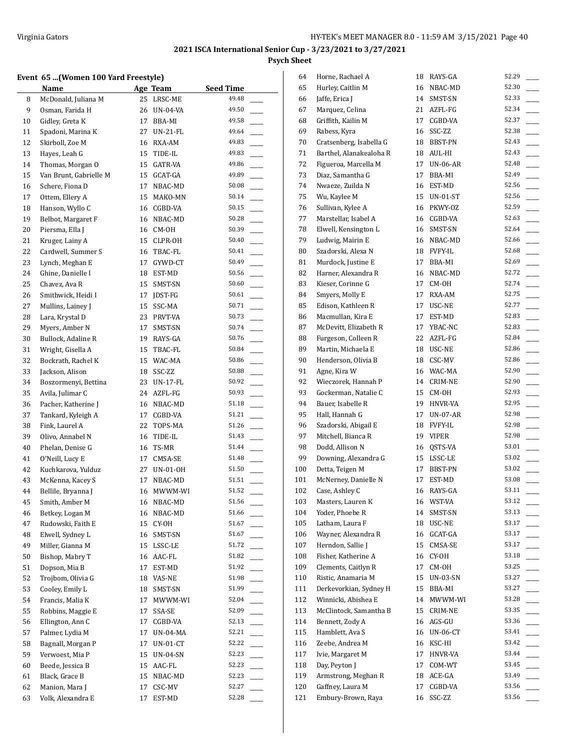## 2021 ISCA International Senior Cup - 3/23/2021 to 3/27/2021

### Psych Sheet

#### Event 65 ...(Women 100 Yard Freestyle)

| | Name | Age | Team | Seed Time | |
|---|---|---|---|---|---|
| 8 | McDonald, Juliana M | 25 | LRSC-ME | 49.48 | ____ |
| 9 | Osman, Farida H | 26 | UN-04-VA | 49.50 | ____ |
| 10 | Gidley, Greta K | 17 | BBA-MI | 49.58 | ____ |
| 11 | Spadoni, Marina K | 27 | UN-21-FL | 49.64 | ____ |
| 12 | Skirboll, Zoe M | 16 | RXA-AM | 49.83 | ____ |
| 13 | Hayes, Leah G | 15 | TIDE-IL | 49.83 | ____ |
| 14 | Thomas, Morgan O | 15 | GATR-VA | 49.86 | ____ |
| 15 | Van Brunt, Gabrielle M | 15 | GCAT-GA | 49.89 | ____ |
| 16 | Schere, Fiona D | 17 | NBAC-MD | 50.08 | ____ |
| 17 | Ottem, Ellery A | 15 | MAKO-MN | 50.14 | ____ |
| 18 | Hanson, Wyllo C | 16 | CGBD-VA | 50.15 | ____ |
| 19 | Belbot, Margaret F | 16 | NBAC-MD | 50.28 | ____ |
| 20 | Piersma, Ella J | 16 | CM-OH | 50.39 | ____ |
| 21 | Kruger, Lainy A | 15 | CLPR-OH | 50.40 | ____ |
| 22 | Cardwell, Summer S | 16 | TBAC-FL | 50.41 | ____ |
| 23 | Lynch, Meghan E | 17 | GYWD-CT | 50.49 | ____ |
| 24 | Ghine, Danielle I | 18 | EST-MD | 50.56 | ____ |
| 25 | Chavez, Ava R | 15 | SMST-SN | 50.60 | ____ |
| 26 | Smithwick, Heidi I | 17 | JDST-FG | 50.61 | ____ |
| 27 | Mullins, Lainey J | 15 | SSC-MA | 50.71 | ____ |
| 28 | Lara, Krystal D | 23 | PRVT-VA | 50.73 | ____ |
| 29 | Myers, Amber N | 17 | SMST-SN | 50.74 | ____ |
| 30 | Bullock, Adaline R | 19 | RAYS-GA | 50.76 | ____ |
| 31 | Wright, Gisella A | 15 | TBAC-FL | 50.84 | ____ |
| 32 | Bockrath, Rachel K | 15 | WAC-MA | 50.86 | ____ |
| 33 | Jackson, Alison | 18 | SSC-ZZ | 50.88 | ____ |
| 34 | Boszormenyi, Bettina | 23 | UN-17-FL | 50.92 | ____ |
| 35 | Avila, Julimar C | 24 | AZFL-FG | 50.93 | ____ |
| 36 | Pacher, Katherine J | 16 | NBAC-MD | 51.18 | ____ |
| 37 | Tankard, Kyleigh A | 17 | CGBD-VA | 51.21 | ____ |
| 38 | Fink, Laurel A | 22 | TOPS-MA | 51.26 | ____ |
| 39 | Olivo, Annabel N | 16 | TIDE-IL | 51.43 | ____ |
| 40 | Phelan, Denise G | 16 | TS-MR | 51.44 | ____ |
| 41 | O'Neill, Lucy E | 17 | CMSA-SE | 51.48 | ____ |
| 42 | Kuchkarova, Yulduz | 27 | UN-01-OH | 51.50 | ____ |
| 43 | McKenna, Kacey S | 17 | NBAC-MD | 51.51 | ____ |
| 44 | Bellile, Bryanna J | 16 | MWWM-WI | 51.52 | ____ |
| 45 | Smith, Amber M | 16 | NBAC-MD | 51.56 | ____ |
| 46 | Betkey, Logan M | 16 | NBAC-MD | 51.66 | ____ |
| 47 | Rudowski, Faith E | 15 | CY-OH | 51.67 | ____ |
| 48 | Elwell, Sydney L | 16 | SMST-SN | 51.67 | ____ |
| 49 | Miller, Gianna M | 15 | LSSC-LE | 51.72 | ____ |
| 50 | Bishop, Mabry T | 16 | AAC-FL | 51.82 | ____ |
| 51 | Dopson, Mia B | 17 | EST-MD | 51.92 | ____ |
| 52 | Trojbom, Olivia G | 18 | VAS-NE | 51.98 | ____ |
| 53 | Cooley, Emily L | 18 | SMST-SN | 51.99 | ____ |
| 54 | Francis, Malia K | 17 | MWWM-WI | 52.04 | ____ |
| 55 | Robbins, Maggie E | 17 | SSA-SE | 52.09 | ____ |
| 56 | Ellington, Ann C | 17 | CGBD-VA | 52.13 | ____ |
| 57 | Palmer, Lydia M | 17 | UN-04-MA | 52.21 | ____ |
| 58 | Bagnall, Morgan P | 17 | UN-01-CT | 52.22 | ____ |
| 59 | Verwoest, Mia P | 15 | UN-04-SN | 52.23 | ____ |
| 60 | Beede, Jessica B | 15 | AAC-FL | 52.23 | ____ |
| 61 | Black, Grace B | 15 | NBAC-MD | 52.23 | ____ |
| 62 | Manion, Mara J | 17 | CSC-MV | 52.27 | ____ |
| 63 | Volk, Alexandra E | 17 | EST-MD | 52.28 | ____ |
| 64 | Horne, Rachael A | 18 | RAYS-GA | 52.29 | ____ |
| 65 | Hurley, Caitlin M | 16 | NBAC-MD | 52.30 | ____ |
| 66 | Jaffe, Erica J | 14 | SMST-SN | 52.33 | ____ |
| 67 | Marquez, Celina | 21 | AZFL-FG | 52.34 | ____ |
| 68 | Griffith, Kailin M | 17 | CGBD-VA | 52.37 | ____ |
| 69 | Rabess, Kyra | 16 | SSC-ZZ | 52.38 | ____ |
| 70 | Cratsenberg, Isabella G | 18 | BBST-PN | 52.43 | ____ |
| 71 | Barthel, Alanakealoha R | 18 | AUL-HI | 52.43 | ____ |
| 72 | Figueroa, Marcella M | 17 | UN-06-AR | 52.48 | ____ |
| 73 | Diaz, Samantha G | 17 | BBA-MI | 52.49 | ____ |
| 74 | Nwaeze, Zuilda N | 16 | EST-MD | 52.56 | ____ |
| 75 | Wu, Kaylee M | 15 | UN-01-ST | 52.56 | ____ |
| 76 | Sullivan, Kylee A | 16 | PKWY-OZ | 52.59 | ____ |
| 77 | Marstellar, Isabel A | 16 | CGBD-VA | 52.63 | ____ |
| 78 | Elwell, Kensington L | 16 | SMST-SN | 52.64 | ____ |
| 79 | Ludwig, Mairin E | 16 | NBAC-MD | 52.66 | ____ |
| 80 | Szadorski, Alexa N | 18 | FVFY-IL | 52.68 | ____ |
| 81 | Murdock, Justine E | 17 | BBA-MI | 52.69 | ____ |
| 82 | Harner, Alexandra R | 16 | NBAC-MD | 52.72 | ____ |
| 83 | Kieser, Corinne G | 17 | CM-OH | 52.74 | ____ |
| 84 | Smyers, Molly E | 17 | RXA-AM | 52.75 | ____ |
| 85 | Edison, Kathleen R | 17 | USC-NE | 52.77 | ____ |
| 86 | Macmullan, Kira E | 17 | EST-MD | 52.83 | ____ |
| 87 | McDevitt, Elizabeth R | 17 | YBAC-NC | 52.83 | ____ |
| 88 | Furgeson, Colleen R | 22 | AZFL-FG | 52.84 | ____ |
| 89 | Martin, Michaela E | 18 | USC-NE | 52.86 | ____ |
| 90 | Henderson, Olivia B | 18 | CSC-MV | 52.86 | ____ |
| 91 | Agne, Kira W | 16 | WAC-MA | 52.90 | ____ |
| 92 | Wieczorek, Hannah P | 14 | CRIM-NE | 52.90 | ____ |
| 93 | Gockerman, Natalie C | 15 | CM-OH | 52.93 | ____ |
| 94 | Bauer, Isabelle R | 19 | HNVR-VA | 52.95 | ____ |
| 95 | Hall, Hannah G | 17 | UN-07-AR | 52.98 | ____ |
| 96 | Szadorski, Abigail E | 18 | FVFY-IL | 52.98 | ____ |
| 97 | Mitchell, Bianca R | 19 | VIPER | 52.98 | ____ |
| 98 | Dodd, Allison N | 16 | QSTS-VA | 53.01 | ____ |
| 99 | Downing, Alexandra G | 15 | LSSC-LE | 53.02 | ____ |
| 100 | Detta, Teigen M | 17 | BBST-PN | 53.02 | ____ |
| 101 | McNerney, Danielle N | 17 | EST-MD | 53.08 | ____ |
| 102 | Case, Ashley C | 16 | RAYS-GA | 53.11 | ____ |
| 103 | Masters, Lauren K | 16 | WST-VA | 53.12 | ____ |
| 104 | Yoder, Phoebe R | 14 | SMST-SN | 53.13 | ____ |
| 105 | Latham, Laura F | 18 | USC-NE | 53.17 | ____ |
| 106 | Wayner, Alexandra R | 16 | GCAT-GA | 53.17 | ____ |
| 107 | Herndon, Sallie J | 15 | CMSA-SE | 53.17 | ____ |
| 108 | Fisher, Katherine A | 16 | CY-OH | 53.18 | ____ |
| 109 | Clements, Caitlyn R | 17 | CM-OH | 53.25 | ____ |
| 110 | Ristic, Anamaria M | 15 | UN-03-SN | 53.27 | ____ |
| 111 | Derkevorkian, Sydney H | 15 | BBA-MI | 53.27 | ____ |
| 112 | Winnicki, Abishea E | 14 | MWWM-WI | 53.28 | ____ |
| 113 | McClintock, Samantha B | 15 | CRIM-NE | 53.35 | ____ |
| 114 | Bennett, Zody A | 16 | AGS-GU | 53.36 | ____ |
| 115 | Hamblett, Ava S | 16 | UN-06-CT | 53.41 | ____ |
| 116 | Zeebe, Andrea M | 16 | KSC-HI | 53.42 | ____ |
| 117 | Ivie, Margaret M | 17 | HNVR-VA | 53.44 | ____ |
| 118 | Day, Peyton J | 17 | COM-WT | 53.45 | ____ |
| 119 | Armstrong, Meghan R | 18 | ACE-GA | 53.49 | ____ |
| 120 | Gaffney, Laura M | 17 | CGBD-VA | 53.56 | ____ |
| 121 | Embury-Brown, Raya | 16 | SSC-ZZ | 53.56 | ____ |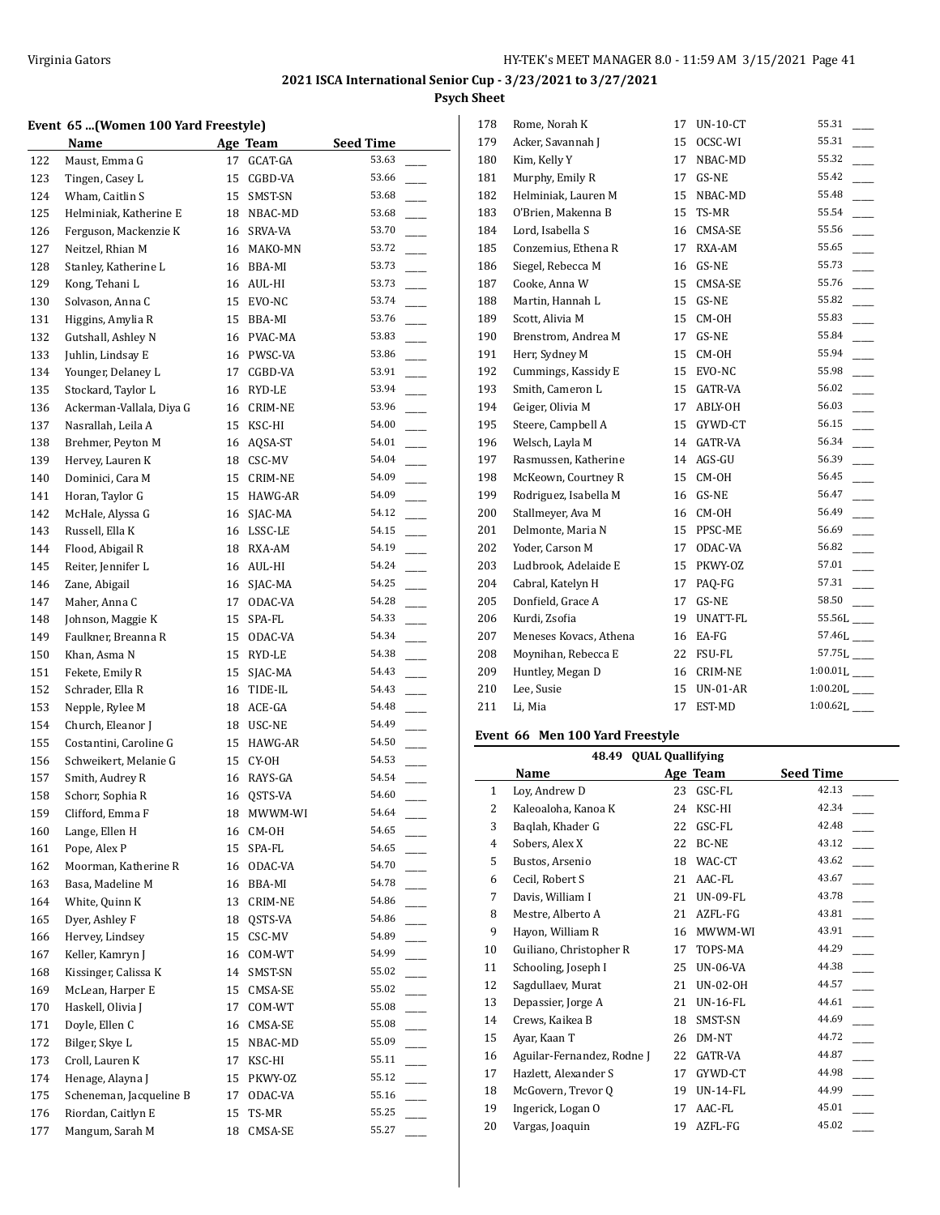## 2021 ISCA International Senior Cup - 3/23/2021 to 3/27/2021

### Psych Sheet

#### Event 65 ...(Women 100 Yard Freestyle)

| | Name | Age | Team | Seed Time | |
|---|---|---|---|---|---|
| 122 | Maust, Emma G | 17 | GCAT-GA | 53.63 | ____ |
| 123 | Tingen, Casey L | 15 | CGBD-VA | 53.66 | ____ |
| 124 | Wham, Caitlin S | 15 | SMST-SN | 53.68 | ____ |
| 125 | Helminiak, Katherine E | 18 | NBAC-MD | 53.68 | ____ |
| 126 | Ferguson, Mackenzie K | 16 | SRVA-VA | 53.70 | ____ |
| 127 | Neitzel, Rhian M | 16 | MAKO-MN | 53.72 | ____ |
| 128 | Stanley, Katherine L | 16 | BBA-MI | 53.73 | ____ |
| 129 | Kong, Tehani L | 16 | AUL-HI | 53.73 | ____ |
| 130 | Solvason, Anna C | 15 | EVO-NC | 53.74 | ____ |
| 131 | Higgins, Amylia R | 15 | BBA-MI | 53.76 | ____ |
| 132 | Gutshall, Ashley N | 16 | PVAC-MA | 53.83 | ____ |
| 133 | Juhlin, Lindsay E | 16 | PWSC-VA | 53.86 | ____ |
| 134 | Younger, Delaney L | 17 | CGBD-VA | 53.91 | ____ |
| 135 | Stockard, Taylor L | 16 | RYD-LE | 53.94 | ____ |
| 136 | Ackerman-Vallala, Diya G | 16 | CRIM-NE | 53.96 | ____ |
| 137 | Nasrallah, Leila A | 15 | KSC-HI | 54.00 | ____ |
| 138 | Brehmer, Peyton M | 16 | AQSA-ST | 54.01 | ____ |
| 139 | Hervey, Lauren K | 18 | CSC-MV | 54.04 | ____ |
| 140 | Dominici, Cara M | 15 | CRIM-NE | 54.09 | ____ |
| 141 | Horan, Taylor G | 15 | HAWG-AR | 54.09 | ____ |
| 142 | McHale, Alyssa G | 16 | SJAC-MA | 54.12 | ____ |
| 143 | Russell, Ella K | 16 | LSSC-LE | 54.15 | ____ |
| 144 | Flood, Abigail R | 18 | RXA-AM | 54.19 | ____ |
| 145 | Reiter, Jennifer L | 16 | AUL-HI | 54.24 | ____ |
| 146 | Zane, Abigail | 16 | SJAC-MA | 54.25 | ____ |
| 147 | Maher, Anna C | 17 | ODAC-VA | 54.28 | ____ |
| 148 | Johnson, Maggie K | 15 | SPA-FL | 54.33 | ____ |
| 149 | Faulkner, Breanna R | 15 | ODAC-VA | 54.34 | ____ |
| 150 | Khan, Asma N | 15 | RYD-LE | 54.38 | ____ |
| 151 | Fekete, Emily R | 15 | SJAC-MA | 54.43 | ____ |
| 152 | Schrader, Ella R | 16 | TIDE-IL | 54.43 | ____ |
| 153 | Nepple, Rylee M | 18 | ACE-GA | 54.48 | ____ |
| 154 | Church, Eleanor J | 18 | USC-NE | 54.49 | ____ |
| 155 | Costantini, Caroline G | 15 | HAWG-AR | 54.50 | ____ |
| 156 | Schweikert, Melanie G | 15 | CY-OH | 54.53 | ____ |
| 157 | Smith, Audrey R | 16 | RAYS-GA | 54.54 | ____ |
| 158 | Schorr, Sophia R | 16 | QSTS-VA | 54.60 | ____ |
| 159 | Clifford, Emma F | 18 | MWWM-WI | 54.64 | ____ |
| 160 | Lange, Ellen H | 16 | CM-OH | 54.65 | ____ |
| 161 | Pope, Alex P | 15 | SPA-FL | 54.65 | ____ |
| 162 | Moorman, Katherine R | 16 | ODAC-VA | 54.70 | ____ |
| 163 | Basa, Madeline M | 16 | BBA-MI | 54.78 | ____ |
| 164 | White, Quinn K | 13 | CRIM-NE | 54.86 | ____ |
| 165 | Dyer, Ashley F | 18 | QSTS-VA | 54.86 | ____ |
| 166 | Hervey, Lindsey | 15 | CSC-MV | 54.89 | ____ |
| 167 | Keller, Kamryn J | 16 | COM-WT | 54.99 | ____ |
| 168 | Kissinger, Calissa K | 14 | SMST-SN | 55.02 | ____ |
| 169 | McLean, Harper E | 15 | CMSA-SE | 55.02 | ____ |
| 170 | Haskell, Olivia J | 17 | COM-WT | 55.08 | ____ |
| 171 | Doyle, Ellen C | 16 | CMSA-SE | 55.08 | ____ |
| 172 | Bilger, Skye L | 15 | NBAC-MD | 55.09 | ____ |
| 173 | Croll, Lauren K | 17 | KSC-HI | 55.11 | ____ |
| 174 | Henage, Alayna J | 15 | PKWY-OZ | 55.12 | ____ |
| 175 | Scheneman, Jacqueline B | 17 | ODAC-VA | 55.16 | ____ |
| 176 | Riordan, Caitlyn E | 15 | TS-MR | 55.25 | ____ |
| 177 | Mangum, Sarah M | 18 | CMSA-SE | 55.27 | ____ |
| 178 | Rome, Norah K | 17 | UN-10-CT | 55.31 | ____ |
| 179 | Acker, Savannah J | 15 | OCSC-WI | 55.31 | ____ |
| 180 | Kim, Kelly Y | 17 | NBAC-MD | 55.32 | ____ |
| 181 | Murphy, Emily R | 17 | GS-NE | 55.42 | ____ |
| 182 | Helminiak, Lauren M | 15 | NBAC-MD | 55.48 | ____ |
| 183 | O'Brien, Makenna B | 15 | TS-MR | 55.54 | ____ |
| 184 | Lord, Isabella S | 16 | CMSA-SE | 55.56 | ____ |
| 185 | Conzemius, Ethena R | 17 | RXA-AM | 55.65 | ____ |
| 186 | Siegel, Rebecca M | 16 | GS-NE | 55.73 | ____ |
| 187 | Cooke, Anna W | 15 | CMSA-SE | 55.76 | ____ |
| 188 | Martin, Hannah L | 15 | GS-NE | 55.82 | ____ |
| 189 | Scott, Alivia M | 15 | CM-OH | 55.83 | ____ |
| 190 | Brenstrom, Andrea M | 17 | GS-NE | 55.84 | ____ |
| 191 | Herr, Sydney M | 15 | CM-OH | 55.94 | ____ |
| 192 | Cummings, Kassidy E | 15 | EVO-NC | 55.98 | ____ |
| 193 | Smith, Cameron L | 15 | GATR-VA | 56.02 | ____ |
| 194 | Geiger, Olivia M | 17 | ABLY-OH | 56.03 | ____ |
| 195 | Steere, Campbell A | 15 | GYWD-CT | 56.15 | ____ |
| 196 | Welsch, Layla M | 14 | GATR-VA | 56.34 | ____ |
| 197 | Rasmussen, Katherine | 14 | AGS-GU | 56.39 | ____ |
| 198 | McKeown, Courtney R | 15 | CM-OH | 56.45 | ____ |
| 199 | Rodriguez, Isabella M | 16 | GS-NE | 56.47 | ____ |
| 200 | Stallmeyer, Ava M | 16 | CM-OH | 56.49 | ____ |
| 201 | Delmonte, Maria N | 15 | PPSC-ME | 56.69 | ____ |
| 202 | Yoder, Carson M | 17 | ODAC-VA | 56.82 | ____ |
| 203 | Ludbrook, Adelaide E | 15 | PKWY-OZ | 57.01 | ____ |
| 204 | Cabral, Katelyn H | 17 | PAQ-FG | 57.31 | ____ |
| 205 | Donfield, Grace A | 17 | GS-NE | 58.50 | ____ |
| 206 | Kurdi, Zsofia | 19 | UNATT-FL | 55.56L | ____ |
| 207 | Meneses Kovacs, Athena | 16 | EA-FG | 57.46L | ____ |
| 208 | Moynihan, Rebecca E | 22 | FSU-FL | 57.75L | ____ |
| 209 | Huntley, Megan D | 16 | CRIM-NE | 1:00.01L | ____ |
| 210 | Lee, Susie | 15 | UN-01-AR | 1:00.20L | ____ |
| 211 | Li, Mia | 17 | EST-MD | 1:00.62L | ____ |

#### Event 66 Men 100 Yard Freestyle

48.49 QUAL Qualifying

| | Name | Age | Team | Seed Time | |
|---|---|---|---|---|---|
| 1 | Loy, Andrew D | 23 | GSC-FL | 42.13 | ____ |
| 2 | Kaleoaloha, Kanoa K | 24 | KSC-HI | 42.34 | ____ |
| 3 | Baqlah, Khader G | 22 | GSC-FL | 42.48 | ____ |
| 4 | Sobers, Alex X | 22 | BC-NE | 43.12 | ____ |
| 5 | Bustos, Arsenio | 18 | WAC-CT | 43.62 | ____ |
| 6 | Cecil, Robert S | 21 | AAC-FL | 43.67 | ____ |
| 7 | Davis, William I | 21 | UN-09-FL | 43.78 | ____ |
| 8 | Mestre, Alberto A | 21 | AZFL-FG | 43.81 | ____ |
| 9 | Hayon, William R | 16 | MWWM-WI | 43.91 | ____ |
| 10 | Guiliano, Christopher R | 17 | TOPS-MA | 44.29 | ____ |
| 11 | Schooling, Joseph I | 25 | UN-06-VA | 44.38 | ____ |
| 12 | Sagdullaev, Murat | 21 | UN-02-OH | 44.57 | ____ |
| 13 | Depassier, Jorge A | 21 | UN-16-FL | 44.61 | ____ |
| 14 | Crews, Kaikea B | 18 | SMST-SN | 44.69 | ____ |
| 15 | Ayar, Kaan T | 26 | DM-NT | 44.72 | ____ |
| 16 | Aguilar-Fernandez, Rodne J | 22 | GATR-VA | 44.87 | ____ |
| 17 | Hazlett, Alexander S | 17 | GYWD-CT | 44.98 | ____ |
| 18 | McGovern, Trevor Q | 19 | UN-14-FL | 44.99 | ____ |
| 19 | Ingerick, Logan O | 17 | AAC-FL | 45.01 | ____ |
| 20 | Vargas, Joaquin | 19 | AZFL-FG | 45.02 | ____ |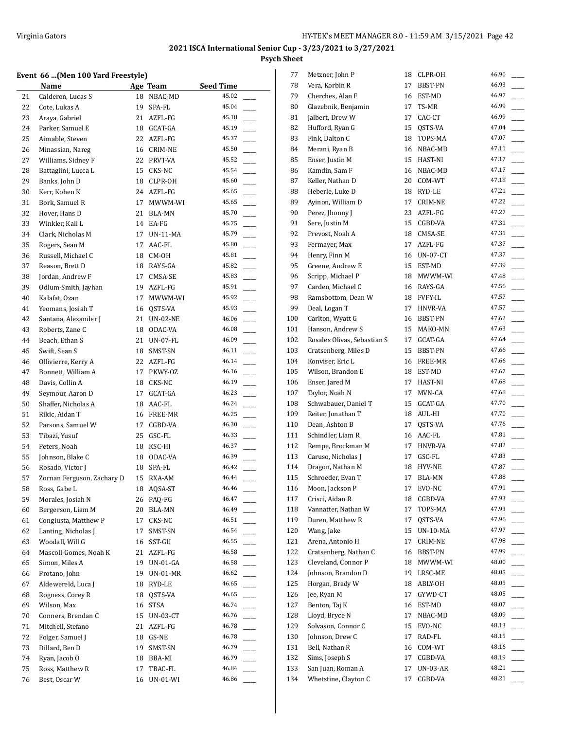**2021 ISCA International Senior Cup - 3/23/2021 to 3/27/2021**

**Psych Sheet**

**Event 66 ...(Men 100 Yard Freestyle)**

| | Name | Age | Team | Seed Time | |
|---|---|---|---|---|---|
| 21 | Calderon, Lucas S | 18 | NBAC-MD | 45.02 | ____ |
| 22 | Cote, Lukas A | 19 | SPA-FL | 45.04 | ____ |
| 23 | Araya, Gabriel | 21 | AZFL-FG | 45.18 | ____ |
| 24 | Parker, Samuel E | 18 | GCAT-GA | 45.19 | ____ |
| 25 | Aimable, Steven | 22 | AZFL-FG | 45.37 | ____ |
| 26 | Minassian, Nareg | 16 | CRIM-NE | 45.50 | ____ |
| 27 | Williams, Sidney F | 22 | PRVT-VA | 45.52 | ____ |
| 28 | Battaglini, Lucca L | 15 | CKS-NC | 45.54 | ____ |
| 29 | Banks, John D | 18 | CLPR-OH | 45.60 | ____ |
| 30 | Kerr, Kohen K | 24 | AZFL-FG | 45.65 | ____ |
| 31 | Bork, Samuel R | 17 | MWWM-WI | 45.65 | ____ |
| 32 | Hover, Hans D | 21 | BLA-MN | 45.70 | ____ |
| 33 | Winkler, Kaii L | 14 | EA-FG | 45.75 | ____ |
| 34 | Clark, Nicholas M | 17 | UN-11-MA | 45.79 | ____ |
| 35 | Rogers, Sean M | 17 | AAC-FL | 45.80 | ____ |
| 36 | Russell, Michael C | 18 | CM-OH | 45.81 | ____ |
| 37 | Reason, Brett D | 18 | RAYS-GA | 45.82 | ____ |
| 38 | Jordan, Andrew F | 17 | CMSA-SE | 45.83 | ____ |
| 39 | Odlum-Smith, Jayhan | 19 | AZFL-FG | 45.91 | ____ |
| 40 | Kalafat, Ozan | 17 | MWWM-WI | 45.92 | ____ |
| 41 | Yeomans, Josiah T | 16 | QSTS-VA | 45.93 | ____ |
| 42 | Santana, Alexander J | 21 | UN-02-NE | 46.06 | ____ |
| 43 | Roberts, Zane C | 18 | ODAC-VA | 46.08 | ____ |
| 44 | Beach, Ethan S | 21 | UN-07-FL | 46.09 | ____ |
| 45 | Swift, Sean S | 18 | SMST-SN | 46.11 | ____ |
| 46 | Ollivierre, Kerry A | 22 | AZFL-FG | 46.14 | ____ |
| 47 | Bonnett, William A | 17 | PKWY-OZ | 46.16 | ____ |
| 48 | Davis, Collin A | 18 | CKS-NC | 46.19 | ____ |
| 49 | Seymour, Aaron D | 17 | GCAT-GA | 46.23 | ____ |
| 50 | Shaffer, Nicholas A | 18 | AAC-FL | 46.24 | ____ |
| 51 | Rikic, Aidan T | 16 | FREE-MR | 46.25 | ____ |
| 52 | Parsons, Samuel W | 17 | CGBD-VA | 46.30 | ____ |
| 53 | Tibazi, Yusuf | 25 | GSC-FL | 46.33 | ____ |
| 54 | Peters, Noah | 18 | KSC-HI | 46.37 | ____ |
| 55 | Johnson, Blake C | 18 | ODAC-VA | 46.39 | ____ |
| 56 | Rosado, Victor J | 18 | SPA-FL | 46.42 | ____ |
| 57 | Zornan Ferguson, Zachary D | 15 | RXA-AM | 46.44 | ____ |
| 58 | Ross, Gabe L | 18 | AQSA-ST | 46.46 | ____ |
| 59 | Morales, Josiah N | 26 | PAQ-FG | 46.47 | ____ |
| 60 | Bergerson, Liam M | 20 | BLA-MN | 46.49 | ____ |
| 61 | Congiusta, Matthew P | 17 | CKS-NC | 46.51 | ____ |
| 62 | Lanting, Nicholas J | 17 | SMST-SN | 46.54 | ____ |
| 63 | Woodall, Will G | 16 | SST-GU | 46.55 | ____ |
| 64 | Mascoll-Gomes, Noah K | 21 | AZFL-FG | 46.58 | ____ |
| 65 | Simon, Miles A | 19 | UN-01-GA | 46.58 | ____ |
| 66 | Protano, John | 19 | UN-01-MR | 46.62 | ____ |
| 67 | Aldewereld, Luca J | 18 | RYD-LE | 46.65 | ____ |
| 68 | Rogness, Corey R | 18 | QSTS-VA | 46.65 | ____ |
| 69 | Wilson, Max | 16 | STSA | 46.74 | ____ |
| 70 | Conners, Brendan C | 15 | UN-03-CT | 46.76 | ____ |
| 71 | Mitchell, Stefano | 21 | AZFL-FG | 46.78 | ____ |
| 72 | Folger, Samuel J | 18 | GS-NE | 46.78 | ____ |
| 73 | Dillard, Ben D | 19 | SMST-SN | 46.79 | ____ |
| 74 | Ryan, Jacob O | 18 | BBA-MI | 46.79 | ____ |
| 75 | Ross, Matthew R | 17 | TBAC-FL | 46.84 | ____ |
| 76 | Best, Oscar W | 16 | UN-01-WI | 46.86 | ____ |
| 77 | Metzner, John P | 18 | CLPR-OH | 46.90 | ____ |
| 78 | Vera, Korbin R | 17 | BBST-PN | 46.93 | ____ |
| 79 | Cherches, Alan F | 16 | EST-MD | 46.97 | ____ |
| 80 | Glazebnik, Benjamin | 17 | TS-MR | 46.99 | ____ |
| 81 | Jalbert, Drew W | 17 | CAC-CT | 46.99 | ____ |
| 82 | Hufford, Ryan G | 15 | QSTS-VA | 47.04 | ____ |
| 83 | Fink, Dalton C | 18 | TOPS-MA | 47.07 | ____ |
| 84 | Merani, Ryan B | 16 | NBAC-MD | 47.11 | ____ |
| 85 | Enser, Justin M | 15 | HAST-NI | 47.17 | ____ |
| 86 | Kamdin, Sam F | 16 | NBAC-MD | 47.17 | ____ |
| 87 | Keller, Nathan D | 20 | COM-WT | 47.18 | ____ |
| 88 | Heberle, Luke D | 18 | RYD-LE | 47.21 | ____ |
| 89 | Ayinon, William D | 17 | CRIM-NE | 47.22 | ____ |
| 90 | Perez, Jhonny J | 23 | AZFL-FG | 47.27 | ____ |
| 91 | Sere, Justin M | 15 | CGBD-VA | 47.31 | ____ |
| 92 | Prevost, Noah A | 18 | CMSA-SE | 47.31 | ____ |
| 93 | Fermayer, Max | 17 | AZFL-FG | 47.37 | ____ |
| 94 | Henry, Finn M | 16 | UN-07-CT | 47.37 | ____ |
| 95 | Greene, Andrew E | 15 | EST-MD | 47.39 | ____ |
| 96 | Scripp, Michael P | 18 | MWWM-WI | 47.48 | ____ |
| 97 | Carden, Michael C | 16 | RAYS-GA | 47.56 | ____ |
| 98 | Ramsbottom, Dean W | 18 | FVFY-IL | 47.57 | ____ |
| 99 | Deal, Logan T | 17 | HNVR-VA | 47.57 | ____ |
| 100 | Carlton, Wyatt G | 16 | BBST-PN | 47.62 | ____ |
| 101 | Hanson, Andrew S | 15 | MAKO-MN | 47.63 | ____ |
| 102 | Rosales Olivas, Sebastian S | 17 | GCAT-GA | 47.64 | ____ |
| 103 | Cratsenberg, Miles D | 15 | BBST-PN | 47.66 | ____ |
| 104 | Konviser, Eric L | 16 | FREE-MR | 47.66 | ____ |
| 105 | Wilson, Brandon E | 18 | EST-MD | 47.67 | ____ |
| 106 | Enser, Jared M | 17 | HAST-NI | 47.68 | ____ |
| 107 | Taylor, Noah N | 17 | MVN-CA | 47.68 | ____ |
| 108 | Schwabauer, Daniel T | 15 | GCAT-GA | 47.70 | ____ |
| 109 | Reiter, Jonathan T | 18 | AUL-HI | 47.70 | ____ |
| 110 | Dean, Ashton B | 17 | QSTS-VA | 47.76 | ____ |
| 111 | Schindler, Liam R | 16 | AAC-FL | 47.81 | ____ |
| 112 | Rempe, Brockman M | 17 | HNVR-VA | 47.82 | ____ |
| 113 | Caruso, Nicholas J | 17 | GSC-FL | 47.83 | ____ |
| 114 | Dragon, Nathan M | 18 | HYV-NE | 47.87 | ____ |
| 115 | Schroeder, Evan T | 17 | BLA-MN | 47.88 | ____ |
| 116 | Moon, Jackson P | 17 | EVO-NC | 47.91 | ____ |
| 117 | Crisci, Aidan R | 18 | CGBD-VA | 47.93 | ____ |
| 118 | Vannatter, Nathan W | 17 | TOPS-MA | 47.93 | ____ |
| 119 | Duren, Matthew R | 17 | QSTS-VA | 47.96 | ____ |
| 120 | Wang, Jake | 15 | UN-10-MA | 47.97 | ____ |
| 121 | Arena, Antonio H | 17 | CRIM-NE | 47.98 | ____ |
| 122 | Cratsenberg, Nathan C | 16 | BBST-PN | 47.99 | ____ |
| 123 | Cleveland, Connor P | 18 | MWWM-WI | 48.00 | ____ |
| 124 | Johnson, Brandon D | 19 | LRSC-ME | 48.05 | ____ |
| 125 | Horgan, Brady W | 18 | ABLY-OH | 48.05 | ____ |
| 126 | Jee, Ryan M | 17 | GYWD-CT | 48.05 | ____ |
| 127 | Benton, Taj K | 16 | EST-MD | 48.07 | ____ |
| 128 | Lloyd, Bryce N | 17 | NBAC-MD | 48.09 | ____ |
| 129 | Solvason, Connor C | 15 | EVO-NC | 48.13 | ____ |
| 130 | Johnson, Drew C | 17 | RAD-FL | 48.15 | ____ |
| 131 | Bell, Nathan R | 16 | COM-WT | 48.16 | ____ |
| 132 | Sims, Joseph S | 17 | CGBD-VA | 48.19 | ____ |
| 133 | San Juan, Roman A | 17 | UN-03-AR | 48.21 | ____ |
| 134 | Whetstine, Clayton C | 17 | CGBD-VA | 48.21 | ____ |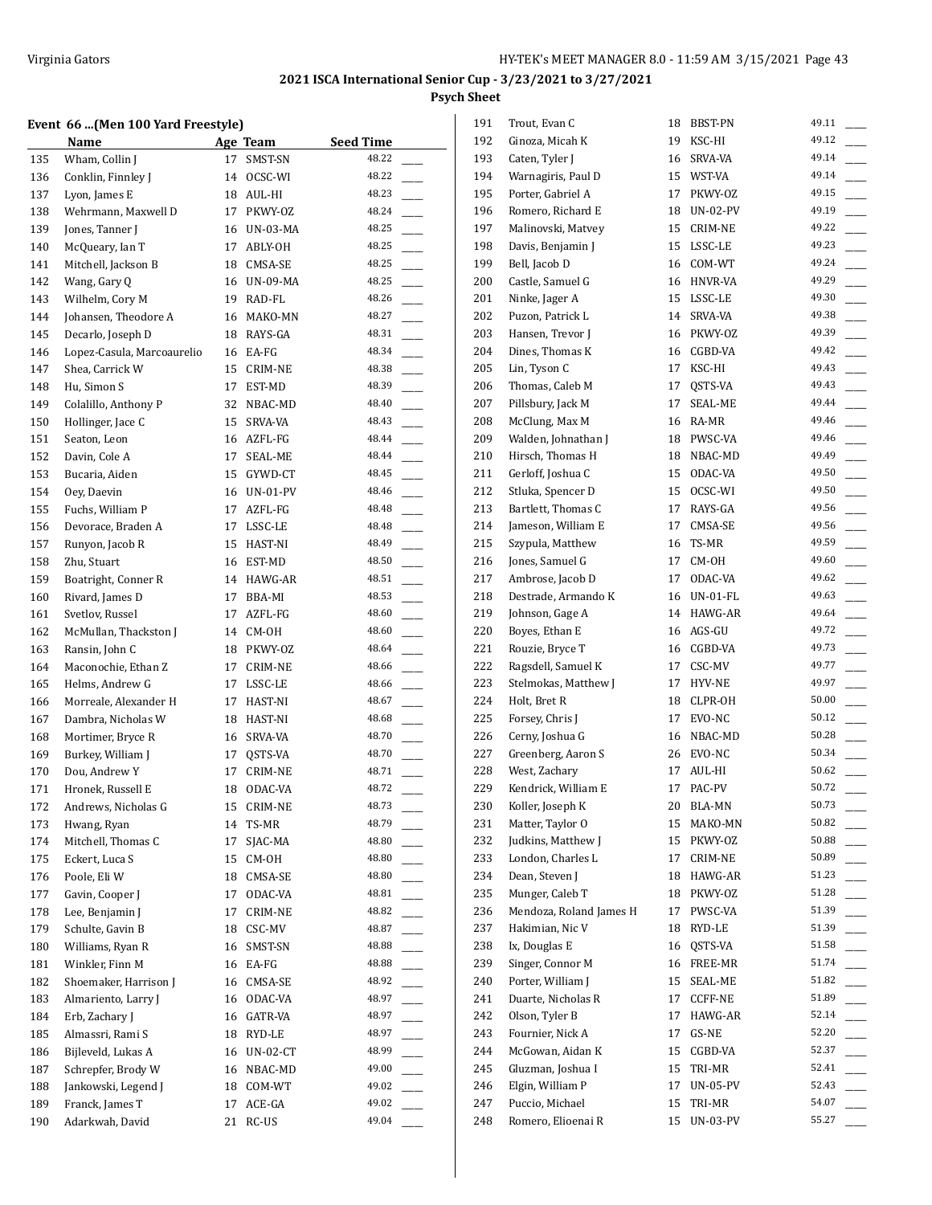## 2021 ISCA International Senior Cup - 3/23/2021 to 3/27/2021

### Psych Sheet

#### Event 66 ...(Men 100 Yard Freestyle)

| | Name | Age | Team | Seed Time | |
|---|---|---|---|---|---|
| 135 | Wham, Collin J | 17 | SMST-SN | 48.22 | ____ |
| 136 | Conklin, Finnley J | 14 | OCSC-WI | 48.22 | ____ |
| 137 | Lyon, James E | 18 | AUL-HI | 48.23 | ____ |
| 138 | Wehrmann, Maxwell D | 17 | PKWY-OZ | 48.24 | ____ |
| 139 | Jones, Tanner J | 16 | UN-03-MA | 48.25 | ____ |
| 140 | McQueary, Ian T | 17 | ABLY-OH | 48.25 | ____ |
| 141 | Mitchell, Jackson B | 18 | CMSA-SE | 48.25 | ____ |
| 142 | Wang, Gary Q | 16 | UN-09-MA | 48.25 | ____ |
| 143 | Wilhelm, Cory M | 19 | RAD-FL | 48.26 | ____ |
| 144 | Johansen, Theodore A | 16 | MAKO-MN | 48.27 | ____ |
| 145 | Decarlo, Joseph D | 18 | RAYS-GA | 48.31 | ____ |
| 146 | Lopez-Casula, Marcoaurelio | 16 | EA-FG | 48.34 | ____ |
| 147 | Shea, Carrick W | 15 | CRIM-NE | 48.38 | ____ |
| 148 | Hu, Simon S | 17 | EST-MD | 48.39 | ____ |
| 149 | Colalillo, Anthony P | 32 | NBAC-MD | 48.40 | ____ |
| 150 | Hollinger, Jace C | 15 | SRVA-VA | 48.43 | ____ |
| 151 | Seaton, Leon | 16 | AZFL-FG | 48.44 | ____ |
| 152 | Davin, Cole A | 17 | SEAL-ME | 48.44 | ____ |
| 153 | Bucaria, Aiden | 15 | GYWD-CT | 48.45 | ____ |
| 154 | Oey, Daevin | 16 | UN-01-PV | 48.46 | ____ |
| 155 | Fuchs, William P | 17 | AZFL-FG | 48.48 | ____ |
| 156 | Devorace, Braden A | 17 | LSSC-LE | 48.48 | ____ |
| 157 | Runyon, Jacob R | 15 | HAST-NI | 48.49 | ____ |
| 158 | Zhu, Stuart | 16 | EST-MD | 48.50 | ____ |
| 159 | Boatright, Conner R | 14 | HAWG-AR | 48.51 | ____ |
| 160 | Rivard, James D | 17 | BBA-MI | 48.53 | ____ |
| 161 | Svetlov, Russel | 17 | AZFL-FG | 48.60 | ____ |
| 162 | McMullan, Thackston J | 14 | CM-OH | 48.60 | ____ |
| 163 | Ransin, John C | 18 | PKWY-OZ | 48.64 | ____ |
| 164 | Maconochie, Ethan Z | 17 | CRIM-NE | 48.66 | ____ |
| 165 | Helms, Andrew G | 17 | LSSC-LE | 48.66 | ____ |
| 166 | Morreale, Alexander H | 17 | HAST-NI | 48.67 | ____ |
| 167 | Dambra, Nicholas W | 18 | HAST-NI | 48.68 | ____ |
| 168 | Mortimer, Bryce R | 16 | SRVA-VA | 48.70 | ____ |
| 169 | Burkey, William J | 17 | QSTS-VA | 48.70 | ____ |
| 170 | Dou, Andrew Y | 17 | CRIM-NE | 48.71 | ____ |
| 171 | Hronek, Russell E | 18 | ODAC-VA | 48.72 | ____ |
| 172 | Andrews, Nicholas G | 15 | CRIM-NE | 48.73 | ____ |
| 173 | Hwang, Ryan | 14 | TS-MR | 48.79 | ____ |
| 174 | Mitchell, Thomas C | 17 | SJAC-MA | 48.80 | ____ |
| 175 | Eckert, Luca S | 15 | CM-OH | 48.80 | ____ |
| 176 | Poole, Eli W | 18 | CMSA-SE | 48.80 | ____ |
| 177 | Gavin, Cooper J | 17 | ODAC-VA | 48.81 | ____ |
| 178 | Lee, Benjamin J | 17 | CRIM-NE | 48.82 | ____ |
| 179 | Schulte, Gavin B | 18 | CSC-MV | 48.87 | ____ |
| 180 | Williams, Ryan R | 16 | SMST-SN | 48.88 | ____ |
| 181 | Winkler, Finn M | 16 | EA-FG | 48.88 | ____ |
| 182 | Shoemaker, Harrison J | 16 | CMSA-SE | 48.92 | ____ |
| 183 | Almariento, Larry J | 16 | ODAC-VA | 48.97 | ____ |
| 184 | Erb, Zachary J | 16 | GATR-VA | 48.97 | ____ |
| 185 | Almassri, Rami S | 18 | RYD-LE | 48.97 | ____ |
| 186 | Bijleveld, Lukas A | 16 | UN-02-CT | 48.99 | ____ |
| 187 | Schrepfer, Brody W | 16 | NBAC-MD | 49.00 | ____ |
| 188 | Jankowski, Legend J | 18 | COM-WT | 49.02 | ____ |
| 189 | Franck, James T | 17 | ACE-GA | 49.02 | ____ |
| 190 | Adarkwah, David | 21 | RC-US | 49.04 | ____ |
| 191 | Trout, Evan C | 18 | BBST-PN | 49.11 | ____ |
| 192 | Ginoza, Micah K | 19 | KSC-HI | 49.12 | ____ |
| 193 | Caten, Tyler J | 16 | SRVA-VA | 49.14 | ____ |
| 194 | Warnagiris, Paul D | 15 | WST-VA | 49.14 | ____ |
| 195 | Porter, Gabriel A | 17 | PKWY-OZ | 49.15 | ____ |
| 196 | Romero, Richard E | 18 | UN-02-PV | 49.19 | ____ |
| 197 | Malinovski, Matvey | 15 | CRIM-NE | 49.22 | ____ |
| 198 | Davis, Benjamin J | 15 | LSSC-LE | 49.23 | ____ |
| 199 | Bell, Jacob D | 16 | COM-WT | 49.24 | ____ |
| 200 | Castle, Samuel G | 16 | HNVR-VA | 49.29 | ____ |
| 201 | Ninke, Jager A | 15 | LSSC-LE | 49.30 | ____ |
| 202 | Puzon, Patrick L | 14 | SRVA-VA | 49.38 | ____ |
| 203 | Hansen, Trevor J | 16 | PKWY-OZ | 49.39 | ____ |
| 204 | Dines, Thomas K | 16 | CGBD-VA | 49.42 | ____ |
| 205 | Lin, Tyson C | 17 | KSC-HI | 49.43 | ____ |
| 206 | Thomas, Caleb M | 17 | QSTS-VA | 49.43 | ____ |
| 207 | Pillsbury, Jack M | 17 | SEAL-ME | 49.44 | ____ |
| 208 | McClung, Max M | 16 | RA-MR | 49.46 | ____ |
| 209 | Walden, Johnathan J | 18 | PWSC-VA | 49.46 | ____ |
| 210 | Hirsch, Thomas H | 18 | NBAC-MD | 49.49 | ____ |
| 211 | Gerloff, Joshua C | 15 | ODAC-VA | 49.50 | ____ |
| 212 | Stluka, Spencer D | 15 | OCSC-WI | 49.50 | ____ |
| 213 | Bartlett, Thomas C | 17 | RAYS-GA | 49.56 | ____ |
| 214 | Jameson, William E | 17 | CMSA-SE | 49.56 | ____ |
| 215 | Szypula, Matthew | 16 | TS-MR | 49.59 | ____ |
| 216 | Jones, Samuel G | 17 | CM-OH | 49.60 | ____ |
| 217 | Ambrose, Jacob D | 17 | ODAC-VA | 49.62 | ____ |
| 218 | Destrade, Armando K | 16 | UN-01-FL | 49.63 | ____ |
| 219 | Johnson, Gage A | 14 | HAWG-AR | 49.64 | ____ |
| 220 | Boyes, Ethan E | 16 | AGS-GU | 49.72 | ____ |
| 221 | Rouzie, Bryce T | 16 | CGBD-VA | 49.73 | ____ |
| 222 | Ragsdell, Samuel K | 17 | CSC-MV | 49.77 | ____ |
| 223 | Stelmokas, Matthew J | 17 | HYV-NE | 49.97 | ____ |
| 224 | Holt, Bret R | 18 | CLPR-OH | 50.00 | ____ |
| 225 | Forsey, Chris J | 17 | EVO-NC | 50.12 | ____ |
| 226 | Cerny, Joshua G | 16 | NBAC-MD | 50.28 | ____ |
| 227 | Greenberg, Aaron S | 26 | EVO-NC | 50.34 | ____ |
| 228 | West, Zachary | 17 | AUL-HI | 50.62 | ____ |
| 229 | Kendrick, William E | 17 | PAC-PV | 50.72 | ____ |
| 230 | Koller, Joseph K | 20 | BLA-MN | 50.73 | ____ |
| 231 | Matter, Taylor O | 15 | MAKO-MN | 50.82 | ____ |
| 232 | Judkins, Matthew J | 15 | PKWY-OZ | 50.88 | ____ |
| 233 | London, Charles L | 17 | CRIM-NE | 50.89 | ____ |
| 234 | Dean, Steven J | 18 | HAWG-AR | 51.23 | ____ |
| 235 | Munger, Caleb T | 18 | PKWY-OZ | 51.28 | ____ |
| 236 | Mendoza, Roland James H | 17 | PWSC-VA | 51.39 | ____ |
| 237 | Hakimian, Nic V | 18 | RYD-LE | 51.39 | ____ |
| 238 | Ix, Douglas E | 16 | QSTS-VA | 51.58 | ____ |
| 239 | Singer, Connor M | 16 | FREE-MR | 51.74 | ____ |
| 240 | Porter, William J | 15 | SEAL-ME | 51.82 | ____ |
| 241 | Duarte, Nicholas R | 17 | CCFF-NE | 51.89 | ____ |
| 242 | Olson, Tyler B | 17 | HAWG-AR | 52.14 | ____ |
| 243 | Fournier, Nick A | 17 | GS-NE | 52.20 | ____ |
| 244 | McGowan, Aidan K | 15 | CGBD-VA | 52.37 | ____ |
| 245 | Gluzman, Joshua I | 15 | TRI-MR | 52.41 | ____ |
| 246 | Elgin, William P | 17 | UN-05-PV | 52.43 | ____ |
| 247 | Puccio, Michael | 15 | TRI-MR | 54.07 | ____ |
| 248 | Romero, Elioenai R | 15 | UN-03-PV | 55.27 | ____ |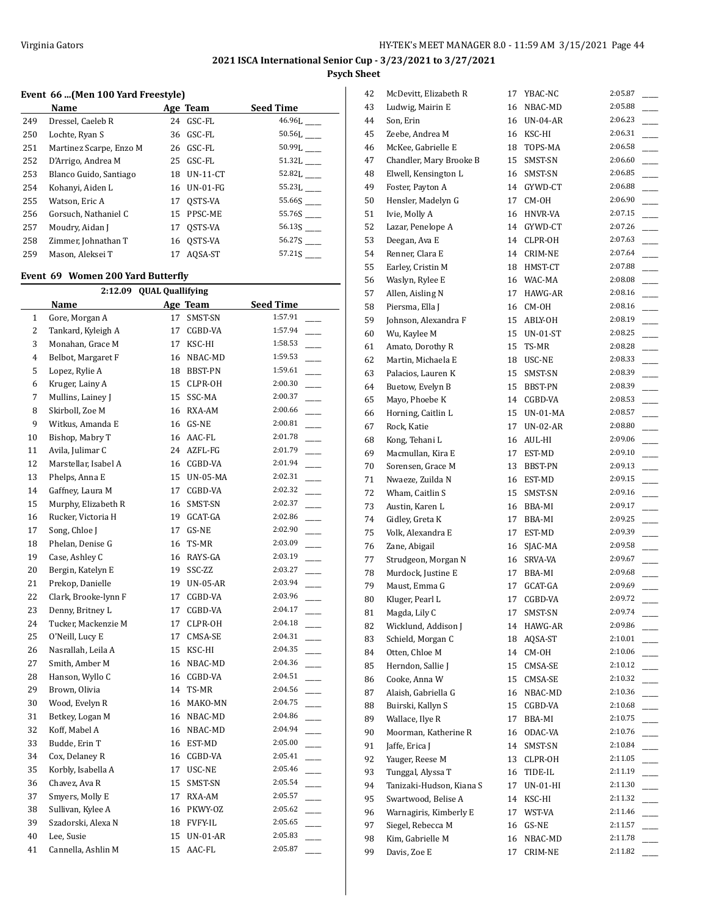**2021 ISCA International Senior Cup - 3/23/2021 to 3/27/2021**

**Psych Sheet**

### Event 66 ...(Men 100 Yard Freestyle)

| | Name | Age | Team | Seed Time |
|---|---|---|---|---|
| 249 | Dressel, Caeleb R | 24 | GSC-FL | 46.96L ____ |
| 250 | Lochte, Ryan S | 36 | GSC-FL | 50.56L ____ |
| 251 | Martinez Scarpe, Enzo M | 26 | GSC-FL | 50.99L ____ |
| 252 | D'Arrigo, Andrea M | 25 | GSC-FL | 51.32L ____ |
| 253 | Blanco Guido, Santiago | 18 | UN-11-CT | 52.82L ____ |
| 254 | Kohanyi, Aiden L | 16 | UN-01-FG | 55.23L ____ |
| 255 | Watson, Eric A | 17 | QSTS-VA | 55.66S ____ |
| 256 | Gorsuch, Nathaniel C | 15 | PPSC-ME | 55.76S ____ |
| 257 | Moudry, Aidan J | 17 | QSTS-VA | 56.13S ____ |
| 258 | Zimmer, Johnathan T | 16 | QSTS-VA | 56.27S ____ |
| 259 | Mason, Aleksei T | 17 | AQSA-ST | 57.21S ____ |

### Event 69 Women 200 Yard Butterfly

2:12.09 QUAL Quallifying

| | Name | Age | Team | Seed Time |
|---|---|---|---|---|
| 1 | Gore, Morgan A | 17 | SMST-SN | 1:57.91 ____ |
| 2 | Tankard, Kyleigh A | 17 | CGBD-VA | 1:57.94 ____ |
| 3 | Monahan, Grace M | 17 | KSC-HI | 1:58.53 ____ |
| 4 | Belbot, Margaret F | 16 | NBAC-MD | 1:59.53 ____ |
| 5 | Lopez, Rylie A | 18 | BBST-PN | 1:59.61 ____ |
| 6 | Kruger, Lainy A | 15 | CLPR-OH | 2:00.30 ____ |
| 7 | Mullins, Lainey J | 15 | SSC-MA | 2:00.37 ____ |
| 8 | Skirboll, Zoe M | 16 | RXA-AM | 2:00.66 ____ |
| 9 | Witkus, Amanda E | 16 | GS-NE | 2:00.81 ____ |
| 10 | Bishop, Mabry T | 16 | AAC-FL | 2:01.78 ____ |
| 11 | Avila, Julimar C | 24 | AZFL-FG | 2:01.79 ____ |
| 12 | Marstellar, Isabel A | 16 | CGBD-VA | 2:01.94 ____ |
| 13 | Phelps, Anna E | 15 | UN-05-MA | 2:02.31 ____ |
| 14 | Gaffney, Laura M | 17 | CGBD-VA | 2:02.32 ____ |
| 15 | Murphy, Elizabeth R | 16 | SMST-SN | 2:02.37 ____ |
| 16 | Rucker, Victoria H | 19 | GCAT-GA | 2:02.86 ____ |
| 17 | Song, Chloe J | 17 | GS-NE | 2:02.90 ____ |
| 18 | Phelan, Denise G | 16 | TS-MR | 2:03.09 ____ |
| 19 | Case, Ashley C | 16 | RAYS-GA | 2:03.19 ____ |
| 20 | Bergin, Katelyn E | 19 | SSC-ZZ | 2:03.27 ____ |
| 21 | Prekop, Danielle | 19 | UN-05-AR | 2:03.94 ____ |
| 22 | Clark, Brooke-lynn F | 17 | CGBD-VA | 2:03.96 ____ |
| 23 | Denny, Britney L | 17 | CGBD-VA | 2:04.17 ____ |
| 24 | Tucker, Mackenzie M | 17 | CLPR-OH | 2:04.18 ____ |
| 25 | O'Neill, Lucy E | 17 | CMSA-SE | 2:04.31 ____ |
| 26 | Nasrallah, Leila A | 15 | KSC-HI | 2:04.35 ____ |
| 27 | Smith, Amber M | 16 | NBAC-MD | 2:04.36 ____ |
| 28 | Hanson, Wyllo C | 16 | CGBD-VA | 2:04.51 ____ |
| 29 | Brown, Olivia | 14 | TS-MR | 2:04.56 ____ |
| 30 | Wood, Evelyn R | 16 | MAKO-MN | 2:04.75 ____ |
| 31 | Betkey, Logan M | 16 | NBAC-MD | 2:04.86 ____ |
| 32 | Koff, Mabel A | 16 | NBAC-MD | 2:04.94 ____ |
| 33 | Budde, Erin T | 16 | EST-MD | 2:05.00 ____ |
| 34 | Cox, Delaney R | 16 | CGBD-VA | 2:05.41 ____ |
| 35 | Korbly, Isabella A | 17 | USC-NE | 2:05.46 ____ |
| 36 | Chavez, Ava R | 15 | SMST-SN | 2:05.54 ____ |
| 37 | Smyers, Molly E | 17 | RXA-AM | 2:05.57 ____ |
| 38 | Sullivan, Kylee A | 16 | PKWY-OZ | 2:05.62 ____ |
| 39 | Szadorski, Alexa N | 18 | FVFY-IL | 2:05.65 ____ |
| 40 | Lee, Susie | 15 | UN-01-AR | 2:05.83 ____ |
| 41 | Cannella, Ashlin M | 15 | AAC-FL | 2:05.87 ____ |
| 42 | McDevitt, Elizabeth R | 17 | YBAC-NC | 2:05.87 ____ |
| 43 | Ludwig, Mairin E | 16 | NBAC-MD | 2:05.88 ____ |
| 44 | Son, Erin | 16 | UN-04-AR | 2:06.23 ____ |
| 45 | Zeebe, Andrea M | 16 | KSC-HI | 2:06.31 ____ |
| 46 | McKee, Gabrielle E | 18 | TOPS-MA | 2:06.58 ____ |
| 47 | Chandler, Mary Brooke B | 15 | SMST-SN | 2:06.60 ____ |
| 48 | Elwell, Kensington L | 16 | SMST-SN | 2:06.85 ____ |
| 49 | Foster, Payton A | 14 | GYWD-CT | 2:06.88 ____ |
| 50 | Hensler, Madelyn G | 17 | CM-OH | 2:06.90 ____ |
| 51 | Ivie, Molly A | 16 | HNVR-VA | 2:07.15 ____ |
| 52 | Lazar, Penelope A | 14 | GYWD-CT | 2:07.26 ____ |
| 53 | Deegan, Ava E | 14 | CLPR-OH | 2:07.63 ____ |
| 54 | Renner, Clara E | 14 | CRIM-NE | 2:07.64 ____ |
| 55 | Earley, Cristin M | 18 | HMST-CT | 2:07.88 ____ |
| 56 | Waslyn, Rylee E | 16 | WAC-MA | 2:08.08 ____ |
| 57 | Allen, Aisling N | 17 | HAWG-AR | 2:08.16 ____ |
| 58 | Piersma, Ella J | 16 | CM-OH | 2:08.16 ____ |
| 59 | Johnson, Alexandra F | 15 | ABLY-OH | 2:08.19 ____ |
| 60 | Wu, Kaylee M | 15 | UN-01-ST | 2:08.25 ____ |
| 61 | Amato, Dorothy R | 15 | TS-MR | 2:08.28 ____ |
| 62 | Martin, Michaela E | 18 | USC-NE | 2:08.33 ____ |
| 63 | Palacios, Lauren K | 15 | SMST-SN | 2:08.39 ____ |
| 64 | Buetow, Evelyn B | 15 | BBST-PN | 2:08.39 ____ |
| 65 | Mayo, Phoebe K | 14 | CGBD-VA | 2:08.53 ____ |
| 66 | Horning, Caitlin L | 15 | UN-01-MA | 2:08.57 ____ |
| 67 | Rock, Katie | 17 | UN-02-AR | 2:08.80 ____ |
| 68 | Kong, Tehani L | 16 | AUL-HI | 2:09.06 ____ |
| 69 | Macmullan, Kira E | 17 | EST-MD | 2:09.10 ____ |
| 70 | Sorensen, Grace M | 13 | BBST-PN | 2:09.13 ____ |
| 71 | Nwaeze, Zuilda N | 16 | EST-MD | 2:09.15 ____ |
| 72 | Wham, Caitlin S | 15 | SMST-SN | 2:09.16 ____ |
| 73 | Austin, Karen L | 16 | BBA-MI | 2:09.17 ____ |
| 74 | Gidley, Greta K | 17 | BBA-MI | 2:09.25 ____ |
| 75 | Volk, Alexandra E | 17 | EST-MD | 2:09.39 ____ |
| 76 | Zane, Abigail | 16 | SJAC-MA | 2:09.58 ____ |
| 77 | Strudgeon, Morgan N | 16 | SRVA-VA | 2:09.67 ____ |
| 78 | Murdock, Justine E | 17 | BBA-MI | 2:09.68 ____ |
| 79 | Maust, Emma G | 17 | GCAT-GA | 2:09.69 ____ |
| 80 | Kluger, Pearl L | 17 | CGBD-VA | 2:09.72 ____ |
| 81 | Magda, Lily C | 17 | SMST-SN | 2:09.74 ____ |
| 82 | Wicklund, Addison J | 14 | HAWG-AR | 2:09.86 ____ |
| 83 | Schield, Morgan C | 18 | AQSA-ST | 2:10.01 ____ |
| 84 | Otten, Chloe M | 14 | CM-OH | 2:10.06 ____ |
| 85 | Herndon, Sallie J | 15 | CMSA-SE | 2:10.12 ____ |
| 86 | Cooke, Anna W | 15 | CMSA-SE | 2:10.32 ____ |
| 87 | Alaish, Gabriella G | 16 | NBAC-MD | 2:10.36 ____ |
| 88 | Buirski, Kallyn S | 15 | CGBD-VA | 2:10.68 ____ |
| 89 | Wallace, Ilye R | 17 | BBA-MI | 2:10.75 ____ |
| 90 | Moorman, Katherine R | 16 | ODAC-VA | 2:10.76 ____ |
| 91 | Jaffe, Erica J | 14 | SMST-SN | 2:10.84 ____ |
| 92 | Yauger, Reese M | 13 | CLPR-OH | 2:11.05 ____ |
| 93 | Tunggal, Alyssa T | 16 | TIDE-IL | 2:11.19 ____ |
| 94 | Tanizaki-Hudson, Kiana S | 17 | UN-01-HI | 2:11.30 ____ |
| 95 | Swartwood, Belise A | 14 | KSC-HI | 2:11.32 ____ |
| 96 | Warnagiris, Kimberly E | 17 | WST-VA | 2:11.46 ____ |
| 97 | Siegel, Rebecca M | 16 | GS-NE | 2:11.57 ____ |
| 98 | Kim, Gabrielle M | 16 | NBAC-MD | 2:11.78 ____ |
| 99 | Davis, Zoe E | 17 | CRIM-NE | 2:11.82 ____ |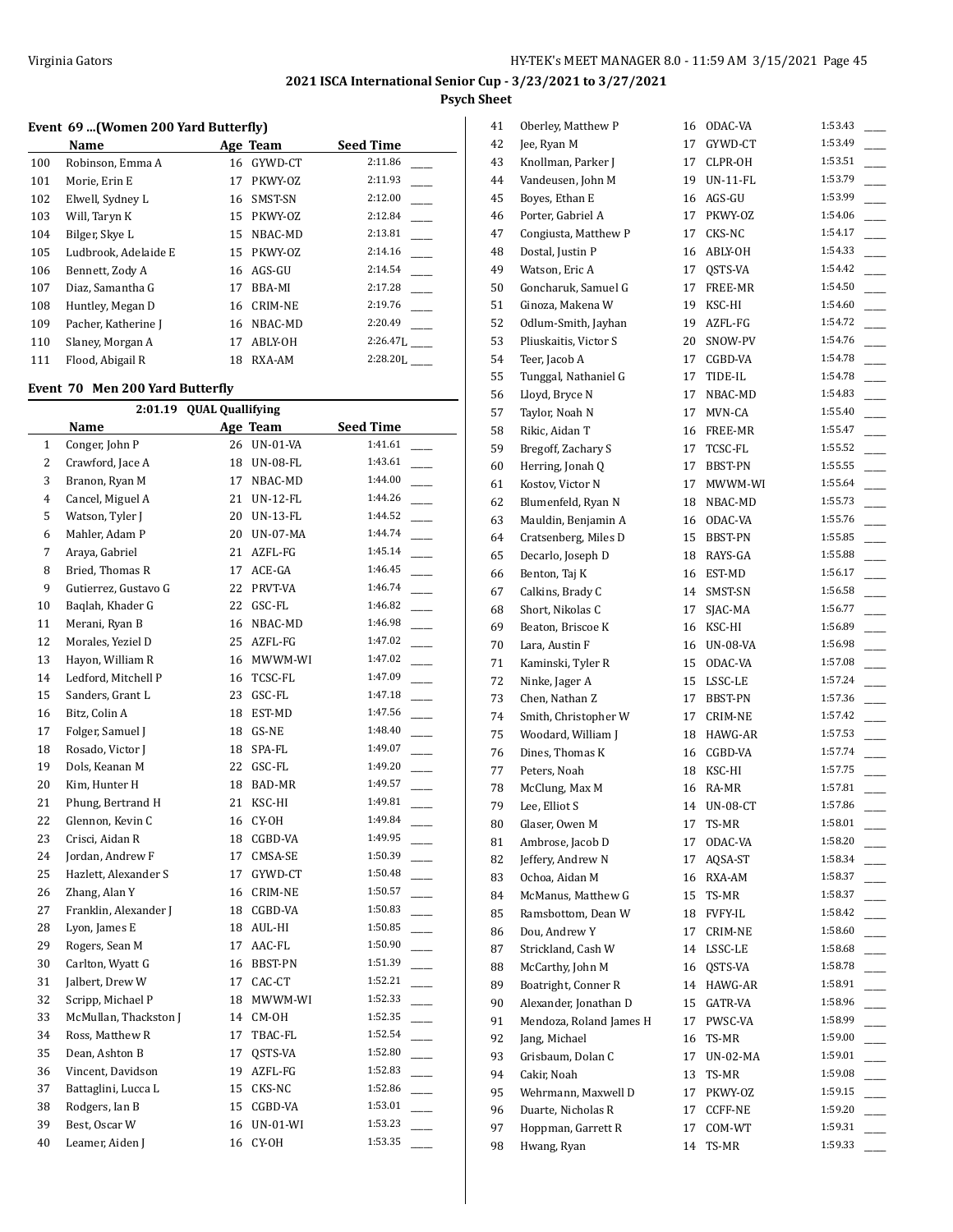## 2021 ISCA International Senior Cup - 3/23/2021 to 3/27/2021

### Psych Sheet

#### Event 69 ...(Women 200 Yard Butterfly)

| | Name | Age | Team | Seed Time |
|---|---|---|---|---|
| 100 | Robinson, Emma A | 16 | GYWD-CT | 2:11.86 ____ |
| 101 | Morie, Erin E | 17 | PKWY-OZ | 2:11.93 ____ |
| 102 | Elwell, Sydney L | 16 | SMST-SN | 2:12.00 ____ |
| 103 | Will, Taryn K | 15 | PKWY-OZ | 2:12.84 ____ |
| 104 | Bilger, Skye L | 15 | NBAC-MD | 2:13.81 ____ |
| 105 | Ludbrook, Adelaide E | 15 | PKWY-OZ | 2:14.16 ____ |
| 106 | Bennett, Zody A | 16 | AGS-GU | 2:14.54 ____ |
| 107 | Diaz, Samantha G | 17 | BBA-MI | 2:17.28 ____ |
| 108 | Huntley, Megan D | 16 | CRIM-NE | 2:19.76 ____ |
| 109 | Pacher, Katherine J | 16 | NBAC-MD | 2:20.49 ____ |
| 110 | Slaney, Morgan A | 17 | ABLY-OH | 2:26.47L ____ |
| 111 | Flood, Abigail R | 18 | RXA-AM | 2:28.20L ____ |

#### Event 70 Men 200 Yard Butterfly

2:01.19 QUAL Quallifying

| | Name | Age | Team | Seed Time |
|---|---|---|---|---|
| 1 | Conger, John P | 26 | UN-01-VA | 1:41.61 ____ |
| 2 | Crawford, Jace A | 18 | UN-08-FL | 1:43.61 ____ |
| 3 | Branon, Ryan M | 17 | NBAC-MD | 1:44.00 ____ |
| 4 | Cancel, Miguel A | 21 | UN-12-FL | 1:44.26 ____ |
| 5 | Watson, Tyler J | 20 | UN-13-FL | 1:44.52 ____ |
| 6 | Mahler, Adam P | 20 | UN-07-MA | 1:44.74 ____ |
| 7 | Araya, Gabriel | 21 | AZFL-FG | 1:45.14 ____ |
| 8 | Bried, Thomas R | 17 | ACE-GA | 1:46.45 ____ |
| 9 | Gutierrez, Gustavo G | 22 | PRVT-VA | 1:46.74 ____ |
| 10 | Baqlah, Khader G | 22 | GSC-FL | 1:46.82 ____ |
| 11 | Merani, Ryan B | 16 | NBAC-MD | 1:46.98 ____ |
| 12 | Morales, Yeziel D | 25 | AZFL-FG | 1:47.02 ____ |
| 13 | Hayon, William R | 16 | MWWM-WI | 1:47.02 ____ |
| 14 | Ledford, Mitchell P | 16 | TCSC-FL | 1:47.09 ____ |
| 15 | Sanders, Grant L | 23 | GSC-FL | 1:47.18 ____ |
| 16 | Bitz, Colin A | 18 | EST-MD | 1:47.56 ____ |
| 17 | Folger, Samuel J | 18 | GS-NE | 1:48.40 ____ |
| 18 | Rosado, Victor J | 18 | SPA-FL | 1:49.07 ____ |
| 19 | Dols, Keanan M | 22 | GSC-FL | 1:49.20 ____ |
| 20 | Kim, Hunter H | 18 | BAD-MR | 1:49.57 ____ |
| 21 | Phung, Bertrand H | 21 | KSC-HI | 1:49.81 ____ |
| 22 | Glennon, Kevin C | 16 | CY-OH | 1:49.84 ____ |
| 23 | Crisci, Aidan R | 18 | CGBD-VA | 1:49.95 ____ |
| 24 | Jordan, Andrew F | 17 | CMSA-SE | 1:50.39 ____ |
| 25 | Hazlett, Alexander S | 17 | GYWD-CT | 1:50.48 ____ |
| 26 | Zhang, Alan Y | 16 | CRIM-NE | 1:50.57 ____ |
| 27 | Franklin, Alexander J | 18 | CGBD-VA | 1:50.83 ____ |
| 28 | Lyon, James E | 18 | AUL-HI | 1:50.85 ____ |
| 29 | Rogers, Sean M | 17 | AAC-FL | 1:50.90 ____ |
| 30 | Carlton, Wyatt G | 16 | BBST-PN | 1:51.39 ____ |
| 31 | Jalbert, Drew W | 17 | CAC-CT | 1:52.21 ____ |
| 32 | Scripp, Michael P | 18 | MWWM-WI | 1:52.33 ____ |
| 33 | McMullan, Thackston J | 14 | CM-OH | 1:52.35 ____ |
| 34 | Ross, Matthew R | 17 | TBAC-FL | 1:52.54 ____ |
| 35 | Dean, Ashton B | 17 | QSTS-VA | 1:52.80 ____ |
| 36 | Vincent, Davidson | 19 | AZFL-FG | 1:52.83 ____ |
| 37 | Battaglini, Lucca L | 15 | CKS-NC | 1:52.86 ____ |
| 38 | Rodgers, Ian B | 15 | CGBD-VA | 1:53.01 ____ |
| 39 | Best, Oscar W | 16 | UN-01-WI | 1:53.23 ____ |
| 40 | Leamer, Aiden J | 16 | CY-OH | 1:53.35 ____ |
| 41 | Oberley, Matthew P | 16 | ODAC-VA | 1:53.43 ____ |
| 42 | Jee, Ryan M | 17 | GYWD-CT | 1:53.49 ____ |
| 43 | Knollman, Parker J | 17 | CLPR-OH | 1:53.51 ____ |
| 44 | Vandeusen, John M | 19 | UN-11-FL | 1:53.79 ____ |
| 45 | Boyes, Ethan E | 16 | AGS-GU | 1:53.99 ____ |
| 46 | Porter, Gabriel A | 17 | PKWY-OZ | 1:54.06 ____ |
| 47 | Congiusta, Matthew P | 17 | CKS-NC | 1:54.17 ____ |
| 48 | Dostal, Justin P | 16 | ABLY-OH | 1:54.33 ____ |
| 49 | Watson, Eric A | 17 | QSTS-VA | 1:54.42 ____ |
| 50 | Goncharuk, Samuel G | 17 | FREE-MR | 1:54.50 ____ |
| 51 | Ginoza, Makena W | 19 | KSC-HI | 1:54.60 ____ |
| 52 | Odlum-Smith, Jayhan | 19 | AZFL-FG | 1:54.72 ____ |
| 53 | Pliuskaitis, Victor S | 20 | SNOW-PV | 1:54.76 ____ |
| 54 | Teer, Jacob A | 17 | CGBD-VA | 1:54.78 ____ |
| 55 | Tunggal, Nathaniel G | 17 | TIDE-IL | 1:54.78 ____ |
| 56 | Lloyd, Bryce N | 17 | NBAC-MD | 1:54.83 ____ |
| 57 | Taylor, Noah N | 17 | MVN-CA | 1:55.40 ____ |
| 58 | Rikic, Aidan T | 16 | FREE-MR | 1:55.47 ____ |
| 59 | Bregoff, Zachary S | 17 | TCSC-FL | 1:55.52 ____ |
| 60 | Herring, Jonah Q | 17 | BBST-PN | 1:55.55 ____ |
| 61 | Kostov, Victor N | 17 | MWWM-WI | 1:55.64 ____ |
| 62 | Blumenfeld, Ryan N | 18 | NBAC-MD | 1:55.73 ____ |
| 63 | Mauldin, Benjamin A | 16 | ODAC-VA | 1:55.76 ____ |
| 64 | Cratsenberg, Miles D | 15 | BBST-PN | 1:55.85 ____ |
| 65 | Decarlo, Joseph D | 18 | RAYS-GA | 1:55.88 ____ |
| 66 | Benton, Taj K | 16 | EST-MD | 1:56.17 ____ |
| 67 | Calkins, Brady C | 14 | SMST-SN | 1:56.58 ____ |
| 68 | Short, Nikolas C | 17 | SJAC-MA | 1:56.77 ____ |
| 69 | Beaton, Briscoe K | 16 | KSC-HI | 1:56.89 ____ |
| 70 | Lara, Austin F | 16 | UN-08-VA | 1:56.98 ____ |
| 71 | Kaminski, Tyler R | 15 | ODAC-VA | 1:57.08 ____ |
| 72 | Ninke, Jager A | 15 | LSSC-LE | 1:57.24 ____ |
| 73 | Chen, Nathan Z | 17 | BBST-PN | 1:57.36 ____ |
| 74 | Smith, Christopher W | 17 | CRIM-NE | 1:57.42 ____ |
| 75 | Woodard, William J | 18 | HAWG-AR | 1:57.53 ____ |
| 76 | Dines, Thomas K | 16 | CGBD-VA | 1:57.74 ____ |
| 77 | Peters, Noah | 18 | KSC-HI | 1:57.75 ____ |
| 78 | McClung, Max M | 16 | RA-MR | 1:57.81 ____ |
| 79 | Lee, Elliot S | 14 | UN-08-CT | 1:57.86 ____ |
| 80 | Glaser, Owen M | 17 | TS-MR | 1:58.01 ____ |
| 81 | Ambrose, Jacob D | 17 | ODAC-VA | 1:58.20 ____ |
| 82 | Jeffery, Andrew N | 17 | AQSA-ST | 1:58.34 ____ |
| 83 | Ochoa, Aidan M | 16 | RXA-AM | 1:58.37 ____ |
| 84 | McManus, Matthew G | 15 | TS-MR | 1:58.37 ____ |
| 85 | Ramsbottom, Dean W | 18 | FVFY-IL | 1:58.42 ____ |
| 86 | Dou, Andrew Y | 17 | CRIM-NE | 1:58.60 ____ |
| 87 | Strickland, Cash W | 14 | LSSC-LE | 1:58.68 ____ |
| 88 | McCarthy, John M | 16 | QSTS-VA | 1:58.78 ____ |
| 89 | Boatright, Conner R | 14 | HAWG-AR | 1:58.91 ____ |
| 90 | Alexander, Jonathan D | 15 | GATR-VA | 1:58.96 ____ |
| 91 | Mendoza, Roland James H | 17 | PWSC-VA | 1:58.99 ____ |
| 92 | Jang, Michael | 16 | TS-MR | 1:59.00 ____ |
| 93 | Grisbaum, Dolan C | 17 | UN-02-MA | 1:59.01 ____ |
| 94 | Cakir, Noah | 13 | TS-MR | 1:59.08 ____ |
| 95 | Wehrmann, Maxwell D | 17 | PKWY-OZ | 1:59.15 ____ |
| 96 | Duarte, Nicholas R | 17 | CCFF-NE | 1:59.20 ____ |
| 97 | Hoppman, Garrett R | 17 | COM-WT | 1:59.31 ____ |
| 98 | Hwang, Ryan | 14 | TS-MR | 1:59.33 ____ |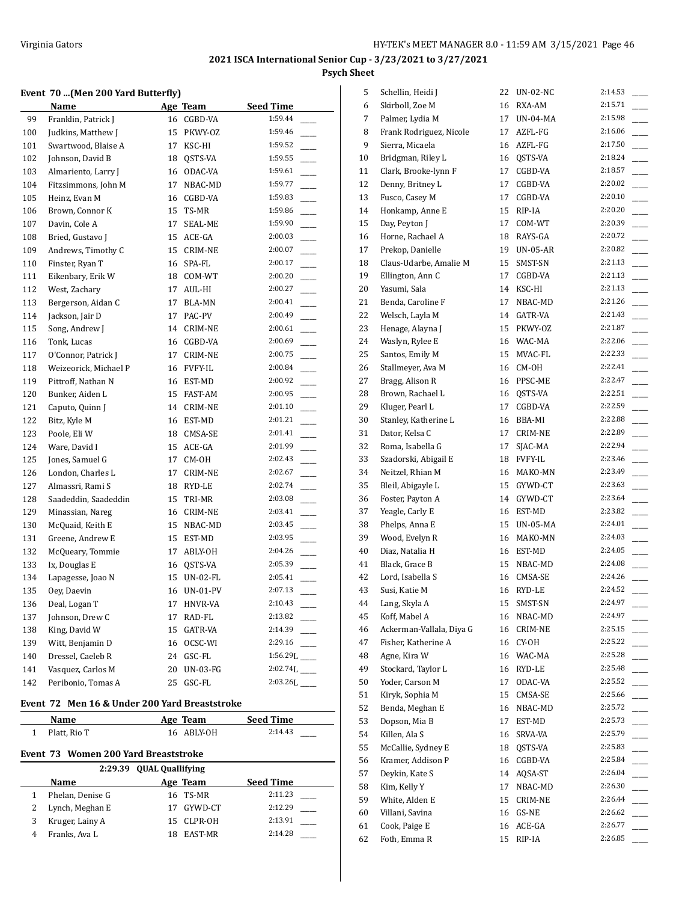### 2021 ISCA International Senior Cup - 3/23/2021 to 3/27/2021

**Psych Sheet**

#### Event 70 ...(Men 200 Yard Butterfly)

| | Name | Age | Team | Seed Time |
|---|---|---|---|---|
| 99 | Franklin, Patrick J | 16 | CGBD-VA | 1:59.44 ____ |
| 100 | Judkins, Matthew J | 15 | PKWY-OZ | 1:59.46 ____ |
| 101 | Swartwood, Blaise A | 17 | KSC-HI | 1:59.52 ____ |
| 102 | Johnson, David B | 18 | QSTS-VA | 1:59.55 ____ |
| 103 | Almariento, Larry J | 16 | ODAC-VA | 1:59.61 ____ |
| 104 | Fitzsimmons, John M | 17 | NBAC-MD | 1:59.77 ____ |
| 105 | Heinz, Evan M | 16 | CGBD-VA | 1:59.83 ____ |
| 106 | Brown, Connor K | 15 | TS-MR | 1:59.86 ____ |
| 107 | Davin, Cole A | 17 | SEAL-ME | 1:59.90 ____ |
| 108 | Bried, Gustavo J | 15 | ACE-GA | 2:00.03 ____ |
| 109 | Andrews, Timothy C | 15 | CRIM-NE | 2:00.07 ____ |
| 110 | Finster, Ryan T | 16 | SPA-FL | 2:00.17 ____ |
| 111 | Eikenbary, Erik W | 18 | COM-WT | 2:00.20 ____ |
| 112 | West, Zachary | 17 | AUL-HI | 2:00.27 ____ |
| 113 | Bergerson, Aidan C | 17 | BLA-MN | 2:00.41 ____ |
| 114 | Jackson, Jair D | 17 | PAC-PV | 2:00.49 ____ |
| 115 | Song, Andrew J | 14 | CRIM-NE | 2:00.61 ____ |
| 116 | Tonk, Lucas | 16 | CGBD-VA | 2:00.69 ____ |
| 117 | O'Connor, Patrick J | 17 | CRIM-NE | 2:00.75 ____ |
| 118 | Weizeorick, Michael P | 16 | FVFY-IL | 2:00.84 ____ |
| 119 | Pittroff, Nathan N | 16 | EST-MD | 2:00.92 ____ |
| 120 | Bunker, Aiden L | 15 | FAST-AM | 2:00.95 ____ |
| 121 | Caputo, Quinn J | 14 | CRIM-NE | 2:01.10 ____ |
| 122 | Bitz, Kyle M | 16 | EST-MD | 2:01.21 ____ |
| 123 | Poole, Eli W | 18 | CMSA-SE | 2:01.41 ____ |
| 124 | Ware, David I | 15 | ACE-GA | 2:01.99 ____ |
| 125 | Jones, Samuel G | 17 | CM-OH | 2:02.43 ____ |
| 126 | London, Charles L | 17 | CRIM-NE | 2:02.67 ____ |
| 127 | Almassri, Rami S | 18 | RYD-LE | 2:02.74 ____ |
| 128 | Saadeddin, Saadeddin | 15 | TRI-MR | 2:03.08 ____ |
| 129 | Minassian, Nareg | 16 | CRIM-NE | 2:03.41 ____ |
| 130 | McQuaid, Keith E | 15 | NBAC-MD | 2:03.45 ____ |
| 131 | Greene, Andrew E | 15 | EST-MD | 2:03.95 ____ |
| 132 | McQueary, Tommie | 17 | ABLY-OH | 2:04.26 ____ |
| 133 | Ix, Douglas E | 16 | QSTS-VA | 2:05.39 ____ |
| 134 | Lapagesse, Joao N | 15 | UN-02-FL | 2:05.41 ____ |
| 135 | Oey, Daevin | 16 | UN-01-PV | 2:07.13 ____ |
| 136 | Deal, Logan T | 17 | HNVR-VA | 2:10.43 ____ |
| 137 | Johnson, Drew C | 17 | RAD-FL | 2:13.82 ____ |
| 138 | King, David W | 15 | GATR-VA | 2:14.39 ____ |
| 139 | Witt, Benjamin D | 16 | OCSC-WI | 2:29.16 ____ |
| 140 | Dressel, Caeleb R | 24 | GSC-FL | 1:56.29L ____ |
| 141 | Vasquez, Carlos M | 20 | UN-03-FG | 2:02.74L ____ |
| 142 | Peribonio, Tomas A | 25 | GSC-FL | 2:03.26L ____ |

#### Event 72 Men 16 & Under 200 Yard Breaststroke

| | Name | Age | Team | Seed Time |
|---|---|---|---|---|
| 1 | Platt, Rio T | 16 | ABLY-OH | 2:14.43 ____ |

#### Event 73 Women 200 Yard Breaststroke

2:29.39 QUAL Quallifying

| | Name | Age | Team | Seed Time |
|---|---|---|---|---|
| 1 | Phelan, Denise G | 16 | TS-MR | 2:11.23 ____ |
| 2 | Lynch, Meghan E | 17 | GYWD-CT | 2:12.29 ____ |
| 3 | Kruger, Lainy A | 15 | CLPR-OH | 2:13.91 ____ |
| 4 | Franks, Ava L | 18 | EAST-MR | 2:14.28 ____ |
| 5 | Schellin, Heidi J | 22 | UN-02-NC | 2:14.53 ____ |
| 6 | Skirboll, Zoe M | 16 | RXA-AM | 2:15.71 ____ |
| 7 | Palmer, Lydia M | 17 | UN-04-MA | 2:15.98 ____ |
| 8 | Frank Rodriguez, Nicole | 17 | AZFL-FG | 2:16.06 ____ |
| 9 | Sierra, Micaela | 16 | AZFL-FG | 2:17.50 ____ |
| 10 | Bridgman, Riley L | 16 | QSTS-VA | 2:18.24 ____ |
| 11 | Clark, Brooke-lynn F | 17 | CGBD-VA | 2:18.57 ____ |
| 12 | Denny, Britney L | 17 | CGBD-VA | 2:20.02 ____ |
| 13 | Fusco, Casey M | 17 | CGBD-VA | 2:20.10 ____ |
| 14 | Honkamp, Anne E | 15 | RIP-IA | 2:20.20 ____ |
| 15 | Day, Peyton J | 17 | COM-WT | 2:20.39 ____ |
| 16 | Horne, Rachael A | 18 | RAYS-GA | 2:20.72 ____ |
| 17 | Prekop, Danielle | 19 | UN-05-AR | 2:20.82 ____ |
| 18 | Claus-Udarbe, Amalie M | 15 | SMST-SN | 2:21.13 ____ |
| 19 | Ellington, Ann C | 17 | CGBD-VA | 2:21.13 ____ |
| 20 | Yasumi, Sala | 14 | KSC-HI | 2:21.13 ____ |
| 21 | Benda, Caroline F | 17 | NBAC-MD | 2:21.26 ____ |
| 22 | Welsch, Layla M | 14 | GATR-VA | 2:21.43 ____ |
| 23 | Henage, Alayna J | 15 | PKWY-OZ | 2:21.87 ____ |
| 24 | Waslyn, Rylee E | 16 | WAC-MA | 2:22.06 ____ |
| 25 | Santos, Emily M | 15 | MVAC-FL | 2:22.33 ____ |
| 26 | Stallmeyer, Ava M | 16 | CM-OH | 2:22.41 ____ |
| 27 | Bragg, Alison R | 16 | PPSC-ME | 2:22.47 ____ |
| 28 | Brown, Rachael L | 16 | QSTS-VA | 2:22.51 ____ |
| 29 | Kluger, Pearl L | 17 | CGBD-VA | 2:22.59 ____ |
| 30 | Stanley, Katherine L | 16 | BBA-MI | 2:22.88 ____ |
| 31 | Dator, Kelsa C | 17 | CRIM-NE | 2:22.89 ____ |
| 32 | Roma, Isabella G | 17 | SJAC-MA | 2:22.94 ____ |
| 33 | Szadorski, Abigail E | 18 | FVFY-IL | 2:23.46 ____ |
| 34 | Neitzel, Rhian M | 16 | MAKO-MN | 2:23.49 ____ |
| 35 | Bleil, Abigayle L | 15 | GYWD-CT | 2:23.63 ____ |
| 36 | Foster, Payton A | 14 | GYWD-CT | 2:23.64 ____ |
| 37 | Yeagle, Carly E | 16 | EST-MD | 2:23.82 ____ |
| 38 | Phelps, Anna E | 15 | UN-05-MA | 2:24.01 ____ |
| 39 | Wood, Evelyn R | 16 | MAKO-MN | 2:24.03 ____ |
| 40 | Diaz, Natalia H | 16 | EST-MD | 2:24.05 ____ |
| 41 | Black, Grace B | 15 | NBAC-MD | 2:24.08 ____ |
| 42 | Lord, Isabella S | 16 | CMSA-SE | 2:24.26 ____ |
| 43 | Susi, Katie M | 16 | RYD-LE | 2:24.52 ____ |
| 44 | Lang, Skyla A | 15 | SMST-SN | 2:24.97 ____ |
| 45 | Koff, Mabel A | 16 | NBAC-MD | 2:24.97 ____ |
| 46 | Ackerman-Vallala, Diya G | 16 | CRIM-NE | 2:25.15 ____ |
| 47 | Fisher, Katherine A | 16 | CY-OH | 2:25.22 ____ |
| 48 | Agne, Kira W | 16 | WAC-MA | 2:25.28 ____ |
| 49 | Stockard, Taylor L | 16 | RYD-LE | 2:25.48 ____ |
| 50 | Yoder, Carson M | 17 | ODAC-VA | 2:25.52 ____ |
| 51 | Kiryk, Sophia M | 15 | CMSA-SE | 2:25.66 ____ |
| 52 | Benda, Meghan E | 16 | NBAC-MD | 2:25.72 ____ |
| 53 | Dopson, Mia B | 17 | EST-MD | 2:25.73 ____ |
| 54 | Killen, Ala S | 16 | SRVA-VA | 2:25.79 ____ |
| 55 | McCallie, Sydney E | 18 | QSTS-VA | 2:25.83 ____ |
| 56 | Kramer, Addison P | 16 | CGBD-VA | 2:25.84 ____ |
| 57 | Deykin, Kate S | 14 | AQSA-ST | 2:26.04 ____ |
| 58 | Kim, Kelly Y | 17 | NBAC-MD | 2:26.30 ____ |
| 59 | White, Alden E | 15 | CRIM-NE | 2:26.44 ____ |
| 60 | Villani, Savina | 16 | GS-NE | 2:26.62 ____ |
| 61 | Cook, Paige E | 16 | ACE-GA | 2:26.77 ____ |
| 62 | Foth, Emma R | 15 | RIP-IA | 2:26.85 ____ |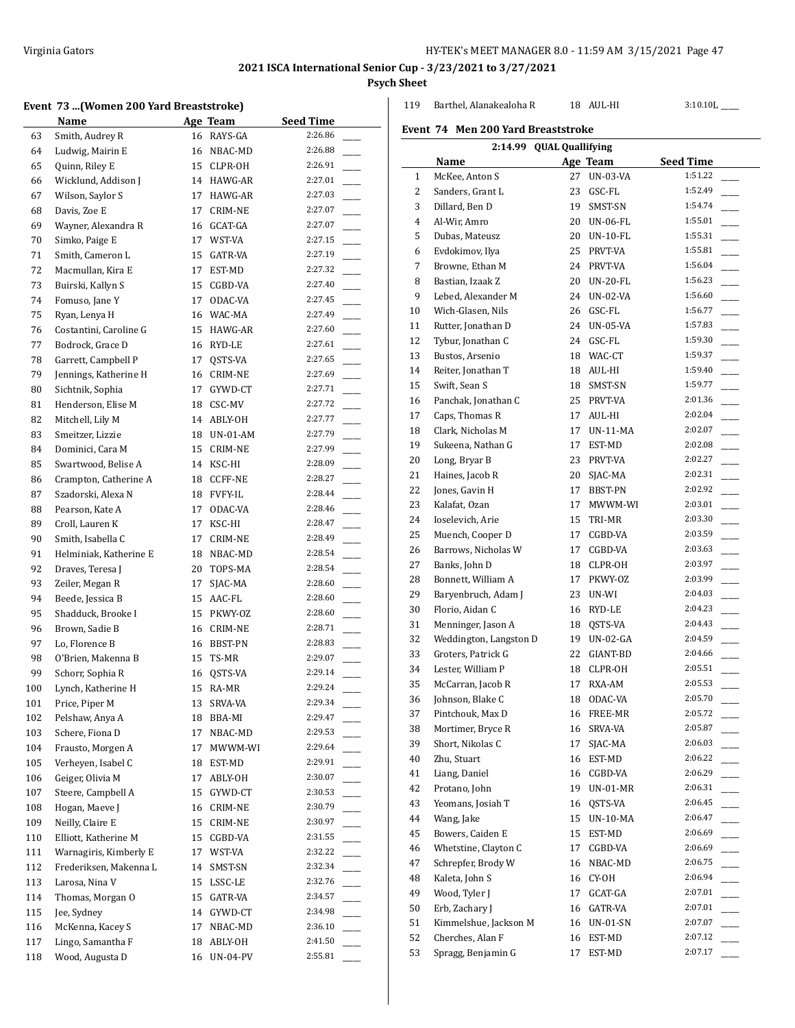2021 ISCA International Senior Cup - 3/23/2021 to 3/27/2021

Psych Sheet

### Event 73 ...(Women 200 Yard Breaststroke)

| | Name | Age | Team | Seed Time | |
|---|---|---|---|---|---|
| 63 | Smith, Audrey R | 16 | RAYS-GA | 2:26.86 | ___ |
| 64 | Ludwig, Mairin E | 16 | NBAC-MD | 2:26.88 | ___ |
| 65 | Quinn, Riley E | 15 | CLPR-OH | 2:26.91 | ___ |
| 66 | Wicklund, Addison J | 14 | HAWG-AR | 2:27.01 | ___ |
| 67 | Wilson, Saylor S | 17 | HAWG-AR | 2:27.03 | ___ |
| 68 | Davis, Zoe E | 17 | CRIM-NE | 2:27.07 | ___ |
| 69 | Wayner, Alexandra R | 16 | GCAT-GA | 2:27.07 | ___ |
| 70 | Simko, Paige E | 17 | WST-VA | 2:27.15 | ___ |
| 71 | Smith, Cameron L | 15 | GATR-VA | 2:27.19 | ___ |
| 72 | Macmullan, Kira E | 17 | EST-MD | 2:27.32 | ___ |
| 73 | Buirski, Kallyn S | 15 | CGBD-VA | 2:27.40 | ___ |
| 74 | Fomuso, Jane Y | 17 | ODAC-VA | 2:27.45 | ___ |
| 75 | Ryan, Lenya H | 16 | WAC-MA | 2:27.49 | ___ |
| 76 | Costantini, Caroline G | 15 | HAWG-AR | 2:27.60 | ___ |
| 77 | Bodrock, Grace D | 16 | RYD-LE | 2:27.61 | ___ |
| 78 | Garrett, Campbell P | 17 | QSTS-VA | 2:27.65 | ___ |
| 79 | Jennings, Katherine H | 16 | CRIM-NE | 2:27.69 | ___ |
| 80 | Sichtnik, Sophia | 17 | GYWD-CT | 2:27.71 | ___ |
| 81 | Henderson, Elise M | 18 | CSC-MV | 2:27.72 | ___ |
| 82 | Mitchell, Lily M | 14 | ABLY-OH | 2:27.77 | ___ |
| 83 | Smeitzer, Lizzie | 18 | UN-01-AM | 2:27.79 | ___ |
| 84 | Dominici, Cara M | 15 | CRIM-NE | 2:27.99 | ___ |
| 85 | Swartwood, Belise A | 14 | KSC-HI | 2:28.09 | ___ |
| 86 | Crampton, Catherine A | 18 | CCFF-NE | 2:28.27 | ___ |
| 87 | Szadorski, Alexa N | 18 | FVFY-IL | 2:28.44 | ___ |
| 88 | Pearson, Kate A | 17 | ODAC-VA | 2:28.46 | ___ |
| 89 | Croll, Lauren K | 17 | KSC-HI | 2:28.47 | ___ |
| 90 | Smith, Isabella C | 17 | CRIM-NE | 2:28.49 | ___ |
| 91 | Helminiak, Katherine E | 18 | NBAC-MD | 2:28.54 | ___ |
| 92 | Draves, Teresa J | 20 | TOPS-MA | 2:28.54 | ___ |
| 93 | Zeiler, Megan R | 17 | SJAC-MA | 2:28.60 | ___ |
| 94 | Beede, Jessica B | 15 | AAC-FL | 2:28.60 | ___ |
| 95 | Shadduck, Brooke I | 15 | PKWY-OZ | 2:28.60 | ___ |
| 96 | Brown, Sadie B | 16 | CRIM-NE | 2:28.71 | ___ |
| 97 | Lo, Florence B | 16 | BBST-PN | 2:28.83 | ___ |
| 98 | O'Brien, Makenna B | 15 | TS-MR | 2:29.07 | ___ |
| 99 | Schorr, Sophia R | 16 | QSTS-VA | 2:29.14 | ___ |
| 100 | Lynch, Katherine H | 15 | RA-MR | 2:29.24 | ___ |
| 101 | Price, Piper M | 13 | SRVA-VA | 2:29.34 | ___ |
| 102 | Pelshaw, Anya A | 18 | BBA-MI | 2:29.47 | ___ |
| 103 | Schere, Fiona D | 17 | NBAC-MD | 2:29.53 | ___ |
| 104 | Frausto, Morgen A | 17 | MWWM-WI | 2:29.64 | ___ |
| 105 | Verheyen, Isabel C | 18 | EST-MD | 2:29.91 | ___ |
| 106 | Geiger, Olivia M | 17 | ABLY-OH | 2:30.07 | ___ |
| 107 | Steere, Campbell A | 15 | GYWD-CT | 2:30.53 | ___ |
| 108 | Hogan, Maeve J | 16 | CRIM-NE | 2:30.79 | ___ |
| 109 | Neilly, Claire E | 15 | CRIM-NE | 2:30.97 | ___ |
| 110 | Elliott, Katherine M | 15 | CGBD-VA | 2:31.55 | ___ |
| 111 | Warnagiris, Kimberly E | 17 | WST-VA | 2:32.22 | ___ |
| 112 | Frederiksen, Makenna L | 14 | SMST-SN | 2:32.34 | ___ |
| 113 | Larosa, Nina V | 15 | LSSC-LE | 2:32.76 | ___ |
| 114 | Thomas, Morgan O | 15 | GATR-VA | 2:34.57 | ___ |
| 115 | Jee, Sydney | 14 | GYWD-CT | 2:34.98 | ___ |
| 116 | McKenna, Kacey S | 17 | NBAC-MD | 2:36.10 | ___ |
| 117 | Lingo, Samantha F | 18 | ABLY-OH | 2:41.50 | ___ |
| 118 | Wood, Augusta D | 16 | UN-04-PV | 2:55.81 | ___ |
| 119 | Barthel, Alanakealoha R | 18 | AUL-HI | 3:10.10L | ___ |

### Event 74 Men 200 Yard Breaststroke

2:14.99 QUAL Quallifying

| | Name | Age | Team | Seed Time | |
|---|---|---|---|---|---|
| 1 | McKee, Anton S | 27 | UN-03-VA | 1:51.22 | ___ |
| 2 | Sanders, Grant L | 23 | GSC-FL | 1:52.49 | ___ |
| 3 | Dillard, Ben D | 19 | SMST-SN | 1:54.74 | ___ |
| 4 | Al-Wir, Amro | 20 | UN-06-FL | 1:55.01 | ___ |
| 5 | Dubas, Mateusz | 20 | UN-10-FL | 1:55.31 | ___ |
| 6 | Evdokimov, Ilya | 25 | PRVT-VA | 1:55.81 | ___ |
| 7 | Browne, Ethan M | 24 | PRVT-VA | 1:56.04 | ___ |
| 8 | Bastian, Izaak Z | 20 | UN-20-FL | 1:56.23 | ___ |
| 9 | Lebed, Alexander M | 24 | UN-02-VA | 1:56.60 | ___ |
| 10 | Wich-Glasen, Nils | 26 | GSC-FL | 1:56.77 | ___ |
| 11 | Rutter, Jonathan D | 24 | UN-05-VA | 1:57.83 | ___ |
| 12 | Tybur, Jonathan C | 24 | GSC-FL | 1:59.30 | ___ |
| 13 | Bustos, Arsenio | 18 | WAC-CT | 1:59.37 | ___ |
| 14 | Reiter, Jonathan T | 18 | AUL-HI | 1:59.40 | ___ |
| 15 | Swift, Sean S | 18 | SMST-SN | 1:59.77 | ___ |
| 16 | Panchak, Jonathan C | 25 | PRVT-VA | 2:01.36 | ___ |
| 17 | Caps, Thomas R | 17 | AUL-HI | 2:02.04 | ___ |
| 18 | Clark, Nicholas M | 17 | UN-11-MA | 2:02.07 | ___ |
| 19 | Sukeena, Nathan G | 17 | EST-MD | 2:02.08 | ___ |
| 20 | Long, Bryar B | 23 | PRVT-VA | 2:02.27 | ___ |
| 21 | Haines, Jacob R | 20 | SJAC-MA | 2:02.31 | ___ |
| 22 | Jones, Gavin H | 17 | BBST-PN | 2:02.92 | ___ |
| 23 | Kalafat, Ozan | 17 | MWWM-WI | 2:03.01 | ___ |
| 24 | Ioselevich, Arie | 15 | TRI-MR | 2:03.30 | ___ |
| 25 | Muench, Cooper D | 17 | CGBD-VA | 2:03.59 | ___ |
| 26 | Barrows, Nicholas W | 17 | CGBD-VA | 2:03.63 | ___ |
| 27 | Banks, John D | 18 | CLPR-OH | 2:03.97 | ___ |
| 28 | Bonnett, William A | 17 | PKWY-OZ | 2:03.99 | ___ |
| 29 | Baryenbruch, Adam J | 23 | UN-WI | 2:04.03 | ___ |
| 30 | Florio, Aidan C | 16 | RYD-LE | 2:04.23 | ___ |
| 31 | Menninger, Jason A | 18 | QSTS-VA | 2:04.43 | ___ |
| 32 | Weddington, Langston D | 19 | UN-02-GA | 2:04.59 | ___ |
| 33 | Groters, Patrick G | 22 | GIANT-BD | 2:04.66 | ___ |
| 34 | Lester, William P | 18 | CLPR-OH | 2:05.51 | ___ |
| 35 | McCarran, Jacob R | 17 | RXA-AM | 2:05.53 | ___ |
| 36 | Johnson, Blake C | 18 | ODAC-VA | 2:05.70 | ___ |
| 37 | Pintchouk, Max D | 16 | FREE-MR | 2:05.72 | ___ |
| 38 | Mortimer, Bryce R | 16 | SRVA-VA | 2:05.87 | ___ |
| 39 | Short, Nikolas C | 17 | SJAC-MA | 2:06.03 | ___ |
| 40 | Zhu, Stuart | 16 | EST-MD | 2:06.22 | ___ |
| 41 | Liang, Daniel | 16 | CGBD-VA | 2:06.29 | ___ |
| 42 | Protano, John | 19 | UN-01-MR | 2:06.31 | ___ |
| 43 | Yeomans, Josiah T | 16 | QSTS-VA | 2:06.45 | ___ |
| 44 | Wang, Jake | 15 | UN-10-MA | 2:06.47 | ___ |
| 45 | Bowers, Caiden E | 15 | EST-MD | 2:06.69 | ___ |
| 46 | Whetstine, Clayton C | 17 | CGBD-VA | 2:06.69 | ___ |
| 47 | Schrepfer, Brody W | 16 | NBAC-MD | 2:06.75 | ___ |
| 48 | Kaleta, John S | 16 | CY-OH | 2:06.94 | ___ |
| 49 | Wood, Tyler J | 17 | GCAT-GA | 2:07.01 | ___ |
| 50 | Erb, Zachary J | 16 | GATR-VA | 2:07.01 | ___ |
| 51 | Kimmelshue, Jackson M | 16 | UN-01-SN | 2:07.07 | ___ |
| 52 | Cherches, Alan F | 16 | EST-MD | 2:07.12 | ___ |
| 53 | Spragg, Benjamin G | 17 | EST-MD | 2:07.17 | ___ |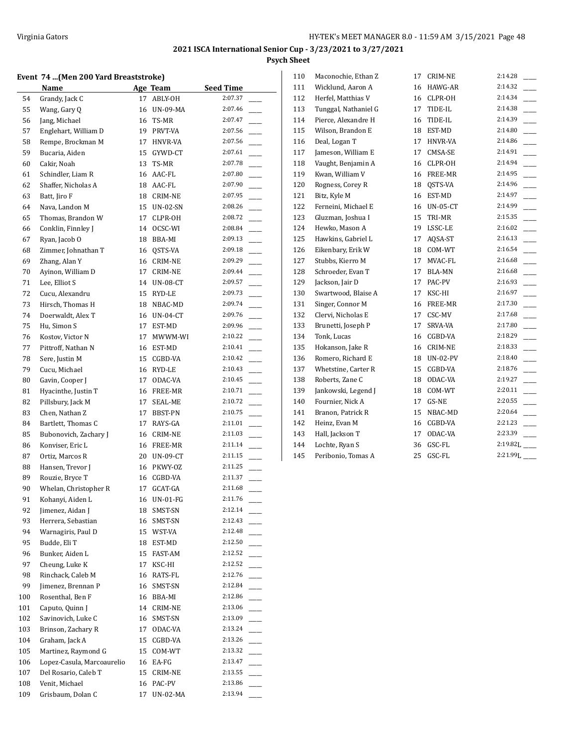## 2021 ISCA International Senior Cup - 3/23/2021 to 3/27/2021

### Psych Sheet

#### Event 74 ...(Men 200 Yard Breaststroke)

| | Name | Age | Team | Seed Time | |
|---|---|---|---|---|---|
| 54 | Grandy, Jack C | 17 | ABLY-OH | 2:07.37 | ____ |
| 55 | Wang, Gary Q | 16 | UN-09-MA | 2:07.46 | ____ |
| 56 | Jang, Michael | 16 | TS-MR | 2:07.47 | ____ |
| 57 | Englehart, William D | 19 | PRVT-VA | 2:07.56 | ____ |
| 58 | Rempe, Brockman M | 17 | HNVR-VA | 2:07.56 | ____ |
| 59 | Bucaria, Aiden | 15 | GYWD-CT | 2:07.61 | ____ |
| 60 | Cakir, Noah | 13 | TS-MR | 2:07.78 | ____ |
| 61 | Schindler, Liam R | 16 | AAC-FL | 2:07.80 | ____ |
| 62 | Shaffer, Nicholas A | 18 | AAC-FL | 2:07.90 | ____ |
| 63 | Batt, Jiro F | 18 | CRIM-NE | 2:07.95 | ____ |
| 64 | Nava, Landon M | 15 | UN-02-SN | 2:08.26 | ____ |
| 65 | Thomas, Brandon W | 17 | CLPR-OH | 2:08.72 | ____ |
| 66 | Conklin, Finnley J | 14 | OCSC-WI | 2:08.84 | ____ |
| 67 | Ryan, Jacob O | 18 | BBA-MI | 2:09.13 | ____ |
| 68 | Zimmer, Johnathan T | 16 | QSTS-VA | 2:09.18 | ____ |
| 69 | Zhang, Alan Y | 16 | CRIM-NE | 2:09.29 | ____ |
| 70 | Ayinon, William D | 17 | CRIM-NE | 2:09.44 | ____ |
| 71 | Lee, Elliot S | 14 | UN-08-CT | 2:09.57 | ____ |
| 72 | Cucu, Alexandru | 15 | RYD-LE | 2:09.73 | ____ |
| 73 | Hirsch, Thomas H | 18 | NBAC-MD | 2:09.74 | ____ |
| 74 | Doerwaldt, Alex T | 16 | UN-04-CT | 2:09.76 | ____ |
| 75 | Hu, Simon S | 17 | EST-MD | 2:09.96 | ____ |
| 76 | Kostov, Victor N | 17 | MWWM-WI | 2:10.22 | ____ |
| 77 | Pittroff, Nathan N | 16 | EST-MD | 2:10.41 | ____ |
| 78 | Sere, Justin M | 15 | CGBD-VA | 2:10.42 | ____ |
| 79 | Cucu, Michael | 16 | RYD-LE | 2:10.43 | ____ |
| 80 | Gavin, Cooper J | 17 | ODAC-VA | 2:10.45 | ____ |
| 81 | Hyacinthe, Justin T | 16 | FREE-MR | 2:10.71 | ____ |
| 82 | Pillsbury, Jack M | 17 | SEAL-ME | 2:10.72 | ____ |
| 83 | Chen, Nathan Z | 17 | BBST-PN | 2:10.75 | ____ |
| 84 | Bartlett, Thomas C | 17 | RAYS-GA | 2:11.01 | ____ |
| 85 | Bubonovich, Zachary J | 16 | CRIM-NE | 2:11.03 | ____ |
| 86 | Konviser, Eric L | 16 | FREE-MR | 2:11.14 | ____ |
| 87 | Ortiz, Marcos R | 20 | UN-09-CT | 2:11.15 | ____ |
| 88 | Hansen, Trevor J | 16 | PKWY-OZ | 2:11.25 | ____ |
| 89 | Rouzie, Bryce T | 16 | CGBD-VA | 2:11.37 | ____ |
| 90 | Whelan, Christopher R | 17 | GCAT-GA | 2:11.68 | ____ |
| 91 | Kohanyi, Aiden L | 16 | UN-01-FG | 2:11.76 | ____ |
| 92 | Jimenez, Aidan J | 18 | SMST-SN | 2:12.14 | ____ |
| 93 | Herrera, Sebastian | 16 | SMST-SN | 2:12.43 | ____ |
| 94 | Warnagiris, Paul D | 15 | WST-VA | 2:12.48 | ____ |
| 95 | Budde, Eli T | 18 | EST-MD | 2:12.50 | ____ |
| 96 | Bunker, Aiden L | 15 | FAST-AM | 2:12.52 | ____ |
| 97 | Cheung, Luke K | 17 | KSC-HI | 2:12.52 | ____ |
| 98 | Rinchack, Caleb M | 16 | RATS-FL | 2:12.76 | ____ |
| 99 | Jimenez, Brennan P | 16 | SMST-SN | 2:12.84 | ____ |
| 100 | Rosenthal, Ben F | 16 | BBA-MI | 2:12.86 | ____ |
| 101 | Caputo, Quinn J | 14 | CRIM-NE | 2:13.06 | ____ |
| 102 | Savinovich, Luke C | 16 | SMST-SN | 2:13.09 | ____ |
| 103 | Brinson, Zachary R | 17 | ODAC-VA | 2:13.24 | ____ |
| 104 | Graham, Jack A | 15 | CGBD-VA | 2:13.26 | ____ |
| 105 | Martinez, Raymond G | 15 | COM-WT | 2:13.32 | ____ |
| 106 | Lopez-Casula, Marcoaurelio | 16 | EA-FG | 2:13.47 | ____ |
| 107 | Del Rosario, Caleb T | 15 | CRIM-NE | 2:13.55 | ____ |
| 108 | Venit, Michael | 16 | PAC-PV | 2:13.86 | ____ |
| 109 | Grisbaum, Dolan C | 17 | UN-02-MA | 2:13.94 | ____ |
| 110 | Maconochie, Ethan Z | 17 | CRIM-NE | 2:14.28 | ____ |
| 111 | Wicklund, Aaron A | 16 | HAWG-AR | 2:14.32 | ____ |
| 112 | Herfel, Matthias V | 16 | CLPR-OH | 2:14.34 | ____ |
| 113 | Tunggal, Nathaniel G | 17 | TIDE-IL | 2:14.38 | ____ |
| 114 | Pierce, Alexandre H | 16 | TIDE-IL | 2:14.39 | ____ |
| 115 | Wilson, Brandon E | 18 | EST-MD | 2:14.80 | ____ |
| 116 | Deal, Logan T | 17 | HNVR-VA | 2:14.86 | ____ |
| 117 | Jameson, William E | 17 | CMSA-SE | 2:14.91 | ____ |
| 118 | Vaught, Benjamin A | 16 | CLPR-OH | 2:14.94 | ____ |
| 119 | Kwan, William V | 16 | FREE-MR | 2:14.95 | ____ |
| 120 | Rogness, Corey R | 18 | QSTS-VA | 2:14.96 | ____ |
| 121 | Bitz, Kyle M | 16 | EST-MD | 2:14.97 | ____ |
| 122 | Ferneini, Michael E | 16 | UN-05-CT | 2:14.99 | ____ |
| 123 | Gluzman, Joshua I | 15 | TRI-MR | 2:15.35 | ____ |
| 124 | Hewko, Mason A | 19 | LSSC-LE | 2:16.02 | ____ |
| 125 | Hawkins, Gabriel L | 17 | AQSA-ST | 2:16.13 | ____ |
| 126 | Eikenbary, Erik W | 18 | COM-WT | 2:16.54 | ____ |
| 127 | Stubbs, Kierro M | 17 | MVAC-FL | 2:16.68 | ____ |
| 128 | Schroeder, Evan T | 17 | BLA-MN | 2:16.68 | ____ |
| 129 | Jackson, Jair D | 17 | PAC-PV | 2:16.93 | ____ |
| 130 | Swartwood, Blaise A | 17 | KSC-HI | 2:16.97 | ____ |
| 131 | Singer, Connor M | 16 | FREE-MR | 2:17.30 | ____ |
| 132 | Clervi, Nicholas E | 17 | CSC-MV | 2:17.68 | ____ |
| 133 | Brunetti, Joseph P | 17 | SRVA-VA | 2:17.80 | ____ |
| 134 | Tonk, Lucas | 16 | CGBD-VA | 2:18.29 | ____ |
| 135 | Hokanson, Jake R | 16 | CRIM-NE | 2:18.33 | ____ |
| 136 | Romero, Richard E | 18 | UN-02-PV | 2:18.40 | ____ |
| 137 | Whetstine, Carter R | 15 | CGBD-VA | 2:18.76 | ____ |
| 138 | Roberts, Zane C | 18 | ODAC-VA | 2:19.27 | ____ |
| 139 | Jankowski, Legend J | 18 | COM-WT | 2:20.11 | ____ |
| 140 | Fournier, Nick A | 17 | GS-NE | 2:20.55 | ____ |
| 141 | Branon, Patrick R | 15 | NBAC-MD | 2:20.64 | ____ |
| 142 | Heinz, Evan M | 16 | CGBD-VA | 2:21.23 | ____ |
| 143 | Hall, Jackson T | 17 | ODAC-VA | 2:23.39 | ____ |
| 144 | Lochte, Ryan S | 36 | GSC-FL | 2:19.82L | ____ |
| 145 | Peribonio, Tomas A | 25 | GSC-FL | 2:21.99L | ____ |